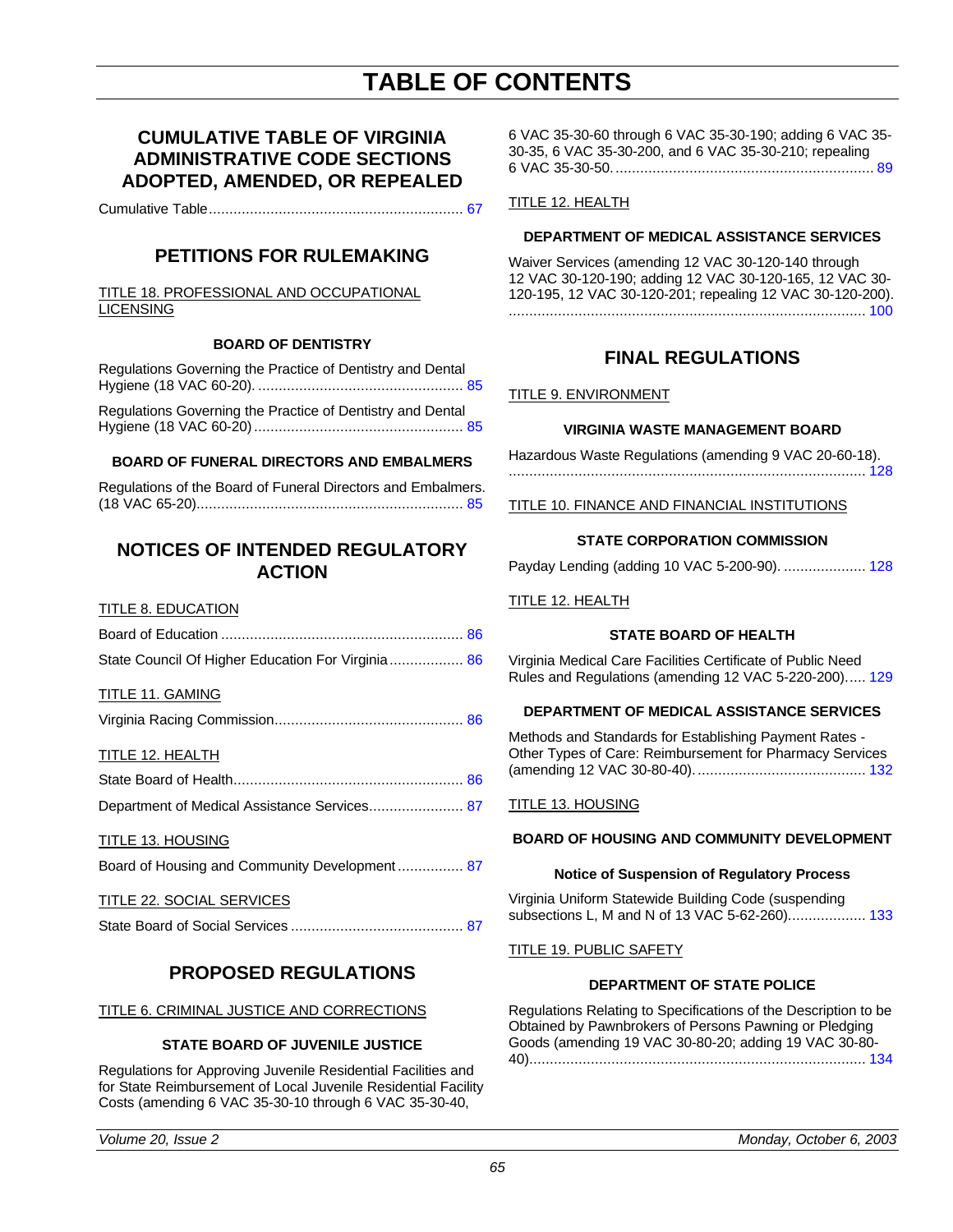# TABLE OF CONTENTS

## CUMULATIVE TABLE OF VIRGINIA ADMINISTRATIVE CODE SECTIONS ADOPTED, AMENDED, OR REPEALED

Cumulative Table ............................................................. 67

## PETITIONS FOR RULEMAKING

TITLE 18. PROFESSIONAL AND OCCUPATIONAL LICENSING

#### BOARD OF DENTISTRY

Regulations Governing the Practice of Dentistry and Dental Hygiene (18 VAC 60-20). .................................................. 85

Regulations Governing the Practice of Dentistry and Dental Hygiene (18 VAC 60-20) .................................................. 85

#### BOARD OF FUNERAL DIRECTORS AND EMBALMERS

Regulations of the Board of Funeral Directors and Embalmers. (18 VAC 65-20)................................................................. 85

## NOTICES OF INTENDED REGULATORY ACTION

TITLE 8. EDUCATION

Board of Education ........................................................... 86

State Council Of Higher Education For Virginia .................. 86

TITLE 11. GAMING

Virginia Racing Commission............................................. 86

TITLE 12. HEALTH

State Board of Health........................................................ 86

Department of Medical Assistance Services....................... 87

TITLE 13. HOUSING

Board of Housing and Community Development ................ 87

TITLE 22. SOCIAL SERVICES

State Board of Social Services .......................................... 87

## PROPOSED REGULATIONS

TITLE 6. CRIMINAL JUSTICE AND CORRECTIONS

#### STATE BOARD OF JUVENILE JUSTICE

Regulations for Approving Juvenile Residential Facilities and for State Reimbursement of Local Juvenile Residential Facility Costs (amending 6 VAC 35-30-10 through 6 VAC 35-30-40, 6 VAC 35-30-60 through 6 VAC 35-30-190; adding 6 VAC 35-30-35, 6 VAC 35-30-200, and 6 VAC 35-30-210; repealing 6 VAC 35-30-50. ............................................................... 89

TITLE 12. HEALTH

#### DEPARTMENT OF MEDICAL ASSISTANCE SERVICES

Waiver Services (amending 12 VAC 30-120-140 through 12 VAC 30-120-190; adding 12 VAC 30-120-165, 12 VAC 30-120-195, 12 VAC 30-120-201; repealing 12 VAC 30-120-200). ...................................................................................... 100

## FINAL REGULATIONS

TITLE 9. ENVIRONMENT

#### VIRGINIA WASTE MANAGEMENT BOARD

Hazardous Waste Regulations (amending 9 VAC 20-60-18). ...................................................................................... 128

TITLE 10. FINANCE AND FINANCIAL INSTITUTIONS

#### STATE CORPORATION COMMISSION

Payday Lending (adding 10 VAC 5-200-90). .................... 128

TITLE 12. HEALTH

#### STATE BOARD OF HEALTH

Virginia Medical Care Facilities Certificate of Public Need Rules and Regulations (amending 12 VAC 5-220-200)..... 129

#### DEPARTMENT OF MEDICAL ASSISTANCE SERVICES

Methods and Standards for Establishing Payment Rates - Other Types of Care: Reimbursement for Pharmacy Services (amending 12 VAC 30-80-40). ......................................... 132

TITLE 13. HOUSING

#### BOARD OF HOUSING AND COMMUNITY DEVELOPMENT

#### Notice of Suspension of Regulatory Process

Virginia Uniform Statewide Building Code (suspending subsections L, M and N of 13 VAC 5-62-260)................... 133

TITLE 19. PUBLIC SAFETY

#### DEPARTMENT OF STATE POLICE

Regulations Relating to Specifications of the Description to be Obtained by Pawnbrokers of Persons Pawning or Pledging Goods (amending 19 VAC 30-80-20; adding 19 VAC 30-80-40)................................................................................. 134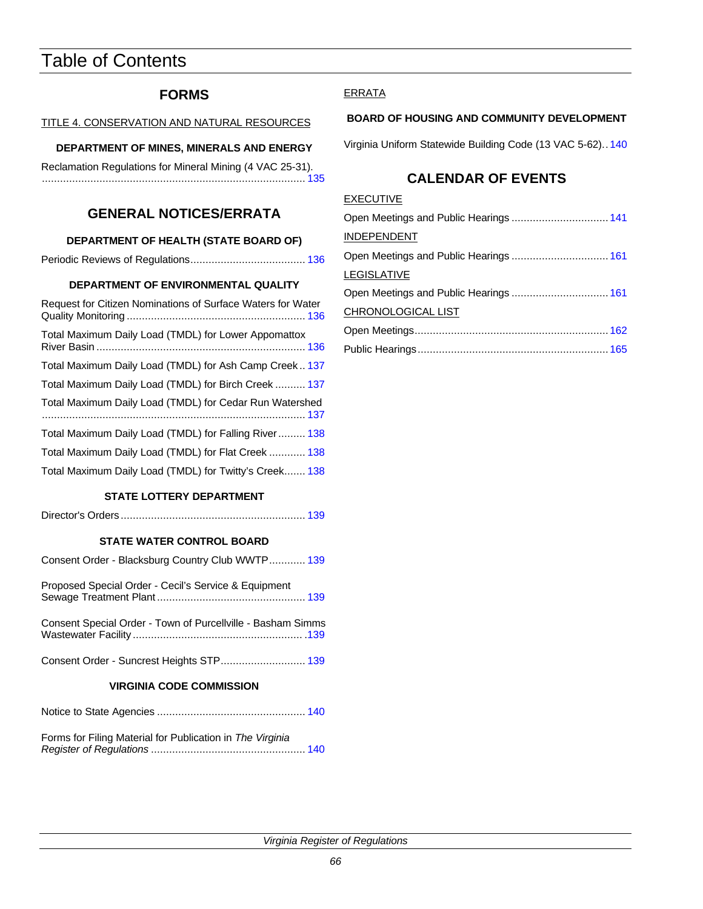# Table of Contents

## FORMS

TITLE 4. CONSERVATION AND NATURAL RESOURCES

**DEPARTMENT OF MINES, MINERALS AND ENERGY**

Reclamation Regulations for Mineral Mining (4 VAC 25-31). ........................................................................................ 135

## GENERAL NOTICES/ERRATA

**DEPARTMENT OF HEALTH (STATE BOARD OF)**

Periodic Reviews of Regulations...................................... 136

**DEPARTMENT OF ENVIRONMENTAL QUALITY**

Request for Citizen Nominations of Surface Waters for Water Quality Monitoring ........................................................... 136

Total Maximum Daily Load (TMDL) for Lower Appomattox River Basin .................................................................... 136

Total Maximum Daily Load (TMDL) for Ash Camp Creek.. 137

Total Maximum Daily Load (TMDL) for Birch Creek .......... 137

Total Maximum Daily Load (TMDL) for Cedar Run Watershed ...................................................................................... 137

Total Maximum Daily Load (TMDL) for Falling River......... 138

Total Maximum Daily Load (TMDL) for Flat Creek ............ 138

Total Maximum Daily Load (TMDL) for Twitty's Creek....... 138

**STATE LOTTERY DEPARTMENT**

Director's Orders ............................................................. 139

**STATE WATER CONTROL BOARD**

Consent Order - Blacksburg Country Club WWTP............ 139

Proposed Special Order - Cecil's Service & Equipment Sewage Treatment Plant ................................................. 139

Consent Special Order - Town of Purcellville - Basham Simms Wastewater Facility ........................................................ 139

Consent Order - Suncrest Heights STP............................ 139

**VIRGINIA CODE COMMISSION**

Notice to State Agencies ................................................. 140

Forms for Filing Material for Publication in *The Virginia Register of Regulations* ................................................... 140

ERRATA

**BOARD OF HOUSING AND COMMUNITY DEVELOPMENT**

Virginia Uniform Statewide Building Code (13 VAC 5-62).. 140

## CALENDAR OF EVENTS

EXECUTIVE

Open Meetings and Public Hearings ................................ 141

INDEPENDENT

Open Meetings and Public Hearings ................................ 161

LEGISLATIVE

Open Meetings and Public Hearings ................................ 161

CHRONOLOGICAL LIST

Open Meetings................................................................ 162

Public Hearings............................................................... 165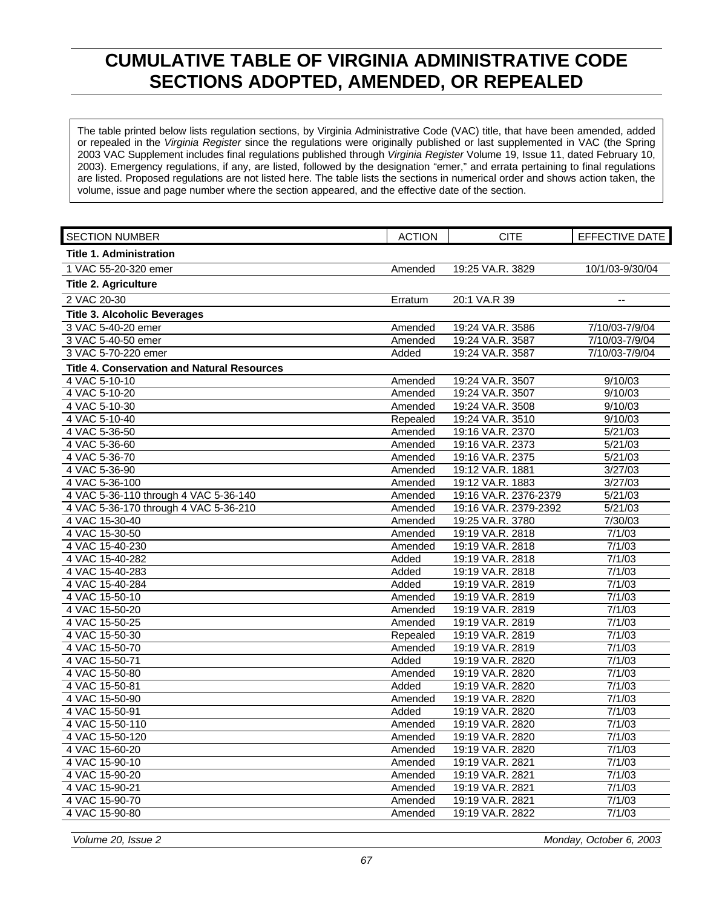# CUMULATIVE TABLE OF VIRGINIA ADMINISTRATIVE CODE SECTIONS ADOPTED, AMENDED, OR REPEALED

The table printed below lists regulation sections, by Virginia Administrative Code (VAC) title, that have been amended, added or repealed in the *Virginia Register* since the regulations were originally published or last supplemented in VAC (the Spring 2003 VAC Supplement includes final regulations published through *Virginia Register* Volume 19, Issue 11, dated February 10, 2003). Emergency regulations, if any, are listed, followed by the designation "emer," and errata pertaining to final regulations are listed. Proposed regulations are not listed here. The table lists the sections in numerical order and shows action taken, the volume, issue and page number where the section appeared, and the effective date of the section.

| SECTION NUMBER | ACTION | CITE | EFFECTIVE DATE |
|---|---|---|---|
| **Title 1. Administration** | | | |
| 1 VAC 55-20-320 emer | Amended | 19:25 VA.R. 3829 | 10/1/03-9/30/04 |
| **Title 2. Agriculture** | | | |
| 2 VAC 20-30 | Erratum | 20:1 VA.R 39 | -- |
| **Title 3. Alcoholic Beverages** | | | |
| 3 VAC 5-40-20 emer | Amended | 19:24 VA.R. 3586 | 7/10/03-7/9/04 |
| 3 VAC 5-40-50 emer | Amended | 19:24 VA.R. 3587 | 7/10/03-7/9/04 |
| 3 VAC 5-70-220 emer | Added | 19:24 VA.R. 3587 | 7/10/03-7/9/04 |
| **Title 4. Conservation and Natural Resources** | | | |
| 4 VAC 5-10-10 | Amended | 19:24 VA.R. 3507 | 9/10/03 |
| 4 VAC 5-10-20 | Amended | 19:24 VA.R. 3507 | 9/10/03 |
| 4 VAC 5-10-30 | Amended | 19:24 VA.R. 3508 | 9/10/03 |
| 4 VAC 5-10-40 | Repealed | 19:24 VA.R. 3510 | 9/10/03 |
| 4 VAC 5-36-50 | Amended | 19:16 VA.R. 2370 | 5/21/03 |
| 4 VAC 5-36-60 | Amended | 19:16 VA.R. 2373 | 5/21/03 |
| 4 VAC 5-36-70 | Amended | 19:16 VA.R. 2375 | 5/21/03 |
| 4 VAC 5-36-90 | Amended | 19:12 VA.R. 1881 | 3/27/03 |
| 4 VAC 5-36-100 | Amended | 19:12 VA.R. 1883 | 3/27/03 |
| 4 VAC 5-36-110 through 4 VAC 5-36-140 | Amended | 19:16 VA.R. 2376-2379 | 5/21/03 |
| 4 VAC 5-36-170 through 4 VAC 5-36-210 | Amended | 19:16 VA.R. 2379-2392 | 5/21/03 |
| 4 VAC 15-30-40 | Amended | 19:25 VA.R. 3780 | 7/30/03 |
| 4 VAC 15-30-50 | Amended | 19:19 VA.R. 2818 | 7/1/03 |
| 4 VAC 15-40-230 | Amended | 19:19 VA.R. 2818 | 7/1/03 |
| 4 VAC 15-40-282 | Added | 19:19 VA.R. 2818 | 7/1/03 |
| 4 VAC 15-40-283 | Added | 19:19 VA.R. 2818 | 7/1/03 |
| 4 VAC 15-40-284 | Added | 19:19 VA.R. 2819 | 7/1/03 |
| 4 VAC 15-50-10 | Amended | 19:19 VA.R. 2819 | 7/1/03 |
| 4 VAC 15-50-20 | Amended | 19:19 VA.R. 2819 | 7/1/03 |
| 4 VAC 15-50-25 | Amended | 19:19 VA.R. 2819 | 7/1/03 |
| 4 VAC 15-50-30 | Repealed | 19:19 VA.R. 2819 | 7/1/03 |
| 4 VAC 15-50-70 | Amended | 19:19 VA.R. 2819 | 7/1/03 |
| 4 VAC 15-50-71 | Added | 19:19 VA.R. 2820 | 7/1/03 |
| 4 VAC 15-50-80 | Amended | 19:19 VA.R. 2820 | 7/1/03 |
| 4 VAC 15-50-81 | Added | 19:19 VA.R. 2820 | 7/1/03 |
| 4 VAC 15-50-90 | Amended | 19:19 VA.R. 2820 | 7/1/03 |
| 4 VAC 15-50-91 | Added | 19:19 VA.R. 2820 | 7/1/03 |
| 4 VAC 15-50-110 | Amended | 19:19 VA.R. 2820 | 7/1/03 |
| 4 VAC 15-50-120 | Amended | 19:19 VA.R. 2820 | 7/1/03 |
| 4 VAC 15-60-20 | Amended | 19:19 VA.R. 2820 | 7/1/03 |
| 4 VAC 15-90-10 | Amended | 19:19 VA.R. 2821 | 7/1/03 |
| 4 VAC 15-90-20 | Amended | 19:19 VA.R. 2821 | 7/1/03 |
| 4 VAC 15-90-21 | Amended | 19:19 VA.R. 2821 | 7/1/03 |
| 4 VAC 15-90-70 | Amended | 19:19 VA.R. 2821 | 7/1/03 |
| 4 VAC 15-90-80 | Amended | 19:19 VA.R. 2822 | 7/1/03 |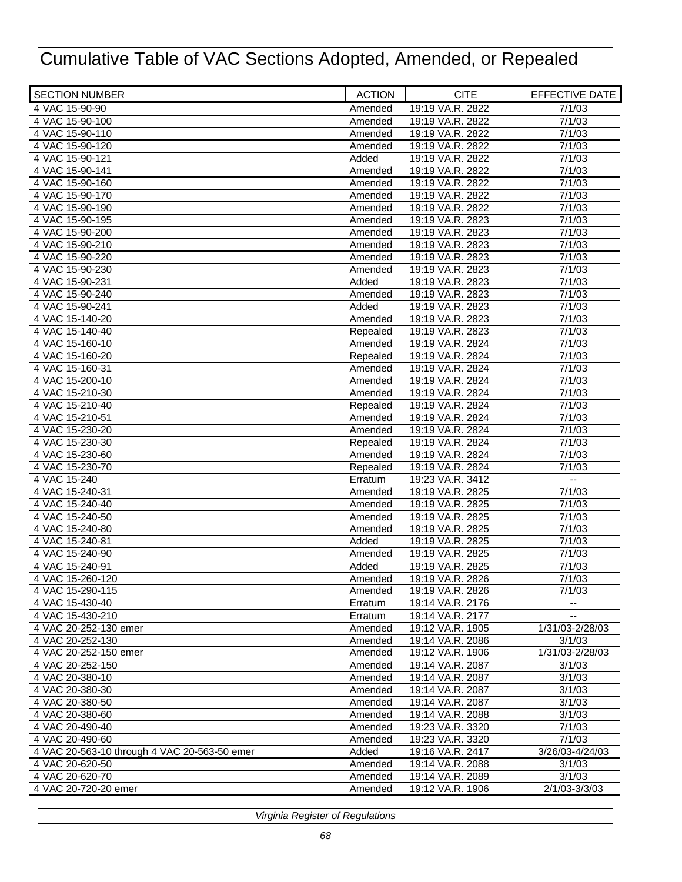# Cumulative Table of VAC Sections Adopted, Amended, or Repealed

| SECTION NUMBER | ACTION | CITE | EFFECTIVE DATE |
|---|---|---|---|
| 4 VAC 15-90-90 | Amended | 19:19 VA.R. 2822 | 7/1/03 |
| 4 VAC 15-90-100 | Amended | 19:19 VA.R. 2822 | 7/1/03 |
| 4 VAC 15-90-110 | Amended | 19:19 VA.R. 2822 | 7/1/03 |
| 4 VAC 15-90-120 | Amended | 19:19 VA.R. 2822 | 7/1/03 |
| 4 VAC 15-90-121 | Added | 19:19 VA.R. 2822 | 7/1/03 |
| 4 VAC 15-90-141 | Amended | 19:19 VA.R. 2822 | 7/1/03 |
| 4 VAC 15-90-160 | Amended | 19:19 VA.R. 2822 | 7/1/03 |
| 4 VAC 15-90-170 | Amended | 19:19 VA.R. 2822 | 7/1/03 |
| 4 VAC 15-90-190 | Amended | 19:19 VA.R. 2822 | 7/1/03 |
| 4 VAC 15-90-195 | Amended | 19:19 VA.R. 2823 | 7/1/03 |
| 4 VAC 15-90-200 | Amended | 19:19 VA.R. 2823 | 7/1/03 |
| 4 VAC 15-90-210 | Amended | 19:19 VA.R. 2823 | 7/1/03 |
| 4 VAC 15-90-220 | Amended | 19:19 VA.R. 2823 | 7/1/03 |
| 4 VAC 15-90-230 | Amended | 19:19 VA.R. 2823 | 7/1/03 |
| 4 VAC 15-90-231 | Added | 19:19 VA.R. 2823 | 7/1/03 |
| 4 VAC 15-90-240 | Amended | 19:19 VA.R. 2823 | 7/1/03 |
| 4 VAC 15-90-241 | Added | 19:19 VA.R. 2823 | 7/1/03 |
| 4 VAC 15-140-20 | Amended | 19:19 VA.R. 2823 | 7/1/03 |
| 4 VAC 15-140-40 | Repealed | 19:19 VA.R. 2823 | 7/1/03 |
| 4 VAC 15-160-10 | Amended | 19:19 VA.R. 2824 | 7/1/03 |
| 4 VAC 15-160-20 | Repealed | 19:19 VA.R. 2824 | 7/1/03 |
| 4 VAC 15-160-31 | Amended | 19:19 VA.R. 2824 | 7/1/03 |
| 4 VAC 15-200-10 | Amended | 19:19 VA.R. 2824 | 7/1/03 |
| 4 VAC 15-210-30 | Amended | 19:19 VA.R. 2824 | 7/1/03 |
| 4 VAC 15-210-40 | Repealed | 19:19 VA.R. 2824 | 7/1/03 |
| 4 VAC 15-210-51 | Amended | 19:19 VA.R. 2824 | 7/1/03 |
| 4 VAC 15-230-20 | Amended | 19:19 VA.R. 2824 | 7/1/03 |
| 4 VAC 15-230-30 | Repealed | 19:19 VA.R. 2824 | 7/1/03 |
| 4 VAC 15-230-60 | Amended | 19:19 VA.R. 2824 | 7/1/03 |
| 4 VAC 15-230-70 | Repealed | 19:19 VA.R. 2824 | 7/1/03 |
| 4 VAC 15-240 | Erratum | 19:23 VA.R. 3412 | -- |
| 4 VAC 15-240-31 | Amended | 19:19 VA.R. 2825 | 7/1/03 |
| 4 VAC 15-240-40 | Amended | 19:19 VA.R. 2825 | 7/1/03 |
| 4 VAC 15-240-50 | Amended | 19:19 VA.R. 2825 | 7/1/03 |
| 4 VAC 15-240-80 | Amended | 19:19 VA.R. 2825 | 7/1/03 |
| 4 VAC 15-240-81 | Added | 19:19 VA.R. 2825 | 7/1/03 |
| 4 VAC 15-240-90 | Amended | 19:19 VA.R. 2825 | 7/1/03 |
| 4 VAC 15-240-91 | Added | 19:19 VA.R. 2825 | 7/1/03 |
| 4 VAC 15-260-120 | Amended | 19:19 VA.R. 2826 | 7/1/03 |
| 4 VAC 15-290-115 | Amended | 19:19 VA.R. 2826 | 7/1/03 |
| 4 VAC 15-430-40 | Erratum | 19:14 VA.R. 2176 | -- |
| 4 VAC 15-430-210 | Erratum | 19:14 VA.R. 2177 | -- |
| 4 VAC 20-252-130 emer | Amended | 19:12 VA.R. 1905 | 1/31/03-2/28/03 |
| 4 VAC 20-252-130 | Amended | 19:14 VA.R. 2086 | 3/1/03 |
| 4 VAC 20-252-150 emer | Amended | 19:12 VA.R. 1906 | 1/31/03-2/28/03 |
| 4 VAC 20-252-150 | Amended | 19:14 VA.R. 2087 | 3/1/03 |
| 4 VAC 20-380-10 | Amended | 19:14 VA.R. 2087 | 3/1/03 |
| 4 VAC 20-380-30 | Amended | 19:14 VA.R. 2087 | 3/1/03 |
| 4 VAC 20-380-50 | Amended | 19:14 VA.R. 2087 | 3/1/03 |
| 4 VAC 20-380-60 | Amended | 19:14 VA.R. 2088 | 3/1/03 |
| 4 VAC 20-490-40 | Amended | 19:23 VA.R. 3320 | 7/1/03 |
| 4 VAC 20-490-60 | Amended | 19:23 VA.R. 3320 | 7/1/03 |
| 4 VAC 20-563-10 through 4 VAC 20-563-50 emer | Added | 19:16 VA.R. 2417 | 3/26/03-4/24/03 |
| 4 VAC 20-620-50 | Amended | 19:14 VA.R. 2088 | 3/1/03 |
| 4 VAC 20-620-70 | Amended | 19:14 VA.R. 2089 | 3/1/03 |
| 4 VAC 20-720-20 emer | Amended | 19:12 VA.R. 1906 | 2/1/03-3/3/03 |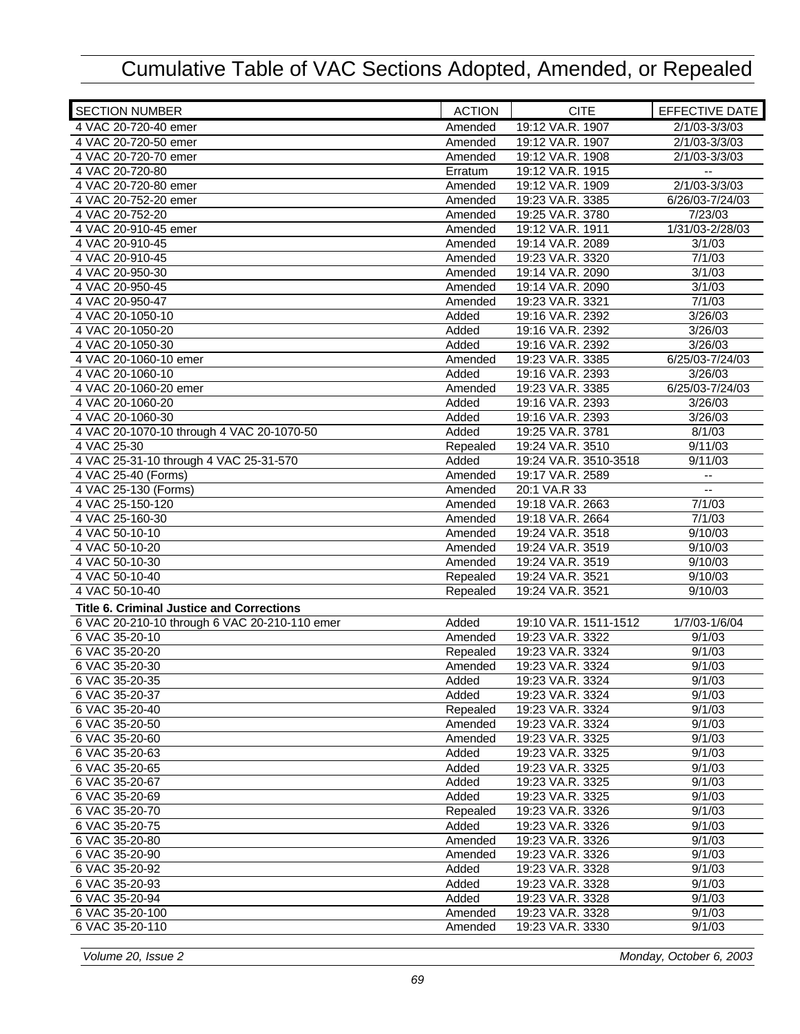# Cumulative Table of VAC Sections Adopted, Amended, or Repealed

| SECTION NUMBER | ACTION | CITE | EFFECTIVE DATE |
|---|---|---|---|
| 4 VAC 20-720-40 emer | Amended | 19:12 VA.R. 1907 | 2/1/03-3/3/03 |
| 4 VAC 20-720-50 emer | Amended | 19:12 VA.R. 1907 | 2/1/03-3/3/03 |
| 4 VAC 20-720-70 emer | Amended | 19:12 VA.R. 1908 | 2/1/03-3/3/03 |
| 4 VAC 20-720-80 | Erratum | 19:12 VA.R. 1915 | -- |
| 4 VAC 20-720-80 emer | Amended | 19:12 VA.R. 1909 | 2/1/03-3/3/03 |
| 4 VAC 20-752-20 emer | Amended | 19:23 VA.R. 3385 | 6/26/03-7/24/03 |
| 4 VAC 20-752-20 | Amended | 19:25 VA.R. 3780 | 7/23/03 |
| 4 VAC 20-910-45 emer | Amended | 19:12 VA.R. 1911 | 1/31/03-2/28/03 |
| 4 VAC 20-910-45 | Amended | 19:14 VA.R. 2089 | 3/1/03 |
| 4 VAC 20-910-45 | Amended | 19:23 VA.R. 3320 | 7/1/03 |
| 4 VAC 20-950-30 | Amended | 19:14 VA.R. 2090 | 3/1/03 |
| 4 VAC 20-950-45 | Amended | 19:14 VA.R. 2090 | 3/1/03 |
| 4 VAC 20-950-47 | Amended | 19:23 VA.R. 3321 | 7/1/03 |
| 4 VAC 20-1050-10 | Added | 19:16 VA.R. 2392 | 3/26/03 |
| 4 VAC 20-1050-20 | Added | 19:16 VA.R. 2392 | 3/26/03 |
| 4 VAC 20-1050-30 | Added | 19:16 VA.R. 2392 | 3/26/03 |
| 4 VAC 20-1060-10 emer | Amended | 19:23 VA.R. 3385 | 6/25/03-7/24/03 |
| 4 VAC 20-1060-10 | Added | 19:16 VA.R. 2393 | 3/26/03 |
| 4 VAC 20-1060-20 emer | Amended | 19:23 VA.R. 3385 | 6/25/03-7/24/03 |
| 4 VAC 20-1060-20 | Added | 19:16 VA.R. 2393 | 3/26/03 |
| 4 VAC 20-1060-30 | Added | 19:16 VA.R. 2393 | 3/26/03 |
| 4 VAC 20-1070-10 through 4 VAC 20-1070-50 | Added | 19:25 VA.R. 3781 | 8/1/03 |
| 4 VAC 25-30 | Repealed | 19:24 VA.R. 3510 | 9/11/03 |
| 4 VAC 25-31-10 through 4 VAC 25-31-570 | Added | 19:24 VA.R. 3510-3518 | 9/11/03 |
| 4 VAC 25-40 (Forms) | Amended | 19:17 VA.R. 2589 | -- |
| 4 VAC 25-130 (Forms) | Amended | 20:1 VA.R 33 | -- |
| 4 VAC 25-150-120 | Amended | 19:18 VA.R. 2663 | 7/1/03 |
| 4 VAC 25-160-30 | Amended | 19:18 VA.R. 2664 | 7/1/03 |
| 4 VAC 50-10-10 | Amended | 19:24 VA.R. 3518 | 9/10/03 |
| 4 VAC 50-10-20 | Amended | 19:24 VA.R. 3519 | 9/10/03 |
| 4 VAC 50-10-30 | Amended | 19:24 VA.R. 3519 | 9/10/03 |
| 4 VAC 50-10-40 | Repealed | 19:24 VA.R. 3521 | 9/10/03 |
| 4 VAC 50-10-40 | Repealed | 19:24 VA.R. 3521 | 9/10/03 |
| **Title 6. Criminal Justice and Corrections** | | | |
| 6 VAC 20-210-10 through 6 VAC 20-210-110 emer | Added | 19:10 VA.R. 1511-1512 | 1/7/03-1/6/04 |
| 6 VAC 35-20-10 | Amended | 19:23 VA.R. 3322 | 9/1/03 |
| 6 VAC 35-20-20 | Repealed | 19:23 VA.R. 3324 | 9/1/03 |
| 6 VAC 35-20-30 | Amended | 19:23 VA.R. 3324 | 9/1/03 |
| 6 VAC 35-20-35 | Added | 19:23 VA.R. 3324 | 9/1/03 |
| 6 VAC 35-20-37 | Added | 19:23 VA.R. 3324 | 9/1/03 |
| 6 VAC 35-20-40 | Repealed | 19:23 VA.R. 3324 | 9/1/03 |
| 6 VAC 35-20-50 | Amended | 19:23 VA.R. 3324 | 9/1/03 |
| 6 VAC 35-20-60 | Amended | 19:23 VA.R. 3325 | 9/1/03 |
| 6 VAC 35-20-63 | Added | 19:23 VA.R. 3325 | 9/1/03 |
| 6 VAC 35-20-65 | Added | 19:23 VA.R. 3325 | 9/1/03 |
| 6 VAC 35-20-67 | Added | 19:23 VA.R. 3325 | 9/1/03 |
| 6 VAC 35-20-69 | Added | 19:23 VA.R. 3325 | 9/1/03 |
| 6 VAC 35-20-70 | Repealed | 19:23 VA.R. 3326 | 9/1/03 |
| 6 VAC 35-20-75 | Added | 19:23 VA.R. 3326 | 9/1/03 |
| 6 VAC 35-20-80 | Amended | 19:23 VA.R. 3326 | 9/1/03 |
| 6 VAC 35-20-90 | Amended | 19:23 VA.R. 3326 | 9/1/03 |
| 6 VAC 35-20-92 | Added | 19:23 VA.R. 3328 | 9/1/03 |
| 6 VAC 35-20-93 | Added | 19:23 VA.R. 3328 | 9/1/03 |
| 6 VAC 35-20-94 | Added | 19:23 VA.R. 3328 | 9/1/03 |
| 6 VAC 35-20-100 | Amended | 19:23 VA.R. 3328 | 9/1/03 |
| 6 VAC 35-20-110 | Amended | 19:23 VA.R. 3330 | 9/1/03 |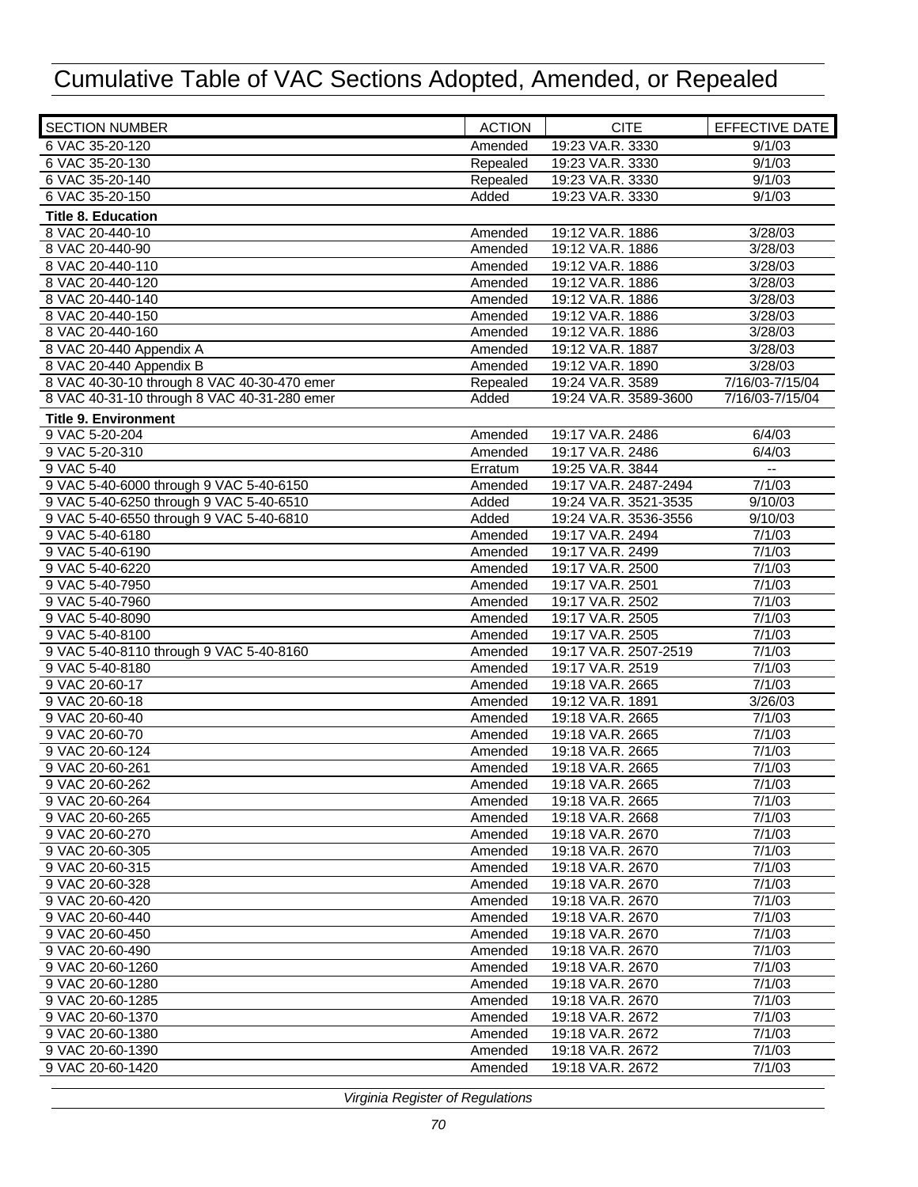# Cumulative Table of VAC Sections Adopted, Amended, or Repealed

| SECTION NUMBER | ACTION | CITE | EFFECTIVE DATE |
|---|---|---|---|
| 6 VAC 35-20-120 | Amended | 19:23 VA.R. 3330 | 9/1/03 |
| 6 VAC 35-20-130 | Repealed | 19:23 VA.R. 3330 | 9/1/03 |
| 6 VAC 35-20-140 | Repealed | 19:23 VA.R. 3330 | 9/1/03 |
| 6 VAC 35-20-150 | Added | 19:23 VA.R. 3330 | 9/1/03 |
| **Title 8. Education** | | | |
| 8 VAC 20-440-10 | Amended | 19:12 VA.R. 1886 | 3/28/03 |
| 8 VAC 20-440-90 | Amended | 19:12 VA.R. 1886 | 3/28/03 |
| 8 VAC 20-440-110 | Amended | 19:12 VA.R. 1886 | 3/28/03 |
| 8 VAC 20-440-120 | Amended | 19:12 VA.R. 1886 | 3/28/03 |
| 8 VAC 20-440-140 | Amended | 19:12 VA.R. 1886 | 3/28/03 |
| 8 VAC 20-440-150 | Amended | 19:12 VA.R. 1886 | 3/28/03 |
| 8 VAC 20-440-160 | Amended | 19:12 VA.R. 1886 | 3/28/03 |
| 8 VAC 20-440 Appendix A | Amended | 19:12 VA.R. 1887 | 3/28/03 |
| 8 VAC 20-440 Appendix B | Amended | 19:12 VA.R. 1890 | 3/28/03 |
| 8 VAC 40-30-10 through 8 VAC 40-30-470 emer | Repealed | 19:24 VA.R. 3589 | 7/16/03-7/15/04 |
| 8 VAC 40-31-10 through 8 VAC 40-31-280 emer | Added | 19:24 VA.R. 3589-3600 | 7/16/03-7/15/04 |
| **Title 9. Environment** | | | |
| 9 VAC 5-20-204 | Amended | 19:17 VA.R. 2486 | 6/4/03 |
| 9 VAC 5-20-310 | Amended | 19:17 VA.R. 2486 | 6/4/03 |
| 9 VAC 5-40 | Erratum | 19:25 VA.R. 3844 | -- |
| 9 VAC 5-40-6000 through 9 VAC 5-40-6150 | Amended | 19:17 VA.R. 2487-2494 | 7/1/03 |
| 9 VAC 5-40-6250 through 9 VAC 5-40-6510 | Added | 19:24 VA.R. 3521-3535 | 9/10/03 |
| 9 VAC 5-40-6550 through 9 VAC 5-40-6810 | Added | 19:24 VA.R. 3536-3556 | 9/10/03 |
| 9 VAC 5-40-6180 | Amended | 19:17 VA.R. 2494 | 7/1/03 |
| 9 VAC 5-40-6190 | Amended | 19:17 VA.R. 2499 | 7/1/03 |
| 9 VAC 5-40-6220 | Amended | 19:17 VA.R. 2500 | 7/1/03 |
| 9 VAC 5-40-7950 | Amended | 19:17 VA.R. 2501 | 7/1/03 |
| 9 VAC 5-40-7960 | Amended | 19:17 VA.R. 2502 | 7/1/03 |
| 9 VAC 5-40-8090 | Amended | 19:17 VA.R. 2505 | 7/1/03 |
| 9 VAC 5-40-8100 | Amended | 19:17 VA.R. 2505 | 7/1/03 |
| 9 VAC 5-40-8110 through 9 VAC 5-40-8160 | Amended | 19:17 VA.R. 2507-2519 | 7/1/03 |
| 9 VAC 5-40-8180 | Amended | 19:17 VA.R. 2519 | 7/1/03 |
| 9 VAC 20-60-17 | Amended | 19:18 VA.R. 2665 | 7/1/03 |
| 9 VAC 20-60-18 | Amended | 19:12 VA.R. 1891 | 3/26/03 |
| 9 VAC 20-60-40 | Amended | 19:18 VA.R. 2665 | 7/1/03 |
| 9 VAC 20-60-70 | Amended | 19:18 VA.R. 2665 | 7/1/03 |
| 9 VAC 20-60-124 | Amended | 19:18 VA.R. 2665 | 7/1/03 |
| 9 VAC 20-60-261 | Amended | 19:18 VA.R. 2665 | 7/1/03 |
| 9 VAC 20-60-262 | Amended | 19:18 VA.R. 2665 | 7/1/03 |
| 9 VAC 20-60-264 | Amended | 19:18 VA.R. 2665 | 7/1/03 |
| 9 VAC 20-60-265 | Amended | 19:18 VA.R. 2668 | 7/1/03 |
| 9 VAC 20-60-270 | Amended | 19:18 VA.R. 2670 | 7/1/03 |
| 9 VAC 20-60-305 | Amended | 19:18 VA.R. 2670 | 7/1/03 |
| 9 VAC 20-60-315 | Amended | 19:18 VA.R. 2670 | 7/1/03 |
| 9 VAC 20-60-328 | Amended | 19:18 VA.R. 2670 | 7/1/03 |
| 9 VAC 20-60-420 | Amended | 19:18 VA.R. 2670 | 7/1/03 |
| 9 VAC 20-60-440 | Amended | 19:18 VA.R. 2670 | 7/1/03 |
| 9 VAC 20-60-450 | Amended | 19:18 VA.R. 2670 | 7/1/03 |
| 9 VAC 20-60-490 | Amended | 19:18 VA.R. 2670 | 7/1/03 |
| 9 VAC 20-60-1260 | Amended | 19:18 VA.R. 2670 | 7/1/03 |
| 9 VAC 20-60-1280 | Amended | 19:18 VA.R. 2670 | 7/1/03 |
| 9 VAC 20-60-1285 | Amended | 19:18 VA.R. 2670 | 7/1/03 |
| 9 VAC 20-60-1370 | Amended | 19:18 VA.R. 2672 | 7/1/03 |
| 9 VAC 20-60-1380 | Amended | 19:18 VA.R. 2672 | 7/1/03 |
| 9 VAC 20-60-1390 | Amended | 19:18 VA.R. 2672 | 7/1/03 |
| 9 VAC 20-60-1420 | Amended | 19:18 VA.R. 2672 | 7/1/03 |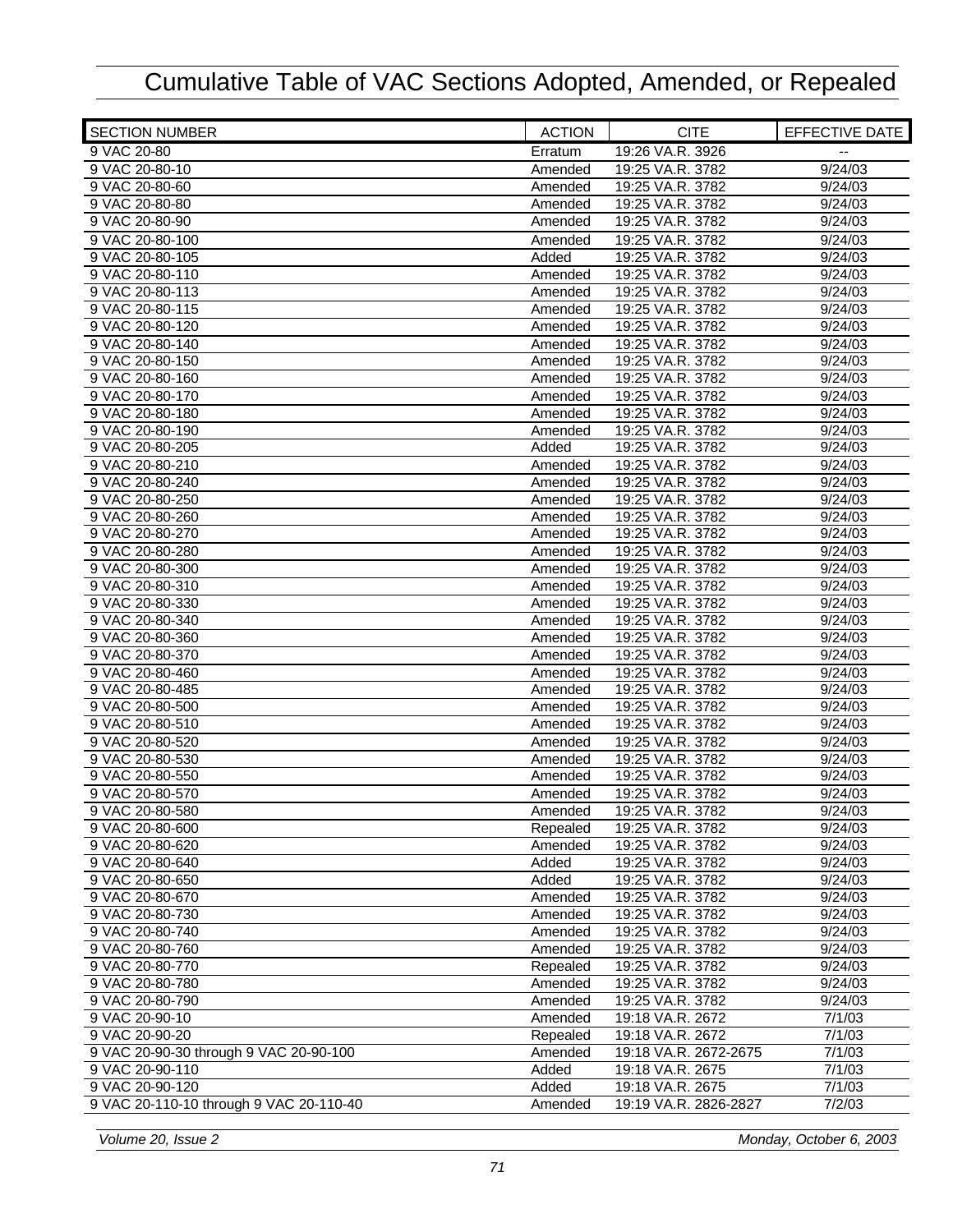# Cumulative Table of VAC Sections Adopted, Amended, or Repealed

| SECTION NUMBER | ACTION | CITE | EFFECTIVE DATE |
|---|---|---|---|
| 9 VAC 20-80 | Erratum | 19:26 VA.R. 3926 | -- |
| 9 VAC 20-80-10 | Amended | 19:25 VA.R. 3782 | 9/24/03 |
| 9 VAC 20-80-60 | Amended | 19:25 VA.R. 3782 | 9/24/03 |
| 9 VAC 20-80-80 | Amended | 19:25 VA.R. 3782 | 9/24/03 |
| 9 VAC 20-80-90 | Amended | 19:25 VA.R. 3782 | 9/24/03 |
| 9 VAC 20-80-100 | Amended | 19:25 VA.R. 3782 | 9/24/03 |
| 9 VAC 20-80-105 | Added | 19:25 VA.R. 3782 | 9/24/03 |
| 9 VAC 20-80-110 | Amended | 19:25 VA.R. 3782 | 9/24/03 |
| 9 VAC 20-80-113 | Amended | 19:25 VA.R. 3782 | 9/24/03 |
| 9 VAC 20-80-115 | Amended | 19:25 VA.R. 3782 | 9/24/03 |
| 9 VAC 20-80-120 | Amended | 19:25 VA.R. 3782 | 9/24/03 |
| 9 VAC 20-80-140 | Amended | 19:25 VA.R. 3782 | 9/24/03 |
| 9 VAC 20-80-150 | Amended | 19:25 VA.R. 3782 | 9/24/03 |
| 9 VAC 20-80-160 | Amended | 19:25 VA.R. 3782 | 9/24/03 |
| 9 VAC 20-80-170 | Amended | 19:25 VA.R. 3782 | 9/24/03 |
| 9 VAC 20-80-180 | Amended | 19:25 VA.R. 3782 | 9/24/03 |
| 9 VAC 20-80-190 | Amended | 19:25 VA.R. 3782 | 9/24/03 |
| 9 VAC 20-80-205 | Added | 19:25 VA.R. 3782 | 9/24/03 |
| 9 VAC 20-80-210 | Amended | 19:25 VA.R. 3782 | 9/24/03 |
| 9 VAC 20-80-240 | Amended | 19:25 VA.R. 3782 | 9/24/03 |
| 9 VAC 20-80-250 | Amended | 19:25 VA.R. 3782 | 9/24/03 |
| 9 VAC 20-80-260 | Amended | 19:25 VA.R. 3782 | 9/24/03 |
| 9 VAC 20-80-270 | Amended | 19:25 VA.R. 3782 | 9/24/03 |
| 9 VAC 20-80-280 | Amended | 19:25 VA.R. 3782 | 9/24/03 |
| 9 VAC 20-80-300 | Amended | 19:25 VA.R. 3782 | 9/24/03 |
| 9 VAC 20-80-310 | Amended | 19:25 VA.R. 3782 | 9/24/03 |
| 9 VAC 20-80-330 | Amended | 19:25 VA.R. 3782 | 9/24/03 |
| 9 VAC 20-80-340 | Amended | 19:25 VA.R. 3782 | 9/24/03 |
| 9 VAC 20-80-360 | Amended | 19:25 VA.R. 3782 | 9/24/03 |
| 9 VAC 20-80-370 | Amended | 19:25 VA.R. 3782 | 9/24/03 |
| 9 VAC 20-80-460 | Amended | 19:25 VA.R. 3782 | 9/24/03 |
| 9 VAC 20-80-485 | Amended | 19:25 VA.R. 3782 | 9/24/03 |
| 9 VAC 20-80-500 | Amended | 19:25 VA.R. 3782 | 9/24/03 |
| 9 VAC 20-80-510 | Amended | 19:25 VA.R. 3782 | 9/24/03 |
| 9 VAC 20-80-520 | Amended | 19:25 VA.R. 3782 | 9/24/03 |
| 9 VAC 20-80-530 | Amended | 19:25 VA.R. 3782 | 9/24/03 |
| 9 VAC 20-80-550 | Amended | 19:25 VA.R. 3782 | 9/24/03 |
| 9 VAC 20-80-570 | Amended | 19:25 VA.R. 3782 | 9/24/03 |
| 9 VAC 20-80-580 | Amended | 19:25 VA.R. 3782 | 9/24/03 |
| 9 VAC 20-80-600 | Repealed | 19:25 VA.R. 3782 | 9/24/03 |
| 9 VAC 20-80-620 | Amended | 19:25 VA.R. 3782 | 9/24/03 |
| 9 VAC 20-80-640 | Added | 19:25 VA.R. 3782 | 9/24/03 |
| 9 VAC 20-80-650 | Added | 19:25 VA.R. 3782 | 9/24/03 |
| 9 VAC 20-80-670 | Amended | 19:25 VA.R. 3782 | 9/24/03 |
| 9 VAC 20-80-730 | Amended | 19:25 VA.R. 3782 | 9/24/03 |
| 9 VAC 20-80-740 | Amended | 19:25 VA.R. 3782 | 9/24/03 |
| 9 VAC 20-80-760 | Amended | 19:25 VA.R. 3782 | 9/24/03 |
| 9 VAC 20-80-770 | Repealed | 19:25 VA.R. 3782 | 9/24/03 |
| 9 VAC 20-80-780 | Amended | 19:25 VA.R. 3782 | 9/24/03 |
| 9 VAC 20-80-790 | Amended | 19:25 VA.R. 3782 | 9/24/03 |
| 9 VAC 20-90-10 | Amended | 19:18 VA.R. 2672 | 7/1/03 |
| 9 VAC 20-90-20 | Repealed | 19:18 VA.R. 2672 | 7/1/03 |
| 9 VAC 20-90-30 through 9 VAC 20-90-100 | Amended | 19:18 VA.R. 2672-2675 | 7/1/03 |
| 9 VAC 20-90-110 | Added | 19:18 VA.R. 2675 | 7/1/03 |
| 9 VAC 20-90-120 | Added | 19:18 VA.R. 2675 | 7/1/03 |
| 9 VAC 20-110-10 through 9 VAC 20-110-40 | Amended | 19:19 VA.R. 2826-2827 | 7/2/03 |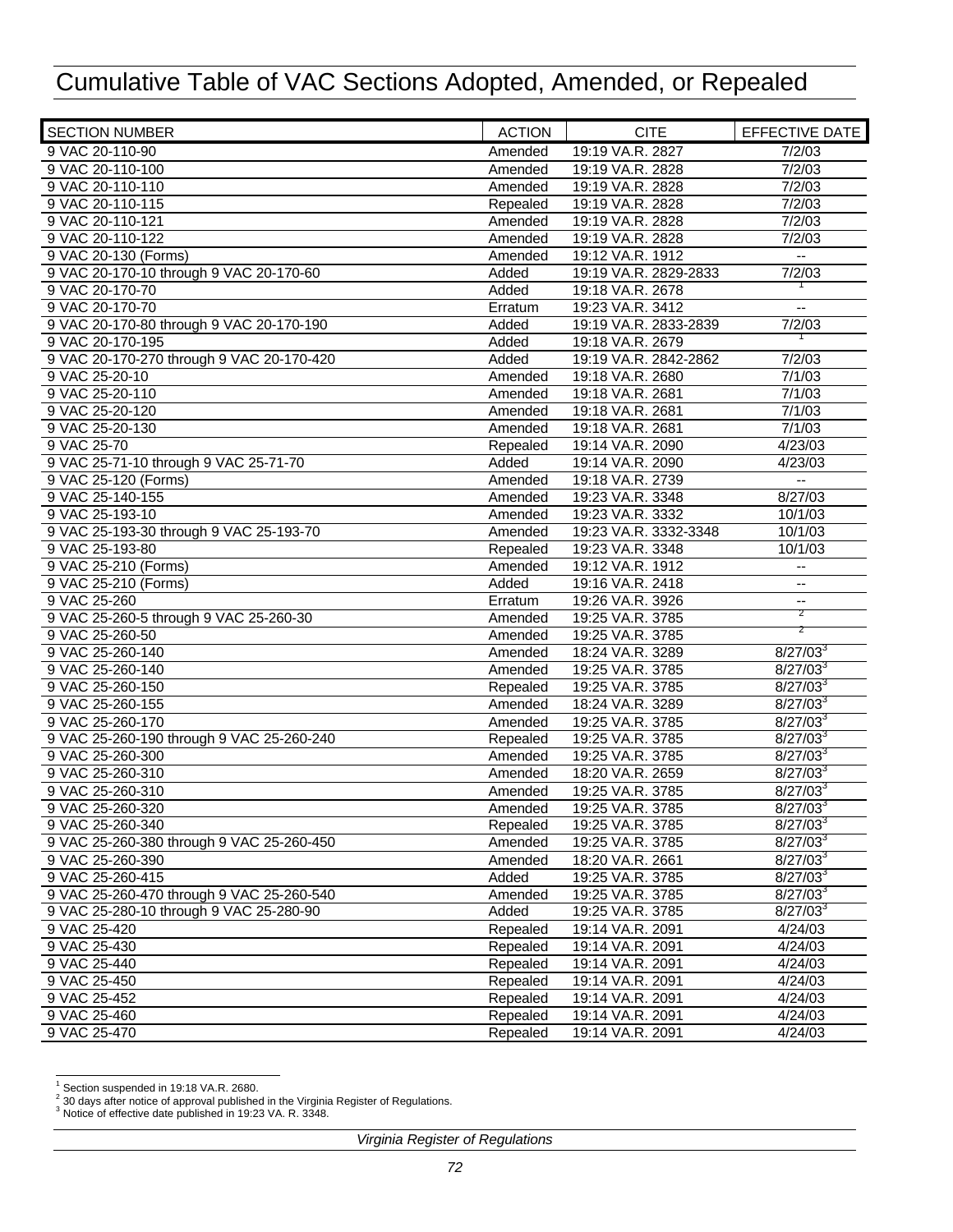# Cumulative Table of VAC Sections Adopted, Amended, or Repealed

| SECTION NUMBER | ACTION | CITE | EFFECTIVE DATE |
|---|---|---|---|
| 9 VAC 20-110-90 | Amended | 19:19 VA.R. 2827 | 7/2/03 |
| 9 VAC 20-110-100 | Amended | 19:19 VA.R. 2828 | 7/2/03 |
| 9 VAC 20-110-110 | Amended | 19:19 VA.R. 2828 | 7/2/03 |
| 9 VAC 20-110-115 | Repealed | 19:19 VA.R. 2828 | 7/2/03 |
| 9 VAC 20-110-121 | Amended | 19:19 VA.R. 2828 | 7/2/03 |
| 9 VAC 20-110-122 | Amended | 19:19 VA.R. 2828 | 7/2/03 |
| 9 VAC 20-130 (Forms) | Amended | 19:12 VA.R. 1912 | -- |
| 9 VAC 20-170-10 through 9 VAC 20-170-60 | Added | 19:19 VA.R. 2829-2833 | 7/2/03 |
| 9 VAC 20-170-70 | Added | 19:18 VA.R. 2678 | [1] |
| 9 VAC 20-170-70 | Erratum | 19:23 VA.R. 3412 | -- |
| 9 VAC 20-170-80 through 9 VAC 20-170-190 | Added | 19:19 VA.R. 2833-2839 | 7/2/03 |
| 9 VAC 20-170-195 | Added | 19:18 VA.R. 2679 | [1] |
| 9 VAC 20-170-270 through 9 VAC 20-170-420 | Added | 19:19 VA.R. 2842-2862 | 7/2/03 |
| 9 VAC 25-20-10 | Amended | 19:18 VA.R. 2680 | 7/1/03 |
| 9 VAC 25-20-110 | Amended | 19:18 VA.R. 2681 | 7/1/03 |
| 9 VAC 25-20-120 | Amended | 19:18 VA.R. 2681 | 7/1/03 |
| 9 VAC 25-20-130 | Amended | 19:18 VA.R. 2681 | 7/1/03 |
| 9 VAC 25-70 | Repealed | 19:14 VA.R. 2090 | 4/23/03 |
| 9 VAC 25-71-10 through 9 VAC 25-71-70 | Added | 19:14 VA.R. 2090 | 4/23/03 |
| 9 VAC 25-120 (Forms) | Amended | 19:18 VA.R. 2739 | -- |
| 9 VAC 25-140-155 | Amended | 19:23 VA.R. 3348 | 8/27/03 |
| 9 VAC 25-193-10 | Amended | 19:23 VA.R. 3332 | 10/1/03 |
| 9 VAC 25-193-30 through 9 VAC 25-193-70 | Amended | 19:23 VA.R. 3332-3348 | 10/1/03 |
| 9 VAC 25-193-80 | Repealed | 19:23 VA.R. 3348 | 10/1/03 |
| 9 VAC 25-210 (Forms) | Amended | 19:12 VA.R. 1912 | -- |
| 9 VAC 25-210 (Forms) | Added | 19:16 VA.R. 2418 | -- |
| 9 VAC 25-260 | Erratum | 19:26 VA.R. 3926 | -- |
| 9 VAC 25-260-5 through 9 VAC 25-260-30 | Amended | 19:25 VA.R. 3785 | [2] |
| 9 VAC 25-260-50 | Amended | 19:25 VA.R. 3785 | [2] |
| 9 VAC 25-260-140 | Amended | 18:24 VA.R. 3289 | 8/27/03[3] |
| 9 VAC 25-260-140 | Amended | 19:25 VA.R. 3785 | 8/27/03[3] |
| 9 VAC 25-260-150 | Repealed | 19:25 VA.R. 3785 | 8/27/03[3] |
| 9 VAC 25-260-155 | Amended | 18:24 VA.R. 3289 | 8/27/03[3] |
| 9 VAC 25-260-170 | Amended | 19:25 VA.R. 3785 | 8/27/03[3] |
| 9 VAC 25-260-190 through 9 VAC 25-260-240 | Repealed | 19:25 VA.R. 3785 | 8/27/03[3] |
| 9 VAC 25-260-300 | Amended | 19:25 VA.R. 3785 | 8/27/03[3] |
| 9 VAC 25-260-310 | Amended | 18:20 VA.R. 2659 | 8/27/03[3] |
| 9 VAC 25-260-310 | Amended | 19:25 VA.R. 3785 | 8/27/03[3] |
| 9 VAC 25-260-320 | Amended | 19:25 VA.R. 3785 | 8/27/03[3] |
| 9 VAC 25-260-340 | Repealed | 19:25 VA.R. 3785 | 8/27/03[3] |
| 9 VAC 25-260-380 through 9 VAC 25-260-450 | Amended | 19:25 VA.R. 3785 | 8/27/03[3] |
| 9 VAC 25-260-390 | Amended | 18:20 VA.R. 2661 | 8/27/03[3] |
| 9 VAC 25-260-415 | Added | 19:25 VA.R. 3785 | 8/27/03[3] |
| 9 VAC 25-260-470 through 9 VAC 25-260-540 | Amended | 19:25 VA.R. 3785 | 8/27/03[3] |
| 9 VAC 25-280-10 through 9 VAC 25-280-90 | Added | 19:25 VA.R. 3785 | 8/27/03[3] |
| 9 VAC 25-420 | Repealed | 19:14 VA.R. 2091 | 4/24/03 |
| 9 VAC 25-430 | Repealed | 19:14 VA.R. 2091 | 4/24/03 |
| 9 VAC 25-440 | Repealed | 19:14 VA.R. 2091 | 4/24/03 |
| 9 VAC 25-450 | Repealed | 19:14 VA.R. 2091 | 4/24/03 |
| 9 VAC 25-452 | Repealed | 19:14 VA.R. 2091 | 4/24/03 |
| 9 VAC 25-460 | Repealed | 19:14 VA.R. 2091 | 4/24/03 |
| 9 VAC 25-470 | Repealed | 19:14 VA.R. 2091 | 4/24/03 |

[1] Section suspended in 19:18 VA.R. 2680.

[2] 30 days after notice of approval published in the Virginia Register of Regulations.

[3] Notice of effective date published in 19:23 VA. R. 3348.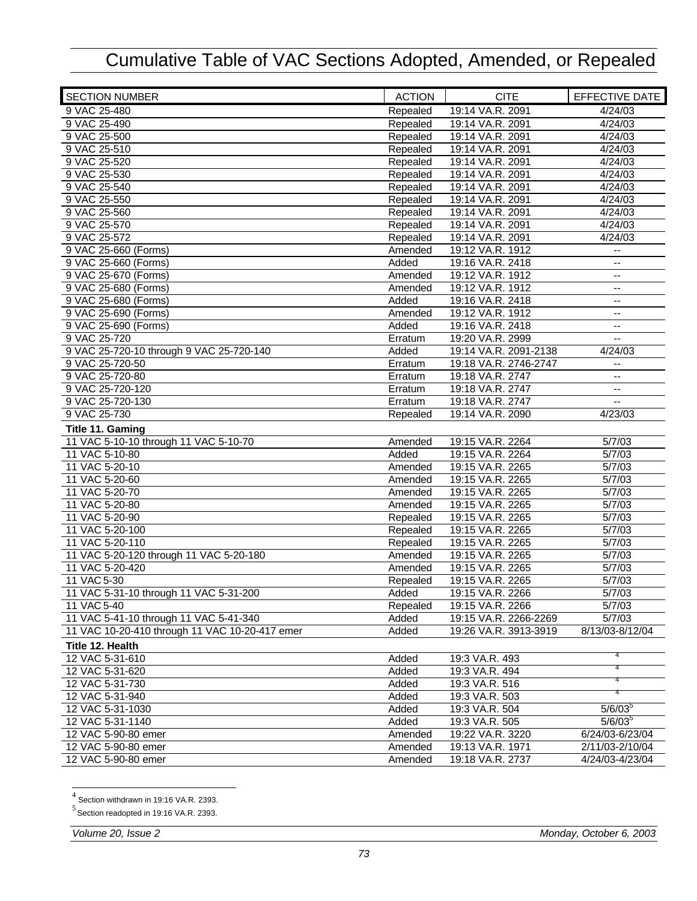# Cumulative Table of VAC Sections Adopted, Amended, or Repealed

| SECTION NUMBER | ACTION | CITE | EFFECTIVE DATE |
|---|---|---|---|
| 9 VAC 25-480 | Repealed | 19:14 VA.R. 2091 | 4/24/03 |
| 9 VAC 25-490 | Repealed | 19:14 VA.R. 2091 | 4/24/03 |
| 9 VAC 25-500 | Repealed | 19:14 VA.R. 2091 | 4/24/03 |
| 9 VAC 25-510 | Repealed | 19:14 VA.R. 2091 | 4/24/03 |
| 9 VAC 25-520 | Repealed | 19:14 VA.R. 2091 | 4/24/03 |
| 9 VAC 25-530 | Repealed | 19:14 VA.R. 2091 | 4/24/03 |
| 9 VAC 25-540 | Repealed | 19:14 VA.R. 2091 | 4/24/03 |
| 9 VAC 25-550 | Repealed | 19:14 VA.R. 2091 | 4/24/03 |
| 9 VAC 25-560 | Repealed | 19:14 VA.R. 2091 | 4/24/03 |
| 9 VAC 25-570 | Repealed | 19:14 VA.R. 2091 | 4/24/03 |
| 9 VAC 25-572 | Repealed | 19:14 VA.R. 2091 | 4/24/03 |
| 9 VAC 25-660 (Forms) | Amended | 19:12 VA.R. 1912 | -- |
| 9 VAC 25-660 (Forms) | Added | 19:16 VA.R. 2418 | -- |
| 9 VAC 25-670 (Forms) | Amended | 19:12 VA.R. 1912 | -- |
| 9 VAC 25-680 (Forms) | Amended | 19:12 VA.R. 1912 | -- |
| 9 VAC 25-680 (Forms) | Added | 19:16 VA.R. 2418 | -- |
| 9 VAC 25-690 (Forms) | Amended | 19:12 VA.R. 1912 | -- |
| 9 VAC 25-690 (Forms) | Added | 19:16 VA.R. 2418 | -- |
| 9 VAC 25-720 | Erratum | 19:20 VA.R. 2999 | -- |
| 9 VAC 25-720-10 through 9 VAC 25-720-140 | Added | 19:14 VA.R. 2091-2138 | 4/24/03 |
| 9 VAC 25-720-50 | Erratum | 19:18 VA.R. 2746-2747 | -- |
| 9 VAC 25-720-80 | Erratum | 19:18 VA.R. 2747 | -- |
| 9 VAC 25-720-120 | Erratum | 19:18 VA.R. 2747 | -- |
| 9 VAC 25-720-130 | Erratum | 19:18 VA.R. 2747 | -- |
| 9 VAC 25-730 | Repealed | 19:14 VA.R. 2090 | 4/23/03 |
| **Title 11. Gaming** | | | |
| 11 VAC 5-10-10 through 11 VAC 5-10-70 | Amended | 19:15 VA.R. 2264 | 5/7/03 |
| 11 VAC 5-10-80 | Added | 19:15 VA.R. 2264 | 5/7/03 |
| 11 VAC 5-20-10 | Amended | 19:15 VA.R. 2265 | 5/7/03 |
| 11 VAC 5-20-60 | Amended | 19:15 VA.R. 2265 | 5/7/03 |
| 11 VAC 5-20-70 | Amended | 19:15 VA.R. 2265 | 5/7/03 |
| 11 VAC 5-20-80 | Amended | 19:15 VA.R. 2265 | 5/7/03 |
| 11 VAC 5-20-90 | Repealed | 19:15 VA.R. 2265 | 5/7/03 |
| 11 VAC 5-20-100 | Repealed | 19:15 VA.R. 2265 | 5/7/03 |
| 11 VAC 5-20-110 | Repealed | 19:15 VA.R. 2265 | 5/7/03 |
| 11 VAC 5-20-120 through 11 VAC 5-20-180 | Amended | 19:15 VA.R. 2265 | 5/7/03 |
| 11 VAC 5-20-420 | Amended | 19:15 VA.R. 2265 | 5/7/03 |
| 11 VAC 5-30 | Repealed | 19:15 VA.R. 2265 | 5/7/03 |
| 11 VAC 5-31-10 through 11 VAC 5-31-200 | Added | 19:15 VA.R. 2266 | 5/7/03 |
| 11 VAC 5-40 | Repealed | 19:15 VA.R. 2266 | 5/7/03 |
| 11 VAC 5-41-10 through 11 VAC 5-41-340 | Added | 19:15 VA.R. 2266-2269 | 5/7/03 |
| 11 VAC 10-20-410 through 11 VAC 10-20-417 emer | Added | 19:26 VA.R. 3913-3919 | 8/13/03-8/12/04 |
| **Title 12. Health** | | | |
| 12 VAC 5-31-610 | Added | 19:3 VA.R. 493 | [4] |
| 12 VAC 5-31-620 | Added | 19:3 VA.R. 494 | [4] |
| 12 VAC 5-31-730 | Added | 19:3 VA.R. 516 | [4] |
| 12 VAC 5-31-940 | Added | 19:3 VA.R. 503 | [4] |
| 12 VAC 5-31-1030 | Added | 19:3 VA.R. 504 | 5/6/03[5] |
| 12 VAC 5-31-1140 | Added | 19:3 VA.R. 505 | 5/6/03[5] |
| 12 VAC 5-90-80 emer | Amended | 19:22 VA.R. 3220 | 6/24/03-6/23/04 |
| 12 VAC 5-90-80 emer | Amended | 19:13 VA.R. 1971 | 2/11/03-2/10/04 |
| 12 VAC 5-90-80 emer | Amended | 19:18 VA.R. 2737 | 4/24/03-4/23/04 |

[4] Section withdrawn in 19:16 VA.R. 2393.

[5] Section readopted in 19:16 VA.R. 2393.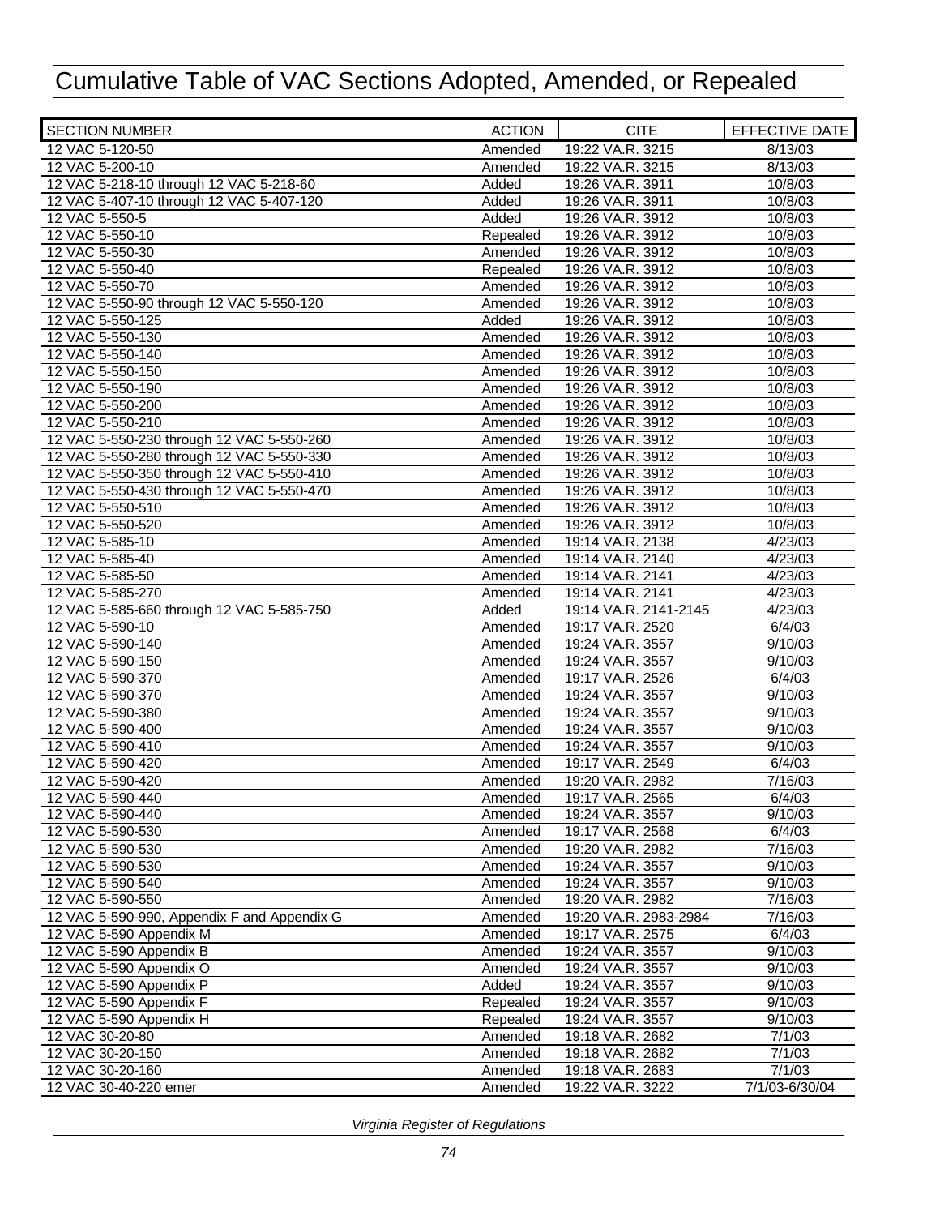# Cumulative Table of VAC Sections Adopted, Amended, or Repealed

| SECTION NUMBER | ACTION | CITE | EFFECTIVE DATE |
|---|---|---|---|
| 12 VAC 5-120-50 | Amended | 19:22 VA.R. 3215 | 8/13/03 |
| 12 VAC 5-200-10 | Amended | 19:22 VA.R. 3215 | 8/13/03 |
| 12 VAC 5-218-10 through 12 VAC 5-218-60 | Added | 19:26 VA.R. 3911 | 10/8/03 |
| 12 VAC 5-407-10 through 12 VAC 5-407-120 | Added | 19:26 VA.R. 3911 | 10/8/03 |
| 12 VAC 5-550-5 | Added | 19:26 VA.R. 3912 | 10/8/03 |
| 12 VAC 5-550-10 | Repealed | 19:26 VA.R. 3912 | 10/8/03 |
| 12 VAC 5-550-30 | Amended | 19:26 VA.R. 3912 | 10/8/03 |
| 12 VAC 5-550-40 | Repealed | 19:26 VA.R. 3912 | 10/8/03 |
| 12 VAC 5-550-70 | Amended | 19:26 VA.R. 3912 | 10/8/03 |
| 12 VAC 5-550-90 through 12 VAC 5-550-120 | Amended | 19:26 VA.R. 3912 | 10/8/03 |
| 12 VAC 5-550-125 | Added | 19:26 VA.R. 3912 | 10/8/03 |
| 12 VAC 5-550-130 | Amended | 19:26 VA.R. 3912 | 10/8/03 |
| 12 VAC 5-550-140 | Amended | 19:26 VA.R. 3912 | 10/8/03 |
| 12 VAC 5-550-150 | Amended | 19:26 VA.R. 3912 | 10/8/03 |
| 12 VAC 5-550-190 | Amended | 19:26 VA.R. 3912 | 10/8/03 |
| 12 VAC 5-550-200 | Amended | 19:26 VA.R. 3912 | 10/8/03 |
| 12 VAC 5-550-210 | Amended | 19:26 VA.R. 3912 | 10/8/03 |
| 12 VAC 5-550-230 through 12 VAC 5-550-260 | Amended | 19:26 VA.R. 3912 | 10/8/03 |
| 12 VAC 5-550-280 through 12 VAC 5-550-330 | Amended | 19:26 VA.R. 3912 | 10/8/03 |
| 12 VAC 5-550-350 through 12 VAC 5-550-410 | Amended | 19:26 VA.R. 3912 | 10/8/03 |
| 12 VAC 5-550-430 through 12 VAC 5-550-470 | Amended | 19:26 VA.R. 3912 | 10/8/03 |
| 12 VAC 5-550-510 | Amended | 19:26 VA.R. 3912 | 10/8/03 |
| 12 VAC 5-550-520 | Amended | 19:26 VA.R. 3912 | 10/8/03 |
| 12 VAC 5-585-10 | Amended | 19:14 VA.R. 2138 | 4/23/03 |
| 12 VAC 5-585-40 | Amended | 19:14 VA.R. 2140 | 4/23/03 |
| 12 VAC 5-585-50 | Amended | 19:14 VA.R. 2141 | 4/23/03 |
| 12 VAC 5-585-270 | Amended | 19:14 VA.R. 2141 | 4/23/03 |
| 12 VAC 5-585-660 through 12 VAC 5-585-750 | Added | 19:14 VA.R. 2141-2145 | 4/23/03 |
| 12 VAC 5-590-10 | Amended | 19:17 VA.R. 2520 | 6/4/03 |
| 12 VAC 5-590-140 | Amended | 19:24 VA.R. 3557 | 9/10/03 |
| 12 VAC 5-590-150 | Amended | 19:24 VA.R. 3557 | 9/10/03 |
| 12 VAC 5-590-370 | Amended | 19:17 VA.R. 2526 | 6/4/03 |
| 12 VAC 5-590-370 | Amended | 19:24 VA.R. 3557 | 9/10/03 |
| 12 VAC 5-590-380 | Amended | 19:24 VA.R. 3557 | 9/10/03 |
| 12 VAC 5-590-400 | Amended | 19:24 VA.R. 3557 | 9/10/03 |
| 12 VAC 5-590-410 | Amended | 19:24 VA.R. 3557 | 9/10/03 |
| 12 VAC 5-590-420 | Amended | 19:17 VA.R. 2549 | 6/4/03 |
| 12 VAC 5-590-420 | Amended | 19:20 VA.R. 2982 | 7/16/03 |
| 12 VAC 5-590-440 | Amended | 19:17 VA.R. 2565 | 6/4/03 |
| 12 VAC 5-590-440 | Amended | 19:24 VA.R. 3557 | 9/10/03 |
| 12 VAC 5-590-530 | Amended | 19:17 VA.R. 2568 | 6/4/03 |
| 12 VAC 5-590-530 | Amended | 19:20 VA.R. 2982 | 7/16/03 |
| 12 VAC 5-590-530 | Amended | 19:24 VA.R. 3557 | 9/10/03 |
| 12 VAC 5-590-540 | Amended | 19:24 VA.R. 3557 | 9/10/03 |
| 12 VAC 5-590-550 | Amended | 19:20 VA.R. 2982 | 7/16/03 |
| 12 VAC 5-590-990, Appendix F and Appendix G | Amended | 19:20 VA.R. 2983-2984 | 7/16/03 |
| 12 VAC 5-590 Appendix M | Amended | 19:17 VA.R. 2575 | 6/4/03 |
| 12 VAC 5-590 Appendix B | Amended | 19:24 VA.R. 3557 | 9/10/03 |
| 12 VAC 5-590 Appendix O | Amended | 19:24 VA.R. 3557 | 9/10/03 |
| 12 VAC 5-590 Appendix P | Added | 19:24 VA.R. 3557 | 9/10/03 |
| 12 VAC 5-590 Appendix F | Repealed | 19:24 VA.R. 3557 | 9/10/03 |
| 12 VAC 5-590 Appendix H | Repealed | 19:24 VA.R. 3557 | 9/10/03 |
| 12 VAC 30-20-80 | Amended | 19:18 VA.R. 2682 | 7/1/03 |
| 12 VAC 30-20-150 | Amended | 19:18 VA.R. 2682 | 7/1/03 |
| 12 VAC 30-20-160 | Amended | 19:18 VA.R. 2683 | 7/1/03 |
| 12 VAC 30-40-220 emer | Amended | 19:22 VA.R. 3222 | 7/1/03-6/30/04 |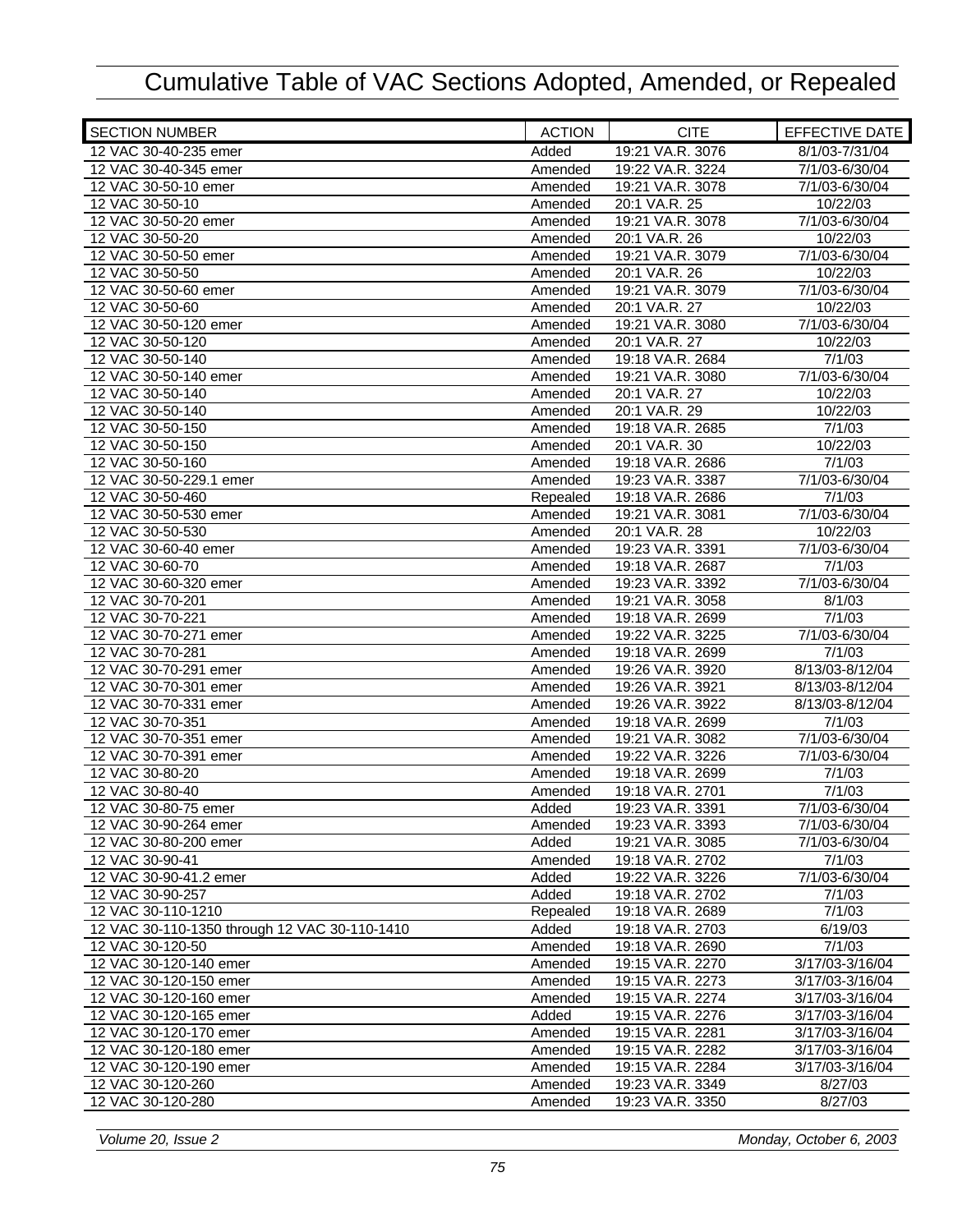# Cumulative Table of VAC Sections Adopted, Amended, or Repealed

| SECTION NUMBER | ACTION | CITE | EFFECTIVE DATE |
|---|---|---|---|
| 12 VAC 30-40-235 emer | Added | 19:21 VA.R. 3076 | 8/1/03-7/31/04 |
| 12 VAC 30-40-345 emer | Amended | 19:22 VA.R. 3224 | 7/1/03-6/30/04 |
| 12 VAC 30-50-10 emer | Amended | 19:21 VA.R. 3078 | 7/1/03-6/30/04 |
| 12 VAC 30-50-10 | Amended | 20:1 VA.R. 25 | 10/22/03 |
| 12 VAC 30-50-20 emer | Amended | 19:21 VA.R. 3078 | 7/1/03-6/30/04 |
| 12 VAC 30-50-20 | Amended | 20:1 VA.R. 26 | 10/22/03 |
| 12 VAC 30-50-50 emer | Amended | 19:21 VA.R. 3079 | 7/1/03-6/30/04 |
| 12 VAC 30-50-50 | Amended | 20:1 VA.R. 26 | 10/22/03 |
| 12 VAC 30-50-60 emer | Amended | 19:21 VA.R. 3079 | 7/1/03-6/30/04 |
| 12 VAC 30-50-60 | Amended | 20:1 VA.R. 27 | 10/22/03 |
| 12 VAC 30-50-120 emer | Amended | 19:21 VA.R. 3080 | 7/1/03-6/30/04 |
| 12 VAC 30-50-120 | Amended | 20:1 VA.R. 27 | 10/22/03 |
| 12 VAC 30-50-140 | Amended | 19:18 VA.R. 2684 | 7/1/03 |
| 12 VAC 30-50-140 emer | Amended | 19:21 VA.R. 3080 | 7/1/03-6/30/04 |
| 12 VAC 30-50-140 | Amended | 20:1 VA.R. 27 | 10/22/03 |
| 12 VAC 30-50-140 | Amended | 20:1 VA.R. 29 | 10/22/03 |
| 12 VAC 30-50-150 | Amended | 19:18 VA.R. 2685 | 7/1/03 |
| 12 VAC 30-50-150 | Amended | 20:1 VA.R. 30 | 10/22/03 |
| 12 VAC 30-50-160 | Amended | 19:18 VA.R. 2686 | 7/1/03 |
| 12 VAC 30-50-229.1 emer | Amended | 19:23 VA.R. 3387 | 7/1/03-6/30/04 |
| 12 VAC 30-50-460 | Repealed | 19:18 VA.R. 2686 | 7/1/03 |
| 12 VAC 30-50-530 emer | Amended | 19:21 VA.R. 3081 | 7/1/03-6/30/04 |
| 12 VAC 30-50-530 | Amended | 20:1 VA.R. 28 | 10/22/03 |
| 12 VAC 30-60-40 emer | Amended | 19:23 VA.R. 3391 | 7/1/03-6/30/04 |
| 12 VAC 30-60-70 | Amended | 19:18 VA.R. 2687 | 7/1/03 |
| 12 VAC 30-60-320 emer | Amended | 19:23 VA.R. 3392 | 7/1/03-6/30/04 |
| 12 VAC 30-70-201 | Amended | 19:21 VA.R. 3058 | 8/1/03 |
| 12 VAC 30-70-221 | Amended | 19:18 VA.R. 2699 | 7/1/03 |
| 12 VAC 30-70-271 emer | Amended | 19:22 VA.R. 3225 | 7/1/03-6/30/04 |
| 12 VAC 30-70-281 | Amended | 19:18 VA.R. 2699 | 7/1/03 |
| 12 VAC 30-70-291 emer | Amended | 19:26 VA.R. 3920 | 8/13/03-8/12/04 |
| 12 VAC 30-70-301 emer | Amended | 19:26 VA.R. 3921 | 8/13/03-8/12/04 |
| 12 VAC 30-70-331 emer | Amended | 19:26 VA.R. 3922 | 8/13/03-8/12/04 |
| 12 VAC 30-70-351 | Amended | 19:18 VA.R. 2699 | 7/1/03 |
| 12 VAC 30-70-351 emer | Amended | 19:21 VA.R. 3082 | 7/1/03-6/30/04 |
| 12 VAC 30-70-391 emer | Amended | 19:22 VA.R. 3226 | 7/1/03-6/30/04 |
| 12 VAC 30-80-20 | Amended | 19:18 VA.R. 2699 | 7/1/03 |
| 12 VAC 30-80-40 | Amended | 19:18 VA.R. 2701 | 7/1/03 |
| 12 VAC 30-80-75 emer | Added | 19:23 VA.R. 3391 | 7/1/03-6/30/04 |
| 12 VAC 30-90-264 emer | Amended | 19:23 VA.R. 3393 | 7/1/03-6/30/04 |
| 12 VAC 30-80-200 emer | Added | 19:21 VA.R. 3085 | 7/1/03-6/30/04 |
| 12 VAC 30-90-41 | Amended | 19:18 VA.R. 2702 | 7/1/03 |
| 12 VAC 30-90-41.2 emer | Added | 19:22 VA.R. 3226 | 7/1/03-6/30/04 |
| 12 VAC 30-90-257 | Added | 19:18 VA.R. 2702 | 7/1/03 |
| 12 VAC 30-110-1210 | Repealed | 19:18 VA.R. 2689 | 7/1/03 |
| 12 VAC 30-110-1350 through 12 VAC 30-110-1410 | Added | 19:18 VA.R. 2703 | 6/19/03 |
| 12 VAC 30-120-50 | Amended | 19:18 VA.R. 2690 | 7/1/03 |
| 12 VAC 30-120-140 emer | Amended | 19:15 VA.R. 2270 | 3/17/03-3/16/04 |
| 12 VAC 30-120-150 emer | Amended | 19:15 VA.R. 2273 | 3/17/03-3/16/04 |
| 12 VAC 30-120-160 emer | Amended | 19:15 VA.R. 2274 | 3/17/03-3/16/04 |
| 12 VAC 30-120-165 emer | Added | 19:15 VA.R. 2276 | 3/17/03-3/16/04 |
| 12 VAC 30-120-170 emer | Amended | 19:15 VA.R. 2281 | 3/17/03-3/16/04 |
| 12 VAC 30-120-180 emer | Amended | 19:15 VA.R. 2282 | 3/17/03-3/16/04 |
| 12 VAC 30-120-190 emer | Amended | 19:15 VA.R. 2284 | 3/17/03-3/16/04 |
| 12 VAC 30-120-260 | Amended | 19:23 VA.R. 3349 | 8/27/03 |
| 12 VAC 30-120-280 | Amended | 19:23 VA.R. 3350 | 8/27/03 |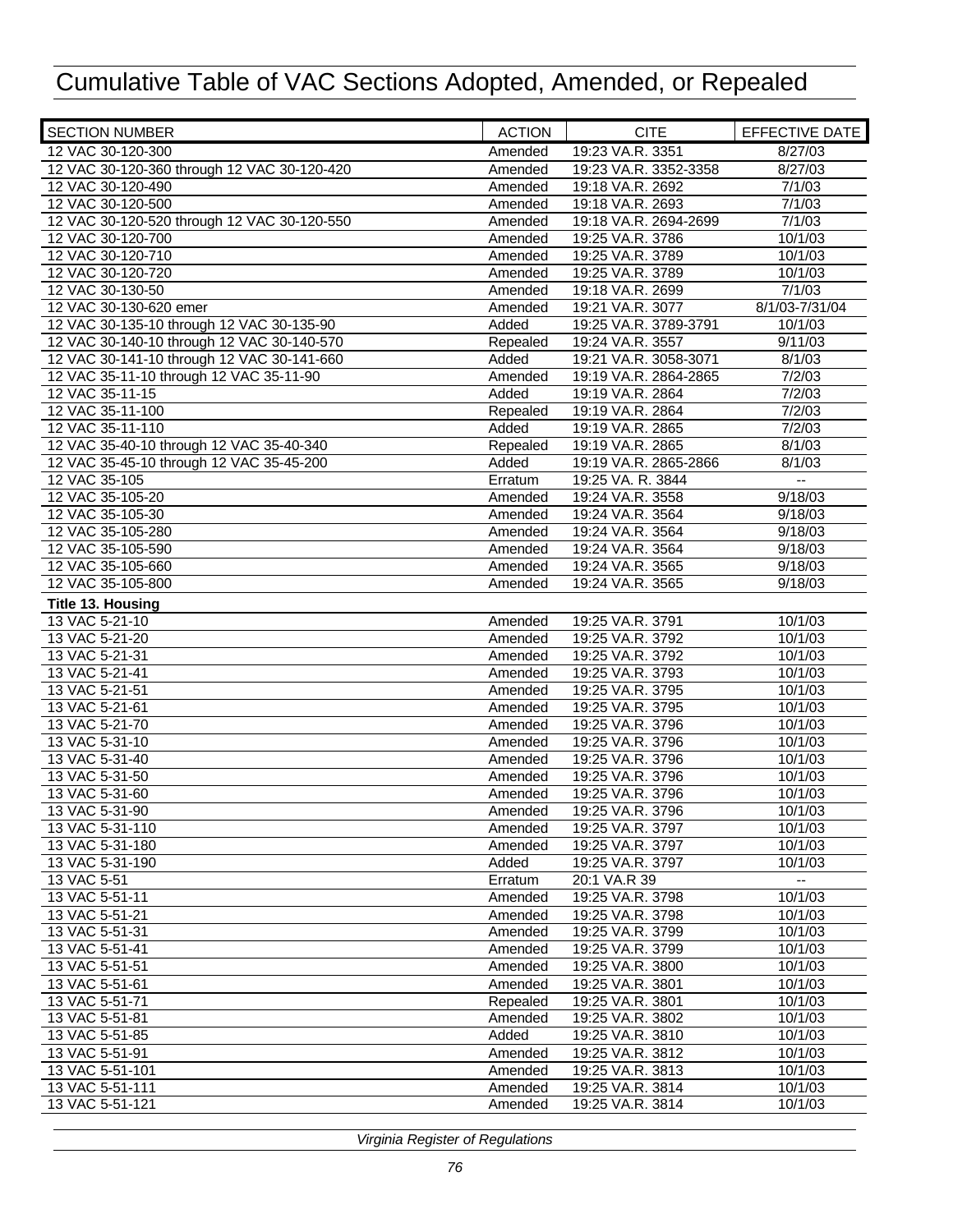# Cumulative Table of VAC Sections Adopted, Amended, or Repealed

| SECTION NUMBER | ACTION | CITE | EFFECTIVE DATE |
|---|---|---|---|
| 12 VAC 30-120-300 | Amended | 19:23 VA.R. 3351 | 8/27/03 |
| 12 VAC 30-120-360 through 12 VAC 30-120-420 | Amended | 19:23 VA.R. 3352-3358 | 8/27/03 |
| 12 VAC 30-120-490 | Amended | 19:18 VA.R. 2692 | 7/1/03 |
| 12 VAC 30-120-500 | Amended | 19:18 VA.R. 2693 | 7/1/03 |
| 12 VAC 30-120-520 through 12 VAC 30-120-550 | Amended | 19:18 VA.R. 2694-2699 | 7/1/03 |
| 12 VAC 30-120-700 | Amended | 19:25 VA.R. 3786 | 10/1/03 |
| 12 VAC 30-120-710 | Amended | 19:25 VA.R. 3789 | 10/1/03 |
| 12 VAC 30-120-720 | Amended | 19:25 VA.R. 3789 | 10/1/03 |
| 12 VAC 30-130-50 | Amended | 19:18 VA.R. 2699 | 7/1/03 |
| 12 VAC 30-130-620 emer | Amended | 19:21 VA.R. 3077 | 8/1/03-7/31/04 |
| 12 VAC 30-135-10 through 12 VAC 30-135-90 | Added | 19:25 VA.R. 3789-3791 | 10/1/03 |
| 12 VAC 30-140-10 through 12 VAC 30-140-570 | Repealed | 19:24 VA.R. 3557 | 9/11/03 |
| 12 VAC 30-141-10 through 12 VAC 30-141-660 | Added | 19:21 VA.R. 3058-3071 | 8/1/03 |
| 12 VAC 35-11-10 through 12 VAC 35-11-90 | Amended | 19:19 VA.R. 2864-2865 | 7/2/03 |
| 12 VAC 35-11-15 | Added | 19:19 VA.R. 2864 | 7/2/03 |
| 12 VAC 35-11-100 | Repealed | 19:19 VA.R. 2864 | 7/2/03 |
| 12 VAC 35-11-110 | Added | 19:19 VA.R. 2865 | 7/2/03 |
| 12 VAC 35-40-10 through 12 VAC 35-40-340 | Repealed | 19:19 VA.R. 2865 | 8/1/03 |
| 12 VAC 35-45-10 through 12 VAC 35-45-200 | Added | 19:19 VA.R. 2865-2866 | 8/1/03 |
| 12 VAC 35-105 | Erratum | 19:25 VA. R. 3844 | -- |
| 12 VAC 35-105-20 | Amended | 19:24 VA.R. 3558 | 9/18/03 |
| 12 VAC 35-105-30 | Amended | 19:24 VA.R. 3564 | 9/18/03 |
| 12 VAC 35-105-280 | Amended | 19:24 VA.R. 3564 | 9/18/03 |
| 12 VAC 35-105-590 | Amended | 19:24 VA.R. 3564 | 9/18/03 |
| 12 VAC 35-105-660 | Amended | 19:24 VA.R. 3565 | 9/18/03 |
| 12 VAC 35-105-800 | Amended | 19:24 VA.R. 3565 | 9/18/03 |
| **Title 13. Housing** | | | |
| 13 VAC 5-21-10 | Amended | 19:25 VA.R. 3791 | 10/1/03 |
| 13 VAC 5-21-20 | Amended | 19:25 VA.R. 3792 | 10/1/03 |
| 13 VAC 5-21-31 | Amended | 19:25 VA.R. 3792 | 10/1/03 |
| 13 VAC 5-21-41 | Amended | 19:25 VA.R. 3793 | 10/1/03 |
| 13 VAC 5-21-51 | Amended | 19:25 VA.R. 3795 | 10/1/03 |
| 13 VAC 5-21-61 | Amended | 19:25 VA.R. 3795 | 10/1/03 |
| 13 VAC 5-21-70 | Amended | 19:25 VA.R. 3796 | 10/1/03 |
| 13 VAC 5-31-10 | Amended | 19:25 VA.R. 3796 | 10/1/03 |
| 13 VAC 5-31-40 | Amended | 19:25 VA.R. 3796 | 10/1/03 |
| 13 VAC 5-31-50 | Amended | 19:25 VA.R. 3796 | 10/1/03 |
| 13 VAC 5-31-60 | Amended | 19:25 VA.R. 3796 | 10/1/03 |
| 13 VAC 5-31-90 | Amended | 19:25 VA.R. 3796 | 10/1/03 |
| 13 VAC 5-31-110 | Amended | 19:25 VA.R. 3797 | 10/1/03 |
| 13 VAC 5-31-180 | Amended | 19:25 VA.R. 3797 | 10/1/03 |
| 13 VAC 5-31-190 | Added | 19:25 VA.R. 3797 | 10/1/03 |
| 13 VAC 5-51 | Erratum | 20:1 VA.R 39 | -- |
| 13 VAC 5-51-11 | Amended | 19:25 VA.R. 3798 | 10/1/03 |
| 13 VAC 5-51-21 | Amended | 19:25 VA.R. 3798 | 10/1/03 |
| 13 VAC 5-51-31 | Amended | 19:25 VA.R. 3799 | 10/1/03 |
| 13 VAC 5-51-41 | Amended | 19:25 VA.R. 3799 | 10/1/03 |
| 13 VAC 5-51-51 | Amended | 19:25 VA.R. 3800 | 10/1/03 |
| 13 VAC 5-51-61 | Amended | 19:25 VA.R. 3801 | 10/1/03 |
| 13 VAC 5-51-71 | Repealed | 19:25 VA.R. 3801 | 10/1/03 |
| 13 VAC 5-51-81 | Amended | 19:25 VA.R. 3802 | 10/1/03 |
| 13 VAC 5-51-85 | Added | 19:25 VA.R. 3810 | 10/1/03 |
| 13 VAC 5-51-91 | Amended | 19:25 VA.R. 3812 | 10/1/03 |
| 13 VAC 5-51-101 | Amended | 19:25 VA.R. 3813 | 10/1/03 |
| 13 VAC 5-51-111 | Amended | 19:25 VA.R. 3814 | 10/1/03 |
| 13 VAC 5-51-121 | Amended | 19:25 VA.R. 3814 | 10/1/03 |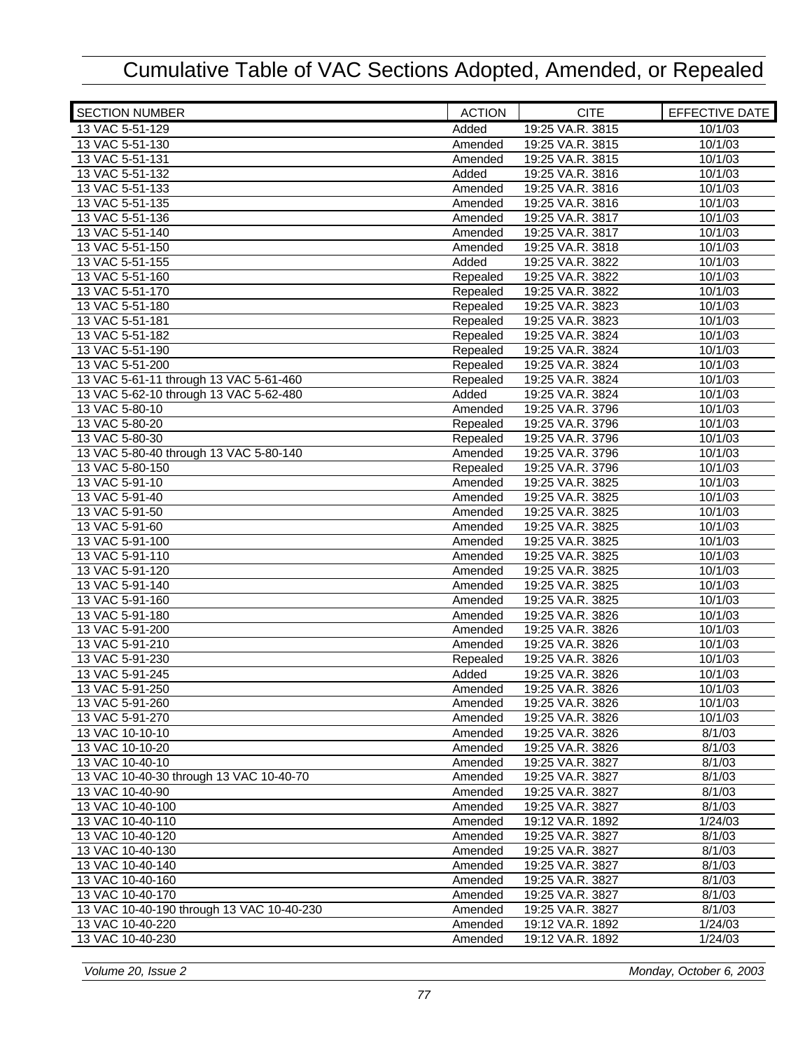# Cumulative Table of VAC Sections Adopted, Amended, or Repealed

| SECTION NUMBER | ACTION | CITE | EFFECTIVE DATE |
|---|---|---|---|
| 13 VAC 5-51-129 | Added | 19:25 VA.R. 3815 | 10/1/03 |
| 13 VAC 5-51-130 | Amended | 19:25 VA.R. 3815 | 10/1/03 |
| 13 VAC 5-51-131 | Amended | 19:25 VA.R. 3815 | 10/1/03 |
| 13 VAC 5-51-132 | Added | 19:25 VA.R. 3816 | 10/1/03 |
| 13 VAC 5-51-133 | Amended | 19:25 VA.R. 3816 | 10/1/03 |
| 13 VAC 5-51-135 | Amended | 19:25 VA.R. 3816 | 10/1/03 |
| 13 VAC 5-51-136 | Amended | 19:25 VA.R. 3817 | 10/1/03 |
| 13 VAC 5-51-140 | Amended | 19:25 VA.R. 3817 | 10/1/03 |
| 13 VAC 5-51-150 | Amended | 19:25 VA.R. 3818 | 10/1/03 |
| 13 VAC 5-51-155 | Added | 19:25 VA.R. 3822 | 10/1/03 |
| 13 VAC 5-51-160 | Repealed | 19:25 VA.R. 3822 | 10/1/03 |
| 13 VAC 5-51-170 | Repealed | 19:25 VA.R. 3822 | 10/1/03 |
| 13 VAC 5-51-180 | Repealed | 19:25 VA.R. 3823 | 10/1/03 |
| 13 VAC 5-51-181 | Repealed | 19:25 VA.R. 3823 | 10/1/03 |
| 13 VAC 5-51-182 | Repealed | 19:25 VA.R. 3824 | 10/1/03 |
| 13 VAC 5-51-190 | Repealed | 19:25 VA.R. 3824 | 10/1/03 |
| 13 VAC 5-51-200 | Repealed | 19:25 VA.R. 3824 | 10/1/03 |
| 13 VAC 5-61-11 through 13 VAC 5-61-460 | Repealed | 19:25 VA.R. 3824 | 10/1/03 |
| 13 VAC 5-62-10 through 13 VAC 5-62-480 | Added | 19:25 VA.R. 3824 | 10/1/03 |
| 13 VAC 5-80-10 | Amended | 19:25 VA.R. 3796 | 10/1/03 |
| 13 VAC 5-80-20 | Repealed | 19:25 VA.R. 3796 | 10/1/03 |
| 13 VAC 5-80-30 | Repealed | 19:25 VA.R. 3796 | 10/1/03 |
| 13 VAC 5-80-40 through 13 VAC 5-80-140 | Amended | 19:25 VA.R. 3796 | 10/1/03 |
| 13 VAC 5-80-150 | Repealed | 19:25 VA.R. 3796 | 10/1/03 |
| 13 VAC 5-91-10 | Amended | 19:25 VA.R. 3825 | 10/1/03 |
| 13 VAC 5-91-40 | Amended | 19:25 VA.R. 3825 | 10/1/03 |
| 13 VAC 5-91-50 | Amended | 19:25 VA.R. 3825 | 10/1/03 |
| 13 VAC 5-91-60 | Amended | 19:25 VA.R. 3825 | 10/1/03 |
| 13 VAC 5-91-100 | Amended | 19:25 VA.R. 3825 | 10/1/03 |
| 13 VAC 5-91-110 | Amended | 19:25 VA.R. 3825 | 10/1/03 |
| 13 VAC 5-91-120 | Amended | 19:25 VA.R. 3825 | 10/1/03 |
| 13 VAC 5-91-140 | Amended | 19:25 VA.R. 3825 | 10/1/03 |
| 13 VAC 5-91-160 | Amended | 19:25 VA.R. 3825 | 10/1/03 |
| 13 VAC 5-91-180 | Amended | 19:25 VA.R. 3826 | 10/1/03 |
| 13 VAC 5-91-200 | Amended | 19:25 VA.R. 3826 | 10/1/03 |
| 13 VAC 5-91-210 | Amended | 19:25 VA.R. 3826 | 10/1/03 |
| 13 VAC 5-91-230 | Repealed | 19:25 VA.R. 3826 | 10/1/03 |
| 13 VAC 5-91-245 | Added | 19:25 VA.R. 3826 | 10/1/03 |
| 13 VAC 5-91-250 | Amended | 19:25 VA.R. 3826 | 10/1/03 |
| 13 VAC 5-91-260 | Amended | 19:25 VA.R. 3826 | 10/1/03 |
| 13 VAC 5-91-270 | Amended | 19:25 VA.R. 3826 | 10/1/03 |
| 13 VAC 10-10-10 | Amended | 19:25 VA.R. 3826 | 8/1/03 |
| 13 VAC 10-10-20 | Amended | 19:25 VA.R. 3826 | 8/1/03 |
| 13 VAC 10-40-10 | Amended | 19:25 VA.R. 3827 | 8/1/03 |
| 13 VAC 10-40-30 through 13 VAC 10-40-70 | Amended | 19:25 VA.R. 3827 | 8/1/03 |
| 13 VAC 10-40-90 | Amended | 19:25 VA.R. 3827 | 8/1/03 |
| 13 VAC 10-40-100 | Amended | 19:25 VA.R. 3827 | 8/1/03 |
| 13 VAC 10-40-110 | Amended | 19:12 VA.R. 1892 | 1/24/03 |
| 13 VAC 10-40-120 | Amended | 19:25 VA.R. 3827 | 8/1/03 |
| 13 VAC 10-40-130 | Amended | 19:25 VA.R. 3827 | 8/1/03 |
| 13 VAC 10-40-140 | Amended | 19:25 VA.R. 3827 | 8/1/03 |
| 13 VAC 10-40-160 | Amended | 19:25 VA.R. 3827 | 8/1/03 |
| 13 VAC 10-40-170 | Amended | 19:25 VA.R. 3827 | 8/1/03 |
| 13 VAC 10-40-190 through 13 VAC 10-40-230 | Amended | 19:25 VA.R. 3827 | 8/1/03 |
| 13 VAC 10-40-220 | Amended | 19:12 VA.R. 1892 | 1/24/03 |
| 13 VAC 10-40-230 | Amended | 19:12 VA.R. 1892 | 1/24/03 |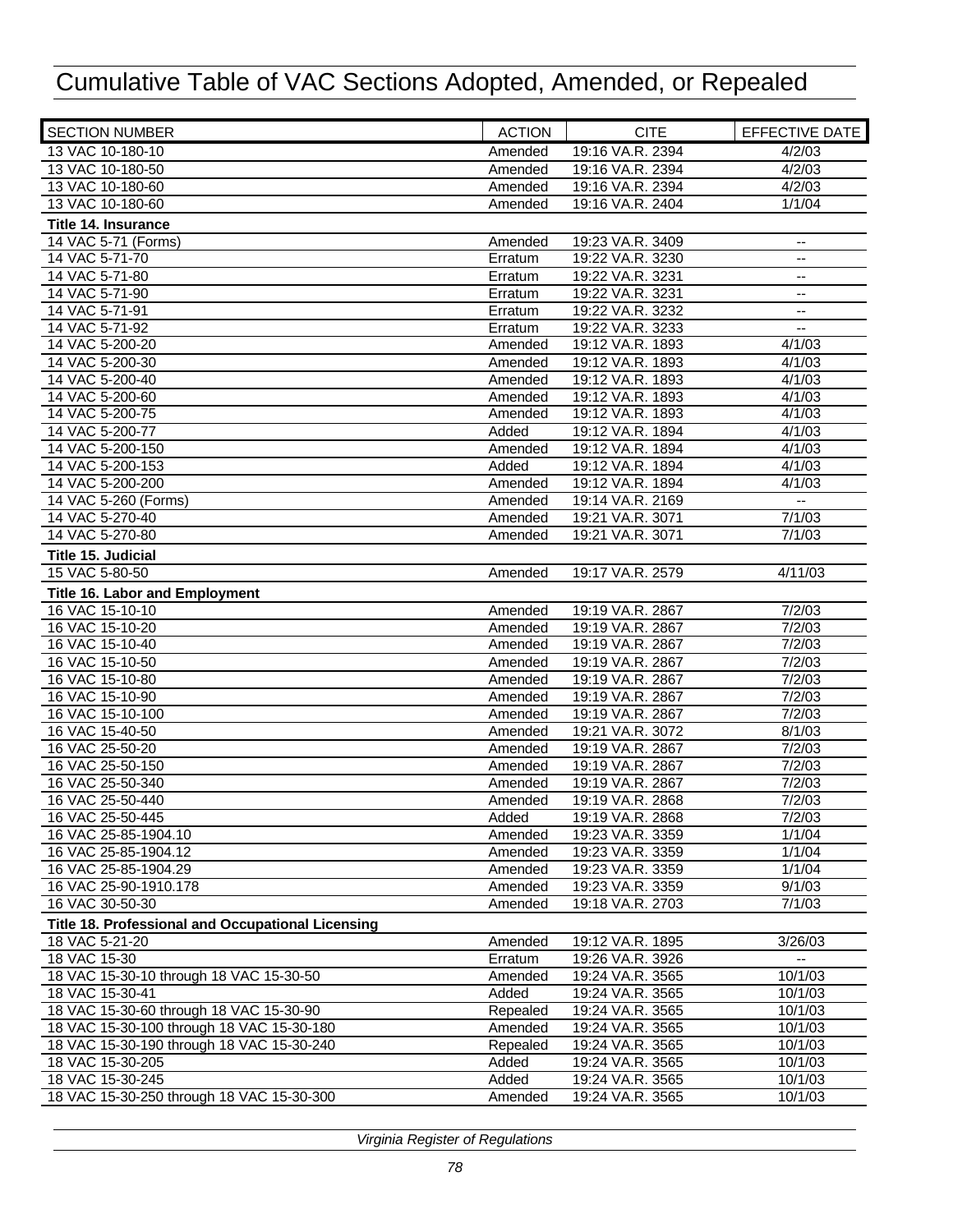# Cumulative Table of VAC Sections Adopted, Amended, or Repealed

| SECTION NUMBER | ACTION | CITE | EFFECTIVE DATE |
|---|---|---|---|
| 13 VAC 10-180-10 | Amended | 19:16 VA.R. 2394 | 4/2/03 |
| 13 VAC 10-180-50 | Amended | 19:16 VA.R. 2394 | 4/2/03 |
| 13 VAC 10-180-60 | Amended | 19:16 VA.R. 2394 | 4/2/03 |
| 13 VAC 10-180-60 | Amended | 19:16 VA.R. 2404 | 1/1/04 |
| **Title 14. Insurance** | | | |
| 14 VAC 5-71 (Forms) | Amended | 19:23 VA.R. 3409 | -- |
| 14 VAC 5-71-70 | Erratum | 19:22 VA.R. 3230 | -- |
| 14 VAC 5-71-80 | Erratum | 19:22 VA.R. 3231 | -- |
| 14 VAC 5-71-90 | Erratum | 19:22 VA.R. 3231 | -- |
| 14 VAC 5-71-91 | Erratum | 19:22 VA.R. 3232 | -- |
| 14 VAC 5-71-92 | Erratum | 19:22 VA.R. 3233 | -- |
| 14 VAC 5-200-20 | Amended | 19:12 VA.R. 1893 | 4/1/03 |
| 14 VAC 5-200-30 | Amended | 19:12 VA.R. 1893 | 4/1/03 |
| 14 VAC 5-200-40 | Amended | 19:12 VA.R. 1893 | 4/1/03 |
| 14 VAC 5-200-60 | Amended | 19:12 VA.R. 1893 | 4/1/03 |
| 14 VAC 5-200-75 | Amended | 19:12 VA.R. 1893 | 4/1/03 |
| 14 VAC 5-200-77 | Added | 19:12 VA.R. 1894 | 4/1/03 |
| 14 VAC 5-200-150 | Amended | 19:12 VA.R. 1894 | 4/1/03 |
| 14 VAC 5-200-153 | Added | 19:12 VA.R. 1894 | 4/1/03 |
| 14 VAC 5-200-200 | Amended | 19:12 VA.R. 1894 | 4/1/03 |
| 14 VAC 5-260 (Forms) | Amended | 19:14 VA.R. 2169 | -- |
| 14 VAC 5-270-40 | Amended | 19:21 VA.R. 3071 | 7/1/03 |
| 14 VAC 5-270-80 | Amended | 19:21 VA.R. 3071 | 7/1/03 |
| **Title 15. Judicial** | | | |
| 15 VAC 5-80-50 | Amended | 19:17 VA.R. 2579 | 4/11/03 |
| **Title 16. Labor and Employment** | | | |
| 16 VAC 15-10-10 | Amended | 19:19 VA.R. 2867 | 7/2/03 |
| 16 VAC 15-10-20 | Amended | 19:19 VA.R. 2867 | 7/2/03 |
| 16 VAC 15-10-40 | Amended | 19:19 VA.R. 2867 | 7/2/03 |
| 16 VAC 15-10-50 | Amended | 19:19 VA.R. 2867 | 7/2/03 |
| 16 VAC 15-10-80 | Amended | 19:19 VA.R. 2867 | 7/2/03 |
| 16 VAC 15-10-90 | Amended | 19:19 VA.R. 2867 | 7/2/03 |
| 16 VAC 15-10-100 | Amended | 19:19 VA.R. 2867 | 7/2/03 |
| 16 VAC 15-40-50 | Amended | 19:21 VA.R. 3072 | 8/1/03 |
| 16 VAC 25-50-20 | Amended | 19:19 VA.R. 2867 | 7/2/03 |
| 16 VAC 25-50-150 | Amended | 19:19 VA.R. 2867 | 7/2/03 |
| 16 VAC 25-50-340 | Amended | 19:19 VA.R. 2867 | 7/2/03 |
| 16 VAC 25-50-440 | Amended | 19:19 VA.R. 2868 | 7/2/03 |
| 16 VAC 25-50-445 | Added | 19:19 VA.R. 2868 | 7/2/03 |
| 16 VAC 25-85-1904.10 | Amended | 19:23 VA.R. 3359 | 1/1/04 |
| 16 VAC 25-85-1904.12 | Amended | 19:23 VA.R. 3359 | 1/1/04 |
| 16 VAC 25-85-1904.29 | Amended | 19:23 VA.R. 3359 | 1/1/04 |
| 16 VAC 25-90-1910.178 | Amended | 19:23 VA.R. 3359 | 9/1/03 |
| 16 VAC 30-50-30 | Amended | 19:18 VA.R. 2703 | 7/1/03 |
| **Title 18. Professional and Occupational Licensing** | | | |
| 18 VAC 5-21-20 | Amended | 19:12 VA.R. 1895 | 3/26/03 |
| 18 VAC 15-30 | Erratum | 19:26 VA.R. 3926 | -- |
| 18 VAC 15-30-10 through 18 VAC 15-30-50 | Amended | 19:24 VA.R. 3565 | 10/1/03 |
| 18 VAC 15-30-41 | Added | 19:24 VA.R. 3565 | 10/1/03 |
| 18 VAC 15-30-60 through 18 VAC 15-30-90 | Repealed | 19:24 VA.R. 3565 | 10/1/03 |
| 18 VAC 15-30-100 through 18 VAC 15-30-180 | Amended | 19:24 VA.R. 3565 | 10/1/03 |
| 18 VAC 15-30-190 through 18 VAC 15-30-240 | Repealed | 19:24 VA.R. 3565 | 10/1/03 |
| 18 VAC 15-30-205 | Added | 19:24 VA.R. 3565 | 10/1/03 |
| 18 VAC 15-30-245 | Added | 19:24 VA.R. 3565 | 10/1/03 |
| 18 VAC 15-30-250 through 18 VAC 15-30-300 | Amended | 19:24 VA.R. 3565 | 10/1/03 |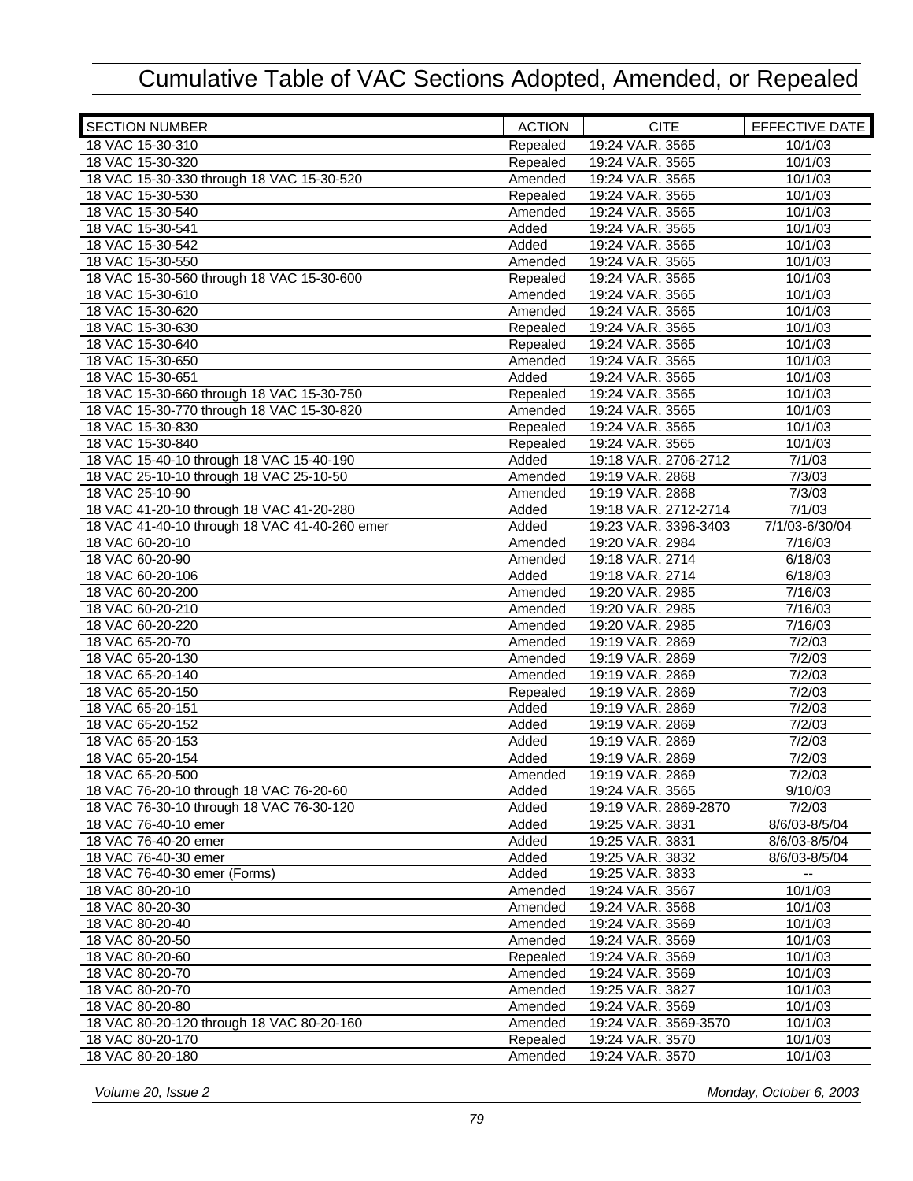# Cumulative Table of VAC Sections Adopted, Amended, or Repealed

| SECTION NUMBER | ACTION | CITE | EFFECTIVE DATE |
|---|---|---|---|
| 18 VAC 15-30-310 | Repealed | 19:24 VA.R. 3565 | 10/1/03 |
| 18 VAC 15-30-320 | Repealed | 19:24 VA.R. 3565 | 10/1/03 |
| 18 VAC 15-30-330 through 18 VAC 15-30-520 | Amended | 19:24 VA.R. 3565 | 10/1/03 |
| 18 VAC 15-30-530 | Repealed | 19:24 VA.R. 3565 | 10/1/03 |
| 18 VAC 15-30-540 | Amended | 19:24 VA.R. 3565 | 10/1/03 |
| 18 VAC 15-30-541 | Added | 19:24 VA.R. 3565 | 10/1/03 |
| 18 VAC 15-30-542 | Added | 19:24 VA.R. 3565 | 10/1/03 |
| 18 VAC 15-30-550 | Amended | 19:24 VA.R. 3565 | 10/1/03 |
| 18 VAC 15-30-560 through 18 VAC 15-30-600 | Repealed | 19:24 VA.R. 3565 | 10/1/03 |
| 18 VAC 15-30-610 | Amended | 19:24 VA.R. 3565 | 10/1/03 |
| 18 VAC 15-30-620 | Amended | 19:24 VA.R. 3565 | 10/1/03 |
| 18 VAC 15-30-630 | Repealed | 19:24 VA.R. 3565 | 10/1/03 |
| 18 VAC 15-30-640 | Repealed | 19:24 VA.R. 3565 | 10/1/03 |
| 18 VAC 15-30-650 | Amended | 19:24 VA.R. 3565 | 10/1/03 |
| 18 VAC 15-30-651 | Added | 19:24 VA.R. 3565 | 10/1/03 |
| 18 VAC 15-30-660 through 18 VAC 15-30-750 | Repealed | 19:24 VA.R. 3565 | 10/1/03 |
| 18 VAC 15-30-770 through 18 VAC 15-30-820 | Amended | 19:24 VA.R. 3565 | 10/1/03 |
| 18 VAC 15-30-830 | Repealed | 19:24 VA.R. 3565 | 10/1/03 |
| 18 VAC 15-30-840 | Repealed | 19:24 VA.R. 3565 | 10/1/03 |
| 18 VAC 15-40-10 through 18 VAC 15-40-190 | Added | 19:18 VA.R. 2706-2712 | 7/1/03 |
| 18 VAC 25-10-10 through 18 VAC 25-10-50 | Amended | 19:19 VA.R. 2868 | 7/3/03 |
| 18 VAC 25-10-90 | Amended | 19:19 VA.R. 2868 | 7/3/03 |
| 18 VAC 41-20-10 through 18 VAC 41-20-280 | Added | 19:18 VA.R. 2712-2714 | 7/1/03 |
| 18 VAC 41-40-10 through 18 VAC 41-40-260 emer | Added | 19:23 VA.R. 3396-3403 | 7/1/03-6/30/04 |
| 18 VAC 60-20-10 | Amended | 19:20 VA.R. 2984 | 7/16/03 |
| 18 VAC 60-20-90 | Amended | 19:18 VA.R. 2714 | 6/18/03 |
| 18 VAC 60-20-106 | Added | 19:18 VA.R. 2714 | 6/18/03 |
| 18 VAC 60-20-200 | Amended | 19:20 VA.R. 2985 | 7/16/03 |
| 18 VAC 60-20-210 | Amended | 19:20 VA.R. 2985 | 7/16/03 |
| 18 VAC 60-20-220 | Amended | 19:20 VA.R. 2985 | 7/16/03 |
| 18 VAC 65-20-70 | Amended | 19:19 VA.R. 2869 | 7/2/03 |
| 18 VAC 65-20-130 | Amended | 19:19 VA.R. 2869 | 7/2/03 |
| 18 VAC 65-20-140 | Amended | 19:19 VA.R. 2869 | 7/2/03 |
| 18 VAC 65-20-150 | Repealed | 19:19 VA.R. 2869 | 7/2/03 |
| 18 VAC 65-20-151 | Added | 19:19 VA.R. 2869 | 7/2/03 |
| 18 VAC 65-20-152 | Added | 19:19 VA.R. 2869 | 7/2/03 |
| 18 VAC 65-20-153 | Added | 19:19 VA.R. 2869 | 7/2/03 |
| 18 VAC 65-20-154 | Added | 19:19 VA.R. 2869 | 7/2/03 |
| 18 VAC 65-20-500 | Amended | 19:19 VA.R. 2869 | 7/2/03 |
| 18 VAC 76-20-10 through 18 VAC 76-20-60 | Added | 19:24 VA.R. 3565 | 9/10/03 |
| 18 VAC 76-30-10 through 18 VAC 76-30-120 | Added | 19:19 VA.R. 2869-2870 | 7/2/03 |
| 18 VAC 76-40-10 emer | Added | 19:25 VA.R. 3831 | 8/6/03-8/5/04 |
| 18 VAC 76-40-20 emer | Added | 19:25 VA.R. 3831 | 8/6/03-8/5/04 |
| 18 VAC 76-40-30 emer | Added | 19:25 VA.R. 3832 | 8/6/03-8/5/04 |
| 18 VAC 76-40-30 emer (Forms) | Added | 19:25 VA.R. 3833 | -- |
| 18 VAC 80-20-10 | Amended | 19:24 VA.R. 3567 | 10/1/03 |
| 18 VAC 80-20-30 | Amended | 19:24 VA.R. 3568 | 10/1/03 |
| 18 VAC 80-20-40 | Amended | 19:24 VA.R. 3569 | 10/1/03 |
| 18 VAC 80-20-50 | Amended | 19:24 VA.R. 3569 | 10/1/03 |
| 18 VAC 80-20-60 | Repealed | 19:24 VA.R. 3569 | 10/1/03 |
| 18 VAC 80-20-70 | Amended | 19:24 VA.R. 3569 | 10/1/03 |
| 18 VAC 80-20-70 | Amended | 19:25 VA.R. 3827 | 10/1/03 |
| 18 VAC 80-20-80 | Amended | 19:24 VA.R. 3569 | 10/1/03 |
| 18 VAC 80-20-120 through 18 VAC 80-20-160 | Amended | 19:24 VA.R. 3569-3570 | 10/1/03 |
| 18 VAC 80-20-170 | Repealed | 19:24 VA.R. 3570 | 10/1/03 |
| 18 VAC 80-20-180 | Amended | 19:24 VA.R. 3570 | 10/1/03 |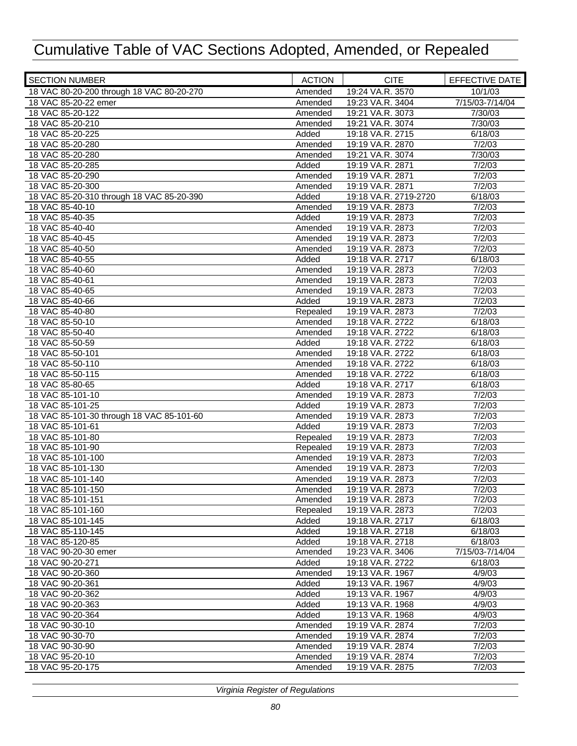# Cumulative Table of VAC Sections Adopted, Amended, or Repealed

| SECTION NUMBER | ACTION | CITE | EFFECTIVE DATE |
|---|---|---|---|
| 18 VAC 80-20-200 through 18 VAC 80-20-270 | Amended | 19:24 VA.R. 3570 | 10/1/03 |
| 18 VAC 85-20-22 emer | Amended | 19:23 VA.R. 3404 | 7/15/03-7/14/04 |
| 18 VAC 85-20-122 | Amended | 19:21 VA.R. 3073 | 7/30/03 |
| 18 VAC 85-20-210 | Amended | 19:21 VA.R. 3074 | 7/30/03 |
| 18 VAC 85-20-225 | Added | 19:18 VA.R. 2715 | 6/18/03 |
| 18 VAC 85-20-280 | Amended | 19:19 VA.R. 2870 | 7/2/03 |
| 18 VAC 85-20-280 | Amended | 19:21 VA.R. 3074 | 7/30/03 |
| 18 VAC 85-20-285 | Added | 19:19 VA.R. 2871 | 7/2/03 |
| 18 VAC 85-20-290 | Amended | 19:19 VA.R. 2871 | 7/2/03 |
| 18 VAC 85-20-300 | Amended | 19:19 VA.R. 2871 | 7/2/03 |
| 18 VAC 85-20-310 through 18 VAC 85-20-390 | Added | 19:18 VA.R. 2719-2720 | 6/18/03 |
| 18 VAC 85-40-10 | Amended | 19:19 VA.R. 2873 | 7/2/03 |
| 18 VAC 85-40-35 | Added | 19:19 VA.R. 2873 | 7/2/03 |
| 18 VAC 85-40-40 | Amended | 19:19 VA.R. 2873 | 7/2/03 |
| 18 VAC 85-40-45 | Amended | 19:19 VA.R. 2873 | 7/2/03 |
| 18 VAC 85-40-50 | Amended | 19:19 VA.R. 2873 | 7/2/03 |
| 18 VAC 85-40-55 | Added | 19:18 VA.R. 2717 | 6/18/03 |
| 18 VAC 85-40-60 | Amended | 19:19 VA.R. 2873 | 7/2/03 |
| 18 VAC 85-40-61 | Amended | 19:19 VA.R. 2873 | 7/2/03 |
| 18 VAC 85-40-65 | Amended | 19:19 VA.R. 2873 | 7/2/03 |
| 18 VAC 85-40-66 | Added | 19:19 VA.R. 2873 | 7/2/03 |
| 18 VAC 85-40-80 | Repealed | 19:19 VA.R. 2873 | 7/2/03 |
| 18 VAC 85-50-10 | Amended | 19:18 VA.R. 2722 | 6/18/03 |
| 18 VAC 85-50-40 | Amended | 19:18 VA.R. 2722 | 6/18/03 |
| 18 VAC 85-50-59 | Added | 19:18 VA.R. 2722 | 6/18/03 |
| 18 VAC 85-50-101 | Amended | 19:18 VA.R. 2722 | 6/18/03 |
| 18 VAC 85-50-110 | Amended | 19:18 VA.R. 2722 | 6/18/03 |
| 18 VAC 85-50-115 | Amended | 19:18 VA.R. 2722 | 6/18/03 |
| 18 VAC 85-80-65 | Added | 19:18 VA.R. 2717 | 6/18/03 |
| 18 VAC 85-101-10 | Amended | 19:19 VA.R. 2873 | 7/2/03 |
| 18 VAC 85-101-25 | Added | 19:19 VA.R. 2873 | 7/2/03 |
| 18 VAC 85-101-30 through 18 VAC 85-101-60 | Amended | 19:19 VA.R. 2873 | 7/2/03 |
| 18 VAC 85-101-61 | Added | 19:19 VA.R. 2873 | 7/2/03 |
| 18 VAC 85-101-80 | Repealed | 19:19 VA.R. 2873 | 7/2/03 |
| 18 VAC 85-101-90 | Repealed | 19:19 VA.R. 2873 | 7/2/03 |
| 18 VAC 85-101-100 | Amended | 19:19 VA.R. 2873 | 7/2/03 |
| 18 VAC 85-101-130 | Amended | 19:19 VA.R. 2873 | 7/2/03 |
| 18 VAC 85-101-140 | Amended | 19:19 VA.R. 2873 | 7/2/03 |
| 18 VAC 85-101-150 | Amended | 19:19 VA.R. 2873 | 7/2/03 |
| 18 VAC 85-101-151 | Amended | 19:19 VA.R. 2873 | 7/2/03 |
| 18 VAC 85-101-160 | Repealed | 19:19 VA.R. 2873 | 7/2/03 |
| 18 VAC 85-101-145 | Added | 19:18 VA.R. 2717 | 6/18/03 |
| 18 VAC 85-110-145 | Added | 19:18 VA.R. 2718 | 6/18/03 |
| 18 VAC 85-120-85 | Added | 19:18 VA.R. 2718 | 6/18/03 |
| 18 VAC 90-20-30 emer | Amended | 19:23 VA.R. 3406 | 7/15/03-7/14/04 |
| 18 VAC 90-20-271 | Added | 19:18 VA.R. 2722 | 6/18/03 |
| 18 VAC 90-20-360 | Amended | 19:13 VA.R. 1967 | 4/9/03 |
| 18 VAC 90-20-361 | Added | 19:13 VA.R. 1967 | 4/9/03 |
| 18 VAC 90-20-362 | Added | 19:13 VA.R. 1967 | 4/9/03 |
| 18 VAC 90-20-363 | Added | 19:13 VA.R. 1968 | 4/9/03 |
| 18 VAC 90-20-364 | Added | 19:13 VA.R. 1968 | 4/9/03 |
| 18 VAC 90-30-10 | Amended | 19:19 VA.R. 2874 | 7/2/03 |
| 18 VAC 90-30-70 | Amended | 19:19 VA.R. 2874 | 7/2/03 |
| 18 VAC 90-30-90 | Amended | 19:19 VA.R. 2874 | 7/2/03 |
| 18 VAC 95-20-10 | Amended | 19:19 VA.R. 2874 | 7/2/03 |
| 18 VAC 95-20-175 | Amended | 19:19 VA.R. 2875 | 7/2/03 |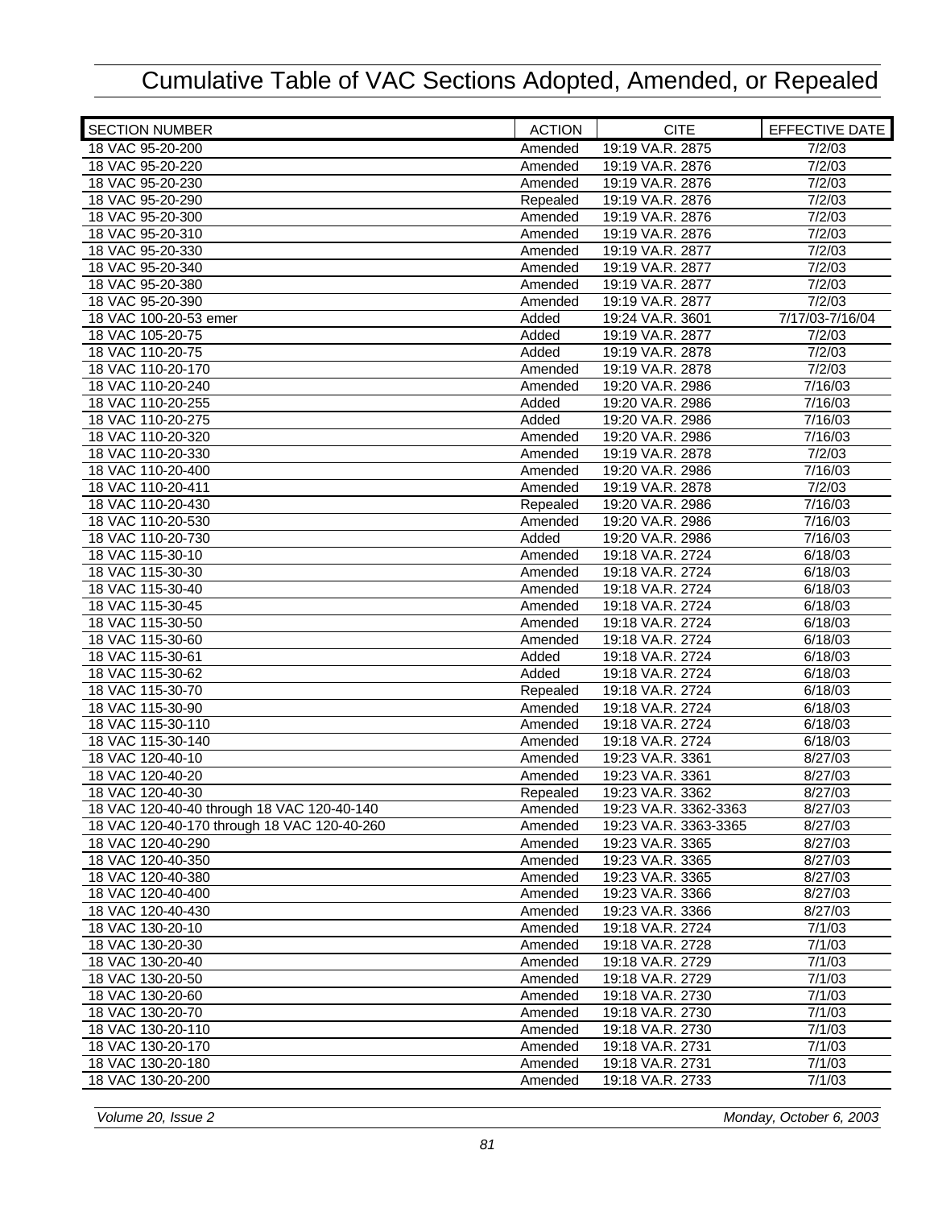# Cumulative Table of VAC Sections Adopted, Amended, or Repealed

| SECTION NUMBER | ACTION | CITE | EFFECTIVE DATE |
|---|---|---|---|
| 18 VAC 95-20-200 | Amended | 19:19 VA.R. 2875 | 7/2/03 |
| 18 VAC 95-20-220 | Amended | 19:19 VA.R. 2876 | 7/2/03 |
| 18 VAC 95-20-230 | Amended | 19:19 VA.R. 2876 | 7/2/03 |
| 18 VAC 95-20-290 | Repealed | 19:19 VA.R. 2876 | 7/2/03 |
| 18 VAC 95-20-300 | Amended | 19:19 VA.R. 2876 | 7/2/03 |
| 18 VAC 95-20-310 | Amended | 19:19 VA.R. 2876 | 7/2/03 |
| 18 VAC 95-20-330 | Amended | 19:19 VA.R. 2877 | 7/2/03 |
| 18 VAC 95-20-340 | Amended | 19:19 VA.R. 2877 | 7/2/03 |
| 18 VAC 95-20-380 | Amended | 19:19 VA.R. 2877 | 7/2/03 |
| 18 VAC 95-20-390 | Amended | 19:19 VA.R. 2877 | 7/2/03 |
| 18 VAC 100-20-53 emer | Added | 19:24 VA.R. 3601 | 7/17/03-7/16/04 |
| 18 VAC 105-20-75 | Added | 19:19 VA.R. 2877 | 7/2/03 |
| 18 VAC 110-20-75 | Added | 19:19 VA.R. 2878 | 7/2/03 |
| 18 VAC 110-20-170 | Amended | 19:19 VA.R. 2878 | 7/2/03 |
| 18 VAC 110-20-240 | Amended | 19:20 VA.R. 2986 | 7/16/03 |
| 18 VAC 110-20-255 | Added | 19:20 VA.R. 2986 | 7/16/03 |
| 18 VAC 110-20-275 | Added | 19:20 VA.R. 2986 | 7/16/03 |
| 18 VAC 110-20-320 | Amended | 19:20 VA.R. 2986 | 7/16/03 |
| 18 VAC 110-20-330 | Amended | 19:19 VA.R. 2878 | 7/2/03 |
| 18 VAC 110-20-400 | Amended | 19:20 VA.R. 2986 | 7/16/03 |
| 18 VAC 110-20-411 | Amended | 19:19 VA.R. 2878 | 7/2/03 |
| 18 VAC 110-20-430 | Repealed | 19:20 VA.R. 2986 | 7/16/03 |
| 18 VAC 110-20-530 | Amended | 19:20 VA.R. 2986 | 7/16/03 |
| 18 VAC 110-20-730 | Added | 19:20 VA.R. 2986 | 7/16/03 |
| 18 VAC 115-30-10 | Amended | 19:18 VA.R. 2724 | 6/18/03 |
| 18 VAC 115-30-30 | Amended | 19:18 VA.R. 2724 | 6/18/03 |
| 18 VAC 115-30-40 | Amended | 19:18 VA.R. 2724 | 6/18/03 |
| 18 VAC 115-30-45 | Amended | 19:18 VA.R. 2724 | 6/18/03 |
| 18 VAC 115-30-50 | Amended | 19:18 VA.R. 2724 | 6/18/03 |
| 18 VAC 115-30-60 | Amended | 19:18 VA.R. 2724 | 6/18/03 |
| 18 VAC 115-30-61 | Added | 19:18 VA.R. 2724 | 6/18/03 |
| 18 VAC 115-30-62 | Added | 19:18 VA.R. 2724 | 6/18/03 |
| 18 VAC 115-30-70 | Repealed | 19:18 VA.R. 2724 | 6/18/03 |
| 18 VAC 115-30-90 | Amended | 19:18 VA.R. 2724 | 6/18/03 |
| 18 VAC 115-30-110 | Amended | 19:18 VA.R. 2724 | 6/18/03 |
| 18 VAC 115-30-140 | Amended | 19:18 VA.R. 2724 | 6/18/03 |
| 18 VAC 120-40-10 | Amended | 19:23 VA.R. 3361 | 8/27/03 |
| 18 VAC 120-40-20 | Amended | 19:23 VA.R. 3361 | 8/27/03 |
| 18 VAC 120-40-30 | Repealed | 19:23 VA.R. 3362 | 8/27/03 |
| 18 VAC 120-40-40 through 18 VAC 120-40-140 | Amended | 19:23 VA.R. 3362-3363 | 8/27/03 |
| 18 VAC 120-40-170 through 18 VAC 120-40-260 | Amended | 19:23 VA.R. 3363-3365 | 8/27/03 |
| 18 VAC 120-40-290 | Amended | 19:23 VA.R. 3365 | 8/27/03 |
| 18 VAC 120-40-350 | Amended | 19:23 VA.R. 3365 | 8/27/03 |
| 18 VAC 120-40-380 | Amended | 19:23 VA.R. 3365 | 8/27/03 |
| 18 VAC 120-40-400 | Amended | 19:23 VA.R. 3366 | 8/27/03 |
| 18 VAC 120-40-430 | Amended | 19:23 VA.R. 3366 | 8/27/03 |
| 18 VAC 130-20-10 | Amended | 19:18 VA.R. 2724 | 7/1/03 |
| 18 VAC 130-20-30 | Amended | 19:18 VA.R. 2728 | 7/1/03 |
| 18 VAC 130-20-40 | Amended | 19:18 VA.R. 2729 | 7/1/03 |
| 18 VAC 130-20-50 | Amended | 19:18 VA.R. 2729 | 7/1/03 |
| 18 VAC 130-20-60 | Amended | 19:18 VA.R. 2730 | 7/1/03 |
| 18 VAC 130-20-70 | Amended | 19:18 VA.R. 2730 | 7/1/03 |
| 18 VAC 130-20-110 | Amended | 19:18 VA.R. 2730 | 7/1/03 |
| 18 VAC 130-20-170 | Amended | 19:18 VA.R. 2731 | 7/1/03 |
| 18 VAC 130-20-180 | Amended | 19:18 VA.R. 2731 | 7/1/03 |
| 18 VAC 130-20-200 | Amended | 19:18 VA.R. 2733 | 7/1/03 |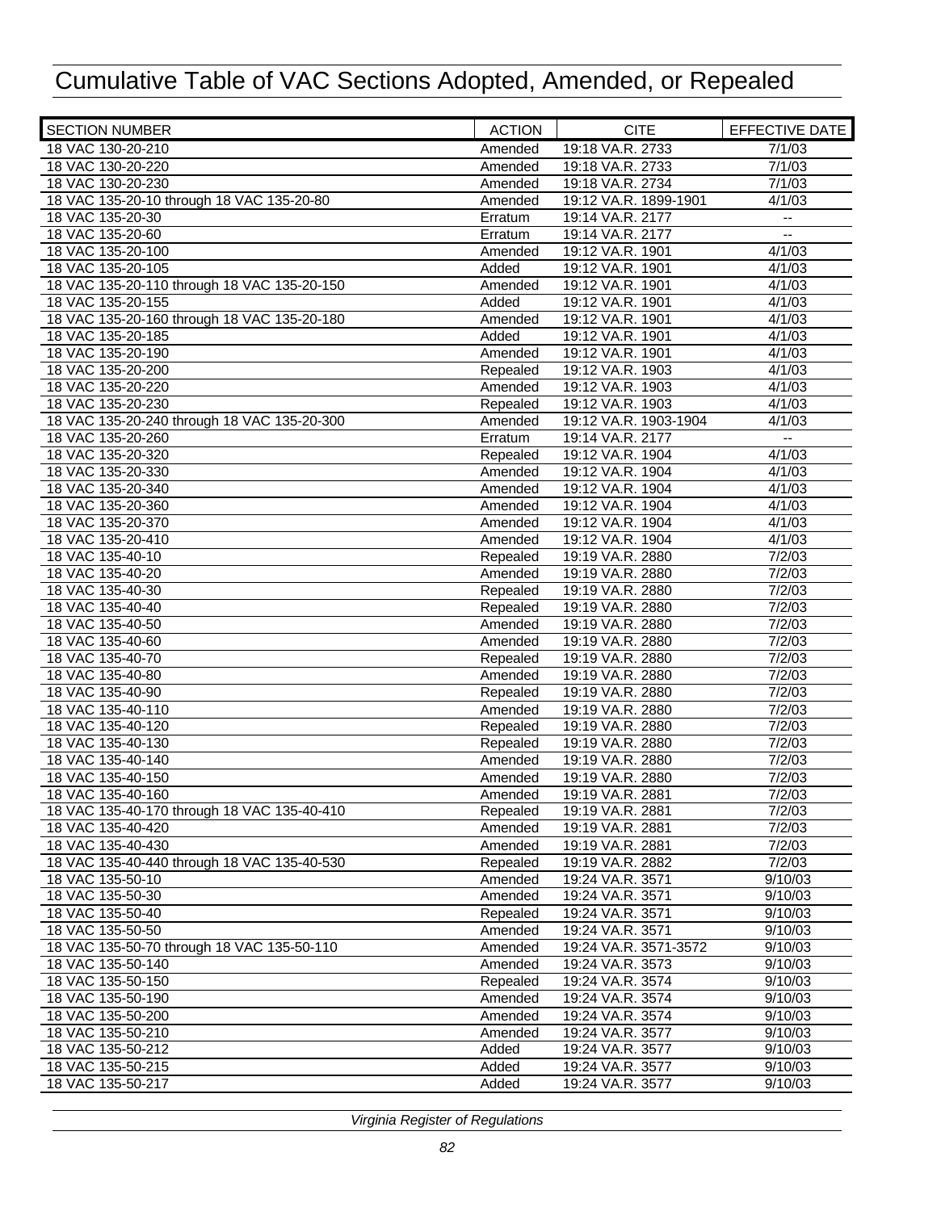# Cumulative Table of VAC Sections Adopted, Amended, or Repealed

| SECTION NUMBER | ACTION | CITE | EFFECTIVE DATE |
|---|---|---|---|
| 18 VAC 130-20-210 | Amended | 19:18 VA.R. 2733 | 7/1/03 |
| 18 VAC 130-20-220 | Amended | 19:18 VA.R. 2733 | 7/1/03 |
| 18 VAC 130-20-230 | Amended | 19:18 VA.R. 2734 | 7/1/03 |
| 18 VAC 135-20-10 through 18 VAC 135-20-80 | Amended | 19:12 VA.R. 1899-1901 | 4/1/03 |
| 18 VAC 135-20-30 | Erratum | 19:14 VA.R. 2177 | -- |
| 18 VAC 135-20-60 | Erratum | 19:14 VA.R. 2177 | -- |
| 18 VAC 135-20-100 | Amended | 19:12 VA.R. 1901 | 4/1/03 |
| 18 VAC 135-20-105 | Added | 19:12 VA.R. 1901 | 4/1/03 |
| 18 VAC 135-20-110 through 18 VAC 135-20-150 | Amended | 19:12 VA.R. 1901 | 4/1/03 |
| 18 VAC 135-20-155 | Added | 19:12 VA.R. 1901 | 4/1/03 |
| 18 VAC 135-20-160 through 18 VAC 135-20-180 | Amended | 19:12 VA.R. 1901 | 4/1/03 |
| 18 VAC 135-20-185 | Added | 19:12 VA.R. 1901 | 4/1/03 |
| 18 VAC 135-20-190 | Amended | 19:12 VA.R. 1901 | 4/1/03 |
| 18 VAC 135-20-200 | Repealed | 19:12 VA.R. 1903 | 4/1/03 |
| 18 VAC 135-20-220 | Amended | 19:12 VA.R. 1903 | 4/1/03 |
| 18 VAC 135-20-230 | Repealed | 19:12 VA.R. 1903 | 4/1/03 |
| 18 VAC 135-20-240 through 18 VAC 135-20-300 | Amended | 19:12 VA.R. 1903-1904 | 4/1/03 |
| 18 VAC 135-20-260 | Erratum | 19:14 VA.R. 2177 | -- |
| 18 VAC 135-20-320 | Repealed | 19:12 VA.R. 1904 | 4/1/03 |
| 18 VAC 135-20-330 | Amended | 19:12 VA.R. 1904 | 4/1/03 |
| 18 VAC 135-20-340 | Amended | 19:12 VA.R. 1904 | 4/1/03 |
| 18 VAC 135-20-360 | Amended | 19:12 VA.R. 1904 | 4/1/03 |
| 18 VAC 135-20-370 | Amended | 19:12 VA.R. 1904 | 4/1/03 |
| 18 VAC 135-20-410 | Amended | 19:12 VA.R. 1904 | 4/1/03 |
| 18 VAC 135-40-10 | Repealed | 19:19 VA.R. 2880 | 7/2/03 |
| 18 VAC 135-40-20 | Amended | 19:19 VA.R. 2880 | 7/2/03 |
| 18 VAC 135-40-30 | Repealed | 19:19 VA.R. 2880 | 7/2/03 |
| 18 VAC 135-40-40 | Repealed | 19:19 VA.R. 2880 | 7/2/03 |
| 18 VAC 135-40-50 | Amended | 19:19 VA.R. 2880 | 7/2/03 |
| 18 VAC 135-40-60 | Amended | 19:19 VA.R. 2880 | 7/2/03 |
| 18 VAC 135-40-70 | Repealed | 19:19 VA.R. 2880 | 7/2/03 |
| 18 VAC 135-40-80 | Amended | 19:19 VA.R. 2880 | 7/2/03 |
| 18 VAC 135-40-90 | Repealed | 19:19 VA.R. 2880 | 7/2/03 |
| 18 VAC 135-40-110 | Amended | 19:19 VA.R. 2880 | 7/2/03 |
| 18 VAC 135-40-120 | Repealed | 19:19 VA.R. 2880 | 7/2/03 |
| 18 VAC 135-40-130 | Repealed | 19:19 VA.R. 2880 | 7/2/03 |
| 18 VAC 135-40-140 | Amended | 19:19 VA.R. 2880 | 7/2/03 |
| 18 VAC 135-40-150 | Amended | 19:19 VA.R. 2880 | 7/2/03 |
| 18 VAC 135-40-160 | Amended | 19:19 VA.R. 2881 | 7/2/03 |
| 18 VAC 135-40-170 through 18 VAC 135-40-410 | Repealed | 19:19 VA.R. 2881 | 7/2/03 |
| 18 VAC 135-40-420 | Amended | 19:19 VA.R. 2881 | 7/2/03 |
| 18 VAC 135-40-430 | Amended | 19:19 VA.R. 2881 | 7/2/03 |
| 18 VAC 135-40-440 through 18 VAC 135-40-530 | Repealed | 19:19 VA.R. 2882 | 7/2/03 |
| 18 VAC 135-50-10 | Amended | 19:24 VA.R. 3571 | 9/10/03 |
| 18 VAC 135-50-30 | Amended | 19:24 VA.R. 3571 | 9/10/03 |
| 18 VAC 135-50-40 | Repealed | 19:24 VA.R. 3571 | 9/10/03 |
| 18 VAC 135-50-50 | Amended | 19:24 VA.R. 3571 | 9/10/03 |
| 18 VAC 135-50-70 through 18 VAC 135-50-110 | Amended | 19:24 VA.R. 3571-3572 | 9/10/03 |
| 18 VAC 135-50-140 | Amended | 19:24 VA.R. 3573 | 9/10/03 |
| 18 VAC 135-50-150 | Repealed | 19:24 VA.R. 3574 | 9/10/03 |
| 18 VAC 135-50-190 | Amended | 19:24 VA.R. 3574 | 9/10/03 |
| 18 VAC 135-50-200 | Amended | 19:24 VA.R. 3574 | 9/10/03 |
| 18 VAC 135-50-210 | Amended | 19:24 VA.R. 3577 | 9/10/03 |
| 18 VAC 135-50-212 | Added | 19:24 VA.R. 3577 | 9/10/03 |
| 18 VAC 135-50-215 | Added | 19:24 VA.R. 3577 | 9/10/03 |
| 18 VAC 135-50-217 | Added | 19:24 VA.R. 3577 | 9/10/03 |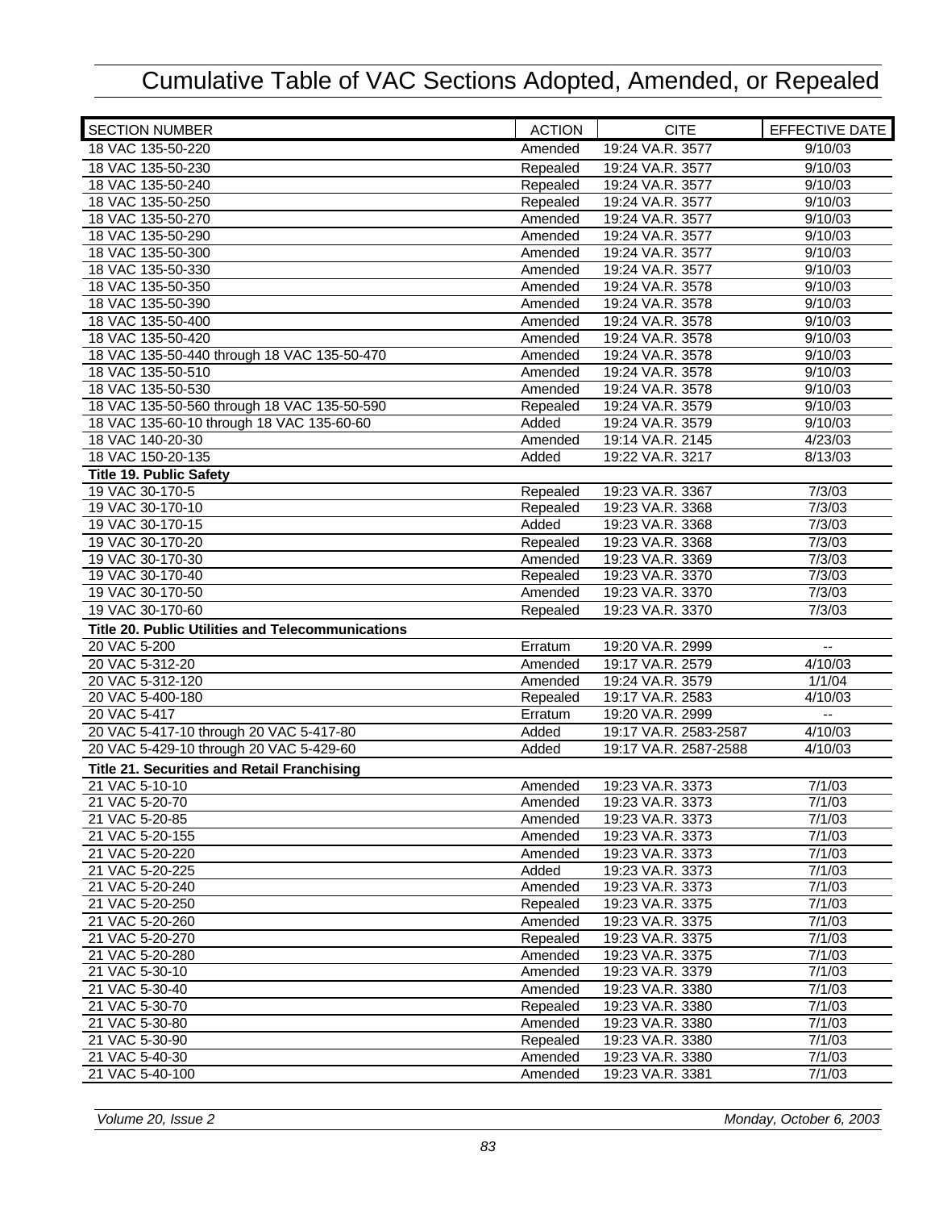# Cumulative Table of VAC Sections Adopted, Amended, or Repealed

| SECTION NUMBER | ACTION | CITE | EFFECTIVE DATE |
|---|---|---|---|
| 18 VAC 135-50-220 | Amended | 19:24 VA.R. 3577 | 9/10/03 |
| 18 VAC 135-50-230 | Repealed | 19:24 VA.R. 3577 | 9/10/03 |
| 18 VAC 135-50-240 | Repealed | 19:24 VA.R. 3577 | 9/10/03 |
| 18 VAC 135-50-250 | Repealed | 19:24 VA.R. 3577 | 9/10/03 |
| 18 VAC 135-50-270 | Amended | 19:24 VA.R. 3577 | 9/10/03 |
| 18 VAC 135-50-290 | Amended | 19:24 VA.R. 3577 | 9/10/03 |
| 18 VAC 135-50-300 | Amended | 19:24 VA.R. 3577 | 9/10/03 |
| 18 VAC 135-50-330 | Amended | 19:24 VA.R. 3577 | 9/10/03 |
| 18 VAC 135-50-350 | Amended | 19:24 VA.R. 3578 | 9/10/03 |
| 18 VAC 135-50-390 | Amended | 19:24 VA.R. 3578 | 9/10/03 |
| 18 VAC 135-50-400 | Amended | 19:24 VA.R. 3578 | 9/10/03 |
| 18 VAC 135-50-420 | Amended | 19:24 VA.R. 3578 | 9/10/03 |
| 18 VAC 135-50-440 through 18 VAC 135-50-470 | Amended | 19:24 VA.R. 3578 | 9/10/03 |
| 18 VAC 135-50-510 | Amended | 19:24 VA.R. 3578 | 9/10/03 |
| 18 VAC 135-50-530 | Amended | 19:24 VA.R. 3578 | 9/10/03 |
| 18 VAC 135-50-560 through 18 VAC 135-50-590 | Repealed | 19:24 VA.R. 3579 | 9/10/03 |
| 18 VAC 135-60-10 through 18 VAC 135-60-60 | Added | 19:24 VA.R. 3579 | 9/10/03 |
| 18 VAC 140-20-30 | Amended | 19:14 VA.R. 2145 | 4/23/03 |
| 18 VAC 150-20-135 | Added | 19:22 VA.R. 3217 | 8/13/03 |
| **Title 19. Public Safety** | | | |
| 19 VAC 30-170-5 | Repealed | 19:23 VA.R. 3367 | 7/3/03 |
| 19 VAC 30-170-10 | Repealed | 19:23 VA.R. 3368 | 7/3/03 |
| 19 VAC 30-170-15 | Added | 19:23 VA.R. 3368 | 7/3/03 |
| 19 VAC 30-170-20 | Repealed | 19:23 VA.R. 3368 | 7/3/03 |
| 19 VAC 30-170-30 | Amended | 19:23 VA.R. 3369 | 7/3/03 |
| 19 VAC 30-170-40 | Repealed | 19:23 VA.R. 3370 | 7/3/03 |
| 19 VAC 30-170-50 | Amended | 19:23 VA.R. 3370 | 7/3/03 |
| 19 VAC 30-170-60 | Repealed | 19:23 VA.R. 3370 | 7/3/03 |
| **Title 20. Public Utilities and Telecommunications** | | | |
| 20 VAC 5-200 | Erratum | 19:20 VA.R. 2999 | -- |
| 20 VAC 5-312-20 | Amended | 19:17 VA.R. 2579 | 4/10/03 |
| 20 VAC 5-312-120 | Amended | 19:24 VA.R. 3579 | 1/1/04 |
| 20 VAC 5-400-180 | Repealed | 19:17 VA.R. 2583 | 4/10/03 |
| 20 VAC 5-417 | Erratum | 19:20 VA.R. 2999 | -- |
| 20 VAC 5-417-10 through 20 VAC 5-417-80 | Added | 19:17 VA.R. 2583-2587 | 4/10/03 |
| 20 VAC 5-429-10 through 20 VAC 5-429-60 | Added | 19:17 VA.R. 2587-2588 | 4/10/03 |
| **Title 21. Securities and Retail Franchising** | | | |
| 21 VAC 5-10-10 | Amended | 19:23 VA.R. 3373 | 7/1/03 |
| 21 VAC 5-20-70 | Amended | 19:23 VA.R. 3373 | 7/1/03 |
| 21 VAC 5-20-85 | Amended | 19:23 VA.R. 3373 | 7/1/03 |
| 21 VAC 5-20-155 | Amended | 19:23 VA.R. 3373 | 7/1/03 |
| 21 VAC 5-20-220 | Amended | 19:23 VA.R. 3373 | 7/1/03 |
| 21 VAC 5-20-225 | Added | 19:23 VA.R. 3373 | 7/1/03 |
| 21 VAC 5-20-240 | Amended | 19:23 VA.R. 3373 | 7/1/03 |
| 21 VAC 5-20-250 | Repealed | 19:23 VA.R. 3375 | 7/1/03 |
| 21 VAC 5-20-260 | Amended | 19:23 VA.R. 3375 | 7/1/03 |
| 21 VAC 5-20-270 | Repealed | 19:23 VA.R. 3375 | 7/1/03 |
| 21 VAC 5-20-280 | Amended | 19:23 VA.R. 3375 | 7/1/03 |
| 21 VAC 5-30-10 | Amended | 19:23 VA.R. 3379 | 7/1/03 |
| 21 VAC 5-30-40 | Amended | 19:23 VA.R. 3380 | 7/1/03 |
| 21 VAC 5-30-70 | Repealed | 19:23 VA.R. 3380 | 7/1/03 |
| 21 VAC 5-30-80 | Amended | 19:23 VA.R. 3380 | 7/1/03 |
| 21 VAC 5-30-90 | Repealed | 19:23 VA.R. 3380 | 7/1/03 |
| 21 VAC 5-40-30 | Amended | 19:23 VA.R. 3380 | 7/1/03 |
| 21 VAC 5-40-100 | Amended | 19:23 VA.R. 3381 | 7/1/03 |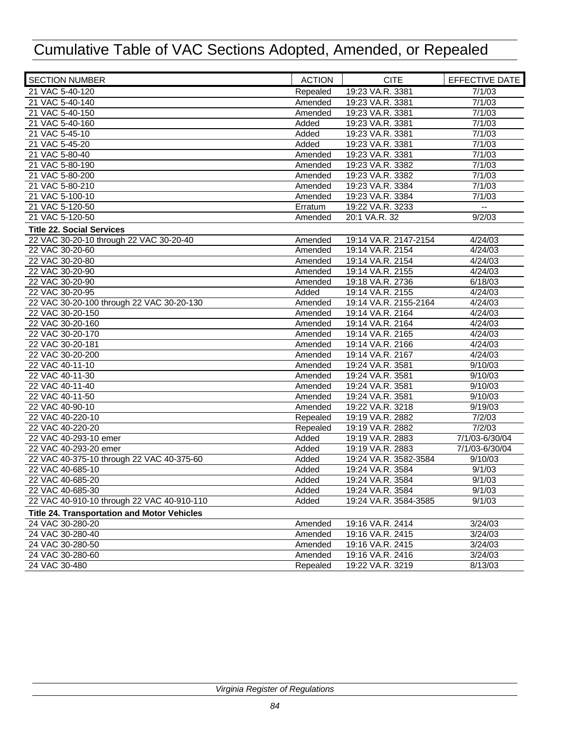# Cumulative Table of VAC Sections Adopted, Amended, or Repealed

| SECTION NUMBER | ACTION | CITE | EFFECTIVE DATE |
| --- | --- | --- | --- |
| 21 VAC 5-40-120 | Repealed | 19:23 VA.R. 3381 | 7/1/03 |
| 21 VAC 5-40-140 | Amended | 19:23 VA.R. 3381 | 7/1/03 |
| 21 VAC 5-40-150 | Amended | 19:23 VA.R. 3381 | 7/1/03 |
| 21 VAC 5-40-160 | Added | 19:23 VA.R. 3381 | 7/1/03 |
| 21 VAC 5-45-10 | Added | 19:23 VA.R. 3381 | 7/1/03 |
| 21 VAC 5-45-20 | Added | 19:23 VA.R. 3381 | 7/1/03 |
| 21 VAC 5-80-40 | Amended | 19:23 VA.R. 3381 | 7/1/03 |
| 21 VAC 5-80-190 | Amended | 19:23 VA.R. 3382 | 7/1/03 |
| 21 VAC 5-80-200 | Amended | 19:23 VA.R. 3382 | 7/1/03 |
| 21 VAC 5-80-210 | Amended | 19:23 VA.R. 3384 | 7/1/03 |
| 21 VAC 5-100-10 | Amended | 19:23 VA.R. 3384 | 7/1/03 |
| 21 VAC 5-120-50 | Erratum | 19:22 VA.R. 3233 | -- |
| 21 VAC 5-120-50 | Amended | 20:1 VA.R. 32 | 9/2/03 |
| **Title 22. Social Services** | | | |
| 22 VAC 30-20-10 through 22 VAC 30-20-40 | Amended | 19:14 VA.R. 2147-2154 | 4/24/03 |
| 22 VAC 30-20-60 | Amended | 19:14 VA.R. 2154 | 4/24/03 |
| 22 VAC 30-20-80 | Amended | 19:14 VA.R. 2154 | 4/24/03 |
| 22 VAC 30-20-90 | Amended | 19:14 VA.R. 2155 | 4/24/03 |
| 22 VAC 30-20-90 | Amended | 19:18 VA.R. 2736 | 6/18/03 |
| 22 VAC 30-20-95 | Added | 19:14 VA.R. 2155 | 4/24/03 |
| 22 VAC 30-20-100 through 22 VAC 30-20-130 | Amended | 19:14 VA.R. 2155-2164 | 4/24/03 |
| 22 VAC 30-20-150 | Amended | 19:14 VA.R. 2164 | 4/24/03 |
| 22 VAC 30-20-160 | Amended | 19:14 VA.R. 2164 | 4/24/03 |
| 22 VAC 30-20-170 | Amended | 19:14 VA.R. 2165 | 4/24/03 |
| 22 VAC 30-20-181 | Amended | 19:14 VA.R. 2166 | 4/24/03 |
| 22 VAC 30-20-200 | Amended | 19:14 VA.R. 2167 | 4/24/03 |
| 22 VAC 40-11-10 | Amended | 19:24 VA.R. 3581 | 9/10/03 |
| 22 VAC 40-11-30 | Amended | 19:24 VA.R. 3581 | 9/10/03 |
| 22 VAC 40-11-40 | Amended | 19:24 VA.R. 3581 | 9/10/03 |
| 22 VAC 40-11-50 | Amended | 19:24 VA.R. 3581 | 9/10/03 |
| 22 VAC 40-90-10 | Amended | 19:22 VA.R. 3218 | 9/19/03 |
| 22 VAC 40-220-10 | Repealed | 19:19 VA.R. 2882 | 7/2/03 |
| 22 VAC 40-220-20 | Repealed | 19:19 VA.R. 2882 | 7/2/03 |
| 22 VAC 40-293-10 emer | Added | 19:19 VA.R. 2883 | 7/1/03-6/30/04 |
| 22 VAC 40-293-20 emer | Added | 19:19 VA.R. 2883 | 7/1/03-6/30/04 |
| 22 VAC 40-375-10 through 22 VAC 40-375-60 | Added | 19:24 VA.R. 3582-3584 | 9/10/03 |
| 22 VAC 40-685-10 | Added | 19:24 VA.R. 3584 | 9/1/03 |
| 22 VAC 40-685-20 | Added | 19:24 VA.R. 3584 | 9/1/03 |
| 22 VAC 40-685-30 | Added | 19:24 VA.R. 3584 | 9/1/03 |
| 22 VAC 40-910-10 through 22 VAC 40-910-110 | Added | 19:24 VA.R. 3584-3585 | 9/1/03 |
| **Title 24. Transportation and Motor Vehicles** | | | |
| 24 VAC 30-280-20 | Amended | 19:16 VA.R. 2414 | 3/24/03 |
| 24 VAC 30-280-40 | Amended | 19:16 VA.R. 2415 | 3/24/03 |
| 24 VAC 30-280-50 | Amended | 19:16 VA.R. 2415 | 3/24/03 |
| 24 VAC 30-280-60 | Amended | 19:16 VA.R. 2416 | 3/24/03 |
| 24 VAC 30-480 | Repealed | 19:22 VA.R. 3219 | 8/13/03 |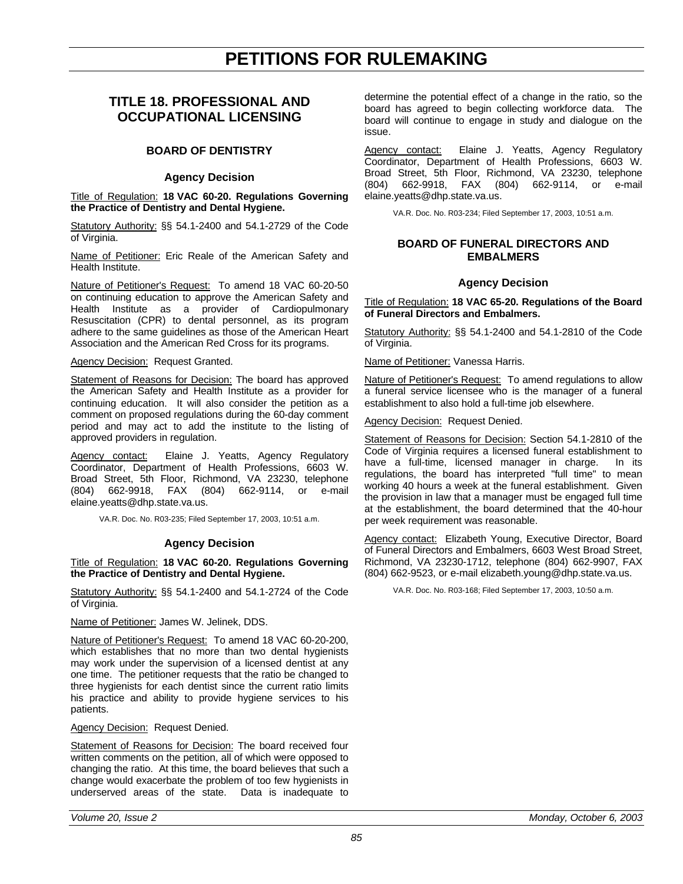# PETITIONS FOR RULEMAKING

## TITLE 18. PROFESSIONAL AND OCCUPATIONAL LICENSING

### BOARD OF DENTISTRY

#### Agency Decision

Title of Regulation: **18 VAC 60-20. Regulations Governing the Practice of Dentistry and Dental Hygiene.**

Statutory Authority: §§ 54.1-2400 and 54.1-2729 of the Code of Virginia.

Name of Petitioner: Eric Reale of the American Safety and Health Institute.

Nature of Petitioner's Request: To amend 18 VAC 60-20-50 on continuing education to approve the American Safety and Health Institute as a provider of Cardiopulmonary Resuscitation (CPR) to dental personnel, as its program adhere to the same guidelines as those of the American Heart Association and the American Red Cross for its programs.

Agency Decision: Request Granted.

Statement of Reasons for Decision: The board has approved the American Safety and Health Institute as a provider for continuing education. It will also consider the petition as a comment on proposed regulations during the 60-day comment period and may act to add the institute to the listing of approved providers in regulation.

Agency contact: Elaine J. Yeatts, Agency Regulatory Coordinator, Department of Health Professions, 6603 W. Broad Street, 5th Floor, Richmond, VA 23230, telephone (804) 662-9918, FAX (804) 662-9114, or e-mail elaine.yeatts@dhp.state.va.us.

VA.R. Doc. No. R03-235; Filed September 17, 2003, 10:51 a.m.

#### Agency Decision

Title of Regulation: **18 VAC 60-20. Regulations Governing the Practice of Dentistry and Dental Hygiene.**

Statutory Authority: §§ 54.1-2400 and 54.1-2724 of the Code of Virginia.

Name of Petitioner: James W. Jelinek, DDS.

Nature of Petitioner's Request: To amend 18 VAC 60-20-200, which establishes that no more than two dental hygienists may work under the supervision of a licensed dentist at any one time. The petitioner requests that the ratio be changed to three hygienists for each dentist since the current ratio limits his practice and ability to provide hygiene services to his patients.

Agency Decision: Request Denied.

Statement of Reasons for Decision: The board received four written comments on the petition, all of which were opposed to changing the ratio. At this time, the board believes that such a change would exacerbate the problem of too few hygienists in underserved areas of the state. Data is inadequate to determine the potential effect of a change in the ratio, so the board has agreed to begin collecting workforce data. The board will continue to engage in study and dialogue on the issue.

Agency contact: Elaine J. Yeatts, Agency Regulatory Coordinator, Department of Health Professions, 6603 W. Broad Street, 5th Floor, Richmond, VA 23230, telephone (804) 662-9918, FAX (804) 662-9114, or e-mail elaine.yeatts@dhp.state.va.us.

VA.R. Doc. No. R03-234; Filed September 17, 2003, 10:51 a.m.

### BOARD OF FUNERAL DIRECTORS AND EMBALMERS

#### Agency Decision

Title of Regulation: **18 VAC 65-20. Regulations of the Board of Funeral Directors and Embalmers.**

Statutory Authority: §§ 54.1-2400 and 54.1-2810 of the Code of Virginia.

Name of Petitioner: Vanessa Harris.

Nature of Petitioner's Request: To amend regulations to allow a funeral service licensee who is the manager of a funeral establishment to also hold a full-time job elsewhere.

Agency Decision: Request Denied.

Statement of Reasons for Decision: Section 54.1-2810 of the Code of Virginia requires a licensed funeral establishment to have a full-time, licensed manager in charge. In its regulations, the board has interpreted "full time" to mean working 40 hours a week at the funeral establishment. Given the provision in law that a manager must be engaged full time at the establishment, the board determined that the 40-hour per week requirement was reasonable.

Agency contact: Elizabeth Young, Executive Director, Board of Funeral Directors and Embalmers, 6603 West Broad Street, Richmond, VA 23230-1712, telephone (804) 662-9907, FAX (804) 662-9523, or e-mail elizabeth.young@dhp.state.va.us.

VA.R. Doc. No. R03-168; Filed September 17, 2003, 10:50 a.m.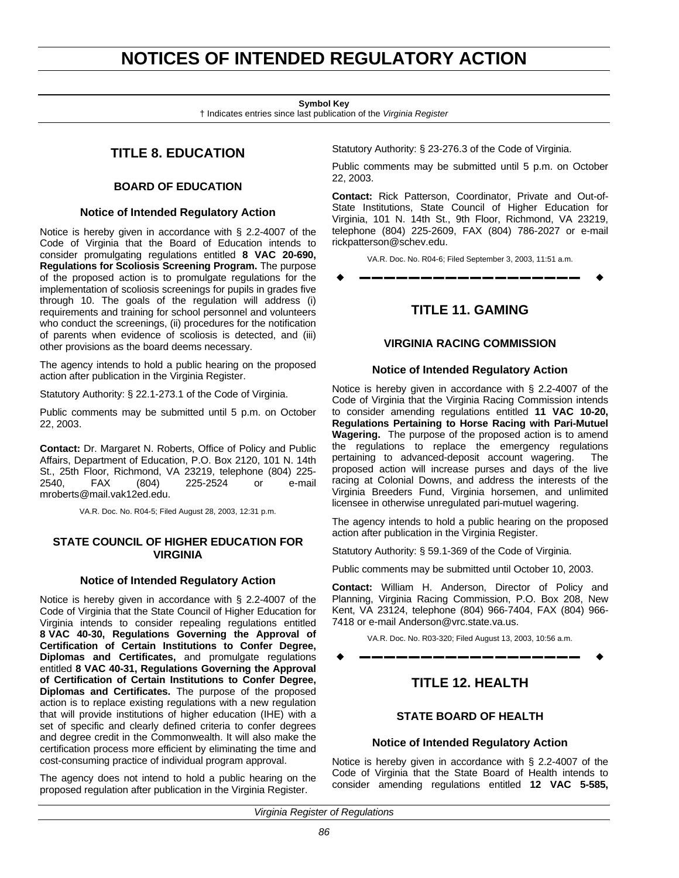# NOTICES OF INTENDED REGULATORY ACTION

**Symbol Key**

† Indicates entries since last publication of the *Virginia Register*

## TITLE 8. EDUCATION

### BOARD OF EDUCATION

#### Notice of Intended Regulatory Action

Notice is hereby given in accordance with § 2.2-4007 of the Code of Virginia that the Board of Education intends to consider promulgating regulations entitled **8 VAC 20-690, Regulations for Scoliosis Screening Program.** The purpose of the proposed action is to promulgate regulations for the implementation of scoliosis screenings for pupils in grades five through 10. The goals of the regulation will address (i) requirements and training for school personnel and volunteers who conduct the screenings, (ii) procedures for the notification of parents when evidence of scoliosis is detected, and (iii) other provisions as the board deems necessary.

The agency intends to hold a public hearing on the proposed action after publication in the Virginia Register.

Statutory Authority: § 22.1-273.1 of the Code of Virginia.

Public comments may be submitted until 5 p.m. on October 22, 2003.

**Contact:** Dr. Margaret N. Roberts, Office of Policy and Public Affairs, Department of Education, P.O. Box 2120, 101 N. 14th St., 25th Floor, Richmond, VA 23219, telephone (804) 225-2540, FAX (804) 225-2524 or e-mail mroberts@mail.vak12ed.edu.

VA.R. Doc. No. R04-5; Filed August 28, 2003, 12:31 p.m.

### STATE COUNCIL OF HIGHER EDUCATION FOR VIRGINIA

#### Notice of Intended Regulatory Action

Notice is hereby given in accordance with § 2.2-4007 of the Code of Virginia that the State Council of Higher Education for Virginia intends to consider repealing regulations entitled **8 VAC 40-30, Regulations Governing the Approval of Certification of Certain Institutions to Confer Degree, Diplomas and Certificates,** and promulgate regulations entitled **8 VAC 40-31, Regulations Governing the Approval of Certification of Certain Institutions to Confer Degree, Diplomas and Certificates.** The purpose of the proposed action is to replace existing regulations with a new regulation that will provide institutions of higher education (IHE) with a set of specific and clearly defined criteria to confer degrees and degree credit in the Commonwealth. It will also make the certification process more efficient by eliminating the time and cost-consuming practice of individual program approval.

The agency does not intend to hold a public hearing on the proposed regulation after publication in the Virginia Register.

Statutory Authority: § 23-276.3 of the Code of Virginia.

Public comments may be submitted until 5 p.m. on October 22, 2003.

**Contact:** Rick Patterson, Coordinator, Private and Out-of-State Institutions, State Council of Higher Education for Virginia, 101 N. 14th St., 9th Floor, Richmond, VA 23219, telephone (804) 225-2609, FAX (804) 786-2027 or e-mail rickpatterson@schev.edu.

VA.R. Doc. No. R04-6; Filed September 3, 2003, 11:51 a.m.

---

## TITLE 11. GAMING

### VIRGINIA RACING COMMISSION

#### Notice of Intended Regulatory Action

Notice is hereby given in accordance with § 2.2-4007 of the Code of Virginia that the Virginia Racing Commission intends to consider amending regulations entitled **11 VAC 10-20, Regulations Pertaining to Horse Racing with Pari-Mutuel Wagering.** The purpose of the proposed action is to amend the regulations to replace the emergency regulations pertaining to advanced-deposit account wagering. The proposed action will increase purses and days of the live racing at Colonial Downs, and address the interests of the Virginia Breeders Fund, Virginia horsemen, and unlimited licensee in otherwise unregulated pari-mutuel wagering.

The agency intends to hold a public hearing on the proposed action after publication in the Virginia Register.

Statutory Authority: § 59.1-369 of the Code of Virginia.

Public comments may be submitted until October 10, 2003.

**Contact:** William H. Anderson, Director of Policy and Planning, Virginia Racing Commission, P.O. Box 208, New Kent, VA 23124, telephone (804) 966-7404, FAX (804) 966-7418 or e-mail Anderson@vrc.state.va.us.

VA.R. Doc. No. R03-320; Filed August 13, 2003, 10:56 a.m.

---

## TITLE 12. HEALTH

### STATE BOARD OF HEALTH

#### Notice of Intended Regulatory Action

Notice is hereby given in accordance with § 2.2-4007 of the Code of Virginia that the State Board of Health intends to consider amending regulations entitled **12 VAC 5-585,**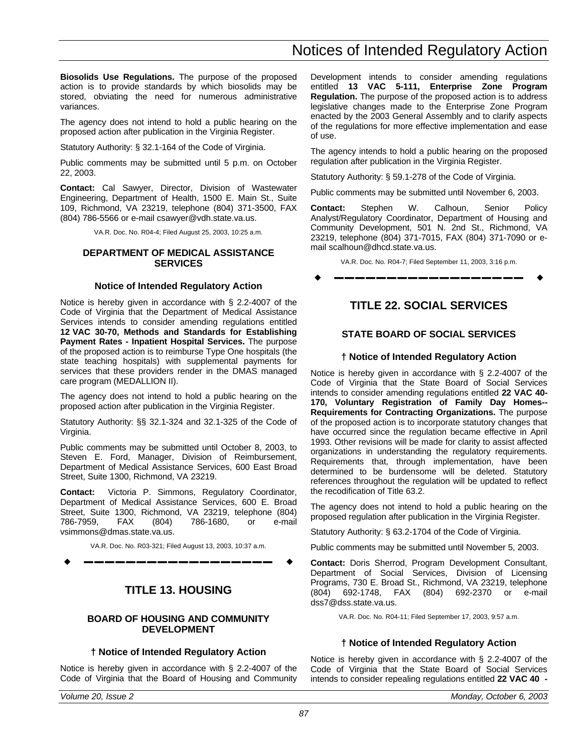**Biosolids Use Regulations.** The purpose of the proposed action is to provide standards by which biosolids may be stored, obviating the need for numerous administrative variances.

The agency does not intend to hold a public hearing on the proposed action after publication in the Virginia Register.

Statutory Authority: § 32.1-164 of the Code of Virginia.

Public comments may be submitted until 5 p.m. on October 22, 2003.

**Contact:** Cal Sawyer, Director, Division of Wastewater Engineering, Department of Health, 1500 E. Main St., Suite 109, Richmond, VA 23219, telephone (804) 371-3500, FAX (804) 786-5566 or e-mail csawyer@vdh.state.va.us.

VA.R. Doc. No. R04-4; Filed August 25, 2003, 10:25 a.m.

### DEPARTMENT OF MEDICAL ASSISTANCE SERVICES

#### Notice of Intended Regulatory Action

Notice is hereby given in accordance with § 2.2-4007 of the Code of Virginia that the Department of Medical Assistance Services intends to consider amending regulations entitled **12 VAC 30-70, Methods and Standards for Establishing Payment Rates - Inpatient Hospital Services.** The purpose of the proposed action is to reimburse Type One hospitals (the state teaching hospitals) with supplemental payments for services that these providers render in the DMAS managed care program (MEDALLION II).

The agency does not intend to hold a public hearing on the proposed action after publication in the Virginia Register.

Statutory Authority: §§ 32.1-324 and 32.1-325 of the Code of Virginia.

Public comments may be submitted until October 8, 2003, to Steven E. Ford, Manager, Division of Reimbursement, Department of Medical Assistance Services, 600 East Broad Street, Suite 1300, Richmond, VA 23219.

**Contact:** Victoria P. Simmons, Regulatory Coordinator, Department of Medical Assistance Services, 600 E. Broad Street, Suite 1300, Richmond, VA 23219, telephone (804) 786-7959, FAX (804) 786-1680, or e-mail vsimmons@dmas.state.va.us.

VA.R. Doc. No. R03-321; Filed August 13, 2003, 10:37 a.m.

## TITLE 13. HOUSING

### BOARD OF HOUSING AND COMMUNITY DEVELOPMENT

#### † Notice of Intended Regulatory Action

Notice is hereby given in accordance with § 2.2-4007 of the Code of Virginia that the Board of Housing and Community Development intends to consider amending regulations entitled **13 VAC 5-111, Enterprise Zone Program Regulation.** The purpose of the proposed action is to address legislative changes made to the Enterprise Zone Program enacted by the 2003 General Assembly and to clarify aspects of the regulations for more effective implementation and ease of use.

The agency intends to hold a public hearing on the proposed regulation after publication in the Virginia Register.

Statutory Authority: § 59.1-278 of the Code of Virginia.

Public comments may be submitted until November 6, 2003.

**Contact:** Stephen W. Calhoun, Senior Policy Analyst/Regulatory Coordinator, Department of Housing and Community Development, 501 N. 2nd St., Richmond, VA 23219, telephone (804) 371-7015, FAX (804) 371-7090 or e-mail scalhoun@dhcd.state.va.us.

VA.R. Doc. No. R04-7; Filed September 11, 2003, 3:16 p.m.

## TITLE 22. SOCIAL SERVICES

### STATE BOARD OF SOCIAL SERVICES

#### † Notice of Intended Regulatory Action

Notice is hereby given in accordance with § 2.2-4007 of the Code of Virginia that the State Board of Social Services intends to consider amending regulations entitled **22 VAC 40-170, Voluntary Registration of Family Day Homes--Requirements for Contracting Organizations.** The purpose of the proposed action is to incorporate statutory changes that have occurred since the regulation became effective in April 1993. Other revisions will be made for clarity to assist affected organizations in understanding the regulatory requirements. Requirements that, through implementation, have been determined to be burdensome will be deleted. Statutory references throughout the regulation will be updated to reflect the recodification of Title 63.2.

The agency does not intend to hold a public hearing on the proposed regulation after publication in the Virginia Register.

Statutory Authority: § 63.2-1704 of the Code of Virginia.

Public comments may be submitted until November 5, 2003.

**Contact:** Doris Sherrod, Program Development Consultant, Department of Social Services, Division of Licensing Programs, 730 E. Broad St., Richmond, VA 23219, telephone (804) 692-1748, FAX (804) 692-2370 or e-mail dss7@dss.state.va.us.

VA.R. Doc. No. R04-11; Filed September 17, 2003, 9:57 a.m.

#### † Notice of Intended Regulatory Action

Notice is hereby given in accordance with § 2.2-4007 of the Code of Virginia that the State Board of Social Services intends to consider repealing regulations entitled **22 VAC 40 -**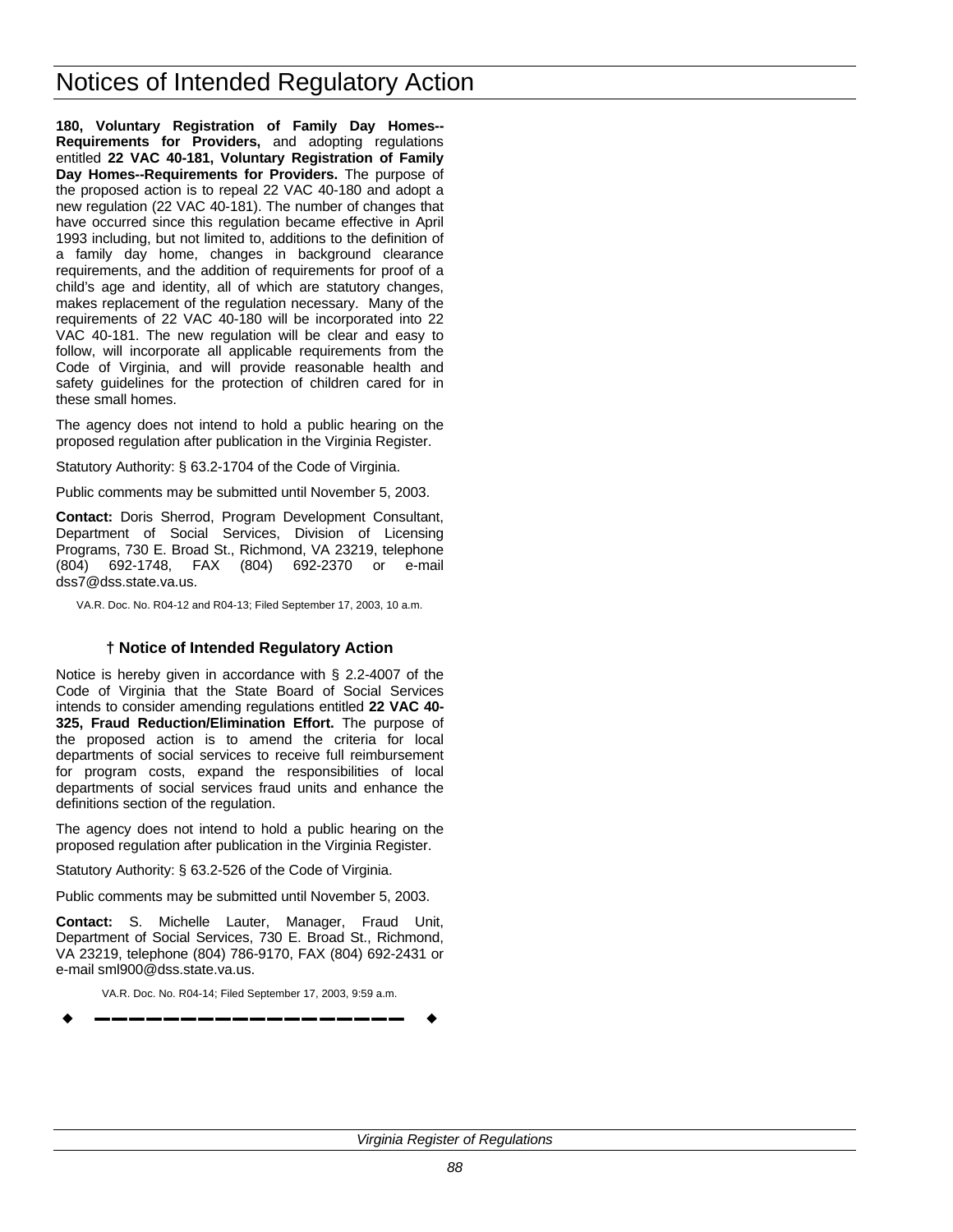**180, Voluntary Registration of Family Day Homes--Requirements for Providers,** and adopting regulations entitled **22 VAC 40-181, Voluntary Registration of Family Day Homes--Requirements for Providers.** The purpose of the proposed action is to repeal 22 VAC 40-180 and adopt a new regulation (22 VAC 40-181). The number of changes that have occurred since this regulation became effective in April 1993 including, but not limited to, additions to the definition of a family day home, changes in background clearance requirements, and the addition of requirements for proof of a child's age and identity, all of which are statutory changes, makes replacement of the regulation necessary. Many of the requirements of 22 VAC 40-180 will be incorporated into 22 VAC 40-181. The new regulation will be clear and easy to follow, will incorporate all applicable requirements from the Code of Virginia, and will provide reasonable health and safety guidelines for the protection of children cared for in these small homes.

The agency does not intend to hold a public hearing on the proposed regulation after publication in the Virginia Register.

Statutory Authority: § 63.2-1704 of the Code of Virginia.

Public comments may be submitted until November 5, 2003.

**Contact:** Doris Sherrod, Program Development Consultant, Department of Social Services, Division of Licensing Programs, 730 E. Broad St., Richmond, VA 23219, telephone (804) 692-1748, FAX (804) 692-2370 or e-mail dss7@dss.state.va.us.

VA.R. Doc. No. R04-12 and R04-13; Filed September 17, 2003, 10 a.m.

### † Notice of Intended Regulatory Action

Notice is hereby given in accordance with § 2.2-4007 of the Code of Virginia that the State Board of Social Services intends to consider amending regulations entitled **22 VAC 40-325, Fraud Reduction/Elimination Effort.** The purpose of the proposed action is to amend the criteria for local departments of social services to receive full reimbursement for program costs, expand the responsibilities of local departments of social services fraud units and enhance the definitions section of the regulation.

The agency does not intend to hold a public hearing on the proposed regulation after publication in the Virginia Register.

Statutory Authority: § 63.2-526 of the Code of Virginia.

Public comments may be submitted until November 5, 2003.

**Contact:** S. Michelle Lauter, Manager, Fraud Unit, Department of Social Services, 730 E. Broad St., Richmond, VA 23219, telephone (804) 786-9170, FAX (804) 692-2431 or e-mail sml900@dss.state.va.us.

VA.R. Doc. No. R04-14; Filed September 17, 2003, 9:59 a.m.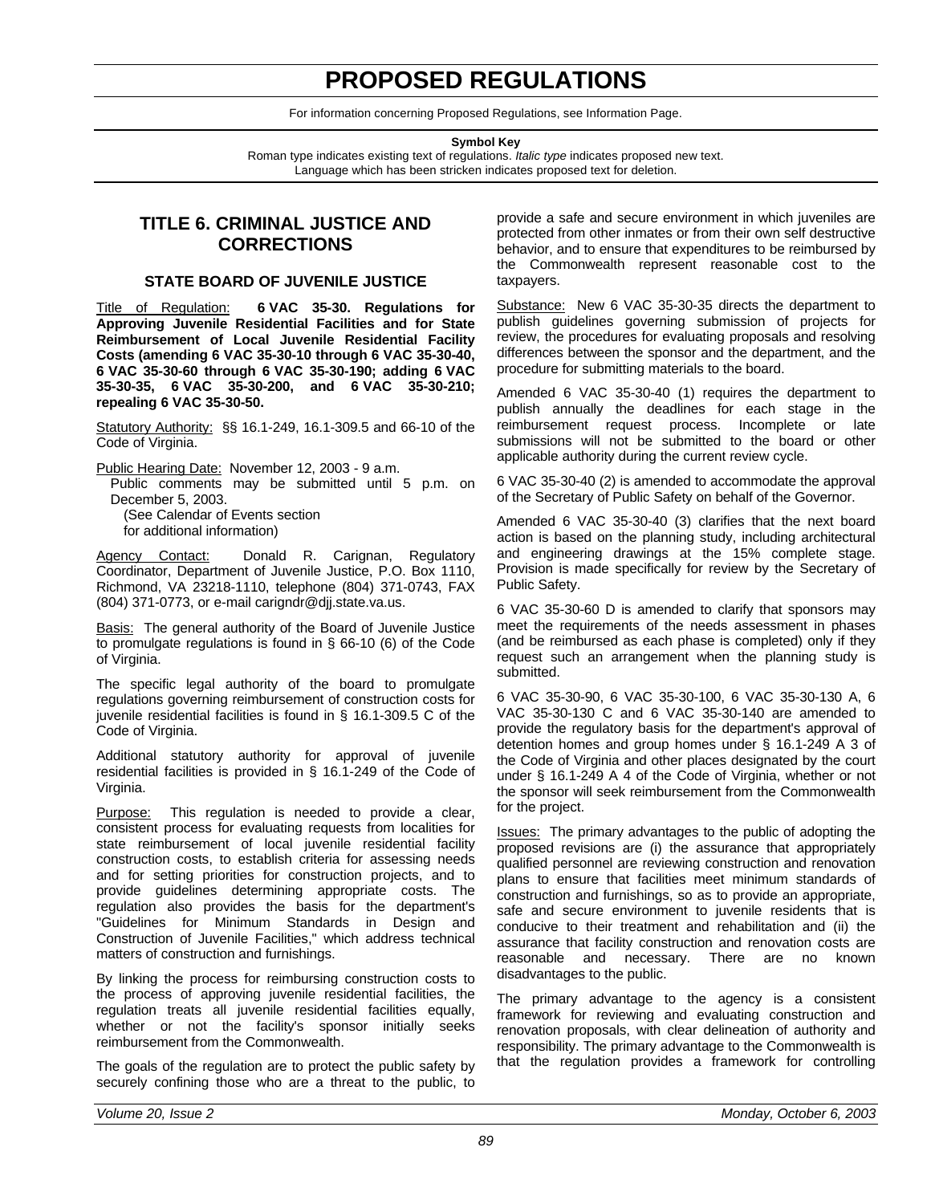# PROPOSED REGULATIONS

For information concerning Proposed Regulations, see Information Page.

**Symbol Key**

Roman type indicates existing text of regulations. *Italic type* indicates proposed new text. Language which has been stricken indicates proposed text for deletion.

## TITLE 6. CRIMINAL JUSTICE AND CORRECTIONS

### STATE BOARD OF JUVENILE JUSTICE

Title of Regulation: **6 VAC 35-30. Regulations for Approving Juvenile Residential Facilities and for State Reimbursement of Local Juvenile Residential Facility Costs (amending 6 VAC 35-30-10 through 6 VAC 35-30-40, 6 VAC 35-30-60 through 6 VAC 35-30-190; adding 6 VAC 35-30-35, 6 VAC 35-30-200, and 6 VAC 35-30-210; repealing 6 VAC 35-30-50.**

Statutory Authority: §§ 16.1-249, 16.1-309.5 and 66-10 of the Code of Virginia.

Public Hearing Date: November 12, 2003 - 9 a.m.

Public comments may be submitted until 5 p.m. on December 5, 2003.

(See Calendar of Events section for additional information)

Agency Contact: Donald R. Carignan, Regulatory Coordinator, Department of Juvenile Justice, P.O. Box 1110, Richmond, VA 23218-1110, telephone (804) 371-0743, FAX (804) 371-0773, or e-mail carigndr@djj.state.va.us.

Basis: The general authority of the Board of Juvenile Justice to promulgate regulations is found in § 66-10 (6) of the Code of Virginia.

The specific legal authority of the board to promulgate regulations governing reimbursement of construction costs for juvenile residential facilities is found in § 16.1-309.5 C of the Code of Virginia.

Additional statutory authority for approval of juvenile residential facilities is provided in § 16.1-249 of the Code of Virginia.

Purpose: This regulation is needed to provide a clear, consistent process for evaluating requests from localities for state reimbursement of local juvenile residential facility construction costs, to establish criteria for assessing needs and for setting priorities for construction projects, and to provide guidelines determining appropriate costs. The regulation also provides the basis for the department's "Guidelines for Minimum Standards in Design and Construction of Juvenile Facilities," which address technical matters of construction and furnishings.

By linking the process for reimbursing construction costs to the process of approving juvenile residential facilities, the regulation treats all juvenile residential facilities equally, whether or not the facility's sponsor initially seeks reimbursement from the Commonwealth.

The goals of the regulation are to protect the public safety by securely confining those who are a threat to the public, to provide a safe and secure environment in which juveniles are protected from other inmates or from their own self destructive behavior, and to ensure that expenditures to be reimbursed by the Commonwealth represent reasonable cost to the taxpayers.

Substance: New 6 VAC 35-30-35 directs the department to publish guidelines governing submission of projects for review, the procedures for evaluating proposals and resolving differences between the sponsor and the department, and the procedure for submitting materials to the board.

Amended 6 VAC 35-30-40 (1) requires the department to publish annually the deadlines for each stage in the reimbursement request process. Incomplete or late submissions will not be submitted to the board or other applicable authority during the current review cycle.

6 VAC 35-30-40 (2) is amended to accommodate the approval of the Secretary of Public Safety on behalf of the Governor.

Amended 6 VAC 35-30-40 (3) clarifies that the next board action is based on the planning study, including architectural and engineering drawings at the 15% complete stage. Provision is made specifically for review by the Secretary of Public Safety.

6 VAC 35-30-60 D is amended to clarify that sponsors may meet the requirements of the needs assessment in phases (and be reimbursed as each phase is completed) only if they request such an arrangement when the planning study is submitted.

6 VAC 35-30-90, 6 VAC 35-30-100, 6 VAC 35-30-130 A, 6 VAC 35-30-130 C and 6 VAC 35-30-140 are amended to provide the regulatory basis for the department's approval of detention homes and group homes under § 16.1-249 A 3 of the Code of Virginia and other places designated by the court under § 16.1-249 A 4 of the Code of Virginia, whether or not the sponsor will seek reimbursement from the Commonwealth for the project.

Issues: The primary advantages to the public of adopting the proposed revisions are (i) the assurance that appropriately qualified personnel are reviewing construction and renovation plans to ensure that facilities meet minimum standards of construction and furnishings, so as to provide an appropriate, safe and secure environment to juvenile residents that is conducive to their treatment and rehabilitation and (ii) the assurance that facility construction and renovation costs are reasonable and necessary. There are no known disadvantages to the public.

The primary advantage to the agency is a consistent framework for reviewing and evaluating construction and renovation proposals, with clear delineation of authority and responsibility. The primary advantage to the Commonwealth is that the regulation provides a framework for controlling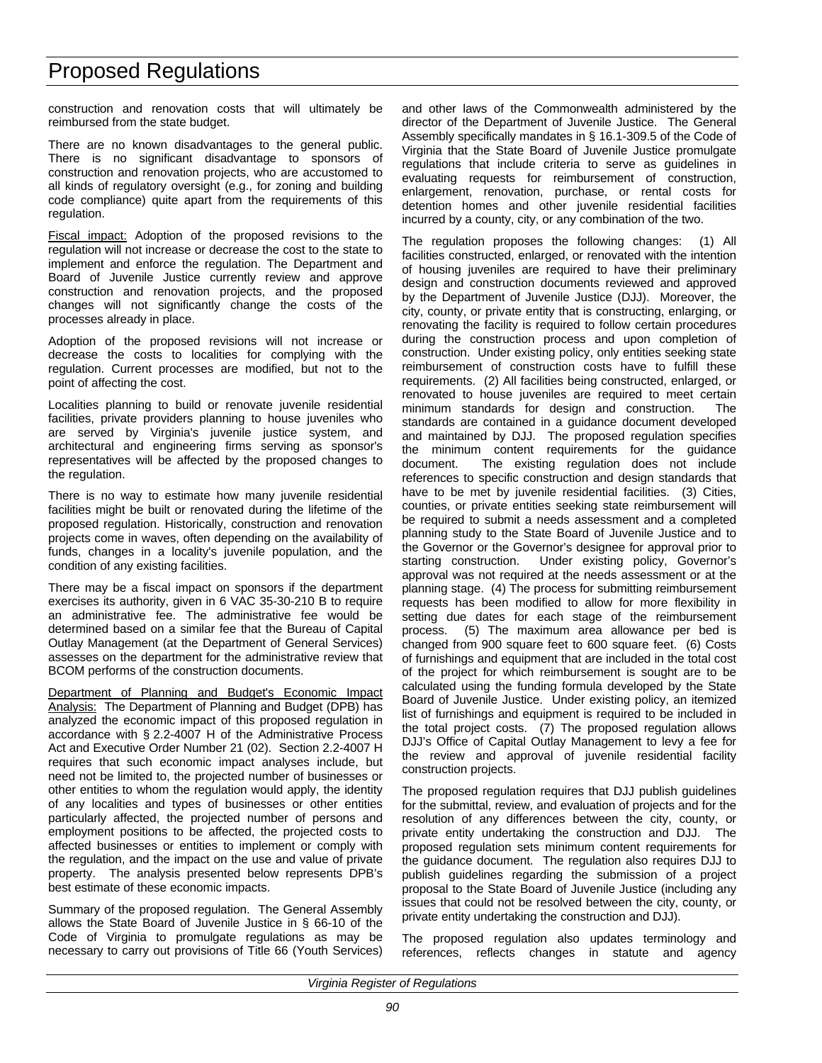construction and renovation costs that will ultimately be reimbursed from the state budget.

There are no known disadvantages to the general public. There is no significant disadvantage to sponsors of construction and renovation projects, who are accustomed to all kinds of regulatory oversight (e.g., for zoning and building code compliance) quite apart from the requirements of this regulation.

Fiscal impact: Adoption of the proposed revisions to the regulation will not increase or decrease the cost to the state to implement and enforce the regulation. The Department and Board of Juvenile Justice currently review and approve construction and renovation projects, and the proposed changes will not significantly change the costs of the processes already in place.

Adoption of the proposed revisions will not increase or decrease the costs to localities for complying with the regulation. Current processes are modified, but not to the point of affecting the cost.

Localities planning to build or renovate juvenile residential facilities, private providers planning to house juveniles who are served by Virginia's juvenile justice system, and architectural and engineering firms serving as sponsor's representatives will be affected by the proposed changes to the regulation.

There is no way to estimate how many juvenile residential facilities might be built or renovated during the lifetime of the proposed regulation. Historically, construction and renovation projects come in waves, often depending on the availability of funds, changes in a locality's juvenile population, and the condition of any existing facilities.

There may be a fiscal impact on sponsors if the department exercises its authority, given in 6 VAC 35-30-210 B to require an administrative fee. The administrative fee would be determined based on a similar fee that the Bureau of Capital Outlay Management (at the Department of General Services) assesses on the department for the administrative review that BCOM performs of the construction documents.

Department of Planning and Budget's Economic Impact Analysis: The Department of Planning and Budget (DPB) has analyzed the economic impact of this proposed regulation in accordance with § 2.2-4007 H of the Administrative Process Act and Executive Order Number 21 (02). Section 2.2-4007 H requires that such economic impact analyses include, but need not be limited to, the projected number of businesses or other entities to whom the regulation would apply, the identity of any localities and types of businesses or other entities particularly affected, the projected number of persons and employment positions to be affected, the projected costs to affected businesses or entities to implement or comply with the regulation, and the impact on the use and value of private property. The analysis presented below represents DPB's best estimate of these economic impacts.

Summary of the proposed regulation. The General Assembly allows the State Board of Juvenile Justice in § 66-10 of the Code of Virginia to promulgate regulations as may be necessary to carry out provisions of Title 66 (Youth Services) and other laws of the Commonwealth administered by the director of the Department of Juvenile Justice. The General Assembly specifically mandates in § 16.1-309.5 of the Code of Virginia that the State Board of Juvenile Justice promulgate regulations that include criteria to serve as guidelines in evaluating requests for reimbursement of construction, enlargement, renovation, purchase, or rental costs for detention homes and other juvenile residential facilities incurred by a county, city, or any combination of the two.

The regulation proposes the following changes: (1) All facilities constructed, enlarged, or renovated with the intention of housing juveniles are required to have their preliminary design and construction documents reviewed and approved by the Department of Juvenile Justice (DJJ). Moreover, the city, county, or private entity that is constructing, enlarging, or renovating the facility is required to follow certain procedures during the construction process and upon completion of construction. Under existing policy, only entities seeking state reimbursement of construction costs have to fulfill these requirements. (2) All facilities being constructed, enlarged, or renovated to house juveniles are required to meet certain minimum standards for design and construction. The standards are contained in a guidance document developed and maintained by DJJ. The proposed regulation specifies the minimum content requirements for the guidance document. The existing regulation does not include references to specific construction and design standards that have to be met by juvenile residential facilities. (3) Cities, counties, or private entities seeking state reimbursement will be required to submit a needs assessment and a completed planning study to the State Board of Juvenile Justice and to the Governor or the Governor's designee for approval prior to starting construction. Under existing policy, Governor's approval was not required at the needs assessment or at the planning stage. (4) The process for submitting reimbursement requests has been modified to allow for more flexibility in setting due dates for each stage of the reimbursement process. (5) The maximum area allowance per bed is changed from 900 square feet to 600 square feet. (6) Costs of furnishings and equipment that are included in the total cost of the project for which reimbursement is sought are to be calculated using the funding formula developed by the State Board of Juvenile Justice. Under existing policy, an itemized list of furnishings and equipment is required to be included in the total project costs. (7) The proposed regulation allows DJJ's Office of Capital Outlay Management to levy a fee for the review and approval of juvenile residential facility construction projects.

The proposed regulation requires that DJJ publish guidelines for the submittal, review, and evaluation of projects and for the resolution of any differences between the city, county, or private entity undertaking the construction and DJJ. The proposed regulation sets minimum content requirements for the guidance document. The regulation also requires DJJ to publish guidelines regarding the submission of a project proposal to the State Board of Juvenile Justice (including any issues that could not be resolved between the city, county, or private entity undertaking the construction and DJJ).

The proposed regulation also updates terminology and references, reflects changes in statute and agency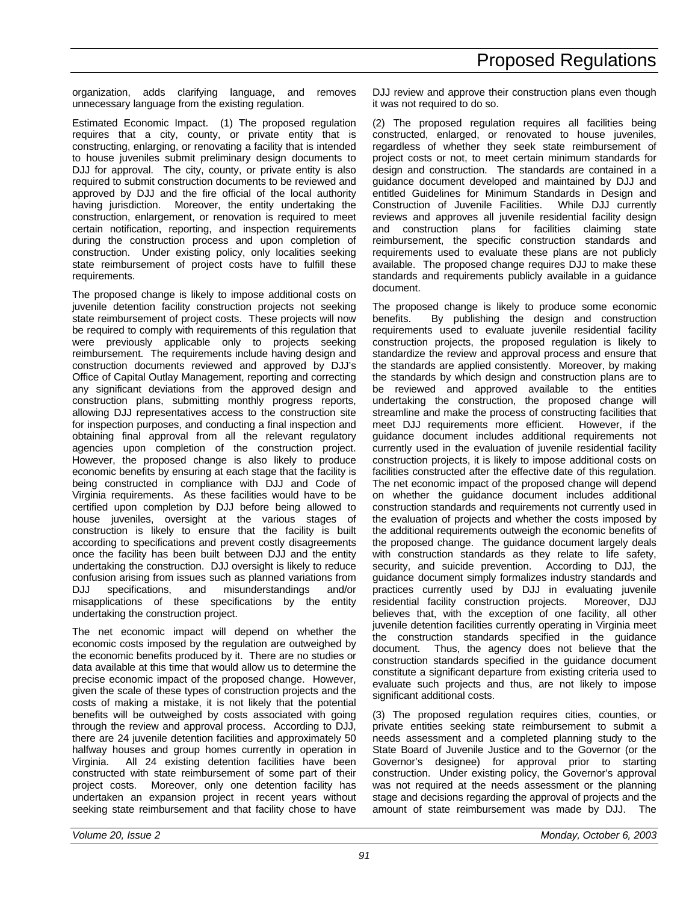organization, adds clarifying language, and removes unnecessary language from the existing regulation.

Estimated Economic Impact. (1) The proposed regulation requires that a city, county, or private entity that is constructing, enlarging, or renovating a facility that is intended to house juveniles submit preliminary design documents to DJJ for approval. The city, county, or private entity is also required to submit construction documents to be reviewed and approved by DJJ and the fire official of the local authority having jurisdiction. Moreover, the entity undertaking the construction, enlargement, or renovation is required to meet certain notification, reporting, and inspection requirements during the construction process and upon completion of construction. Under existing policy, only localities seeking state reimbursement of project costs have to fulfill these requirements.

The proposed change is likely to impose additional costs on juvenile detention facility construction projects not seeking state reimbursement of project costs. These projects will now be required to comply with requirements of this regulation that were previously applicable only to projects seeking reimbursement. The requirements include having design and construction documents reviewed and approved by DJJ's Office of Capital Outlay Management, reporting and correcting any significant deviations from the approved design and construction plans, submitting monthly progress reports, allowing DJJ representatives access to the construction site for inspection purposes, and conducting a final inspection and obtaining final approval from all the relevant regulatory agencies upon completion of the construction project. However, the proposed change is also likely to produce economic benefits by ensuring at each stage that the facility is being constructed in compliance with DJJ and Code of Virginia requirements. As these facilities would have to be certified upon completion by DJJ before being allowed to house juveniles, oversight at the various stages of construction is likely to ensure that the facility is built according to specifications and prevent costly disagreements once the facility has been built between DJJ and the entity undertaking the construction. DJJ oversight is likely to reduce confusion arising from issues such as planned variations from DJJ specifications, and misunderstandings and/or misapplications of these specifications by the entity undertaking the construction project.

The net economic impact will depend on whether the economic costs imposed by the regulation are outweighed by the economic benefits produced by it. There are no studies or data available at this time that would allow us to determine the precise economic impact of the proposed change. However, given the scale of these types of construction projects and the costs of making a mistake, it is not likely that the potential benefits will be outweighed by costs associated with going through the review and approval process. According to DJJ, there are 24 juvenile detention facilities and approximately 50 halfway houses and group homes currently in operation in Virginia. All 24 existing detention facilities have been constructed with state reimbursement of some part of their project costs. Moreover, only one detention facility has undertaken an expansion project in recent years without seeking state reimbursement and that facility chose to have DJJ review and approve their construction plans even though it was not required to do so.

(2) The proposed regulation requires all facilities being constructed, enlarged, or renovated to house juveniles, regardless of whether they seek state reimbursement of project costs or not, to meet certain minimum standards for design and construction. The standards are contained in a guidance document developed and maintained by DJJ and entitled Guidelines for Minimum Standards in Design and Construction of Juvenile Facilities. While DJJ currently reviews and approves all juvenile residential facility design and construction plans for facilities claiming state reimbursement, the specific construction standards and requirements used to evaluate these plans are not publicly available. The proposed change requires DJJ to make these standards and requirements publicly available in a guidance document.

The proposed change is likely to produce some economic benefits. By publishing the design and construction requirements used to evaluate juvenile residential facility construction projects, the proposed regulation is likely to standardize the review and approval process and ensure that the standards are applied consistently. Moreover, by making the standards by which design and construction plans are to be reviewed and approved available to the entities undertaking the construction, the proposed change will streamline and make the process of constructing facilities that meet DJJ requirements more efficient. However, if the guidance document includes additional requirements not currently used in the evaluation of juvenile residential facility construction projects, it is likely to impose additional costs on facilities constructed after the effective date of this regulation. The net economic impact of the proposed change will depend on whether the guidance document includes additional construction standards and requirements not currently used in the evaluation of projects and whether the costs imposed by the additional requirements outweigh the economic benefits of the proposed change. The guidance document largely deals with construction standards as they relate to life safety, security, and suicide prevention. According to DJJ, the guidance document simply formalizes industry standards and practices currently used by DJJ in evaluating juvenile residential facility construction projects. Moreover, DJJ believes that, with the exception of one facility, all other juvenile detention facilities currently operating in Virginia meet the construction standards specified in the guidance document. Thus, the agency does not believe that the construction standards specified in the guidance document constitute a significant departure from existing criteria used to evaluate such projects and thus, are not likely to impose significant additional costs.

(3) The proposed regulation requires cities, counties, or private entities seeking state reimbursement to submit a needs assessment and a completed planning study to the State Board of Juvenile Justice and to the Governor (or the Governor's designee) for approval prior to starting construction. Under existing policy, the Governor's approval was not required at the needs assessment or the planning stage and decisions regarding the approval of projects and the amount of state reimbursement was made by DJJ. The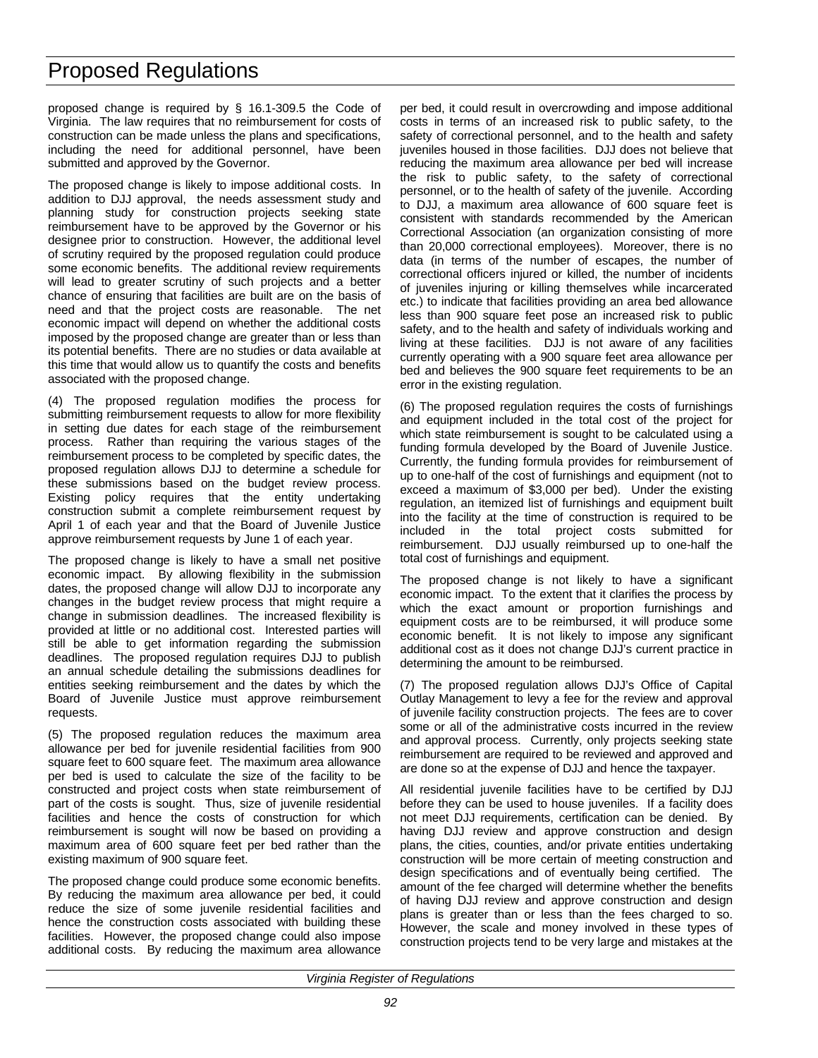proposed change is required by § 16.1-309.5 the Code of Virginia. The law requires that no reimbursement for costs of construction can be made unless the plans and specifications, including the need for additional personnel, have been submitted and approved by the Governor.

The proposed change is likely to impose additional costs. In addition to DJJ approval, the needs assessment study and planning study for construction projects seeking state reimbursement have to be approved by the Governor or his designee prior to construction. However, the additional level of scrutiny required by the proposed regulation could produce some economic benefits. The additional review requirements will lead to greater scrutiny of such projects and a better chance of ensuring that facilities are built are on the basis of need and that the project costs are reasonable. The net economic impact will depend on whether the additional costs imposed by the proposed change are greater than or less than its potential benefits. There are no studies or data available at this time that would allow us to quantify the costs and benefits associated with the proposed change.

(4) The proposed regulation modifies the process for submitting reimbursement requests to allow for more flexibility in setting due dates for each stage of the reimbursement process. Rather than requiring the various stages of the reimbursement process to be completed by specific dates, the proposed regulation allows DJJ to determine a schedule for these submissions based on the budget review process. Existing policy requires that the entity undertaking construction submit a complete reimbursement request by April 1 of each year and that the Board of Juvenile Justice approve reimbursement requests by June 1 of each year.

The proposed change is likely to have a small net positive economic impact. By allowing flexibility in the submission dates, the proposed change will allow DJJ to incorporate any changes in the budget review process that might require a change in submission deadlines. The increased flexibility is provided at little or no additional cost. Interested parties will still be able to get information regarding the submission deadlines. The proposed regulation requires DJJ to publish an annual schedule detailing the submissions deadlines for entities seeking reimbursement and the dates by which the Board of Juvenile Justice must approve reimbursement requests.

(5) The proposed regulation reduces the maximum area allowance per bed for juvenile residential facilities from 900 square feet to 600 square feet. The maximum area allowance per bed is used to calculate the size of the facility to be constructed and project costs when state reimbursement of part of the costs is sought. Thus, size of juvenile residential facilities and hence the costs of construction for which reimbursement is sought will now be based on providing a maximum area of 600 square feet per bed rather than the existing maximum of 900 square feet.

The proposed change could produce some economic benefits. By reducing the maximum area allowance per bed, it could reduce the size of some juvenile residential facilities and hence the construction costs associated with building these facilities. However, the proposed change could also impose additional costs. By reducing the maximum area allowance per bed, it could result in overcrowding and impose additional costs in terms of an increased risk to public safety, to the safety of correctional personnel, and to the health and safety juveniles housed in those facilities. DJJ does not believe that reducing the maximum area allowance per bed will increase the risk to public safety, to the safety of correctional personnel, or to the health of safety of the juvenile. According to DJJ, a maximum area allowance of 600 square feet is consistent with standards recommended by the American Correctional Association (an organization consisting of more than 20,000 correctional employees). Moreover, there is no data (in terms of the number of escapes, the number of correctional officers injured or killed, the number of incidents of juveniles injuring or killing themselves while incarcerated etc.) to indicate that facilities providing an area bed allowance less than 900 square feet pose an increased risk to public safety, and to the health and safety of individuals working and living at these facilities. DJJ is not aware of any facilities currently operating with a 900 square feet area allowance per bed and believes the 900 square feet requirements to be an error in the existing regulation.

(6) The proposed regulation requires the costs of furnishings and equipment included in the total cost of the project for which state reimbursement is sought to be calculated using a funding formula developed by the Board of Juvenile Justice. Currently, the funding formula provides for reimbursement of up to one-half of the cost of furnishings and equipment (not to exceed a maximum of $3,000 per bed). Under the existing regulation, an itemized list of furnishings and equipment built into the facility at the time of construction is required to be included in the total project costs submitted for reimbursement. DJJ usually reimbursed up to one-half the total cost of furnishings and equipment.

The proposed change is not likely to have a significant economic impact. To the extent that it clarifies the process by which the exact amount or proportion furnishings and equipment costs are to be reimbursed, it will produce some economic benefit. It is not likely to impose any significant additional cost as it does not change DJJ's current practice in determining the amount to be reimbursed.

(7) The proposed regulation allows DJJ's Office of Capital Outlay Management to levy a fee for the review and approval of juvenile facility construction projects. The fees are to cover some or all of the administrative costs incurred in the review and approval process. Currently, only projects seeking state reimbursement are required to be reviewed and approved and are done so at the expense of DJJ and hence the taxpayer.

All residential juvenile facilities have to be certified by DJJ before they can be used to house juveniles. If a facility does not meet DJJ requirements, certification can be denied. By having DJJ review and approve construction and design plans, the cities, counties, and/or private entities undertaking construction will be more certain of meeting construction and design specifications and of eventually being certified. The amount of the fee charged will determine whether the benefits of having DJJ review and approve construction and design plans is greater than or less than the fees charged to so. However, the scale and money involved in these types of construction projects tend to be very large and mistakes at the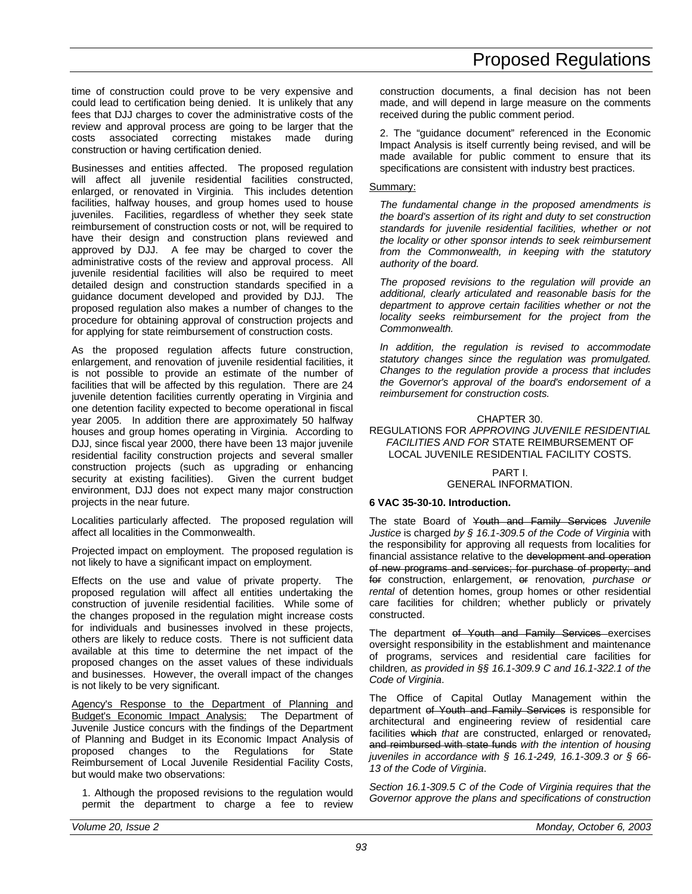time of construction could prove to be very expensive and could lead to certification being denied. It is unlikely that any fees that DJJ charges to cover the administrative costs of the review and approval process are going to be larger that the costs associated correcting mistakes made during construction or having certification denied.

Businesses and entities affected. The proposed regulation will affect all juvenile residential facilities constructed, enlarged, or renovated in Virginia. This includes detention facilities, halfway houses, and group homes used to house juveniles. Facilities, regardless of whether they seek state reimbursement of construction costs or not, will be required to have their design and construction plans reviewed and approved by DJJ. A fee may be charged to cover the administrative costs of the review and approval process. All juvenile residential facilities will also be required to meet detailed design and construction standards specified in a guidance document developed and provided by DJJ. The proposed regulation also makes a number of changes to the procedure for obtaining approval of construction projects and for applying for state reimbursement of construction costs.

As the proposed regulation affects future construction, enlargement, and renovation of juvenile residential facilities, it is not possible to provide an estimate of the number of facilities that will be affected by this regulation. There are 24 juvenile detention facilities currently operating in Virginia and one detention facility expected to become operational in fiscal year 2005. In addition there are approximately 50 halfway houses and group homes operating in Virginia. According to DJJ, since fiscal year 2000, there have been 13 major juvenile residential facility construction projects and several smaller construction projects (such as upgrading or enhancing security at existing facilities). Given the current budget environment, DJJ does not expect many major construction projects in the near future.

Localities particularly affected. The proposed regulation will affect all localities in the Commonwealth.

Projected impact on employment. The proposed regulation is not likely to have a significant impact on employment.

Effects on the use and value of private property. The proposed regulation will affect all entities undertaking the construction of juvenile residential facilities. While some of the changes proposed in the regulation might increase costs for individuals and businesses involved in these projects, others are likely to reduce costs. There is not sufficient data available at this time to determine the net impact of the proposed changes on the asset values of these individuals and businesses. However, the overall impact of the changes is not likely to be very significant.

Agency's Response to the Department of Planning and Budget's Economic Impact Analysis: The Department of Juvenile Justice concurs with the findings of the Department of Planning and Budget in its Economic Impact Analysis of proposed changes to the Regulations for State Reimbursement of Local Juvenile Residential Facility Costs, but would make two observations:

1. Although the proposed revisions to the regulation would permit the department to charge a fee to review construction documents, a final decision has not been made, and will depend in large measure on the comments received during the public comment period.

2. The "guidance document" referenced in the Economic Impact Analysis is itself currently being revised, and will be made available for public comment to ensure that its specifications are consistent with industry best practices.

Summary:

*The fundamental change in the proposed amendments is the board's assertion of its right and duty to set construction standards for juvenile residential facilities, whether or not the locality or other sponsor intends to seek reimbursement from the Commonwealth, in keeping with the statutory authority of the board.*

*The proposed revisions to the regulation will provide an additional, clearly articulated and reasonable basis for the department to approve certain facilities whether or not the locality seeks reimbursement for the project from the Commonwealth.*

*In addition, the regulation is revised to accommodate statutory changes since the regulation was promulgated. Changes to the regulation provide a process that includes the Governor's approval of the board's endorsement of a reimbursement for construction costs.*

CHAPTER 30.
REGULATIONS FOR *APPROVING JUVENILE RESIDENTIAL FACILITIES AND FOR* STATE REIMBURSEMENT OF LOCAL JUVENILE RESIDENTIAL FACILITY COSTS.

PART I.
GENERAL INFORMATION.

**6 VAC 35-30-10. Introduction.**

The state Board of ~~Youth and Family Services~~ *Juvenile Justice* is charged *by § 16.1-309.5 of the Code of Virginia* with the responsibility for approving all requests from localities for financial assistance relative to the ~~development and operation of new programs and services; for purchase of property; and for~~ construction, enlargement, ~~or~~ renovation*, purchase or rental* of detention homes, group homes or other residential care facilities for children; whether publicly or privately constructed.

The department ~~of Youth and Family Services~~ exercises oversight responsibility in the establishment and maintenance of programs, services and residential care facilities for children*, as provided in §§ 16.1-309.9 C and 16.1-322.1 of the Code of Virginia*.

The Office of Capital Outlay Management within the department ~~of Youth and Family Services~~ is responsible for architectural and engineering review of residential care facilities ~~which~~ *that* are constructed, enlarged or renovated~~, and reimbursed with state funds~~ *with the intention of housing juveniles in accordance with § 16.1-249, 16.1-309.3 or § 66-13 of the Code of Virginia*.

*Section 16.1-309.5 C of the Code of Virginia requires that the Governor approve the plans and specifications of construction*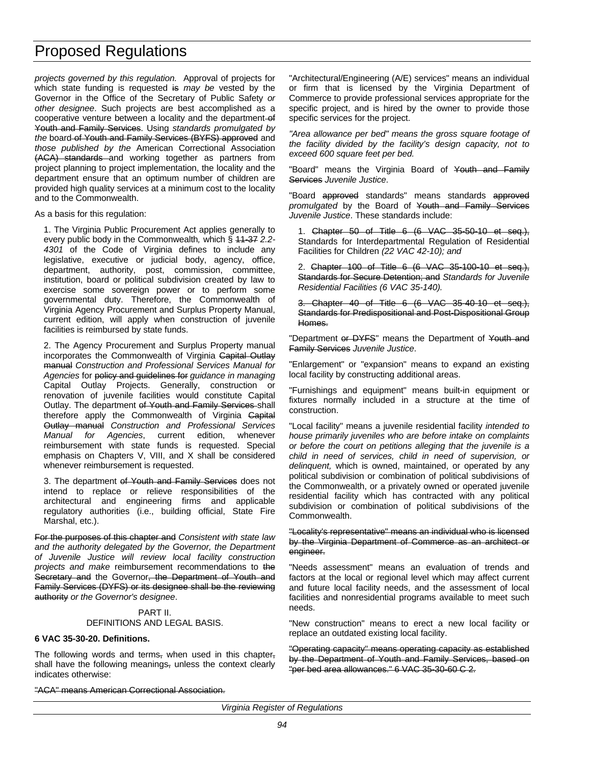*projects governed by this regulation.* Approval of projects for which state funding is requested ~~is~~ *may be* vested by the Governor in the Office of the Secretary of Public Safety *or other designee*. Such projects are best accomplished as a cooperative venture between a locality and the department ~~of Youth and Family Services~~. Using *standards promulgated by the* board ~~of Youth and Family Services (BYFS) approved~~ and *those published by the* American Correctional Association ~~(ACA) standards~~ and working together as partners from project planning to project implementation, the locality and the department ensure that an optimum number of children are provided high quality services at a minimum cost to the locality and to the Commonwealth.

As a basis for this regulation:

1. The Virginia Public Procurement Act applies generally to every public body in the Commonwealth, which § ~~11-37~~ *2.2-4301* of the Code of Virginia defines to include any legislative, executive or judicial body, agency, office, department, authority, post, commission, committee, institution, board or political subdivision created by law to exercise some sovereign power or to perform some governmental duty. Therefore, the Commonwealth of Virginia Agency Procurement and Surplus Property Manual, current edition, will apply when construction of juvenile facilities is reimbursed by state funds.

2. The Agency Procurement and Surplus Property manual incorporates the Commonwealth of Virginia ~~Capital Outlay manual~~ *Construction and Professional Services Manual for Agencies* for ~~policy and guidelines for~~ *guidance in managing* Capital Outlay Projects. Generally, construction or renovation of juvenile facilities would constitute Capital Outlay. The department ~~of Youth and Family Services~~ shall therefore apply the Commonwealth of Virginia ~~Capital Outlay manual~~ *Construction and Professional Services Manual for Agencies*, current edition, whenever reimbursement with state funds is requested. Special emphasis on Chapters V, VIII, and X shall be considered whenever reimbursement is requested.

3. The department ~~of Youth and Family Services~~ does not intend to replace or relieve responsibilities of the architectural and engineering firms and applicable regulatory authorities (i.e., building official, State Fire Marshal, etc.).

~~For the purposes of this chapter and~~ *Consistent with state law and the authority delegated by the Governor, the Department of Juvenile Justice will review local facility construction projects and make* reimbursement recommendations to ~~the Secretary and~~ the Governor~~, the Department of Youth and Family Services (DYFS) or its designee shall be the reviewing authority~~ *or the Governor's designee*.

## PART II.
## DEFINITIONS AND LEGAL BASIS.

**6 VAC 35-30-20. Definitions.**

The following words and terms~~,~~ when used in this chapter~~,~~ shall have the following meanings~~,~~ unless the context clearly indicates otherwise:

~~"ACA" means American Correctional Association.~~

"Architectural/Engineering (A/E) services" means an individual or firm that is licensed by the Virginia Department of Commerce to provide professional services appropriate for the specific project, and is hired by the owner to provide those specific services for the project.

*"Area allowance per bed" means the gross square footage of the facility divided by the facility's design capacity, not to exceed 600 square feet per bed.*

"Board" means the Virginia Board of ~~Youth and Family Services~~ *Juvenile Justice*.

"Board ~~approved~~ standards" means standards ~~approved~~ *promulgated* by the Board of ~~Youth and Family Services~~ *Juvenile Justice*. These standards include:

1. ~~Chapter 50 of Title 6 (6 VAC 35-50-10 et seq.),~~ Standards for Interdepartmental Regulation of Residential Facilities for Children *(22 VAC 42-10); and*

2. ~~Chapter 100 of Title 6 (6 VAC 35-100-10 et seq.), Standards for Secure Detention; and~~ *Standards for Juvenile Residential Facilities (6 VAC 35-140).*

~~3. Chapter 40 of Title 6 (6 VAC 35-40-10 et seq.), Standards for Predispositional and Post-Dispositional Group Homes.~~

"Department ~~or DYFS~~" means the Department of ~~Youth and Family Services~~ *Juvenile Justice*.

"Enlargement" or "expansion" means to expand an existing local facility by constructing additional areas.

"Furnishings and equipment" means built-in equipment or fixtures normally included in a structure at the time of construction.

"Local facility" means a juvenile residential facility *intended to house primarily juveniles who are before intake on complaints or before the court on petitions alleging that the juvenile is a child in need of services, child in need of supervision, or delinquent,* which is owned, maintained, or operated by any political subdivision or combination of political subdivisions of the Commonwealth, or a privately owned or operated juvenile residential facility which has contracted with any political subdivision or combination of political subdivisions of the Commonwealth.

~~"Locality's representative" means an individual who is licensed by the Virginia Department of Commerce as an architect or engineer.~~

"Needs assessment" means an evaluation of trends and factors at the local or regional level which may affect current and future local facility needs, and the assessment of local facilities and nonresidential programs available to meet such needs.

"New construction" means to erect a new local facility or replace an outdated existing local facility.

~~"Operating capacity" means operating capacity as established by the Department of Youth and Family Services, based on "per bed area allowances." 6 VAC 35-30-60 C 2.~~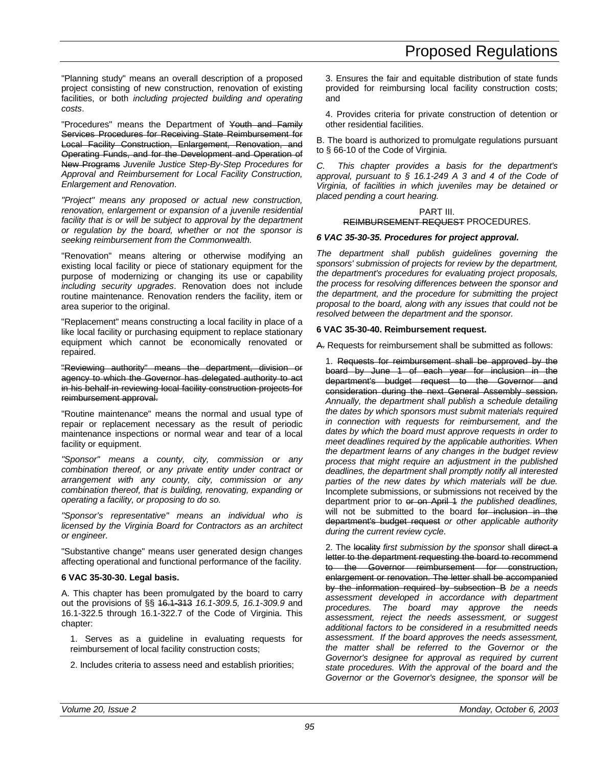"Planning study" means an overall description of a proposed project consisting of new construction, renovation of existing facilities, or both *including projected building and operating costs*.

"Procedures" means the Department of ~~Youth and Family Services Procedures for Receiving State Reimbursement for Local Facility Construction, Enlargement, Renovation, and Operating Funds, and for the Development and Operation of New Programs~~ *Juvenile Justice Step-By-Step Procedures for Approval and Reimbursement for Local Facility Construction, Enlargement and Renovation*.

*"Project" means any proposed or actual new construction, renovation, enlargement or expansion of a juvenile residential facility that is or will be subject to approval by the department or regulation by the board, whether or not the sponsor is seeking reimbursement from the Commonwealth.*

"Renovation" means altering or otherwise modifying an existing local facility or piece of stationary equipment for the purpose of modernizing or changing its use or capability *including security upgrades*. Renovation does not include routine maintenance. Renovation renders the facility, item or area superior to the original.

"Replacement" means constructing a local facility in place of a like local facility or purchasing equipment to replace stationary equipment which cannot be economically renovated or repaired.

~~"Reviewing authority" means the department, division or agency to which the Governor has delegated authority to act in his behalf in reviewing local facility construction projects for reimbursement approval.~~

"Routine maintenance" means the normal and usual type of repair or replacement necessary as the result of periodic maintenance inspections or normal wear and tear of a local facility or equipment.

*"Sponsor" means a county, city, commission or any combination thereof, or any private entity under contract or arrangement with any county, city, commission or any combination thereof, that is building, renovating, expanding or operating a facility, or proposing to do so.*

*"Sponsor's representative" means an individual who is licensed by the Virginia Board for Contractors as an architect or engineer.*

"Substantive change" means user generated design changes affecting operational and functional performance of the facility.

**6 VAC 35-30-30. Legal basis.**

A. This chapter has been promulgated by the board to carry out the provisions of §§ ~~16.1-313~~ *16.1-309.5, 16.1-309.9* and 16.1-322.5 through 16.1-322.7 of the Code of Virginia. This chapter:

1. Serves as a guideline in evaluating requests for reimbursement of local facility construction costs;

2. Includes criteria to assess need and establish priorities;

3. Ensures the fair and equitable distribution of state funds provided for reimbursing local facility construction costs; and

4. Provides criteria for private construction of detention or other residential facilities.

B. The board is authorized to promulgate regulations pursuant to § 66-10 of the Code of Virginia.

*C. This chapter provides a basis for the department's approval, pursuant to § 16.1-249 A 3 and 4 of the Code of Virginia, of facilities in which juveniles may be detained or placed pending a court hearing.*

PART III.
~~REIMBURSEMENT REQUEST~~ PROCEDURES.

***6 VAC 35-30-35. Procedures for project approval.***

*The department shall publish guidelines governing the sponsors' submission of projects for review by the department, the department's procedures for evaluating project proposals, the process for resolving differences between the sponsor and the department, and the procedure for submitting the project proposal to the board, along with any issues that could not be resolved between the department and the sponsor.*

**6 VAC 35-30-40. Reimbursement request.**

~~A.~~ Requests for reimbursement shall be submitted as follows:

1. ~~Requests for reimbursement shall be approved by the board by June 1 of each year for inclusion in the department's budget request to the Governor and consideration during the next General Assembly session.~~ *Annually, the department shall publish a schedule detailing the dates by which sponsors must submit materials required in connection with requests for reimbursement, and the dates by which the board must approve requests in order to meet deadlines required by the applicable authorities. When the department learns of any changes in the budget review process that might require an adjustment in the published deadlines, the department shall promptly notify all interested parties of the new dates by which materials will be due.* Incomplete submissions, or submissions not received by the department prior to ~~or on April 1~~ *the published deadlines,* will not be submitted to the board ~~for inclusion in the department's budget request~~ *or other applicable authority during the current review cycle*.

2. The ~~locality~~ *first submission by the sponsor* shall ~~direct a letter to the department requesting the board to recommend to the Governor reimbursement for construction, enlargement or renovation. The letter shall be accompanied by the information required by subsection B~~ *be a needs assessment developed in accordance with department procedures. The board may approve the needs assessment, reject the needs assessment, or suggest additional factors to be considered in a resubmitted needs assessment. If the board approves the needs assessment, the matter shall be referred to the Governor or the Governor's designee for approval as required by current state procedures. With the approval of the board and the Governor or the Governor's designee, the sponsor will be*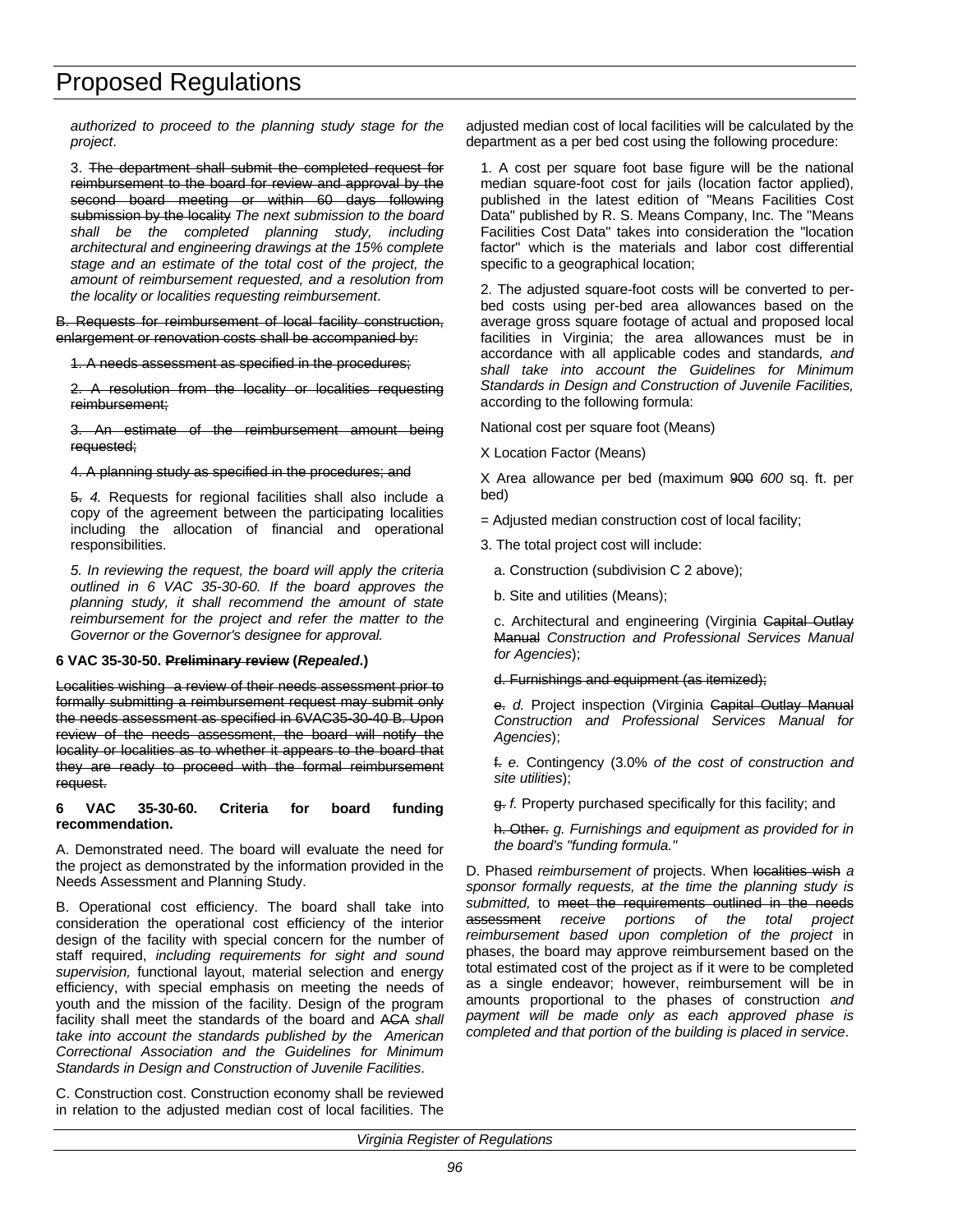*authorized to proceed to the planning study stage for the project*.

3. ~~The department shall submit the completed request for reimbursement to the board for review and approval by the second board meeting or within 60 days following submission by the locality~~ *The next submission to the board shall be the completed planning study, including architectural and engineering drawings at the 15% complete stage and an estimate of the total cost of the project, the amount of reimbursement requested, and a resolution from the locality or localities requesting reimbursement*.

~~B. Requests for reimbursement of local facility construction, enlargement or renovation costs shall be accompanied by:~~

~~1. A needs assessment as specified in the procedures;~~

~~2. A resolution from the locality or localities requesting reimbursement;~~

~~3. An estimate of the reimbursement amount being requested;~~

~~4. A planning study as specified in the procedures; and~~

~~5.~~ *4.* Requests for regional facilities shall also include a copy of the agreement between the participating localities including the allocation of financial and operational responsibilities.

*5. In reviewing the request, the board will apply the criteria outlined in 6 VAC 35-30-60. If the board approves the planning study, it shall recommend the amount of state reimbursement for the project and refer the matter to the Governor or the Governor's designee for approval.*

**6 VAC 35-30-50. ~~Preliminary review~~ (*Repealed*.)**

~~Localities wishing a review of their needs assessment prior to formally submitting a reimbursement request may submit only the needs assessment as specified in 6VAC35-30-40 B. Upon review of the needs assessment, the board will notify the locality or localities as to whether it appears to the board that they are ready to proceed with the formal reimbursement request.~~

**6 VAC 35-30-60. Criteria for board funding recommendation.**

A. Demonstrated need. The board will evaluate the need for the project as demonstrated by the information provided in the Needs Assessment and Planning Study.

B. Operational cost efficiency. The board shall take into consideration the operational cost efficiency of the interior design of the facility with special concern for the number of staff required, *including requirements for sight and sound supervision,* functional layout, material selection and energy efficiency, with special emphasis on meeting the needs of youth and the mission of the facility. Design of the program facility shall meet the standards of the board and ~~ACA~~ *shall take into account the standards published by the American Correctional Association and the Guidelines for Minimum Standards in Design and Construction of Juvenile Facilities*.

C. Construction cost. Construction economy shall be reviewed in relation to the adjusted median cost of local facilities. The adjusted median cost of local facilities will be calculated by the department as a per bed cost using the following procedure:

1. A cost per square foot base figure will be the national median square-foot cost for jails (location factor applied), published in the latest edition of "Means Facilities Cost Data" published by R. S. Means Company, Inc. The "Means Facilities Cost Data" takes into consideration the "location factor" which is the materials and labor cost differential specific to a geographical location;

2. The adjusted square-foot costs will be converted to per-bed costs using per-bed area allowances based on the average gross square footage of actual and proposed local facilities in Virginia; the area allowances must be in accordance with all applicable codes and standards*, and shall take into account the Guidelines for Minimum Standards in Design and Construction of Juvenile Facilities,* according to the following formula:

National cost per square foot (Means)

X Location Factor (Means)

X Area allowance per bed (maximum ~~900~~ *600* sq. ft. per bed)

= Adjusted median construction cost of local facility;

3. The total project cost will include:

a. Construction (subdivision C 2 above);

b. Site and utilities (Means);

c. Architectural and engineering (Virginia ~~Capital Outlay Manual~~ *Construction and Professional Services Manual for Agencies*);

~~d. Furnishings and equipment (as itemized);~~

~~e.~~ *d.* Project inspection (Virginia ~~Capital Outlay Manual~~ *Construction and Professional Services Manual for Agencies*);

~~f.~~ *e.* Contingency (3.0% *of the cost of construction and site utilities*);

~~g.~~ *f.* Property purchased specifically for this facility; and

~~h. Other.~~ *g. Furnishings and equipment as provided for in the board's "funding formula."*

D. Phased *reimbursement of* projects. When ~~localities wish~~ *a sponsor formally requests, at the time the planning study is submitted,* to ~~meet the requirements outlined in the needs assessment~~ *receive portions of the total project reimbursement based upon completion of the project* in phases, the board may approve reimbursement based on the total estimated cost of the project as if it were to be completed as a single endeavor; however, reimbursement will be in amounts proportional to the phases of construction *and payment will be made only as each approved phase is completed and that portion of the building is placed in service*.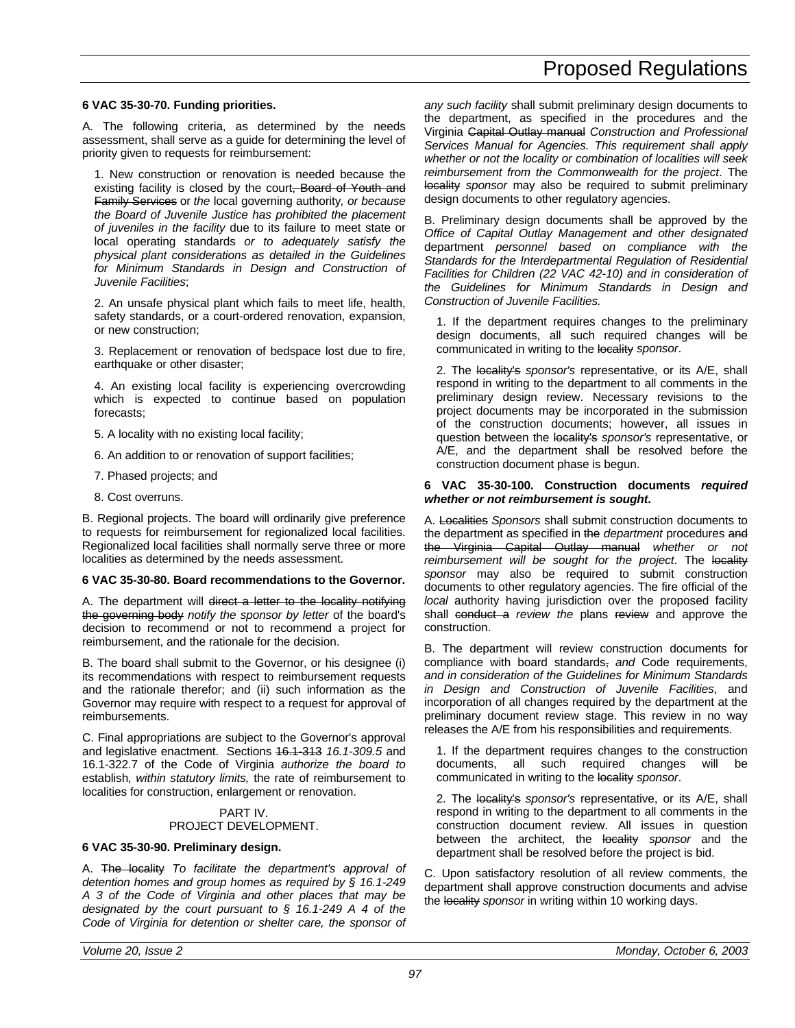**6 VAC 35-30-70. Funding priorities.**

A. The following criteria, as determined by the needs assessment, shall serve as a guide for determining the level of priority given to requests for reimbursement:

1. New construction or renovation is needed because the existing facility is closed by the court~~, Board of Youth and Family Services~~ or *the* local governing authority*, or because the Board of Juvenile Justice has prohibited the placement of juveniles in the facility* due to its failure to meet state or local operating standards *or to adequately satisfy the physical plant considerations as detailed in the Guidelines for Minimum Standards in Design and Construction of Juvenile Facilities*;

2. An unsafe physical plant which fails to meet life, health, safety standards, or a court-ordered renovation, expansion, or new construction;

3. Replacement or renovation of bedspace lost due to fire, earthquake or other disaster;

4. An existing local facility is experiencing overcrowding which is expected to continue based on population forecasts;

5. A locality with no existing local facility;

6. An addition to or renovation of support facilities;

7. Phased projects; and

8. Cost overruns.

B. Regional projects. The board will ordinarily give preference to requests for reimbursement for regionalized local facilities. Regionalized local facilities shall normally serve three or more localities as determined by the needs assessment.

**6 VAC 35-30-80. Board recommendations to the Governor.**

A. The department will ~~direct a letter to the locality notifying the governing body~~ *notify the sponsor by letter* of the board's decision to recommend or not to recommend a project for reimbursement, and the rationale for the decision.

B. The board shall submit to the Governor, or his designee (i) its recommendations with respect to reimbursement requests and the rationale therefor; and (ii) such information as the Governor may require with respect to a request for approval of reimbursements.

C. Final appropriations are subject to the Governor's approval and legislative enactment. Sections ~~16.1-313~~ *16.1-309.5* and 16.1-322.7 of the Code of Virginia *authorize the board to* establish*, within statutory limits,* the rate of reimbursement to localities for construction, enlargement or renovation.

PART IV.
PROJECT DEVELOPMENT.

**6 VAC 35-30-90. Preliminary design.**

A. ~~The locality~~ *To facilitate the department's approval of detention homes and group homes as required by § 16.1-249 A 3 of the Code of Virginia and other places that may be designated by the court pursuant to § 16.1-249 A 4 of the Code of Virginia for detention or shelter care, the sponsor of any such facility* shall submit preliminary design documents to the department, as specified in the procedures and the Virginia ~~Capital Outlay manual~~ *Construction and Professional Services Manual for Agencies. This requirement shall apply whether or not the locality or combination of localities will seek reimbursement from the Commonwealth for the project*. The ~~locality~~ *sponsor* may also be required to submit preliminary design documents to other regulatory agencies.

B. Preliminary design documents shall be approved by the *Office of Capital Outlay Management and other designated* department *personnel based on compliance with the Standards for the Interdepartmental Regulation of Residential Facilities for Children (22 VAC 42-10) and in consideration of the Guidelines for Minimum Standards in Design and Construction of Juvenile Facilities.*

1. If the department requires changes to the preliminary design documents, all such required changes will be communicated in writing to the ~~locality~~ *sponsor*.

2. The ~~locality's~~ *sponsor's* representative, or its A/E, shall respond in writing to the department to all comments in the preliminary design review. Necessary revisions to the project documents may be incorporated in the submission of the construction documents; however, all issues in question between the ~~locality's~~ *sponsor's* representative, or A/E, and the department shall be resolved before the construction document phase is begun.

**6 VAC 35-30-100. Construction documents *required whether or not reimbursement is sought*.**

A. ~~Localities~~ *Sponsors* shall submit construction documents to the department as specified in ~~the~~ *department* procedures ~~and the Virginia Capital Outlay manual~~ *whether or not reimbursement will be sought for the project*. The ~~locality~~ *sponsor* may also be required to submit construction documents to other regulatory agencies. The fire official of the *local* authority having jurisdiction over the proposed facility shall ~~conduct a~~ *review the* plans ~~review~~ and approve the construction.

B. The department will review construction documents for compliance with board standards~~,~~ *and* Code requirements, *and in consideration of the Guidelines for Minimum Standards in Design and Construction of Juvenile Facilities*, and incorporation of all changes required by the department at the preliminary document review stage. This review in no way releases the A/E from his responsibilities and requirements.

1. If the department requires changes to the construction documents, all such required changes will be communicated in writing to the ~~locality~~ *sponsor*.

2. The ~~locality's~~ *sponsor's* representative, or its A/E, shall respond in writing to the department to all comments in the construction document review. All issues in question between the architect, the ~~locality~~ *sponsor* and the department shall be resolved before the project is bid.

C. Upon satisfactory resolution of all review comments, the department shall approve construction documents and advise the ~~locality~~ *sponsor* in writing within 10 working days.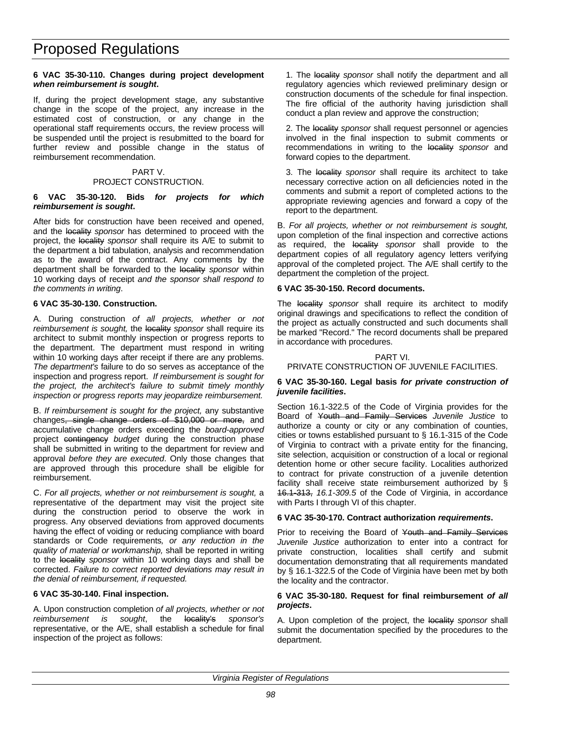**6 VAC 35-30-110. Changes during project development *when reimbursement is sought*.**

If, during the project development stage, any substantive change in the scope of the project, any increase in the estimated cost of construction, or any change in the operational staff requirements occurs, the review process will be suspended until the project is resubmitted to the board for further review and possible change in the status of reimbursement recommendation.

PART V.
PROJECT CONSTRUCTION.

**6 VAC 35-30-120. Bids *for projects for which reimbursement is sought*.**

After bids for construction have been received and opened, and the ~~locality~~ *sponsor* has determined to proceed with the project, the ~~locality~~ *sponsor* shall require its A/E to submit to the department a bid tabulation, analysis and recommendation as to the award of the contract. Any comments by the department shall be forwarded to the ~~locality~~ *sponsor* within 10 working days of receipt *and the sponsor shall respond to the comments in writing*.

**6 VAC 35-30-130. Construction.**

A. During construction *of all projects, whether or not reimbursement is sought,* the ~~locality~~ *sponsor* shall require its architect to submit monthly inspection or progress reports to the department. The department must respond in writing within 10 working days after receipt if there are any problems. *The department's* failure to do so serves as acceptance of the inspection and progress report. *If reimbursement is sought for the project, the architect's failure to submit timely monthly inspection or progress reports may jeopardize reimbursement.*

B. *If reimbursement is sought for the project,* any substantive changes~~, single change orders of $10,000 or more,~~ and accumulative change orders exceeding the *board-approved* project ~~contingency~~ *budget* during the construction phase shall be submitted in writing to the department for review and approval *before they are executed*. Only those changes that are approved through this procedure shall be eligible for reimbursement.

C. *For all projects, whether or not reimbursement is sought,* a representative of the department may visit the project site during the construction period to observe the work in progress. Any observed deviations from approved documents having the effect of voiding or reducing compliance with board standards or Code requirements*, or any reduction in the quality of material or workmanship,* shall be reported in writing to the ~~locality~~ *sponsor* within 10 working days and shall be corrected. *Failure to correct reported deviations may result in the denial of reimbursement, if requested.*

**6 VAC 35-30-140. Final inspection.**

A. Upon construction completion *of all projects, whether or not reimbursement is sought*, the ~~locality's~~ *sponsor's* representative, or the A/E, shall establish a schedule for final inspection of the project as follows:

1. The ~~locality~~ *sponsor* shall notify the department and all regulatory agencies which reviewed preliminary design or construction documents of the schedule for final inspection. The fire official of the authority having jurisdiction shall conduct a plan review and approve the construction;

2. The ~~locality~~ *sponsor* shall request personnel or agencies involved in the final inspection to submit comments or recommendations in writing to the ~~locality~~ *sponsor* and forward copies to the department.

3. The ~~locality~~ *sponsor* shall require its architect to take necessary corrective action on all deficiencies noted in the comments and submit a report of completed actions to the appropriate reviewing agencies and forward a copy of the report to the department.

B. *For all projects, whether or not reimbursement is sought,* upon completion of the final inspection and corrective actions as required, the ~~locality~~ *sponsor* shall provide to the department copies of all regulatory agency letters verifying approval of the completed project. The A/E shall certify to the department the completion of the project.

**6 VAC 35-30-150. Record documents.**

The ~~locality~~ *sponsor* shall require its architect to modify original drawings and specifications to reflect the condition of the project as actually constructed and such documents shall be marked "Record." The record documents shall be prepared in accordance with procedures.

PART VI.
PRIVATE CONSTRUCTION OF JUVENILE FACILITIES.

**6 VAC 35-30-160. Legal basis *for private construction of juvenile facilities*.**

Section 16.1-322.5 of the Code of Virginia provides for the Board of ~~Youth and Family Services~~ *Juvenile Justice* to authorize a county or city or any combination of counties, cities or towns established pursuant to § 16.1-315 of the Code of Virginia to contract with a private entity for the financing, site selection, acquisition or construction of a local or regional detention home or other secure facility. Localities authorized to contract for private construction of a juvenile detention facility shall receive state reimbursement authorized by § ~~16.1-313,~~ *16.1-309.5* of the Code of Virginia, in accordance with Parts I through VI of this chapter.

**6 VAC 35-30-170. Contract authorization *requirements*.**

Prior to receiving the Board of ~~Youth and Family Services~~ *Juvenile Justice* authorization to enter into a contract for private construction, localities shall certify and submit documentation demonstrating that all requirements mandated by § 16.1-322.5 of the Code of Virginia have been met by both the locality and the contractor.

**6 VAC 35-30-180. Request for final reimbursement *of all projects*.**

A. Upon completion of the project, the ~~locality~~ *sponsor* shall submit the documentation specified by the procedures to the department.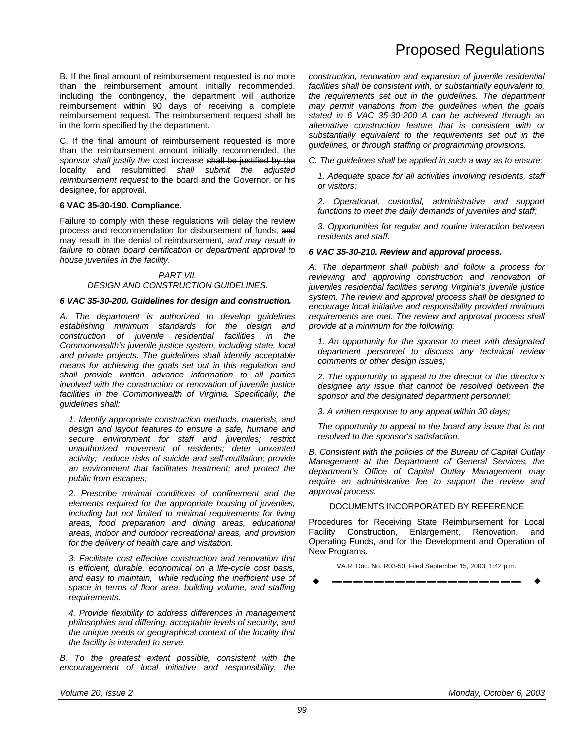B. If the final amount of reimbursement requested is no more than the reimbursement amount initially recommended, including the contingency, the department will authorize reimbursement within 90 days of receiving a complete reimbursement request. The reimbursement request shall be in the form specified by the department.

C. If the final amount of reimbursement requested is more than the reimbursement amount initially recommended, the *sponsor shall justify the* cost increase ~~shall be justified by the locality~~ and ~~resubmitted~~ *shall submit the adjusted reimbursement request* to the board and the Governor, or his designee, for approval.

**6 VAC 35-30-190. Compliance.**

Failure to comply with these regulations will delay the review process and recommendation for disbursement of funds, ~~and~~ may result in the denial of reimbursement*, and may result in failure to obtain board certification or department approval to house juveniles in the facility*.

*PART VII.*
*DESIGN AND CONSTRUCTION GUIDELINES.*

***6 VAC 35-30-200. Guidelines for design and construction.***

*A. The department is authorized to develop guidelines establishing minimum standards for the design and construction of juvenile residential facilities in the Commonwealth's juvenile justice system, including state, local and private projects. The guidelines shall identify acceptable means for achieving the goals set out in this regulation and shall provide written advance information to all parties involved with the construction or renovation of juvenile justice facilities in the Commonwealth of Virginia. Specifically, the guidelines shall:*

*1. Identify appropriate construction methods, materials, and design and layout features to ensure a safe, humane and secure environment for staff and juveniles; restrict unauthorized movement of residents; deter unwanted activity; reduce risks of suicide and self-mutilation; provide an environment that facilitates treatment; and protect the public from escapes;*

*2. Prescribe minimal conditions of confinement and the elements required for the appropriate housing of juveniles, including but not limited to minimal requirements for living areas, food preparation and dining areas, educational areas, indoor and outdoor recreational areas, and provision for the delivery of health care and visitation.*

*3. Facilitate cost effective construction and renovation that is efficient, durable, economical on a life-cycle cost basis, and easy to maintain, while reducing the inefficient use of space in terms of floor area, building volume, and staffing requirements.*

*4. Provide flexibility to address differences in management philosophies and differing, acceptable levels of security, and the unique needs or geographical context of the locality that the facility is intended to serve.*

*B. To the greatest extent possible, consistent with the encouragement of local initiative and responsibility, the construction, renovation and expansion of juvenile residential facilities shall be consistent with, or substantially equivalent to, the requirements set out in the guidelines. The department may permit variations from the guidelines when the goals stated in 6 VAC 35-30-200 A can be achieved through an alternative construction feature that is consistent with or substantially equivalent to the requirements set out in the guidelines, or through staffing or programming provisions.*

*C. The guidelines shall be applied in such a way as to ensure:*

*1. Adequate space for all activities involving residents, staff or visitors;*

*2. Operational, custodial, administrative and support functions to meet the daily demands of juveniles and staff;*

*3. Opportunities for regular and routine interaction between residents and staff.*

***6 VAC 35-30-210. Review and approval process.***

*A. The department shall publish and follow a process for reviewing and approving construction and renovation of juveniles residential facilities serving Virginia's juvenile justice system. The review and approval process shall be designed to encourage local initiative and responsibility provided minimum requirements are met. The review and approval process shall provide at a minimum for the following:*

*1. An opportunity for the sponsor to meet with designated department personnel to discuss any technical review comments or other design issues;*

*2. The opportunity to appeal to the director or the director's designee any issue that cannot be resolved between the sponsor and the designated department personnel;*

*3. A written response to any appeal within 30 days;*

*The opportunity to appeal to the board any issue that is not resolved to the sponsor's satisfaction.*

*B. Consistent with the policies of the Bureau of Capital Outlay Management at the Department of General Services, the department's Office of Capital Outlay Management may require an administrative fee to support the review and approval process.*

DOCUMENTS INCORPORATED BY REFERENCE

Procedures for Receiving State Reimbursement for Local Facility Construction, Enlargement, Renovation, and Operating Funds, and for the Development and Operation of New Programs.

VA.R. Doc. No. R03-50; Filed September 15, 2003, 1:42 p.m.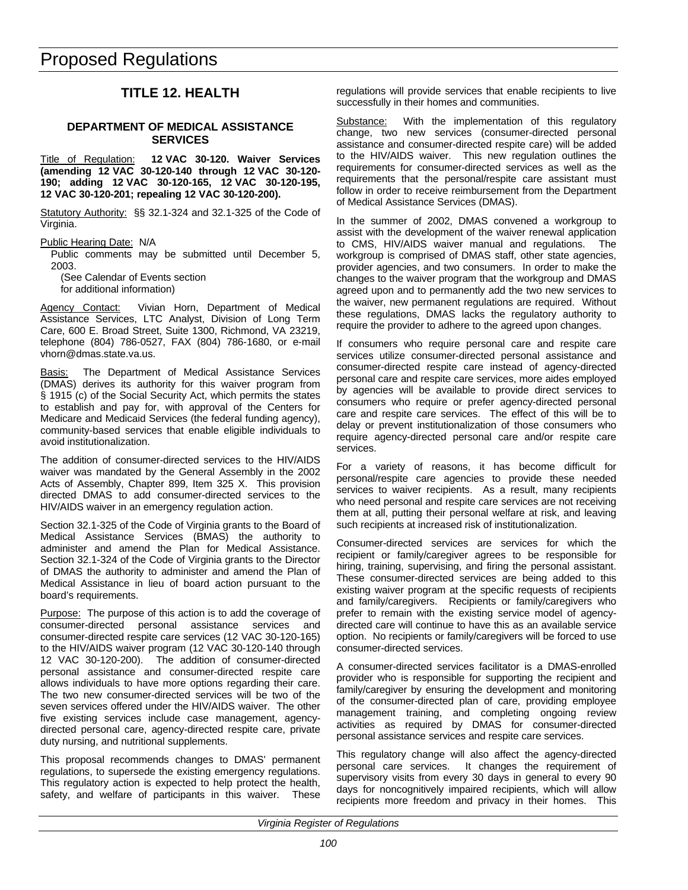# Proposed Regulations

## TITLE 12. HEALTH

### DEPARTMENT OF MEDICAL ASSISTANCE SERVICES

Title of Regulation: **12 VAC 30-120. Waiver Services (amending 12 VAC 30-120-140 through 12 VAC 30-120-190; adding 12 VAC 30-120-165, 12 VAC 30-120-195, 12 VAC 30-120-201; repealing 12 VAC 30-120-200).**

Statutory Authority: §§ 32.1-324 and 32.1-325 of the Code of Virginia.

Public Hearing Date: N/A

Public comments may be submitted until December 5, 2003.

(See Calendar of Events section for additional information)

Agency Contact: Vivian Horn, Department of Medical Assistance Services, LTC Analyst, Division of Long Term Care, 600 E. Broad Street, Suite 1300, Richmond, VA 23219, telephone (804) 786-0527, FAX (804) 786-1680, or e-mail vhorn@dmas.state.va.us.

Basis: The Department of Medical Assistance Services (DMAS) derives its authority for this waiver program from § 1915 (c) of the Social Security Act, which permits the states to establish and pay for, with approval of the Centers for Medicare and Medicaid Services (the federal funding agency), community-based services that enable eligible individuals to avoid institutionalization.

The addition of consumer-directed services to the HIV/AIDS waiver was mandated by the General Assembly in the 2002 Acts of Assembly, Chapter 899, Item 325 X. This provision directed DMAS to add consumer-directed services to the HIV/AIDS waiver in an emergency regulation action.

Section 32.1-325 of the Code of Virginia grants to the Board of Medical Assistance Services (BMAS) the authority to administer and amend the Plan for Medical Assistance. Section 32.1-324 of the Code of Virginia grants to the Director of DMAS the authority to administer and amend the Plan of Medical Assistance in lieu of board action pursuant to the board's requirements.

Purpose: The purpose of this action is to add the coverage of consumer-directed personal assistance services and consumer-directed respite care services (12 VAC 30-120-165) to the HIV/AIDS waiver program (12 VAC 30-120-140 through 12 VAC 30-120-200). The addition of consumer-directed personal assistance and consumer-directed respite care allows individuals to have more options regarding their care. The two new consumer-directed services will be two of the seven services offered under the HIV/AIDS waiver. The other five existing services include case management, agency-directed personal care, agency-directed respite care, private duty nursing, and nutritional supplements.

This proposal recommends changes to DMAS' permanent regulations, to supersede the existing emergency regulations. This regulatory action is expected to help protect the health, safety, and welfare of participants in this waiver. These regulations will provide services that enable recipients to live successfully in their homes and communities.

Substance: With the implementation of this regulatory change, two new services (consumer-directed personal assistance and consumer-directed respite care) will be added to the HIV/AIDS waiver. This new regulation outlines the requirements for consumer-directed services as well as the requirements that the personal/respite care assistant must follow in order to receive reimbursement from the Department of Medical Assistance Services (DMAS).

In the summer of 2002, DMAS convened a workgroup to assist with the development of the waiver renewal application to CMS, HIV/AIDS waiver manual and regulations. The workgroup is comprised of DMAS staff, other state agencies, provider agencies, and two consumers. In order to make the changes to the waiver program that the workgroup and DMAS agreed upon and to permanently add the two new services to the waiver, new permanent regulations are required. Without these regulations, DMAS lacks the regulatory authority to require the provider to adhere to the agreed upon changes.

If consumers who require personal care and respite care services utilize consumer-directed personal assistance and consumer-directed respite care instead of agency-directed personal care and respite care services, more aides employed by agencies will be available to provide direct services to consumers who require or prefer agency-directed personal care and respite care services. The effect of this will be to delay or prevent institutionalization of those consumers who require agency-directed personal care and/or respite care services.

For a variety of reasons, it has become difficult for personal/respite care agencies to provide these needed services to waiver recipients. As a result, many recipients who need personal and respite care services are not receiving them at all, putting their personal welfare at risk, and leaving such recipients at increased risk of institutionalization.

Consumer-directed services are services for which the recipient or family/caregiver agrees to be responsible for hiring, training, supervising, and firing the personal assistant. These consumer-directed services are being added to this existing waiver program at the specific requests of recipients and family/caregivers. Recipients or family/caregivers who prefer to remain with the existing service model of agency-directed care will continue to have this as an available service option. No recipients or family/caregivers will be forced to use consumer-directed services.

A consumer-directed services facilitator is a DMAS-enrolled provider who is responsible for supporting the recipient and family/caregiver by ensuring the development and monitoring of the consumer-directed plan of care, providing employee management training, and completing ongoing review activities as required by DMAS for consumer-directed personal assistance services and respite care services.

This regulatory change will also affect the agency-directed personal care services. It changes the requirement of supervisory visits from every 30 days in general to every 90 days for noncognitively impaired recipients, which will allow recipients more freedom and privacy in their homes. This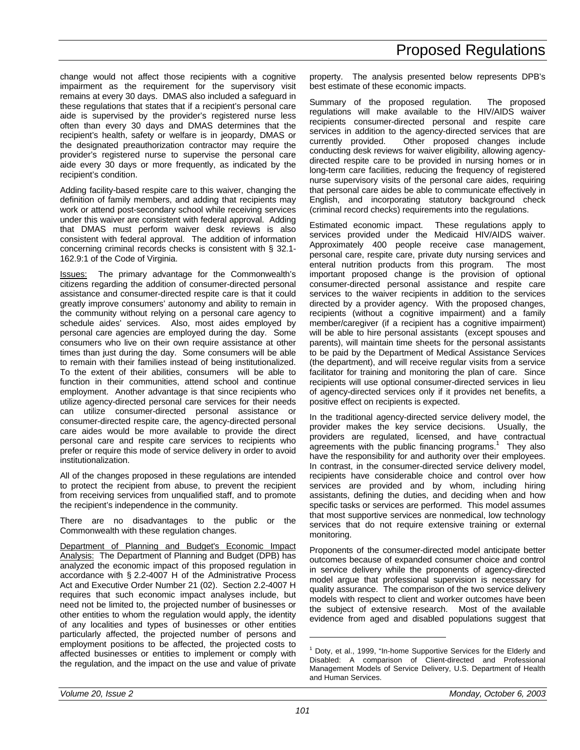change would not affect those recipients with a cognitive impairment as the requirement for the supervisory visit remains at every 30 days. DMAS also included a safeguard in these regulations that states that if a recipient's personal care aide is supervised by the provider's registered nurse less often than every 30 days and DMAS determines that the recipient's health, safety or welfare is in jeopardy, DMAS or the designated preauthorization contractor may require the provider's registered nurse to supervise the personal care aide every 30 days or more frequently, as indicated by the recipient's condition.

Adding facility-based respite care to this waiver, changing the definition of family members, and adding that recipients may work or attend post-secondary school while receiving services under this waiver are consistent with federal approval. Adding that DMAS must perform waiver desk reviews is also consistent with federal approval. The addition of information concerning criminal records checks is consistent with § 32.1-162.9:1 of the Code of Virginia.

Issues: The primary advantage for the Commonwealth's citizens regarding the addition of consumer-directed personal assistance and consumer-directed respite care is that it could greatly improve consumers' autonomy and ability to remain in the community without relying on a personal care agency to schedule aides' services. Also, most aides employed by personal care agencies are employed during the day. Some consumers who live on their own require assistance at other times than just during the day. Some consumers will be able to remain with their families instead of being institutionalized. To the extent of their abilities, consumers will be able to function in their communities, attend school and continue employment. Another advantage is that since recipients who utilize agency-directed personal care services for their needs can utilize consumer-directed personal assistance or consumer-directed respite care, the agency-directed personal care aides would be more available to provide the direct personal care and respite care services to recipients who prefer or require this mode of service delivery in order to avoid institutionalization.

All of the changes proposed in these regulations are intended to protect the recipient from abuse, to prevent the recipient from receiving services from unqualified staff, and to promote the recipient's independence in the community.

There are no disadvantages to the public or the Commonwealth with these regulation changes.

Department of Planning and Budget's Economic Impact Analysis: The Department of Planning and Budget (DPB) has analyzed the economic impact of this proposed regulation in accordance with § 2.2-4007 H of the Administrative Process Act and Executive Order Number 21 (02). Section 2.2-4007 H requires that such economic impact analyses include, but need not be limited to, the projected number of businesses or other entities to whom the regulation would apply, the identity of any localities and types of businesses or other entities particularly affected, the projected number of persons and employment positions to be affected, the projected costs to affected businesses or entities to implement or comply with the regulation, and the impact on the use and value of private property. The analysis presented below represents DPB's best estimate of these economic impacts.

Summary of the proposed regulation. The proposed regulations will make available to the HIV/AIDS waiver recipients consumer-directed personal and respite care services in addition to the agency-directed services that are currently provided. Other proposed changes include conducting desk reviews for waiver eligibility, allowing agency-directed respite care to be provided in nursing homes or in long-term care facilities, reducing the frequency of registered nurse supervisory visits of the personal care aides, requiring that personal care aides be able to communicate effectively in English, and incorporating statutory background check (criminal record checks) requirements into the regulations.

Estimated economic impact. These regulations apply to services provided under the Medicaid HIV/AIDS waiver. Approximately 400 people receive case management, personal care, respite care, private duty nursing services and enteral nutrition products from this program. The most important proposed change is the provision of optional consumer-directed personal assistance and respite care services to the waiver recipients in addition to the services directed by a provider agency. With the proposed changes, recipients (without a cognitive impairment) and a family member/caregiver (if a recipient has a cognitive impairment) will be able to hire personal assistants (except spouses and parents), will maintain time sheets for the personal assistants to be paid by the Department of Medical Assistance Services (the department), and will receive regular visits from a service facilitator for training and monitoring the plan of care. Since recipients will use optional consumer-directed services in lieu of agency-directed services only if it provides net benefits, a positive effect on recipients is expected.

In the traditional agency-directed service delivery model, the provider makes the key service decisions. Usually, the providers are regulated, licensed, and have contractual agreements with the public financing programs.[1] They also have the responsibility for and authority over their employees. In contrast, in the consumer-directed service delivery model, recipients have considerable choice and control over how services are provided and by whom, including hiring assistants, defining the duties, and deciding when and how specific tasks or services are performed. This model assumes that most supportive services are nonmedical, low technology services that do not require extensive training or external monitoring.

Proponents of the consumer-directed model anticipate better outcomes because of expanded consumer choice and control in service delivery while the proponents of agency-directed model argue that professional supervision is necessary for quality assurance. The comparison of the two service delivery models with respect to client and worker outcomes have been the subject of extensive research. Most of the available evidence from aged and disabled populations suggest that

[1] Doty, et al., 1999, "In-home Supportive Services for the Elderly and Disabled: A comparison of Client-directed and Professional Management Models of Service Delivery, U.S. Department of Health and Human Services.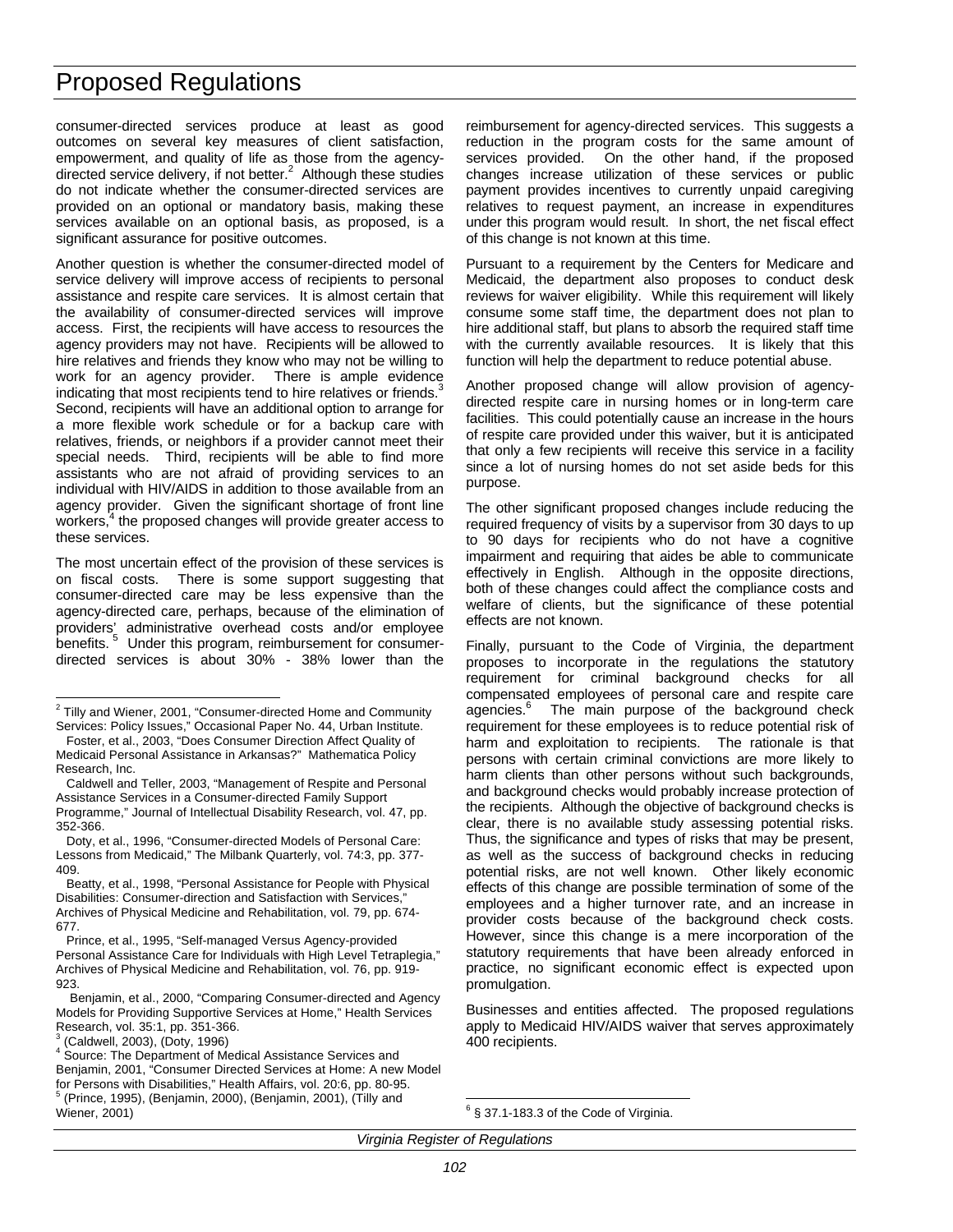consumer-directed services produce at least as good outcomes on several key measures of client satisfaction, empowerment, and quality of life as those from the agency-directed service delivery, if not better.[2] Although these studies do not indicate whether the consumer-directed services are provided on an optional or mandatory basis, making these services available on an optional basis, as proposed, is a significant assurance for positive outcomes.

Another question is whether the consumer-directed model of service delivery will improve access of recipients to personal assistance and respite care services. It is almost certain that the availability of consumer-directed services will improve access. First, the recipients will have access to resources the agency providers may not have. Recipients will be allowed to hire relatives and friends they know who may not be willing to work for an agency provider. There is ample evidence indicating that most recipients tend to hire relatives or friends.[3] Second, recipients will have an additional option to arrange for a more flexible work schedule or for a backup care with relatives, friends, or neighbors if a provider cannot meet their special needs. Third, recipients will be able to find more assistants who are not afraid of providing services to an individual with HIV/AIDS in addition to those available from an agency provider. Given the significant shortage of front line workers,[4] the proposed changes will provide greater access to these services.

The most uncertain effect of the provision of these services is on fiscal costs. There is some support suggesting that consumer-directed care may be less expensive than the agency-directed care, perhaps, because of the elimination of providers' administrative overhead costs and/or employee benefits.[5] Under this program, reimbursement for consumer-directed services is about 30% - 38% lower than the reimbursement for agency-directed services. This suggests a reduction in the program costs for the same amount of services provided. On the other hand, if the proposed changes increase utilization of these services or public payment provides incentives to currently unpaid caregiving relatives to request payment, an increase in expenditures under this program would result. In short, the net fiscal effect of this change is not known at this time.

Pursuant to a requirement by the Centers for Medicare and Medicaid, the department also proposes to conduct desk reviews for waiver eligibility. While this requirement will likely consume some staff time, the department does not plan to hire additional staff, but plans to absorb the required staff time with the currently available resources. It is likely that this function will help the department to reduce potential abuse.

Another proposed change will allow provision of agency-directed respite care in nursing homes or in long-term care facilities. This could potentially cause an increase in the hours of respite care provided under this waiver, but it is anticipated that only a few recipients will receive this service in a facility since a lot of nursing homes do not set aside beds for this purpose.

The other significant proposed changes include reducing the required frequency of visits by a supervisor from 30 days to up to 90 days for recipients who do not have a cognitive impairment and requiring that aides be able to communicate effectively in English. Although in the opposite directions, both of these changes could affect the compliance costs and welfare of clients, but the significance of these potential effects are not known.

Finally, pursuant to the Code of Virginia, the department proposes to incorporate in the regulations the statutory requirement for criminal background checks for all compensated employees of personal care and respite care agencies.[6] The main purpose of the background check requirement for these employees is to reduce potential risk of harm and exploitation to recipients. The rationale is that persons with certain criminal convictions are more likely to harm clients than other persons without such backgrounds, and background checks would probably increase protection of the recipients. Although the objective of background checks is clear, there is no available study assessing potential risks. Thus, the significance and types of risks that may be present, as well as the success of background checks in reducing potential risks, are not well known. Other likely economic effects of this change are possible termination of some of the employees and a higher turnover rate, and an increase in provider costs because of the background check costs. However, since this change is a mere incorporation of the statutory requirements that have been already enforced in practice, no significant economic effect is expected upon promulgation.

Businesses and entities affected. The proposed regulations apply to Medicaid HIV/AIDS waiver that serves approximately 400 recipients.

---

[2] Tilly and Wiener, 2001, "Consumer-directed Home and Community Services: Policy Issues," Occasional Paper No. 44, Urban Institute.

Foster, et al., 2003, "Does Consumer Direction Affect Quality of Medicaid Personal Assistance in Arkansas?" Mathematica Policy Research, Inc.

Caldwell and Teller, 2003, "Management of Respite and Personal Assistance Services in a Consumer-directed Family Support Programme," Journal of Intellectual Disability Research, vol. 47, pp. 352-366.

Doty, et al., 1996, "Consumer-directed Models of Personal Care: Lessons from Medicaid," The Milbank Quarterly, vol. 74:3, pp. 377-409.

Beatty, et al., 1998, "Personal Assistance for People with Physical Disabilities: Consumer-direction and Satisfaction with Services," Archives of Physical Medicine and Rehabilitation, vol. 79, pp. 674-677.

Prince, et al., 1995, "Self-managed Versus Agency-provided Personal Assistance Care for Individuals with High Level Tetraplegia," Archives of Physical Medicine and Rehabilitation, vol. 76, pp. 919-923.

Benjamin, et al., 2000, "Comparing Consumer-directed and Agency Models for Providing Supportive Services at Home," Health Services Research, vol. 35:1, pp. 351-366.

[3] (Caldwell, 2003), (Doty, 1996)

[4] Source: The Department of Medical Assistance Services and Benjamin, 2001, "Consumer Directed Services at Home: A new Model for Persons with Disabilities," Health Affairs, vol. 20:6, pp. 80-95.

[5] (Prince, 1995), (Benjamin, 2000), (Benjamin, 2001), (Tilly and Wiener, 2001)

[6] § 37.1-183.3 of the Code of Virginia.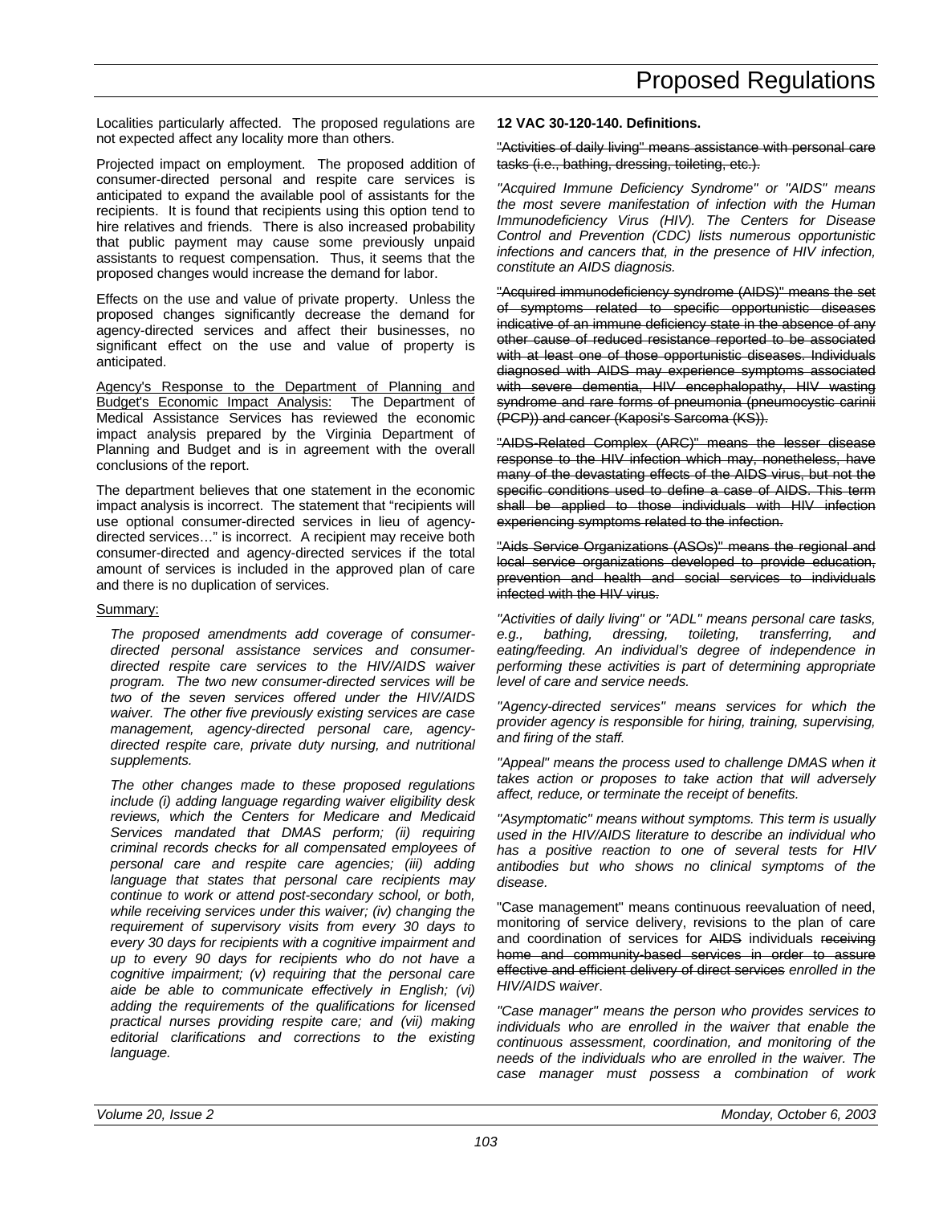Localities particularly affected. The proposed regulations are not expected affect any locality more than others.

Projected impact on employment. The proposed addition of consumer-directed personal and respite care services is anticipated to expand the available pool of assistants for the recipients. It is found that recipients using this option tend to hire relatives and friends. There is also increased probability that public payment may cause some previously unpaid assistants to request compensation. Thus, it seems that the proposed changes would increase the demand for labor.

Effects on the use and value of private property. Unless the proposed changes significantly decrease the demand for agency-directed services and affect their businesses, no significant effect on the use and value of property is anticipated.

Agency's Response to the Department of Planning and Budget's Economic Impact Analysis: The Department of Medical Assistance Services has reviewed the economic impact analysis prepared by the Virginia Department of Planning and Budget and is in agreement with the overall conclusions of the report.

The department believes that one statement in the economic impact analysis is incorrect. The statement that "recipients will use optional consumer-directed services in lieu of agency-directed services…" is incorrect. A recipient may receive both consumer-directed and agency-directed services if the total amount of services is included in the approved plan of care and there is no duplication of services.

Summary:

*The proposed amendments add coverage of consumer-directed personal assistance services and consumer-directed respite care services to the HIV/AIDS waiver program. The two new consumer-directed services will be two of the seven services offered under the HIV/AIDS waiver. The other five previously existing services are case management, agency-directed personal care, agency-directed respite care, private duty nursing, and nutritional supplements.*

*The other changes made to these proposed regulations include (i) adding language regarding waiver eligibility desk reviews, which the Centers for Medicare and Medicaid Services mandated that DMAS perform; (ii) requiring criminal records checks for all compensated employees of personal care and respite care agencies; (iii) adding language that states that personal care recipients may continue to work or attend post-secondary school, or both, while receiving services under this waiver; (iv) changing the requirement of supervisory visits from every 30 days to every 30 days for recipients with a cognitive impairment and up to every 90 days for recipients who do not have a cognitive impairment; (v) requiring that the personal care aide be able to communicate effectively in English; (vi) adding the requirements of the qualifications for licensed practical nurses providing respite care; and (vii) making editorial clarifications and corrections to the existing language.*

**12 VAC 30-120-140. Definitions.**

~~"Activities of daily living" means assistance with personal care tasks (i.e., bathing, dressing, toileting, etc.).~~

*"Acquired Immune Deficiency Syndrome" or "AIDS" means the most severe manifestation of infection with the Human Immunodeficiency Virus (HIV). The Centers for Disease Control and Prevention (CDC) lists numerous opportunistic infections and cancers that, in the presence of HIV infection, constitute an AIDS diagnosis.*

~~"Acquired immunodeficiency syndrome (AIDS)" means the set of symptoms related to specific opportunistic diseases indicative of an immune deficiency state in the absence of any other cause of reduced resistance reported to be associated with at least one of those opportunistic diseases. Individuals diagnosed with AIDS may experience symptoms associated with severe dementia, HIV encephalopathy, HIV wasting syndrome and rare forms of pneumonia (pneumocystic carinii (PCP)) and cancer (Kaposi's Sarcoma (KS)).~~

~~"AIDS-Related Complex (ARC)" means the lesser disease response to the HIV infection which may, nonetheless, have many of the devastating effects of the AIDS virus, but not the specific conditions used to define a case of AIDS. This term shall be applied to those individuals with HIV infection experiencing symptoms related to the infection.~~

~~"Aids Service Organizations (ASOs)" means the regional and local service organizations developed to provide education, prevention and health and social services to individuals infected with the HIV virus.~~

*"Activities of daily living" or "ADL" means personal care tasks, e.g., bathing, dressing, toileting, transferring, and eating/feeding. An individual's degree of independence in performing these activities is part of determining appropriate level of care and service needs.*

*"Agency-directed services" means services for which the provider agency is responsible for hiring, training, supervising, and firing of the staff.*

*"Appeal" means the process used to challenge DMAS when it takes action or proposes to take action that will adversely affect, reduce, or terminate the receipt of benefits.*

*"Asymptomatic" means without symptoms. This term is usually used in the HIV/AIDS literature to describe an individual who has a positive reaction to one of several tests for HIV antibodies but who shows no clinical symptoms of the disease.*

"Case management" means continuous reevaluation of need, monitoring of service delivery, revisions to the plan of care and coordination of services for ~~AIDS~~ individuals ~~receiving home and community-based services in order to assure effective and efficient delivery of direct services~~ *enrolled in the HIV/AIDS waiver*.

*"Case manager" means the person who provides services to individuals who are enrolled in the waiver that enable the continuous assessment, coordination, and monitoring of the needs of the individuals who are enrolled in the waiver. The case manager must possess a combination of work*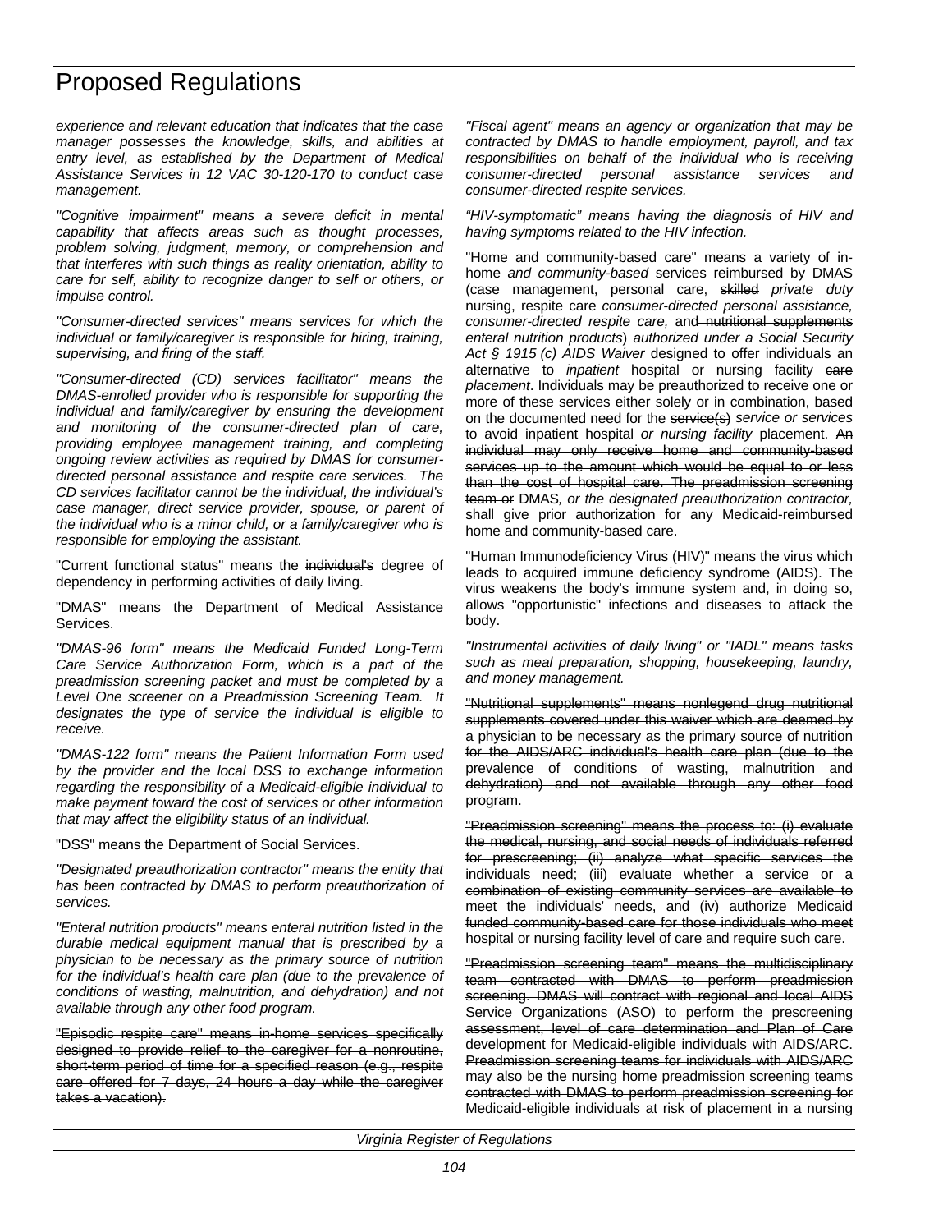*experience and relevant education that indicates that the case manager possesses the knowledge, skills, and abilities at entry level, as established by the Department of Medical Assistance Services in 12 VAC 30-120-170 to conduct case management.*

*"Cognitive impairment" means a severe deficit in mental capability that affects areas such as thought processes, problem solving, judgment, memory, or comprehension and that interferes with such things as reality orientation, ability to care for self, ability to recognize danger to self or others, or impulse control.*

*"Consumer-directed services" means services for which the individual or family/caregiver is responsible for hiring, training, supervising, and firing of the staff.*

*"Consumer-directed (CD) services facilitator" means the DMAS-enrolled provider who is responsible for supporting the individual and family/caregiver by ensuring the development and monitoring of the consumer-directed plan of care, providing employee management training, and completing ongoing review activities as required by DMAS for consumer-directed personal assistance and respite care services. The CD services facilitator cannot be the individual, the individual's case manager, direct service provider, spouse, or parent of the individual who is a minor child, or a family/caregiver who is responsible for employing the assistant.*

"Current functional status" means the ~~individual's~~ degree of dependency in performing activities of daily living.

"DMAS" means the Department of Medical Assistance Services.

*"DMAS-96 form" means the Medicaid Funded Long-Term Care Service Authorization Form, which is a part of the preadmission screening packet and must be completed by a Level One screener on a Preadmission Screening Team. It designates the type of service the individual is eligible to receive.*

*"DMAS-122 form" means the Patient Information Form used by the provider and the local DSS to exchange information regarding the responsibility of a Medicaid-eligible individual to make payment toward the cost of services or other information that may affect the eligibility status of an individual.*

"DSS" means the Department of Social Services.

*"Designated preauthorization contractor" means the entity that has been contracted by DMAS to perform preauthorization of services.*

*"Enteral nutrition products" means enteral nutrition listed in the durable medical equipment manual that is prescribed by a physician to be necessary as the primary source of nutrition for the individual's health care plan (due to the prevalence of conditions of wasting, malnutrition, and dehydration) and not available through any other food program.*

~~"Episodic respite care" means in-home services specifically designed to provide relief to the caregiver for a nonroutine, short-term period of time for a specified reason (e.g., respite care offered for 7 days, 24 hours a day while the caregiver takes a vacation).~~

*"Fiscal agent" means an agency or organization that may be contracted by DMAS to handle employment, payroll, and tax responsibilities on behalf of the individual who is receiving consumer-directed personal assistance services and consumer-directed respite services.*

*"HIV-symptomatic" means having the diagnosis of HIV and having symptoms related to the HIV infection.*

"Home and community-based care" means a variety of in-home *and community-based* services reimbursed by DMAS (case management, personal care, ~~skilled~~ *private duty* nursing, respite care *consumer-directed personal assistance, consumer-directed respite care,* and ~~nutritional supplements~~ *enteral nutrition products*) *authorized under a Social Security Act § 1915 (c) AIDS Waiver* designed to offer individuals an alternative to *inpatient* hospital or nursing facility ~~care~~ *placement*. Individuals may be preauthorized to receive one or more of these services either solely or in combination, based on the documented need for the ~~service(s)~~ *service or services* to avoid inpatient hospital *or nursing facility* placement. ~~An individual may only receive home and community-based services up to the amount which would be equal to or less than the cost of hospital care. The preadmission screening team or~~ DMAS*, or the designated preauthorization contractor,* shall give prior authorization for any Medicaid-reimbursed home and community-based care.

"Human Immunodeficiency Virus (HIV)" means the virus which leads to acquired immune deficiency syndrome (AIDS). The virus weakens the body's immune system and, in doing so, allows "opportunistic" infections and diseases to attack the body.

*"Instrumental activities of daily living" or "IADL" means tasks such as meal preparation, shopping, housekeeping, laundry, and money management.*

~~"Nutritional supplements" means nonlegend drug nutritional supplements covered under this waiver which are deemed by a physician to be necessary as the primary source of nutrition for the AIDS/ARC individual's health care plan (due to the prevalence of conditions of wasting, malnutrition and dehydration) and not available through any other food program.~~

~~"Preadmission screening" means the process to: (i) evaluate the medical, nursing, and social needs of individuals referred for prescreening; (ii) analyze what specific services the individuals need; (iii) evaluate whether a service or a combination of existing community services are available to meet the individuals' needs, and (iv) authorize Medicaid funded community-based care for those individuals who meet hospital or nursing facility level of care and require such care.~~

~~"Preadmission screening team" means the multidisciplinary team contracted with DMAS to perform preadmission screening. DMAS will contract with regional and local AIDS Service Organizations (ASO) to perform the prescreening assessment, level of care determination and Plan of Care development for Medicaid-eligible individuals with AIDS/ARC. Preadmission screening teams for individuals with AIDS/ARC may also be the nursing home preadmission screening teams contracted with DMAS to perform preadmission screening for Medicaid-eligible individuals at risk of placement in a nursing~~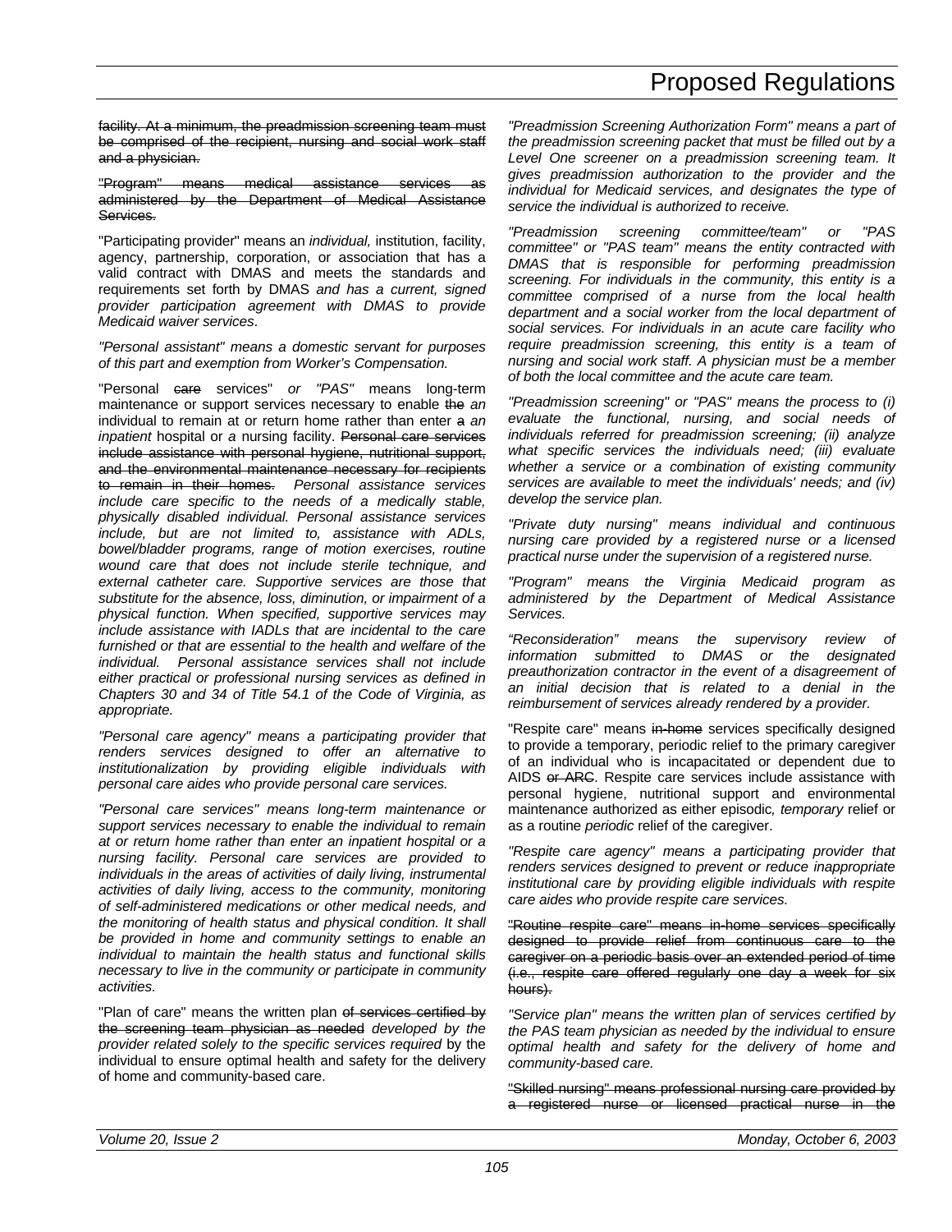~~facility. At a minimum, the preadmission screening team must be comprised of the recipient, nursing and social work staff and a physician.~~

~~"Program" means medical assistance services as administered by the Department of Medical Assistance Services.~~

"Participating provider" means an *individual,* institution, facility, agency, partnership, corporation, or association that has a valid contract with DMAS and meets the standards and requirements set forth by DMAS *and has a current, signed provider participation agreement with DMAS to provide Medicaid waiver services*.

*"Personal assistant" means a domestic servant for purposes of this part and exemption from Worker's Compensation.*

"Personal ~~care~~ services" *or "PAS"* means long-term maintenance or support services necessary to enable ~~the~~ *an* individual to remain at or return home rather than enter ~~a~~ *an inpatient* hospital or *a* nursing facility. ~~Personal care services include assistance with personal hygiene, nutritional support, and the environmental maintenance necessary for recipients to remain in their homes.~~ *Personal assistance services include care specific to the needs of a medically stable, physically disabled individual. Personal assistance services include, but are not limited to, assistance with ADLs, bowel/bladder programs, range of motion exercises, routine wound care that does not include sterile technique, and external catheter care. Supportive services are those that substitute for the absence, loss, diminution, or impairment of a physical function. When specified, supportive services may include assistance with IADLs that are incidental to the care furnished or that are essential to the health and welfare of the individual. Personal assistance services shall not include either practical or professional nursing services as defined in Chapters 30 and 34 of Title 54.1 of the Code of Virginia, as appropriate.*

*"Personal care agency" means a participating provider that renders services designed to offer an alternative to institutionalization by providing eligible individuals with personal care aides who provide personal care services.*

*"Personal care services" means long-term maintenance or support services necessary to enable the individual to remain at or return home rather than enter an inpatient hospital or a nursing facility. Personal care services are provided to individuals in the areas of activities of daily living, instrumental activities of daily living, access to the community, monitoring of self-administered medications or other medical needs, and the monitoring of health status and physical condition. It shall be provided in home and community settings to enable an individual to maintain the health status and functional skills necessary to live in the community or participate in community activities.*

"Plan of care" means the written plan ~~of services certified by the screening team physician as needed~~ *developed by the provider related solely to the specific services required* by the individual to ensure optimal health and safety for the delivery of home and community-based care.

*"Preadmission Screening Authorization Form" means a part of the preadmission screening packet that must be filled out by a Level One screener on a preadmission screening team. It gives preadmission authorization to the provider and the individual for Medicaid services, and designates the type of service the individual is authorized to receive.*

*"Preadmission screening committee/team" or "PAS committee" or "PAS team" means the entity contracted with DMAS that is responsible for performing preadmission screening. For individuals in the community, this entity is a committee comprised of a nurse from the local health department and a social worker from the local department of social services. For individuals in an acute care facility who require preadmission screening, this entity is a team of nursing and social work staff. A physician must be a member of both the local committee and the acute care team.*

*"Preadmission screening" or "PAS" means the process to (i) evaluate the functional, nursing, and social needs of individuals referred for preadmission screening; (ii) analyze what specific services the individuals need; (iii) evaluate whether a service or a combination of existing community services are available to meet the individuals' needs; and (iv) develop the service plan.*

*"Private duty nursing" means individual and continuous nursing care provided by a registered nurse or a licensed practical nurse under the supervision of a registered nurse.*

*"Program" means the Virginia Medicaid program as administered by the Department of Medical Assistance Services.*

*"Reconsideration" means the supervisory review of information submitted to DMAS or the designated preauthorization contractor in the event of a disagreement of an initial decision that is related to a denial in the reimbursement of services already rendered by a provider.*

"Respite care" means ~~in-home~~ services specifically designed to provide a temporary, periodic relief to the primary caregiver of an individual who is incapacitated or dependent due to AIDS ~~or ARC~~. Respite care services include assistance with personal hygiene, nutritional support and environmental maintenance authorized as either episodic*, temporary* relief or as a routine *periodic* relief of the caregiver.

*"Respite care agency" means a participating provider that renders services designed to prevent or reduce inappropriate institutional care by providing eligible individuals with respite care aides who provide respite care services.*

~~"Routine respite care" means in-home services specifically designed to provide relief from continuous care to the caregiver on a periodic basis over an extended period of time (i.e., respite care offered regularly one day a week for six hours).~~

*"Service plan" means the written plan of services certified by the PAS team physician as needed by the individual to ensure optimal health and safety for the delivery of home and community-based care.*

~~"Skilled nursing" means professional nursing care provided by a registered nurse or licensed practical nurse in the~~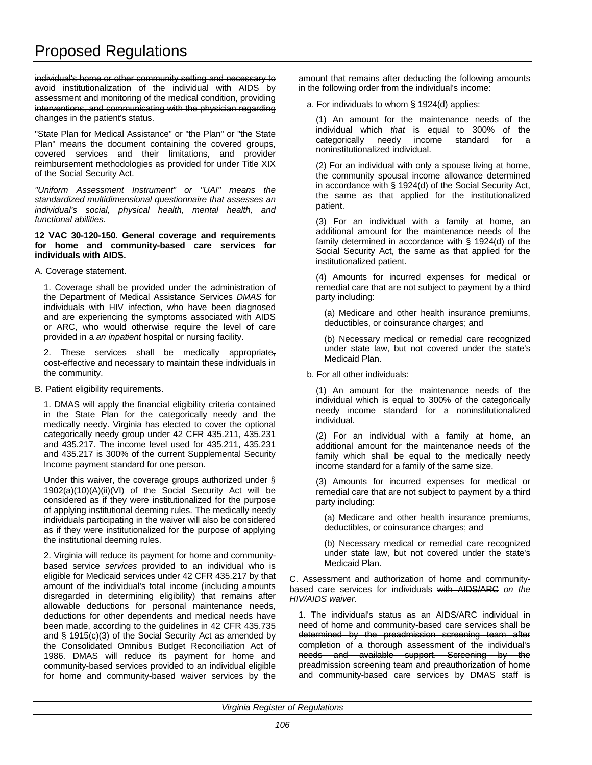~~individual's home or other community setting and necessary to avoid institutionalization of the individual with AIDS by assessment and monitoring of the medical condition, providing interventions, and communicating with the physician regarding changes in the patient's status.~~

"State Plan for Medical Assistance" or "the Plan" or "the State Plan" means the document containing the covered groups, covered services and their limitations, and provider reimbursement methodologies as provided for under Title XIX of the Social Security Act.

*"Uniform Assessment Instrument" or "UAI" means the standardized multidimensional questionnaire that assesses an individual's social, physical health, mental health, and functional abilities.*

**12 VAC 30-120-150. General coverage and requirements for home and community-based care services for individuals with AIDS.**

A. Coverage statement.

1. Coverage shall be provided under the administration of ~~the Department of Medical Assistance Services~~ *DMAS* for individuals with HIV infection, who have been diagnosed and are experiencing the symptoms associated with AIDS ~~or ARC~~, who would otherwise require the level of care provided in ~~a~~ *an inpatient* hospital or nursing facility.

2. These services shall be medically appropriate~~, cost-effective~~ and necessary to maintain these individuals in the community.

B. Patient eligibility requirements.

1. DMAS will apply the financial eligibility criteria contained in the State Plan for the categorically needy and the medically needy. Virginia has elected to cover the optional categorically needy group under 42 CFR 435.211, 435.231 and 435.217. The income level used for 435.211, 435.231 and 435.217 is 300% of the current Supplemental Security Income payment standard for one person.

Under this waiver, the coverage groups authorized under § 1902(a)(10)(A)(ii)(VI) of the Social Security Act will be considered as if they were institutionalized for the purpose of applying institutional deeming rules. The medically needy individuals participating in the waiver will also be considered as if they were institutionalized for the purpose of applying the institutional deeming rules.

2. Virginia will reduce its payment for home and community-based ~~service~~ *services* provided to an individual who is eligible for Medicaid services under 42 CFR 435.217 by that amount of the individual's total income (including amounts disregarded in determining eligibility) that remains after allowable deductions for personal maintenance needs, deductions for other dependents and medical needs have been made, according to the guidelines in 42 CFR 435.735 and § 1915(c)(3) of the Social Security Act as amended by the Consolidated Omnibus Budget Reconciliation Act of 1986. DMAS will reduce its payment for home and community-based services provided to an individual eligible for home and community-based waiver services by the amount that remains after deducting the following amounts in the following order from the individual's income:

a. For individuals to whom § 1924(d) applies:

(1) An amount for the maintenance needs of the individual ~~which~~ *that* is equal to 300% of the categorically needy income standard for a noninstitutionalized individual.

(2) For an individual with only a spouse living at home, the community spousal income allowance determined in accordance with § 1924(d) of the Social Security Act, the same as that applied for the institutionalized patient.

(3) For an individual with a family at home, an additional amount for the maintenance needs of the family determined in accordance with § 1924(d) of the Social Security Act, the same as that applied for the institutionalized patient.

(4) Amounts for incurred expenses for medical or remedial care that are not subject to payment by a third party including:

(a) Medicare and other health insurance premiums, deductibles, or coinsurance charges; and

(b) Necessary medical or remedial care recognized under state law, but not covered under the state's Medicaid Plan.

b. For all other individuals:

(1) An amount for the maintenance needs of the individual which is equal to 300% of the categorically needy income standard for a noninstitutionalized individual.

(2) For an individual with a family at home, an additional amount for the maintenance needs of the family which shall be equal to the medically needy income standard for a family of the same size.

(3) Amounts for incurred expenses for medical or remedial care that are not subject to payment by a third party including:

(a) Medicare and other health insurance premiums, deductibles, or coinsurance charges; and

(b) Necessary medical or remedial care recognized under state law, but not covered under the state's Medicaid Plan.

C. Assessment and authorization of home and community-based care services for individuals ~~with AIDS/ARC~~ *on the HIV/AIDS waiver*.

~~1. The individual's status as an AIDS/ARC individual in need of home and community-based care services shall be determined by the preadmission screening team after completion of a thorough assessment of the individual's needs and available support. Screening by the preadmission screening team and preauthorization of home and community-based care services by DMAS staff is~~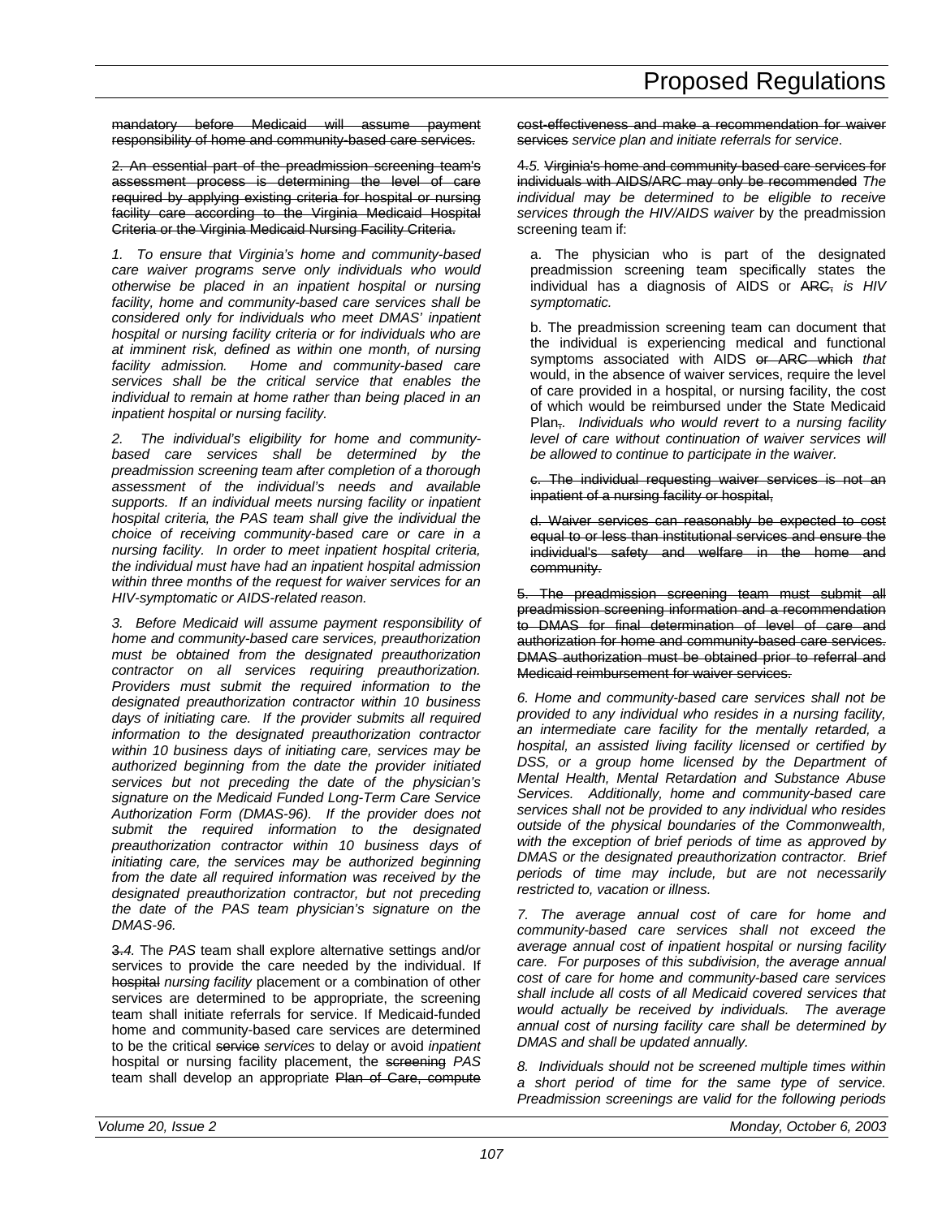~~mandatory before Medicaid will assume payment responsibility of home and community-based care services.~~

~~2. An essential part of the preadmission screening team's assessment process is determining the level of care required by applying existing criteria for hospital or nursing facility care according to the Virginia Medicaid Hospital Criteria or the Virginia Medicaid Nursing Facility Criteria.~~

*1. To ensure that Virginia's home and community-based care waiver programs serve only individuals who would otherwise be placed in an inpatient hospital or nursing facility, home and community-based care services shall be considered only for individuals who meet DMAS' inpatient hospital or nursing facility criteria or for individuals who are at imminent risk, defined as within one month, of nursing facility admission. Home and community-based care services shall be the critical service that enables the individual to remain at home rather than being placed in an inpatient hospital or nursing facility.*

*2. The individual's eligibility for home and community-based care services shall be determined by the preadmission screening team after completion of a thorough assessment of the individual's needs and available supports. If an individual meets nursing facility or inpatient hospital criteria, the PAS team shall give the individual the choice of receiving community-based care or care in a nursing facility. In order to meet inpatient hospital criteria, the individual must have had an inpatient hospital admission within three months of the request for waiver services for an HIV-symptomatic or AIDS-related reason.*

*3. Before Medicaid will assume payment responsibility of home and community-based care services, preauthorization must be obtained from the designated preauthorization contractor on all services requiring preauthorization. Providers must submit the required information to the designated preauthorization contractor within 10 business days of initiating care. If the provider submits all required information to the designated preauthorization contractor within 10 business days of initiating care, services may be authorized beginning from the date the provider initiated services but not preceding the date of the physician's signature on the Medicaid Funded Long-Term Care Service Authorization Form (DMAS-96). If the provider does not submit the required information to the designated preauthorization contractor within 10 business days of initiating care, the services may be authorized beginning from the date all required information was received by the designated preauthorization contractor, but not preceding the date of the PAS team physician's signature on the DMAS-96.*

~~3.~~ *4.* The *PAS* team shall explore alternative settings and/or services to provide the care needed by the individual. If ~~hospital~~ *nursing facility* placement or a combination of other services are determined to be appropriate, the screening team shall initiate referrals for service. If Medicaid-funded home and community-based care services are determined to be the critical ~~service~~ *services* to delay or avoid *inpatient* hospital or nursing facility placement, the ~~screening~~ *PAS* team shall develop an appropriate ~~Plan of Care, compute cost-effectiveness and make a recommendation for waiver services~~ *service plan and initiate referrals for service*.

~~4.~~ *5.* ~~Virginia's home and community-based care services for individuals with AIDS/ARC may only be recommended~~ *The individual may be determined to be eligible to receive services through the HIV/AIDS waiver* by the preadmission screening team if:

a. The physician who is part of the designated preadmission screening team specifically states the individual has a diagnosis of AIDS or ~~ARC,~~ *is HIV symptomatic.*

b. The preadmission screening team can document that the individual is experiencing medical and functional symptoms associated with AIDS ~~or ARC which~~ *that* would, in the absence of waiver services, require the level of care provided in a hospital, or nursing facility, the cost of which would be reimbursed under the State Medicaid Plan~~,~~*. Individuals who would revert to a nursing facility level of care without continuation of waiver services will be allowed to continue to participate in the waiver.*

~~c. The individual requesting waiver services is not an inpatient of a nursing facility or hospital,~~

~~d. Waiver services can reasonably be expected to cost equal to or less than institutional services and ensure the individual's safety and welfare in the home and community.~~

~~5. The preadmission screening team must submit all preadmission screening information and a recommendation to DMAS for final determination of level of care and authorization for home and community-based care services. DMAS authorization must be obtained prior to referral and Medicaid reimbursement for waiver services.~~

*6. Home and community-based care services shall not be provided to any individual who resides in a nursing facility, an intermediate care facility for the mentally retarded, a hospital, an assisted living facility licensed or certified by DSS, or a group home licensed by the Department of Mental Health, Mental Retardation and Substance Abuse Services. Additionally, home and community-based care services shall not be provided to any individual who resides outside of the physical boundaries of the Commonwealth, with the exception of brief periods of time as approved by DMAS or the designated preauthorization contractor. Brief periods of time may include, but are not necessarily restricted to, vacation or illness.*

*7. The average annual cost of care for home and community-based care services shall not exceed the average annual cost of inpatient hospital or nursing facility care. For purposes of this subdivision, the average annual cost of care for home and community-based care services shall include all costs of all Medicaid covered services that would actually be received by individuals. The average annual cost of nursing facility care shall be determined by DMAS and shall be updated annually.*

*8. Individuals should not be screened multiple times within a short period of time for the same type of service. Preadmission screenings are valid for the following periods*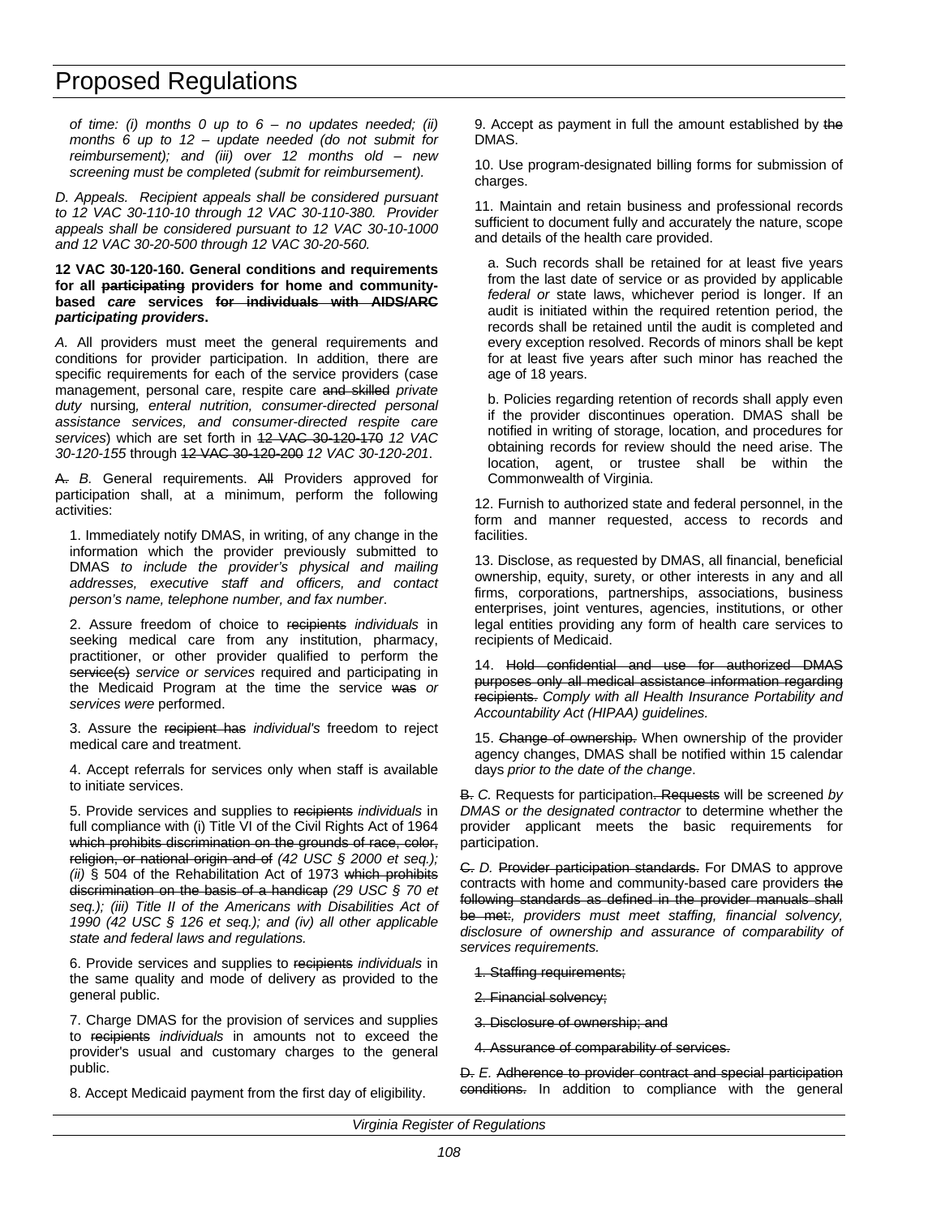*of time: (i) months 0 up to 6 – no updates needed; (ii) months 6 up to 12 – update needed (do not submit for reimbursement); and (iii) over 12 months old – new screening must be completed (submit for reimbursement).*

*D. Appeals. Recipient appeals shall be considered pursuant to 12 VAC 30-110-10 through 12 VAC 30-110-380. Provider appeals shall be considered pursuant to 12 VAC 30-10-1000 and 12 VAC 30-20-500 through 12 VAC 30-20-560.*

**12 VAC 30-120-160. General conditions and requirements for all ~~participating~~ providers for home and community-based *care* services ~~for individuals with AIDS/ARC~~ *participating providers*.**

*A.* All providers must meet the general requirements and conditions for provider participation. In addition, there are specific requirements for each of the service providers (case management, personal care, respite care ~~and skilled~~ *private duty* nursing*, enteral nutrition, consumer-directed personal assistance services, and consumer-directed respite care services*) which are set forth in ~~12 VAC 30-120-170~~ *12 VAC 30-120-155* through ~~12 VAC 30-120-200~~ *12 VAC 30-120-201*.

~~A.~~ *B.* General requirements. ~~All~~ Providers approved for participation shall, at a minimum, perform the following activities:

1. Immediately notify DMAS, in writing, of any change in the information which the provider previously submitted to DMAS *to include the provider's physical and mailing addresses, executive staff and officers, and contact person's name, telephone number, and fax number*.

2. Assure freedom of choice to ~~recipients~~ *individuals* in seeking medical care from any institution, pharmacy, practitioner, or other provider qualified to perform the ~~service(s)~~ *service or services* required and participating in the Medicaid Program at the time the service ~~was~~ *or services were* performed.

3. Assure the ~~recipient has~~ *individual's* freedom to reject medical care and treatment.

4. Accept referrals for services only when staff is available to initiate services.

5. Provide services and supplies to ~~recipients~~ *individuals* in full compliance with (i) Title VI of the Civil Rights Act of 1964 ~~which prohibits discrimination on the grounds of race, color, religion, or national origin and of~~ *(42 USC § 2000 et seq.); (ii)* § 504 of the Rehabilitation Act of 1973 ~~which prohibits discrimination on the basis of a handicap~~ *(29 USC § 70 et seq.); (iii) Title II of the Americans with Disabilities Act of 1990 (42 USC § 126 et seq.); and (iv) all other applicable state and federal laws and regulations.*

6. Provide services and supplies to ~~recipients~~ *individuals* in the same quality and mode of delivery as provided to the general public.

7. Charge DMAS for the provision of services and supplies to ~~recipients~~ *individuals* in amounts not to exceed the provider's usual and customary charges to the general public.

8. Accept Medicaid payment from the first day of eligibility.

9. Accept as payment in full the amount established by ~~the~~ DMAS.

10. Use program-designated billing forms for submission of charges.

11. Maintain and retain business and professional records sufficient to document fully and accurately the nature, scope and details of the health care provided.

a. Such records shall be retained for at least five years from the last date of service or as provided by applicable *federal or* state laws, whichever period is longer. If an audit is initiated within the required retention period, the records shall be retained until the audit is completed and every exception resolved. Records of minors shall be kept for at least five years after such minor has reached the age of 18 years.

b. Policies regarding retention of records shall apply even if the provider discontinues operation. DMAS shall be notified in writing of storage, location, and procedures for obtaining records for review should the need arise. The location, agent, or trustee shall be within the Commonwealth of Virginia.

12. Furnish to authorized state and federal personnel, in the form and manner requested, access to records and facilities.

13. Disclose, as requested by DMAS, all financial, beneficial ownership, equity, surety, or other interests in any and all firms, corporations, partnerships, associations, business enterprises, joint ventures, agencies, institutions, or other legal entities providing any form of health care services to recipients of Medicaid.

14. ~~Hold confidential and use for authorized DMAS purposes only all medical assistance information regarding recipients.~~ *Comply with all Health Insurance Portability and Accountability Act (HIPAA) guidelines.*

15. ~~Change of ownership.~~ When ownership of the provider agency changes, DMAS shall be notified within 15 calendar days *prior to the date of the change*.

~~B.~~ *C.* Requests for participation~~. Requests~~ will be screened *by DMAS or the designated contractor* to determine whether the provider applicant meets the basic requirements for participation.

~~C.~~ *D.* ~~Provider participation standards.~~ For DMAS to approve contracts with home and community-based care providers ~~the following standards as defined in the provider manuals shall be met:~~*, providers must meet staffing, financial solvency, disclosure of ownership and assurance of comparability of services requirements.*

~~1. Staffing requirements;~~

~~2. Financial solvency;~~

~~3. Disclosure of ownership; and~~

~~4. Assurance of comparability of services.~~

~~D.~~ *E.* ~~Adherence to provider contract and special participation conditions.~~ In addition to compliance with the general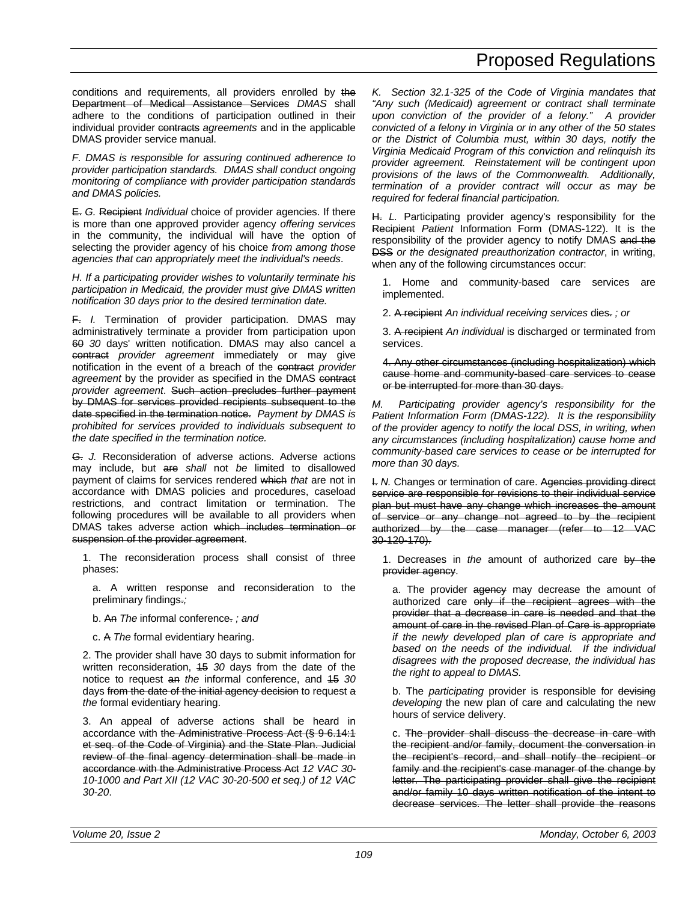conditions and requirements, all providers enrolled by ~~the Department of Medical Assistance Services~~ *DMAS* shall adhere to the conditions of participation outlined in their individual provider ~~contracts~~ *agreements* and in the applicable DMAS provider service manual.

*F. DMAS is responsible for assuring continued adherence to provider participation standards. DMAS shall conduct ongoing monitoring of compliance with provider participation standards and DMAS policies.*

~~E.~~ *G.* ~~Recipient~~ *Individual* choice of provider agencies. If there is more than one approved provider agency *offering services* in the community, the individual will have the option of selecting the provider agency of his choice *from among those agencies that can appropriately meet the individual's needs*.

*H. If a participating provider wishes to voluntarily terminate his participation in Medicaid, the provider must give DMAS written notification 30 days prior to the desired termination date.*

~~F.~~ *I.* Termination of provider participation. DMAS may administratively terminate a provider from participation upon ~~60~~ *30* days' written notification. DMAS may also cancel a ~~contract~~ *provider agreement* immediately or may give notification in the event of a breach of the ~~contract~~ *provider agreement* by the provider as specified in the DMAS ~~contract~~ *provider agreement*. ~~Such action precludes further payment by DMAS for services provided recipients subsequent to the date specified in the termination notice.~~ *Payment by DMAS is prohibited for services provided to individuals subsequent to the date specified in the termination notice.*

~~G.~~ *J.* Reconsideration of adverse actions. Adverse actions may include, but ~~are~~ *shall* not *be* limited to disallowed payment of claims for services rendered ~~which~~ *that* are not in accordance with DMAS policies and procedures, caseload restrictions, and contract limitation or termination. The following procedures will be available to all providers when DMAS takes adverse action ~~which includes termination or suspension of the provider agreement~~.

1. The reconsideration process shall consist of three phases:

   a. A written response and reconsideration to the preliminary findings~~.~~*;*

   b. ~~An~~ *The* informal conference~~.~~ *; and*

   c. ~~A~~ *The* formal evidentiary hearing.

2. The provider shall have 30 days to submit information for written reconsideration, ~~15~~ *30* days from the date of the notice to request ~~an~~ *the* informal conference, and ~~15~~ *30* days ~~from the date of the initial agency decision~~ to request ~~a~~ *the* formal evidentiary hearing.

3. An appeal of adverse actions shall be heard in accordance with ~~the Administrative Process Act (§ 9-6.14:1 et seq. of the Code of Virginia) and the State Plan. Judicial review of the final agency determination shall be made in accordance with the Administrative Process Act~~ *12 VAC 30-10-1000 and Part XII (12 VAC 30-20-500 et seq.) of 12 VAC 30-20*.

*K. Section 32.1-325 of the Code of Virginia mandates that "Any such (Medicaid) agreement or contract shall terminate upon conviction of the provider of a felony." A provider convicted of a felony in Virginia or in any other of the 50 states or the District of Columbia must, within 30 days, notify the Virginia Medicaid Program of this conviction and relinquish its provider agreement. Reinstatement will be contingent upon provisions of the laws of the Commonwealth. Additionally, termination of a provider contract will occur as may be required for federal financial participation.*

~~H.~~ *L.* Participating provider agency's responsibility for the ~~Recipient~~ *Patient* Information Form (DMAS-122). It is the responsibility of the provider agency to notify DMAS ~~and the DSS~~ *or the designated preauthorization contractor*, in writing, when any of the following circumstances occur:

1. Home and community-based care services are implemented.

2. ~~A recipient~~ *An individual receiving services* dies~~.~~ *; or*

3. ~~A recipient~~ *An individual* is discharged or terminated from services.

~~4. Any other circumstances (including hospitalization) which cause home and community-based care services to cease or be interrupted for more than 30 days.~~

*M. Participating provider agency's responsibility for the Patient Information Form (DMAS-122). It is the responsibility of the provider agency to notify the local DSS, in writing, when any circumstances (including hospitalization) cause home and community-based care services to cease or be interrupted for more than 30 days.*

~~I.~~ *N.* Changes or termination of care. ~~Agencies providing direct service are responsible for revisions to their individual service plan but must have any change which increases the amount of service or any change not agreed to by the recipient authorized by the case manager (refer to 12 VAC 30-120-170).~~

1. Decreases in *the* amount of authorized care ~~by the provider agency~~.

   a. The provider ~~agency~~ may decrease the amount of authorized care ~~only if the recipient agrees with the provider that a decrease in care is needed and that the amount of care in the revised Plan of Care is appropriate~~ *if the newly developed plan of care is appropriate and based on the needs of the individual. If the individual disagrees with the proposed decrease, the individual has the right to appeal to DMAS.*

   b. The *participating* provider is responsible for ~~devising~~ *developing* the new plan of care and calculating the new hours of service delivery.

   c. ~~The provider shall discuss the decrease in care with the recipient and/or family, document the conversation in the recipient's record, and shall notify the recipient or family and the recipient's case manager of the change by letter. The participating provider shall give the recipient and/or family 10 days written notification of the intent to decrease services. The letter shall provide the reasons~~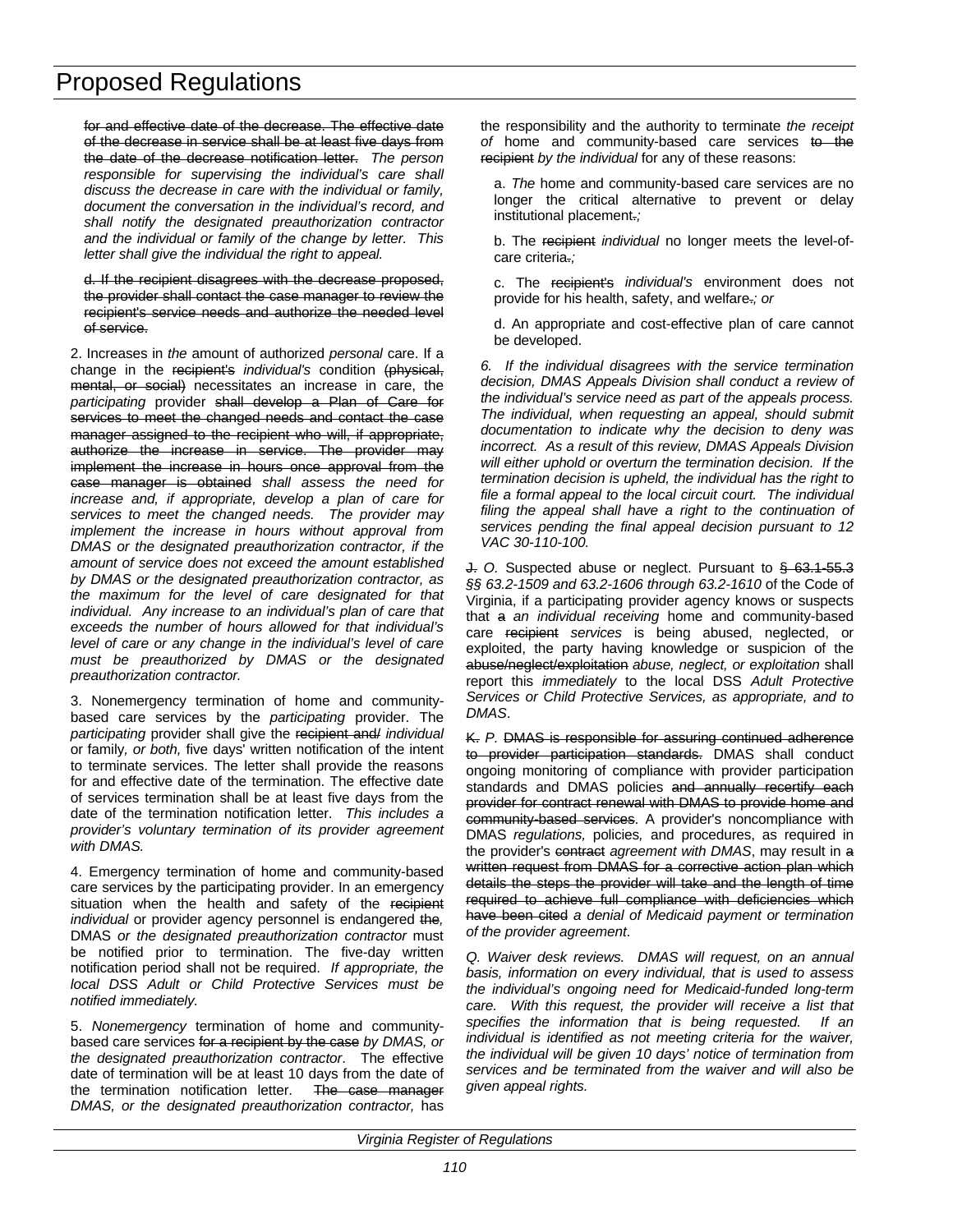~~for and effective date of the decrease. The effective date of the decrease in service shall be at least five days from the date of the decrease notification letter.~~ *The person responsible for supervising the individual's care shall discuss the decrease in care with the individual or family, document the conversation in the individual's record, and shall notify the designated preauthorization contractor and the individual or family of the change by letter. This letter shall give the individual the right to appeal.*

~~d. If the recipient disagrees with the decrease proposed, the provider shall contact the case manager to review the recipient's service needs and authorize the needed level of service.~~

2. Increases in *the* amount of authorized *personal* care. If a change in the ~~recipient's~~ *individual's* condition ~~(physical, mental, or social)~~ necessitates an increase in care, the *participating* provider ~~shall develop a Plan of Care for services to meet the changed needs and contact the case manager assigned to the recipient who will, if appropriate, authorize the increase in service. The provider may implement the increase in hours once approval from the case manager is obtained~~ *shall assess the need for increase and, if appropriate, develop a plan of care for services to meet the changed needs. The provider may implement the increase in hours without approval from DMAS or the designated preauthorization contractor, if the amount of service does not exceed the amount established by DMAS or the designated preauthorization contractor, as the maximum for the level of care designated for that individual. Any increase to an individual's plan of care that exceeds the number of hours allowed for that individual's level of care or any change in the individual's level of care must be preauthorized by DMAS or the designated preauthorization contractor.*

3. Nonemergency termination of home and community-based care services by the *participating* provider. The *participating* provider shall give the ~~recipient and/~~ *individual* or family, *or both,* five days' written notification of the intent to terminate services. The letter shall provide the reasons for and effective date of the termination. The effective date of services termination shall be at least five days from the date of the termination notification letter. *This includes a provider's voluntary termination of its provider agreement with DMAS.*

4. Emergency termination of home and community-based care services by the participating provider. In an emergency situation when the health and safety of the ~~recipient~~ *individual* or provider agency personnel is endangered ~~the~~*,* DMAS *or the designated preauthorization contractor* must be notified prior to termination. The five-day written notification period shall not be required. *If appropriate, the local DSS Adult or Child Protective Services must be notified immediately.*

5. *Nonemergency* termination of home and community-based care services ~~for a recipient by the case~~ *by DMAS, or the designated preauthorization contractor*. The effective date of termination will be at least 10 days from the date of the termination notification letter. ~~The case manager~~ *DMAS, or the designated preauthorization contractor,* has the responsibility and the authority to terminate *the receipt of* home and community-based care services ~~to the recipient~~ *by the individual* for any of these reasons:

a. *The* home and community-based care services are no longer the critical alternative to prevent or delay institutional placement~~.~~*;*

b. The ~~recipient~~ *individual* no longer meets the level-of-care criteria~~.~~*;*

c. The ~~recipient's~~ *individual's* environment does not provide for his health, safety, and welfare~~.~~*; or*

d. An appropriate and cost-effective plan of care cannot be developed.

*6. If the individual disagrees with the service termination decision, DMAS Appeals Division shall conduct a review of the individual's service need as part of the appeals process. The individual, when requesting an appeal, should submit documentation to indicate why the decision to deny was incorrect. As a result of this review, DMAS Appeals Division will either uphold or overturn the termination decision. If the termination decision is upheld, the individual has the right to file a formal appeal to the local circuit court. The individual filing the appeal shall have a right to the continuation of services pending the final appeal decision pursuant to 12 VAC 30-110-100.*

~~J.~~ *O.* Suspected abuse or neglect. Pursuant to ~~§ 63.1-55.3~~ *§§ 63.2-1509 and 63.2-1606 through 63.2-1610* of the Code of Virginia, if a participating provider agency knows or suspects that ~~a~~ *an individual receiving* home and community-based care ~~recipient~~ *services* is being abused, neglected, or exploited, the party having knowledge or suspicion of the ~~abuse/neglect/exploitation~~ *abuse, neglect, or exploitation* shall report this *immediately* to the local DSS *Adult Protective Services or Child Protective Services, as appropriate, and to DMAS*.

~~K.~~ *P.* ~~DMAS is responsible for assuring continued adherence to provider participation standards.~~ DMAS shall conduct ongoing monitoring of compliance with provider participation standards and DMAS policies ~~and annually recertify each provider for contract renewal with DMAS to provide home and community-based services~~. A provider's noncompliance with DMAS *regulations,* policies*,* and procedures, as required in the provider's ~~contract~~ *agreement with DMAS*, may result in ~~a written request from DMAS for a corrective action plan which details the steps the provider will take and the length of time required to achieve full compliance with deficiencies which have been cited~~ *a denial of Medicaid payment or termination of the provider agreement*.

*Q. Waiver desk reviews. DMAS will request, on an annual basis, information on every individual, that is used to assess the individual's ongoing need for Medicaid-funded long-term care. With this request, the provider will receive a list that specifies the information that is being requested. If an individual is identified as not meeting criteria for the waiver, the individual will be given 10 days' notice of termination from services and be terminated from the waiver and will also be given appeal rights.*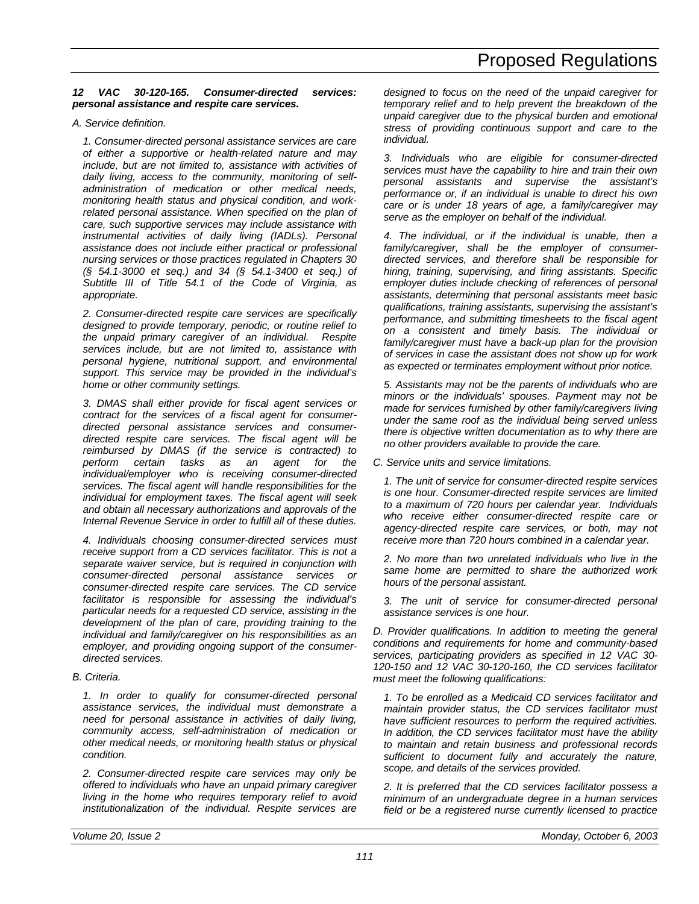***12 VAC 30-120-165. Consumer-directed services: personal assistance and respite care services.***

*A. Service definition.*

*1. Consumer-directed personal assistance services are care of either a supportive or health-related nature and may include, but are not limited to, assistance with activities of daily living, access to the community, monitoring of self-administration of medication or other medical needs, monitoring health status and physical condition, and work-related personal assistance. When specified on the plan of care, such supportive services may include assistance with instrumental activities of daily living (IADLs). Personal assistance does not include either practical or professional nursing services or those practices regulated in Chapters 30 (§ 54.1-3000 et seq.) and 34 (§ 54.1-3400 et seq.) of Subtitle III of Title 54.1 of the Code of Virginia, as appropriate.*

*2. Consumer-directed respite care services are specifically designed to provide temporary, periodic, or routine relief to the unpaid primary caregiver of an individual. Respite services include, but are not limited to, assistance with personal hygiene, nutritional support, and environmental support. This service may be provided in the individual's home or other community settings.*

*3. DMAS shall either provide for fiscal agent services or contract for the services of a fiscal agent for consumer-directed personal assistance services and consumer-directed respite care services. The fiscal agent will be reimbursed by DMAS (if the service is contracted) to perform certain tasks as an agent for the individual/employer who is receiving consumer-directed services. The fiscal agent will handle responsibilities for the individual for employment taxes. The fiscal agent will seek and obtain all necessary authorizations and approvals of the Internal Revenue Service in order to fulfill all of these duties.*

*4. Individuals choosing consumer-directed services must receive support from a CD services facilitator. This is not a separate waiver service, but is required in conjunction with consumer-directed personal assistance services or consumer-directed respite care services. The CD service facilitator is responsible for assessing the individual's particular needs for a requested CD service, assisting in the development of the plan of care, providing training to the individual and family/caregiver on his responsibilities as an employer, and providing ongoing support of the consumer-directed services.*

*B. Criteria.*

*1. In order to qualify for consumer-directed personal assistance services, the individual must demonstrate a need for personal assistance in activities of daily living, community access, self-administration of medication or other medical needs, or monitoring health status or physical condition.*

*2. Consumer-directed respite care services may only be offered to individuals who have an unpaid primary caregiver living in the home who requires temporary relief to avoid institutionalization of the individual. Respite services are designed to focus on the need of the unpaid caregiver for temporary relief and to help prevent the breakdown of the unpaid caregiver due to the physical burden and emotional stress of providing continuous support and care to the individual.*

*3. Individuals who are eligible for consumer-directed services must have the capability to hire and train their own personal assistants and supervise the assistant's performance or, if an individual is unable to direct his own care or is under 18 years of age, a family/caregiver may serve as the employer on behalf of the individual.*

*4. The individual, or if the individual is unable, then a family/caregiver, shall be the employer of consumer-directed services, and therefore shall be responsible for hiring, training, supervising, and firing assistants. Specific employer duties include checking of references of personal assistants, determining that personal assistants meet basic qualifications, training assistants, supervising the assistant's performance, and submitting timesheets to the fiscal agent on a consistent and timely basis. The individual or family/caregiver must have a back-up plan for the provision of services in case the assistant does not show up for work as expected or terminates employment without prior notice.*

*5. Assistants may not be the parents of individuals who are minors or the individuals' spouses. Payment may not be made for services furnished by other family/caregivers living under the same roof as the individual being served unless there is objective written documentation as to why there are no other providers available to provide the care.*

*C. Service units and service limitations.*

*1. The unit of service for consumer-directed respite services is one hour. Consumer-directed respite services are limited to a maximum of 720 hours per calendar year. Individuals who receive either consumer-directed respite care or agency-directed respite care services, or both, may not receive more than 720 hours combined in a calendar year.*

*2. No more than two unrelated individuals who live in the same home are permitted to share the authorized work hours of the personal assistant.*

*3. The unit of service for consumer-directed personal assistance services is one hour.*

*D. Provider qualifications. In addition to meeting the general conditions and requirements for home and community-based services, participating providers as specified in 12 VAC 30-120-150 and 12 VAC 30-120-160, the CD services facilitator must meet the following qualifications:*

*1. To be enrolled as a Medicaid CD services facilitator and maintain provider status, the CD services facilitator must have sufficient resources to perform the required activities. In addition, the CD services facilitator must have the ability to maintain and retain business and professional records sufficient to document fully and accurately the nature, scope, and details of the services provided.*

*2. It is preferred that the CD services facilitator possess a minimum of an undergraduate degree in a human services field or be a registered nurse currently licensed to practice*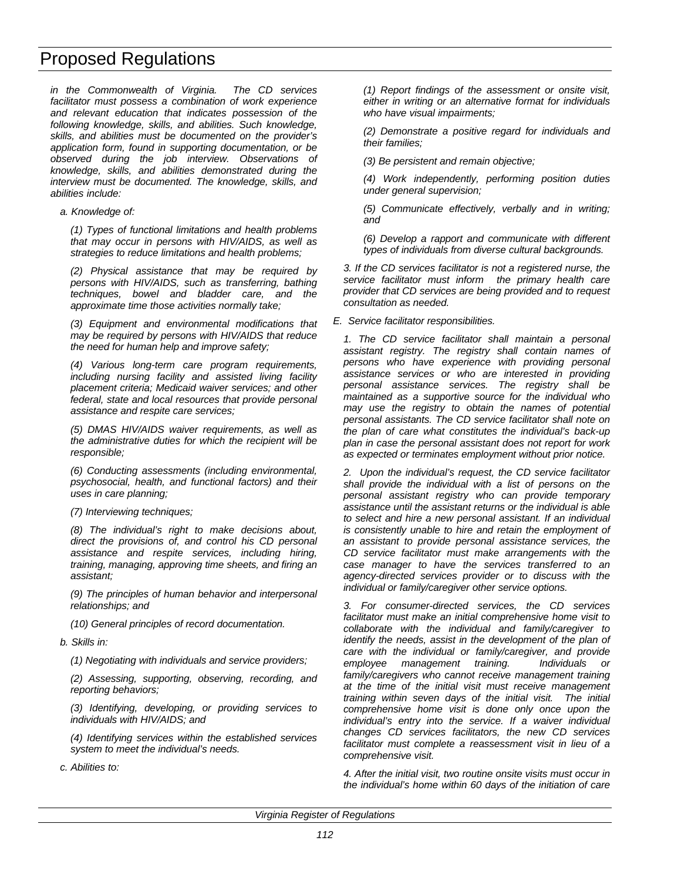*in the Commonwealth of Virginia. The CD services facilitator must possess a combination of work experience and relevant education that indicates possession of the following knowledge, skills, and abilities. Such knowledge, skills, and abilities must be documented on the provider's application form, found in supporting documentation, or be observed during the job interview. Observations of knowledge, skills, and abilities demonstrated during the interview must be documented. The knowledge, skills, and abilities include:*

*a. Knowledge of:*

*(1) Types of functional limitations and health problems that may occur in persons with HIV/AIDS, as well as strategies to reduce limitations and health problems;*

*(2) Physical assistance that may be required by persons with HIV/AIDS, such as transferring, bathing techniques, bowel and bladder care, and the approximate time those activities normally take;*

*(3) Equipment and environmental modifications that may be required by persons with HIV/AIDS that reduce the need for human help and improve safety;*

*(4) Various long-term care program requirements, including nursing facility and assisted living facility placement criteria; Medicaid waiver services; and other federal, state and local resources that provide personal assistance and respite care services;*

*(5) DMAS HIV/AIDS waiver requirements, as well as the administrative duties for which the recipient will be responsible;*

*(6) Conducting assessments (including environmental, psychosocial, health, and functional factors) and their uses in care planning;*

*(7) Interviewing techniques;*

*(8) The individual's right to make decisions about, direct the provisions of, and control his CD personal assistance and respite services, including hiring, training, managing, approving time sheets, and firing an assistant;*

*(9) The principles of human behavior and interpersonal relationships; and*

*(10) General principles of record documentation.*

*b. Skills in:*

*(1) Negotiating with individuals and service providers;*

*(2) Assessing, supporting, observing, recording, and reporting behaviors;*

*(3) Identifying, developing, or providing services to individuals with HIV/AIDS; and*

*(4) Identifying services within the established services system to meet the individual's needs.*

*c. Abilities to:*

*(1) Report findings of the assessment or onsite visit, either in writing or an alternative format for individuals who have visual impairments;*

*(2) Demonstrate a positive regard for individuals and their families;*

*(3) Be persistent and remain objective;*

*(4) Work independently, performing position duties under general supervision;*

*(5) Communicate effectively, verbally and in writing; and*

*(6) Develop a rapport and communicate with different types of individuals from diverse cultural backgrounds.*

*3. If the CD services facilitator is not a registered nurse, the service facilitator must inform the primary health care provider that CD services are being provided and to request consultation as needed.*

*E. Service facilitator responsibilities.*

*1. The CD service facilitator shall maintain a personal assistant registry. The registry shall contain names of persons who have experience with providing personal assistance services or who are interested in providing personal assistance services. The registry shall be maintained as a supportive source for the individual who may use the registry to obtain the names of potential personal assistants. The CD service facilitator shall note on the plan of care what constitutes the individual's back-up plan in case the personal assistant does not report for work as expected or terminates employment without prior notice.*

*2. Upon the individual's request, the CD service facilitator shall provide the individual with a list of persons on the personal assistant registry who can provide temporary assistance until the assistant returns or the individual is able to select and hire a new personal assistant. If an individual is consistently unable to hire and retain the employment of an assistant to provide personal assistance services, the CD service facilitator must make arrangements with the case manager to have the services transferred to an agency-directed services provider or to discuss with the individual or family/caregiver other service options.*

*3. For consumer-directed services, the CD services facilitator must make an initial comprehensive home visit to collaborate with the individual and family/caregiver to identify the needs, assist in the development of the plan of care with the individual or family/caregiver, and provide employee management training. Individuals or family/caregivers who cannot receive management training at the time of the initial visit must receive management training within seven days of the initial visit. The initial comprehensive home visit is done only once upon the individual's entry into the service. If a waiver individual changes CD services facilitators, the new CD services facilitator must complete a reassessment visit in lieu of a comprehensive visit.*

*4. After the initial visit, two routine onsite visits must occur in the individual's home within 60 days of the initiation of care*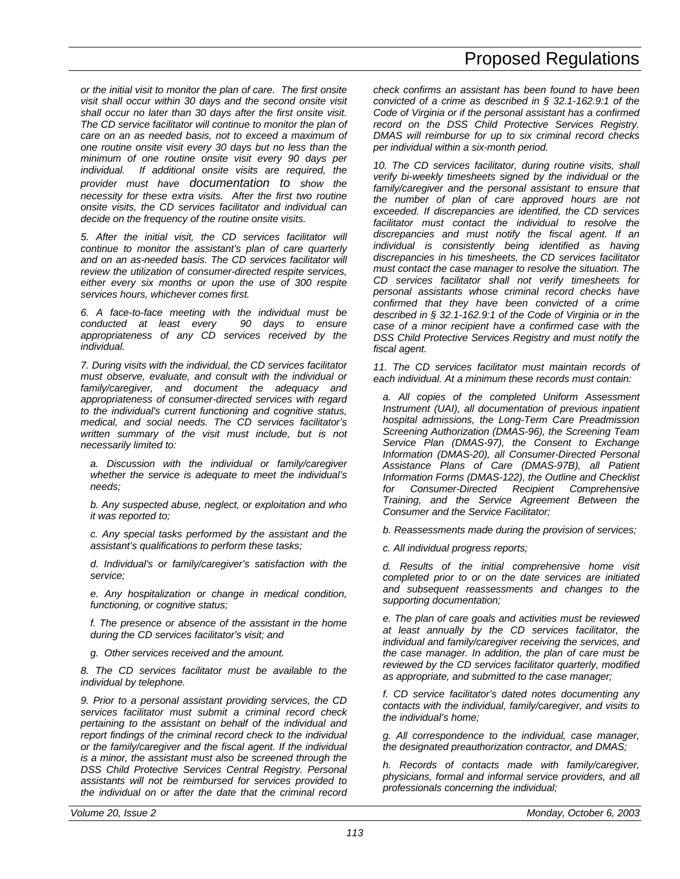*or the initial visit to monitor the plan of care. The first onsite visit shall occur within 30 days and the second onsite visit shall occur no later than 30 days after the first onsite visit. The CD service facilitator will continue to monitor the plan of care on an as needed basis, not to exceed a maximum of one routine onsite visit every 30 days but no less than the minimum of one routine onsite visit every 90 days per individual. If additional onsite visits are required, the provider must have documentation to show the necessity for these extra visits. After the first two routine onsite visits, the CD services facilitator and individual can decide on the frequency of the routine onsite visits.*

*5. After the initial visit, the CD services facilitator will continue to monitor the assistant's plan of care quarterly and on an as-needed basis. The CD services facilitator will review the utilization of consumer-directed respite services, either every six months or upon the use of 300 respite services hours, whichever comes first.*

*6. A face-to-face meeting with the individual must be conducted at least every 90 days to ensure appropriateness of any CD services received by the individual.*

*7. During visits with the individual, the CD services facilitator must observe, evaluate, and consult with the individual or family/caregiver, and document the adequacy and appropriateness of consumer-directed services with regard to the individual's current functioning and cognitive status, medical, and social needs. The CD services facilitator's written summary of the visit must include, but is not necessarily limited to:*

*a. Discussion with the individual or family/caregiver whether the service is adequate to meet the individual's needs;*

*b. Any suspected abuse, neglect, or exploitation and who it was reported to;*

*c. Any special tasks performed by the assistant and the assistant's qualifications to perform these tasks;*

*d. Individual's or family/caregiver's satisfaction with the service;*

*e. Any hospitalization or change in medical condition, functioning, or cognitive status;*

*f. The presence or absence of the assistant in the home during the CD services facilitator's visit; and*

*g. Other services received and the amount.*

*8. The CD services facilitator must be available to the individual by telephone.*

*9. Prior to a personal assistant providing services, the CD services facilitator must submit a criminal record check pertaining to the assistant on behalf of the individual and report findings of the criminal record check to the individual or the family/caregiver and the fiscal agent. If the individual is a minor, the assistant must also be screened through the DSS Child Protective Services Central Registry. Personal assistants will not be reimbursed for services provided to the individual on or after the date that the criminal record check confirms an assistant has been found to have been convicted of a crime as described in § 32.1-162.9:1 of the Code of Virginia or if the personal assistant has a confirmed record on the DSS Child Protective Services Registry. DMAS will reimburse for up to six criminal record checks per individual within a six-month period.*

*10. The CD services facilitator, during routine visits, shall verify bi-weekly timesheets signed by the individual or the family/caregiver and the personal assistant to ensure that the number of plan of care approved hours are not exceeded. If discrepancies are identified, the CD services facilitator must contact the individual to resolve the discrepancies and must notify the fiscal agent. If an individual is consistently being identified as having discrepancies in his timesheets, the CD services facilitator must contact the case manager to resolve the situation. The CD services facilitator shall not verify timesheets for personal assistants whose criminal record checks have confirmed that they have been convicted of a crime described in § 32.1-162.9:1 of the Code of Virginia or in the case of a minor recipient have a confirmed case with the DSS Child Protective Services Registry and must notify the fiscal agent.*

*11. The CD services facilitator must maintain records of each individual. At a minimum these records must contain:*

*a. All copies of the completed Uniform Assessment Instrument (UAI), all documentation of previous inpatient hospital admissions, the Long-Term Care Preadmission Screening Authorization (DMAS-96), the Screening Team Service Plan (DMAS-97), the Consent to Exchange Information (DMAS-20), all Consumer-Directed Personal Assistance Plans of Care (DMAS-97B), all Patient Information Forms (DMAS-122), the Outline and Checklist for Consumer-Directed Recipient Comprehensive Training, and the Service Agreement Between the Consumer and the Service Facilitator;*

*b. Reassessments made during the provision of services;*

*c. All individual progress reports;*

*d. Results of the initial comprehensive home visit completed prior to or on the date services are initiated and subsequent reassessments and changes to the supporting documentation;*

*e. The plan of care goals and activities must be reviewed at least annually by the CD services facilitator, the individual and family/caregiver receiving the services, and the case manager. In addition, the plan of care must be reviewed by the CD services facilitator quarterly, modified as appropriate, and submitted to the case manager;*

*f. CD service facilitator's dated notes documenting any contacts with the individual, family/caregiver, and visits to the individual's home;*

*g. All correspondence to the individual, case manager, the designated preauthorization contractor, and DMAS;*

*h. Records of contacts made with family/caregiver, physicians, formal and informal service providers, and all professionals concerning the individual;*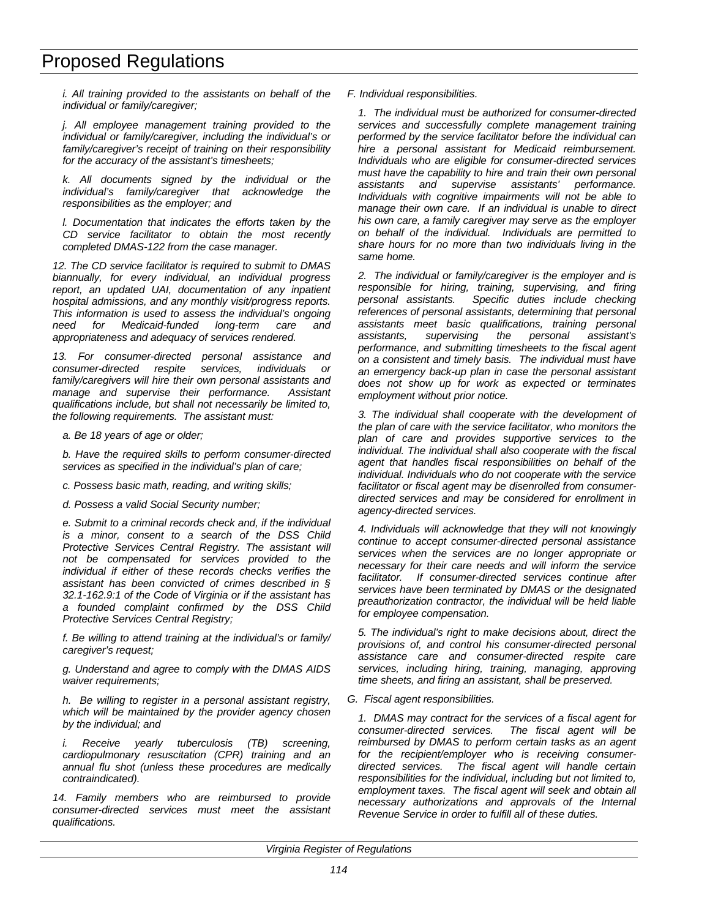*i. All training provided to the assistants on behalf of the individual or family/caregiver;*

*j. All employee management training provided to the individual or family/caregiver, including the individual's or family/caregiver's receipt of training on their responsibility for the accuracy of the assistant's timesheets;*

*k. All documents signed by the individual or the individual's family/caregiver that acknowledge the responsibilities as the employer; and*

*l. Documentation that indicates the efforts taken by the CD service facilitator to obtain the most recently completed DMAS-122 from the case manager.*

*12. The CD service facilitator is required to submit to DMAS biannually, for every individual, an individual progress report, an updated UAI, documentation of any inpatient hospital admissions, and any monthly visit/progress reports. This information is used to assess the individual's ongoing need for Medicaid-funded long-term care and appropriateness and adequacy of services rendered.*

*13. For consumer-directed personal assistance and consumer-directed respite services, individuals or family/caregivers will hire their own personal assistants and manage and supervise their performance. Assistant qualifications include, but shall not necessarily be limited to, the following requirements. The assistant must:*

*a. Be 18 years of age or older;*

*b. Have the required skills to perform consumer-directed services as specified in the individual's plan of care;*

*c. Possess basic math, reading, and writing skills;*

*d. Possess a valid Social Security number;*

*e. Submit to a criminal records check and, if the individual is a minor, consent to a search of the DSS Child Protective Services Central Registry. The assistant will not be compensated for services provided to the individual if either of these records checks verifies the assistant has been convicted of crimes described in § 32.1-162.9:1 of the Code of Virginia or if the assistant has a founded complaint confirmed by the DSS Child Protective Services Central Registry;*

*f. Be willing to attend training at the individual's or family/ caregiver's request;*

*g. Understand and agree to comply with the DMAS AIDS waiver requirements;*

*h. Be willing to register in a personal assistant registry, which will be maintained by the provider agency chosen by the individual; and*

*i. Receive yearly tuberculosis (TB) screening, cardiopulmonary resuscitation (CPR) training and an annual flu shot (unless these procedures are medically contraindicated).*

*14. Family members who are reimbursed to provide consumer-directed services must meet the assistant qualifications.*

*F. Individual responsibilities.*

*1. The individual must be authorized for consumer-directed services and successfully complete management training performed by the service facilitator before the individual can hire a personal assistant for Medicaid reimbursement. Individuals who are eligible for consumer-directed services must have the capability to hire and train their own personal assistants and supervise assistants' performance. Individuals with cognitive impairments will not be able to manage their own care. If an individual is unable to direct his own care, a family caregiver may serve as the employer on behalf of the individual. Individuals are permitted to share hours for no more than two individuals living in the same home.*

*2. The individual or family/caregiver is the employer and is responsible for hiring, training, supervising, and firing personal assistants. Specific duties include checking references of personal assistants, determining that personal assistants meet basic qualifications, training personal assistants, supervising the personal assistant's performance, and submitting timesheets to the fiscal agent on a consistent and timely basis. The individual must have an emergency back-up plan in case the personal assistant does not show up for work as expected or terminates employment without prior notice.*

*3. The individual shall cooperate with the development of the plan of care with the service facilitator, who monitors the plan of care and provides supportive services to the individual. The individual shall also cooperate with the fiscal agent that handles fiscal responsibilities on behalf of the individual. Individuals who do not cooperate with the service facilitator or fiscal agent may be disenrolled from consumer-directed services and may be considered for enrollment in agency-directed services.*

*4. Individuals will acknowledge that they will not knowingly continue to accept consumer-directed personal assistance services when the services are no longer appropriate or necessary for their care needs and will inform the service facilitator. If consumer-directed services continue after services have been terminated by DMAS or the designated preauthorization contractor, the individual will be held liable for employee compensation.*

*5. The individual's right to make decisions about, direct the provisions of, and control his consumer-directed personal assistance care and consumer-directed respite care services, including hiring, training, managing, approving time sheets, and firing an assistant, shall be preserved.*

*G. Fiscal agent responsibilities.*

*1. DMAS may contract for the services of a fiscal agent for consumer-directed services. The fiscal agent will be reimbursed by DMAS to perform certain tasks as an agent for the recipient/employer who is receiving consumer-directed services. The fiscal agent will handle certain responsibilities for the individual, including but not limited to, employment taxes. The fiscal agent will seek and obtain all necessary authorizations and approvals of the Internal Revenue Service in order to fulfill all of these duties.*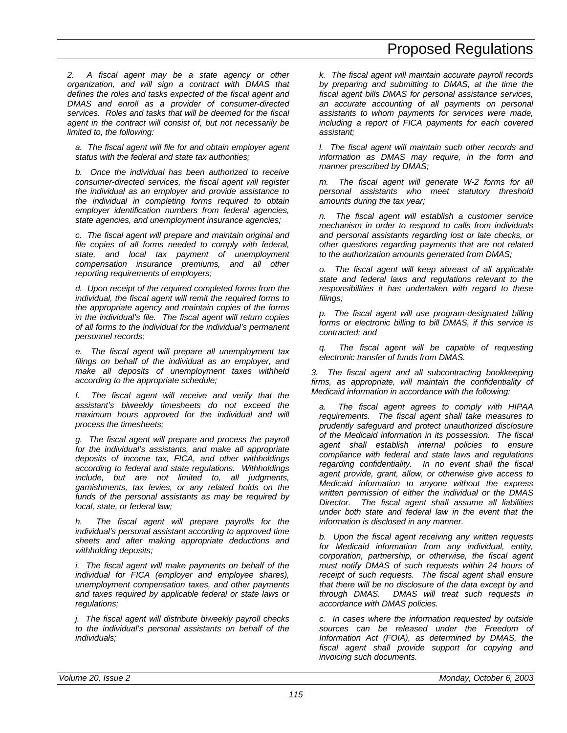*2. A fiscal agent may be a state agency or other organization, and will sign a contract with DMAS that defines the roles and tasks expected of the fiscal agent and DMAS and enroll as a provider of consumer-directed services. Roles and tasks that will be deemed for the fiscal agent in the contract will consist of, but not necessarily be limited to, the following:*

*a. The fiscal agent will file for and obtain employer agent status with the federal and state tax authorities;*

*b. Once the individual has been authorized to receive consumer-directed services, the fiscal agent will register the individual as an employer and provide assistance to the individual in completing forms required to obtain employer identification numbers from federal agencies, state agencies, and unemployment insurance agencies;*

*c. The fiscal agent will prepare and maintain original and file copies of all forms needed to comply with federal, state, and local tax payment of unemployment compensation insurance premiums, and all other reporting requirements of employers;*

*d. Upon receipt of the required completed forms from the individual, the fiscal agent will remit the required forms to the appropriate agency and maintain copies of the forms in the individual's file. The fiscal agent will return copies of all forms to the individual for the individual's permanent personnel records;*

*e. The fiscal agent will prepare all unemployment tax filings on behalf of the individual as an employer, and make all deposits of unemployment taxes withheld according to the appropriate schedule;*

*f. The fiscal agent will receive and verify that the assistant's biweekly timesheets do not exceed the maximum hours approved for the individual and will process the timesheets;*

*g. The fiscal agent will prepare and process the payroll for the individual's assistants, and make all appropriate deposits of income tax, FICA, and other withholdings according to federal and state regulations. Withholdings include, but are not limited to, all judgments, garnishments, tax levies, or any related holds on the funds of the personal assistants as may be required by local, state, or federal law;*

*h. The fiscal agent will prepare payrolls for the individual's personal assistant according to approved time sheets and after making appropriate deductions and withholding deposits;*

*i. The fiscal agent will make payments on behalf of the individual for FICA (employer and employee shares), unemployment compensation taxes, and other payments and taxes required by applicable federal or state laws or regulations;*

*j. The fiscal agent will distribute biweekly payroll checks to the individual's personal assistants on behalf of the individuals;*

*k. The fiscal agent will maintain accurate payroll records by preparing and submitting to DMAS, at the time the fiscal agent bills DMAS for personal assistance services, an accurate accounting of all payments on personal assistants to whom payments for services were made, including a report of FICA payments for each covered assistant;*

*l. The fiscal agent will maintain such other records and information as DMAS may require, in the form and manner prescribed by DMAS;*

*m. The fiscal agent will generate W-2 forms for all personal assistants who meet statutory threshold amounts during the tax year;*

*n. The fiscal agent will establish a customer service mechanism in order to respond to calls from individuals and personal assistants regarding lost or late checks, or other questions regarding payments that are not related to the authorization amounts generated from DMAS;*

*o. The fiscal agent will keep abreast of all applicable state and federal laws and regulations relevant to the responsibilities it has undertaken with regard to these filings;*

*p. The fiscal agent will use program-designated billing forms or electronic billing to bill DMAS, if this service is contracted; and*

*q. The fiscal agent will be capable of requesting electronic transfer of funds from DMAS.*

*3. The fiscal agent and all subcontracting bookkeeping firms, as appropriate, will maintain the confidentiality of Medicaid information in accordance with the following:*

*a. The fiscal agent agrees to comply with HIPAA requirements. The fiscal agent shall take measures to prudently safeguard and protect unauthorized disclosure of the Medicaid information in its possession. The fiscal agent shall establish internal policies to ensure compliance with federal and state laws and regulations regarding confidentiality. In no event shall the fiscal agent provide, grant, allow, or otherwise give access to Medicaid information to anyone without the express written permission of either the individual or the DMAS Director. The fiscal agent shall assume all liabilities under both state and federal law in the event that the information is disclosed in any manner.*

*b. Upon the fiscal agent receiving any written requests for Medicaid information from any individual, entity, corporation, partnership, or otherwise, the fiscal agent must notify DMAS of such requests within 24 hours of receipt of such requests. The fiscal agent shall ensure that there will be no disclosure of the data except by and through DMAS. DMAS will treat such requests in accordance with DMAS policies.*

*c. In cases where the information requested by outside sources can be released under the Freedom of Information Act (FOIA), as determined by DMAS, the fiscal agent shall provide support for copying and invoicing such documents.*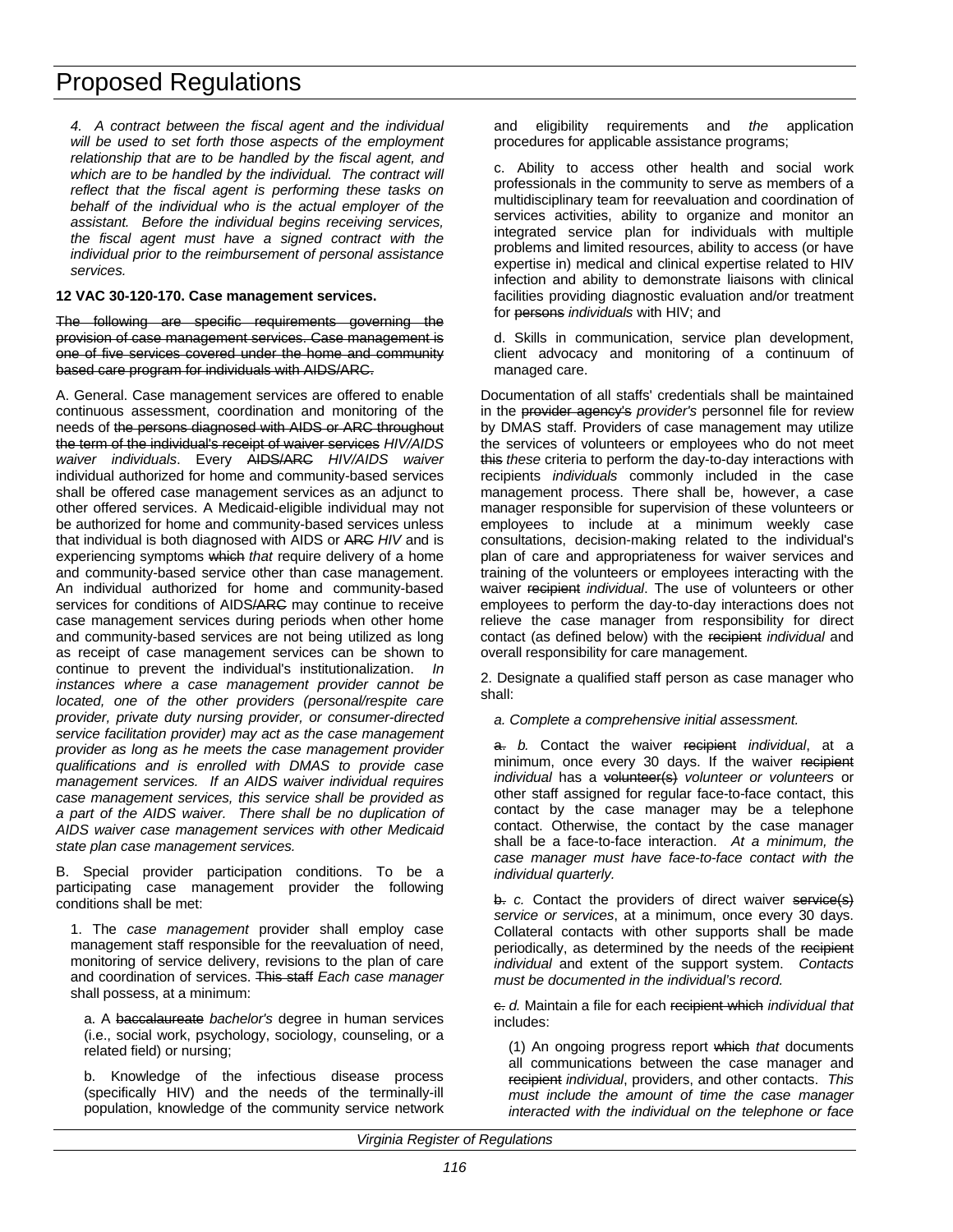*4. A contract between the fiscal agent and the individual will be used to set forth those aspects of the employment relationship that are to be handled by the fiscal agent, and which are to be handled by the individual. The contract will reflect that the fiscal agent is performing these tasks on behalf of the individual who is the actual employer of the assistant. Before the individual begins receiving services, the fiscal agent must have a signed contract with the individual prior to the reimbursement of personal assistance services.*

**12 VAC 30-120-170. Case management services.**

~~The following are specific requirements governing the provision of case management services. Case management is one of five services covered under the home and community based care program for individuals with AIDS/ARC.~~

A. General. Case management services are offered to enable continuous assessment, coordination and monitoring of the needs of ~~the persons diagnosed with AIDS or ARC throughout the term of the individual's receipt of waiver services~~ *HIV/AIDS waiver individuals*. Every ~~AIDS/ARC~~ *HIV/AIDS waiver* individual authorized for home and community-based services shall be offered case management services as an adjunct to other offered services. A Medicaid-eligible individual may not be authorized for home and community-based services unless that individual is both diagnosed with AIDS or ~~ARC~~ *HIV* and is experiencing symptoms ~~which~~ *that* require delivery of a home and community-based service other than case management. An individual authorized for home and community-based services for conditions of AIDS~~/ARC~~ may continue to receive case management services during periods when other home and community-based services are not being utilized as long as receipt of case management services can be shown to continue to prevent the individual's institutionalization. *In instances where a case management provider cannot be located, one of the other providers (personal/respite care provider, private duty nursing provider, or consumer-directed service facilitation provider) may act as the case management provider as long as he meets the case management provider qualifications and is enrolled with DMAS to provide case management services. If an AIDS waiver individual requires case management services, this service shall be provided as a part of the AIDS waiver. There shall be no duplication of AIDS waiver case management services with other Medicaid state plan case management services.*

B. Special provider participation conditions. To be a participating case management provider the following conditions shall be met:

1. The *case management* provider shall employ case management staff responsible for the reevaluation of need, monitoring of service delivery, revisions to the plan of care and coordination of services. ~~This staff~~ *Each case manager* shall possess, at a minimum:

a. A ~~baccalaureate~~ *bachelor's* degree in human services (i.e., social work, psychology, sociology, counseling, or a related field) or nursing;

b. Knowledge of the infectious disease process (specifically HIV) and the needs of the terminally-ill population, knowledge of the community service network and eligibility requirements and *the* application procedures for applicable assistance programs;

c. Ability to access other health and social work professionals in the community to serve as members of a multidisciplinary team for reevaluation and coordination of services activities, ability to organize and monitor an integrated service plan for individuals with multiple problems and limited resources, ability to access (or have expertise in) medical and clinical expertise related to HIV infection and ability to demonstrate liaisons with clinical facilities providing diagnostic evaluation and/or treatment for ~~persons~~ *individuals* with HIV; and

d. Skills in communication, service plan development, client advocacy and monitoring of a continuum of managed care.

Documentation of all staffs' credentials shall be maintained in the ~~provider agency's~~ *provider's* personnel file for review by DMAS staff. Providers of case management may utilize the services of volunteers or employees who do not meet ~~this~~ *these* criteria to perform the day-to-day interactions with recipients *individuals* commonly included in the case management process. There shall be, however, a case manager responsible for supervision of these volunteers or employees to include at a minimum weekly case consultations, decision-making related to the individual's plan of care and appropriateness for waiver services and training of the volunteers or employees interacting with the waiver ~~recipient~~ *individual*. The use of volunteers or other employees to perform the day-to-day interactions does not relieve the case manager from responsibility for direct contact (as defined below) with the ~~recipient~~ *individual* and overall responsibility for care management.

2. Designate a qualified staff person as case manager who shall:

*a. Complete a comprehensive initial assessment.*

~~a.~~ *b.* Contact the waiver ~~recipient~~ *individual*, at a minimum, once every 30 days. If the waiver ~~recipient~~ *individual* has a ~~volunteer(s)~~ *volunteer or volunteers* or other staff assigned for regular face-to-face contact, this contact by the case manager may be a telephone contact. Otherwise, the contact by the case manager shall be a face-to-face interaction. *At a minimum, the case manager must have face-to-face contact with the individual quarterly.*

~~b.~~ *c.* Contact the providers of direct waiver ~~service(s)~~ *service or services*, at a minimum, once every 30 days. Collateral contacts with other supports shall be made periodically, as determined by the needs of the ~~recipient~~ *individual* and extent of the support system. *Contacts must be documented in the individual's record.*

~~c.~~ *d.* Maintain a file for each ~~recipient which~~ *individual that* includes:

(1) An ongoing progress report ~~which~~ *that* documents all communications between the case manager and ~~recipient~~ *individual*, providers, and other contacts. *This must include the amount of time the case manager interacted with the individual on the telephone or face*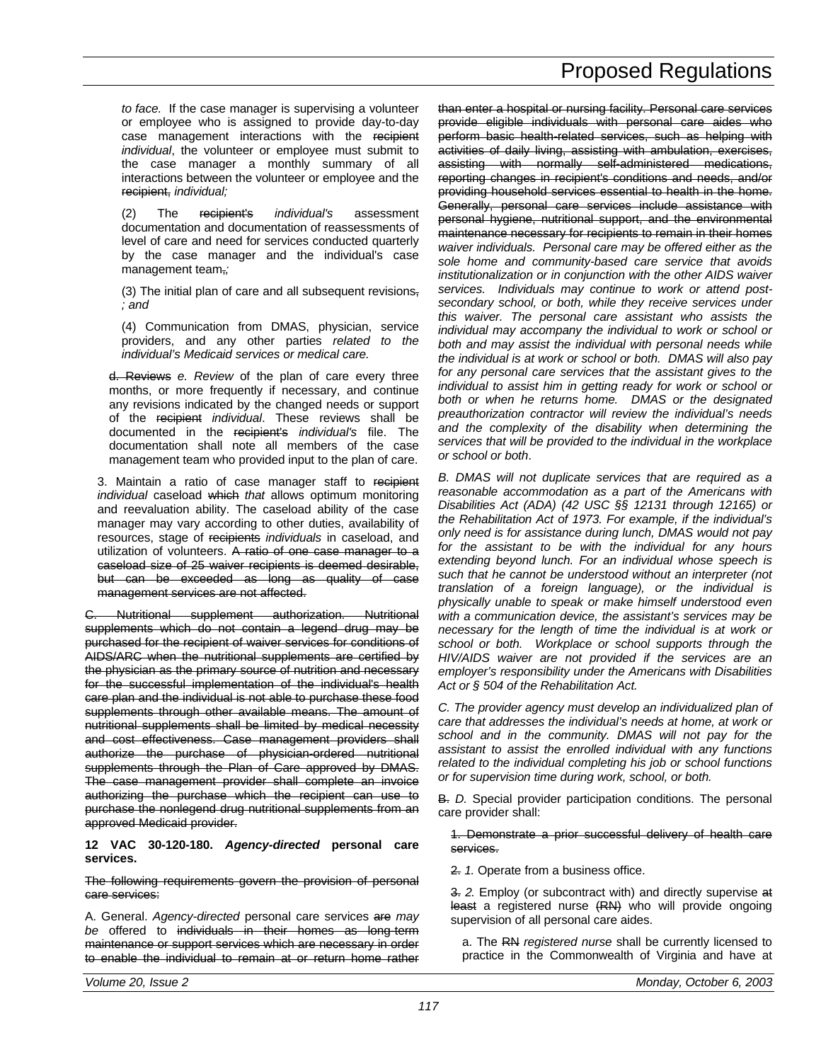*to face.* If the case manager is supervising a volunteer or employee who is assigned to provide day-to-day case management interactions with the ~~recipient~~ *individual*, the volunteer or employee must submit to the case manager a monthly summary of all interactions between the volunteer or employee and the ~~recipient,~~ *individual;*

(2) The ~~recipient's~~ *individual's* assessment documentation and documentation of reassessments of level of care and need for services conducted quarterly by the case manager and the individual's case management team~~,~~*;*

(3) The initial plan of care and all subsequent revisions~~,~~ *; and*

(4) Communication from DMAS, physician, service providers, and any other parties *related to the individual's Medicaid services or medical care.*

~~d. Reviews~~ *e. Review* of the plan of care every three months, or more frequently if necessary, and continue any revisions indicated by the changed needs or support of the ~~recipient~~ *individual*. These reviews shall be documented in the ~~recipient's~~ *individual's* file. The documentation shall note all members of the case management team who provided input to the plan of care.

3. Maintain a ratio of case manager staff to ~~recipient~~ *individual* caseload ~~which~~ *that* allows optimum monitoring and reevaluation ability. The caseload ability of the case manager may vary according to other duties, availability of resources, stage of ~~recipients~~ *individuals* in caseload, and utilization of volunteers. ~~A ratio of one case manager to a caseload size of 25 waiver recipients is deemed desirable, but can be exceeded as long as quality of case management services are not affected.~~

~~C. Nutritional supplement authorization. Nutritional supplements which do not contain a legend drug may be purchased for the recipient of waiver services for conditions of AIDS/ARC when the nutritional supplements are certified by the physician as the primary source of nutrition and necessary for the successful implementation of the individual's health care plan and the individual is not able to purchase these food supplements through other available means. The amount of nutritional supplements shall be limited by medical necessity and cost effectiveness. Case management providers shall authorize the purchase of physician-ordered nutritional supplements through the Plan of Care approved by DMAS. The case management provider shall complete an invoice authorizing the purchase which the recipient can use to purchase the nonlegend drug nutritional supplements from an approved Medicaid provider.~~

**12 VAC 30-120-180.** ***Agency-directed*** **personal care services.**

~~The following requirements govern the provision of personal care services:~~

A. General. *Agency-directed* personal care services ~~are~~ *may be* offered to ~~individuals in their homes as long-term maintenance or support services which are necessary in order to enable the individual to remain at or return home rather than enter a hospital or nursing facility. Personal care services provide eligible individuals with personal care aides who perform basic health-related services, such as helping with activities of daily living, assisting with ambulation, exercises, assisting with normally self-administered medications, reporting changes in recipient's conditions and needs, and/or providing household services essential to health in the home. Generally, personal care services include assistance with personal hygiene, nutritional support, and the environmental maintenance necessary for recipients to remain in their homes~~ *waiver individuals. Personal care may be offered either as the sole home and community-based care service that avoids institutionalization or in conjunction with the other AIDS waiver services. Individuals may continue to work or attend post-secondary school, or both, while they receive services under this waiver. The personal care assistant who assists the individual may accompany the individual to work or school or both and may assist the individual with personal needs while the individual is at work or school or both. DMAS will also pay for any personal care services that the assistant gives to the individual to assist him in getting ready for work or school or both or when he returns home. DMAS or the designated preauthorization contractor will review the individual's needs and the complexity of the disability when determining the services that will be provided to the individual in the workplace or school or both*.

*B. DMAS will not duplicate services that are required as a reasonable accommodation as a part of the Americans with Disabilities Act (ADA) (42 USC §§ 12131 through 12165) or the Rehabilitation Act of 1973. For example, if the individual's only need is for assistance during lunch, DMAS would not pay for the assistant to be with the individual for any hours extending beyond lunch. For an individual whose speech is such that he cannot be understood without an interpreter (not translation of a foreign language), or the individual is physically unable to speak or make himself understood even with a communication device, the assistant's services may be necessary for the length of time the individual is at work or school or both. Workplace or school supports through the HIV/AIDS waiver are not provided if the services are an employer's responsibility under the Americans with Disabilities Act or § 504 of the Rehabilitation Act.*

*C. The provider agency must develop an individualized plan of care that addresses the individual's needs at home, at work or school and in the community. DMAS will not pay for the assistant to assist the enrolled individual with any functions related to the individual completing his job or school functions or for supervision time during work, school, or both.*

~~B.~~ *D.* Special provider participation conditions. The personal care provider shall:

~~1. Demonstrate a prior successful delivery of health care services.~~

~~2.~~ *1.* Operate from a business office.

~~3.~~ *2.* Employ (or subcontract with) and directly supervise ~~at least~~ a registered nurse ~~(RN)~~ who will provide ongoing supervision of all personal care aides.

a. The ~~RN~~ *registered nurse* shall be currently licensed to practice in the Commonwealth of Virginia and have at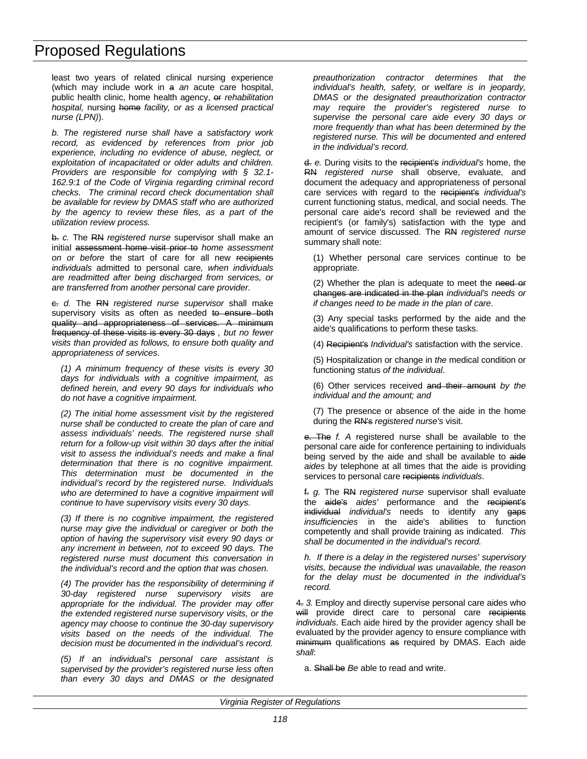least two years of related clinical nursing experience (which may include work in ~~a~~ *an* acute care hospital, public health clinic, home health agency, ~~or~~ *rehabilitation hospital,* nursing ~~home~~ *facility, or as a licensed practical nurse (LPN)*).

*b. The registered nurse shall have a satisfactory work record, as evidenced by references from prior job experience, including no evidence of abuse, neglect, or exploitation of incapacitated or older adults and children. Providers are responsible for complying with § 32.1-162.9:1 of the Code of Virginia regarding criminal record checks. The criminal record check documentation shall be available for review by DMAS staff who are authorized by the agency to review these files, as a part of the utilization review process.*

~~b.~~ *c.* The ~~RN~~ *registered nurse* supervisor shall make an initial ~~assessment home visit prior to~~ *home assessment on or before* the start of care for all new ~~recipients~~ *individuals* admitted to personal care*, when individuals are readmitted after being discharged from services, or are transferred from another personal care provider*.

~~c.~~ *d.* The ~~RN~~ *registered nurse supervisor* shall make supervisory visits as often as needed ~~to ensure both quality and appropriateness of services. A minimum frequency of these visits is every 30 days~~ *, but no fewer visits than provided as follows, to ensure both quality and appropriateness of services*.

*(1) A minimum frequency of these visits is every 30 days for individuals with a cognitive impairment, as defined herein, and every 90 days for individuals who do not have a cognitive impairment.*

*(2) The initial home assessment visit by the registered nurse shall be conducted to create the plan of care and assess individuals' needs. The registered nurse shall return for a follow-up visit within 30 days after the initial visit to assess the individual's needs and make a final determination that there is no cognitive impairment. This determination must be documented in the individual's record by the registered nurse. Individuals who are determined to have a cognitive impairment will continue to have supervisory visits every 30 days.*

*(3) If there is no cognitive impairment, the registered nurse may give the individual or caregiver or both the option of having the supervisory visit every 90 days or any increment in between, not to exceed 90 days. The registered nurse must document this conversation in the individual's record and the option that was chosen.*

*(4) The provider has the responsibility of determining if 30-day registered nurse supervisory visits are appropriate for the individual. The provider may offer the extended registered nurse supervisory visits, or the agency may choose to continue the 30-day supervisory visits based on the needs of the individual. The decision must be documented in the individual's record.*

*(5) If an individual's personal care assistant is supervised by the provider's registered nurse less often than every 30 days and DMAS or the designated preauthorization contractor determines that the individual's health, safety, or welfare is in jeopardy, DMAS or the designated preauthorization contractor may require the provider's registered nurse to supervise the personal care aide every 30 days or more frequently than what has been determined by the registered nurse. This will be documented and entered in the individual's record.*

~~d.~~ *e.* During visits to the ~~recipient's~~ *individual's* home, the ~~RN~~ *registered nurse* shall observe, evaluate, and document the adequacy and appropriateness of personal care services with regard to the ~~recipient's~~ *individual's* current functioning status, medical, and social needs. The personal care aide's record shall be reviewed and the recipient's (or family's) satisfaction with the type and amount of service discussed. The ~~RN~~ *registered nurse* summary shall note:

(1) Whether personal care services continue to be appropriate.

(2) Whether the plan is adequate to meet the ~~need or changes are indicated in the plan~~ *individual's needs or if changes need to be made in the plan of care*.

(3) Any special tasks performed by the aide and the aide's qualifications to perform these tasks.

(4) ~~Recipient's~~ *Individual's* satisfaction with the service.

(5) Hospitalization or change in *the* medical condition or functioning status *of the individual*.

(6) Other services received ~~and their amount~~ *by the individual and the amount; and*

(7) The presence or absence of the aide in the home during the ~~RN's~~ *registered nurse's* visit.

~~e. The~~ *f. A* registered nurse shall be available to the personal care aide for conference pertaining to individuals being served by the aide and shall be available to ~~aide~~ *aides* by telephone at all times that the aide is providing services to personal care ~~recipients~~ *individuals*.

~~f.~~ *g.* The ~~RN~~ *registered nurse* supervisor shall evaluate the ~~aide's~~ *aides'* performance and the ~~recipient's individual~~ *individual's* needs to identify any ~~gaps~~ *insufficiencies* in the aide's abilities to function competently and shall provide training as indicated. *This shall be documented in the individual's record.*

*h. If there is a delay in the registered nurses' supervisory visits, because the individual was unavailable, the reason for the delay must be documented in the individual's record.*

~~4.~~ *3.* Employ and directly supervise personal care aides who ~~will~~ provide direct care to personal care ~~recipients~~ *individuals*. Each aide hired by the provider agency shall be evaluated by the provider agency to ensure compliance with ~~minimum~~ qualifications ~~as~~ required by DMAS. Each aide *shall*:

a. ~~Shall be~~ *Be* able to read and write.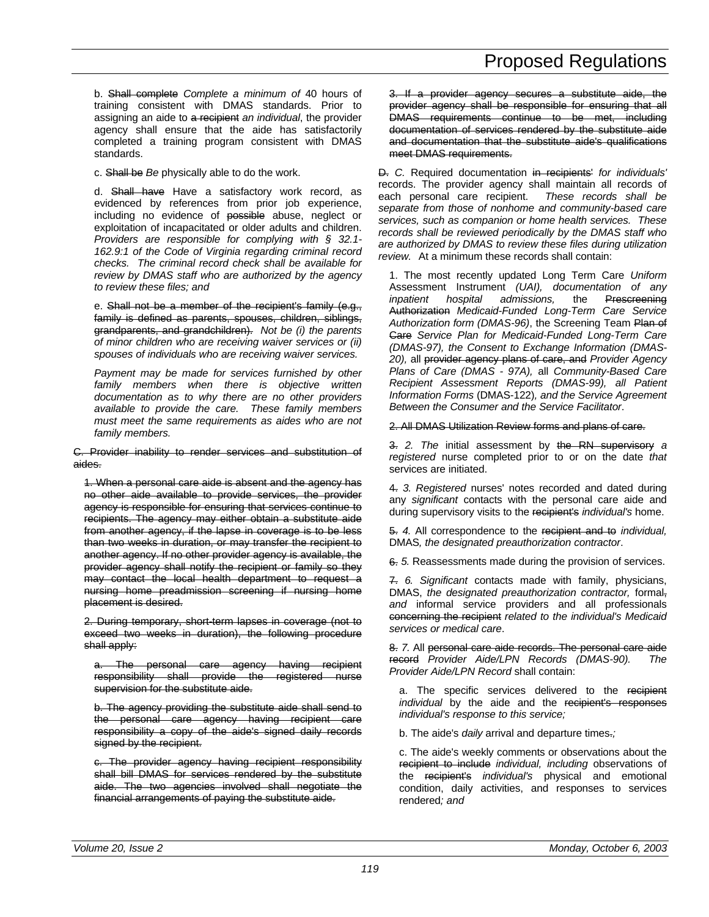b. ~~Shall complete~~ *Complete a minimum of* 40 hours of training consistent with DMAS standards. Prior to assigning an aide to ~~a recipient~~ *an individual*, the provider agency shall ensure that the aide has satisfactorily completed a training program consistent with DMAS standards.

c. ~~Shall be~~ *Be* physically able to do the work.

d. ~~Shall have~~ Have a satisfactory work record, as evidenced by references from prior job experience, including no evidence of ~~possible~~ abuse, neglect or exploitation of incapacitated or older adults and children. *Providers are responsible for complying with § 32.1-162.9:1 of the Code of Virginia regarding criminal record checks. The criminal record check shall be available for review by DMAS staff who are authorized by the agency to review these files; and*

e. ~~Shall not be a member of the recipient's family (e.g., family is defined as parents, spouses, children, siblings, grandparents, and grandchildren).~~ *Not be (i) the parents of minor children who are receiving waiver services or (ii) spouses of individuals who are receiving waiver services.*

*Payment may be made for services furnished by other family members when there is objective written documentation as to why there are no other providers available to provide the care. These family members must meet the same requirements as aides who are not family members.*

~~C. Provider inability to render services and substitution of aides.~~

~~1. When a personal care aide is absent and the agency has no other aide available to provide services, the provider agency is responsible for ensuring that services continue to recipients. The agency may either obtain a substitute aide from another agency, if the lapse in coverage is to be less than two weeks in duration, or may transfer the recipient to another agency. If no other provider agency is available, the provider agency shall notify the recipient or family so they may contact the local health department to request a nursing home preadmission screening if nursing home placement is desired.~~

~~2. During temporary, short-term lapses in coverage (not to exceed two weeks in duration), the following procedure shall apply:~~

~~a. The personal care agency having recipient responsibility shall provide the registered nurse supervision for the substitute aide.~~

~~b. The agency providing the substitute aide shall send to the personal care agency having recipient care responsibility a copy of the aide's signed daily records signed by the recipient.~~

~~c. The provider agency having recipient responsibility shall bill DMAS for services rendered by the substitute aide. The two agencies involved shall negotiate the financial arrangements of paying the substitute aide.~~

~~3. If a provider agency secures a substitute aide, the provider agency shall be responsible for ensuring that all DMAS requirements continue to be met, including documentation of services rendered by the substitute aide and documentation that the substitute aide's qualifications meet DMAS requirements.~~

~~D.~~ *C.* Required documentation ~~in recipients'~~ *for individuals'* records. The provider agency shall maintain all records of each personal care recipient. *These records shall be separate from those of nonhome and community-based care services, such as companion or home health services. These records shall be reviewed periodically by the DMAS staff who are authorized by DMAS to review these files during utilization review.* At a minimum these records shall contain:

1. The most recently updated Long Term Care *Uniform* Assessment Instrument *(UAI), documentation of any inpatient hospital admissions,* the ~~Prescreening Authorization~~ *Medicaid-Funded Long-Term Care Service Authorization form (DMAS-96)*, the Screening Team ~~Plan of Care~~ *Service Plan for Medicaid-Funded Long-Term Care (DMAS-97), the Consent to Exchange Information (DMAS-20),* all ~~provider agency plans of care, and~~ *Provider Agency Plans of Care (DMAS - 97A),* all *Community-Based Care Recipient Assessment Reports (DMAS-99), all Patient Information Forms* (DMAS-122)*, and the Service Agreement Between the Consumer and the Service Facilitator*.

~~2. All DMAS Utilization Review forms and plans of care.~~

~~3.~~ *2. The* initial assessment by ~~the RN supervisory~~ *a registered* nurse completed prior to or on the date *that* services are initiated.

~~4.~~ *3. Registered* nurses' notes recorded and dated during any *significant* contacts with the personal care aide and during supervisory visits to the ~~recipient's~~ *individual's* home.

~~5.~~ *4.* All correspondence to the ~~recipient and to~~ *individual,* DMAS*, the designated preauthorization contractor*.

~~6.~~ *5.* Reassessments made during the provision of services.

~~7.~~ *6. Significant* contacts made with family, physicians, DMAS, *the designated preauthorization contractor,* formal~~,~~ *and* informal service providers and all professionals ~~concerning the recipient~~ *related to the individual's Medicaid services or medical care*.

~~8.~~ *7.* All ~~personal care aide records. The personal care aide record~~ *Provider Aide/LPN Records (DMAS-90). The Provider Aide/LPN Record* shall contain:

a. The specific services delivered to the ~~recipient~~ *individual* by the aide and the ~~recipient's responses~~ *individual's response to this service;*

b. The aide's *daily* arrival and departure times~~.~~*;*

c. The aide's weekly comments or observations about the ~~recipient to include~~ *individual, including* observations of the ~~recipient's~~ *individual's* physical and emotional condition, daily activities, and responses to services rendered*; and*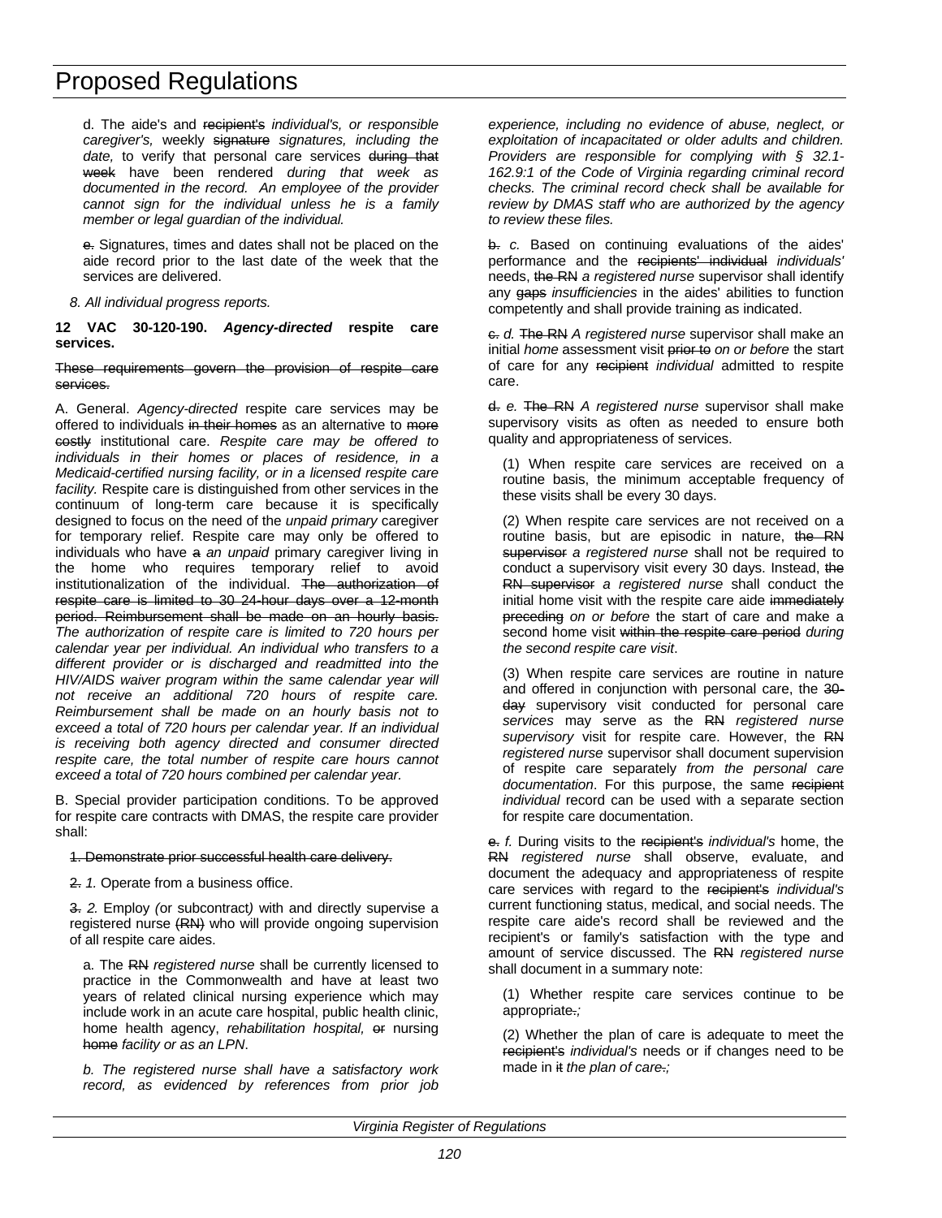d. The aide's and ~~recipient's~~ *individual's, or responsible caregiver's,* weekly ~~signature~~ *signatures, including the date,* to verify that personal care services ~~during that week~~ have been rendered *during that week as documented in the record. An employee of the provider cannot sign for the individual unless he is a family member or legal guardian of the individual.*

~~e.~~ Signatures, times and dates shall not be placed on the aide record prior to the last date of the week that the services are delivered.

*8. All individual progress reports.*

**12 VAC 30-120-190. *Agency-directed* respite care services.**

~~These requirements govern the provision of respite care services.~~

A. General. *Agency-directed* respite care services may be offered to individuals ~~in their homes~~ as an alternative to ~~more costly~~ institutional care. *Respite care may be offered to individuals in their homes or places of residence, in a Medicaid-certified nursing facility, or in a licensed respite care facility.* Respite care is distinguished from other services in the continuum of long-term care because it is specifically designed to focus on the need of the *unpaid primary* caregiver for temporary relief. Respite care may only be offered to individuals who have ~~a~~ *an unpaid* primary caregiver living in the home who requires temporary relief to avoid institutionalization of the individual. ~~The authorization of respite care is limited to 30 24-hour days over a 12-month period. Reimbursement shall be made on an hourly basis.~~ *The authorization of respite care is limited to 720 hours per calendar year per individual. An individual who transfers to a different provider or is discharged and readmitted into the HIV/AIDS waiver program within the same calendar year will not receive an additional 720 hours of respite care. Reimbursement shall be made on an hourly basis not to exceed a total of 720 hours per calendar year. If an individual is receiving both agency directed and consumer directed respite care, the total number of respite care hours cannot exceed a total of 720 hours combined per calendar year.*

B. Special provider participation conditions. To be approved for respite care contracts with DMAS, the respite care provider shall:

~~1. Demonstrate prior successful health care delivery.~~

~~2.~~ *1.* Operate from a business office.

~~3.~~ *2.* Employ *(*or subcontract*)* with and directly supervise a registered nurse ~~(RN)~~ who will provide ongoing supervision of all respite care aides.

a. The ~~RN~~ *registered nurse* shall be currently licensed to practice in the Commonwealth and have at least two years of related clinical nursing experience which may include work in an acute care hospital, public health clinic, home health agency, *rehabilitation hospital,* ~~or~~ nursing ~~home~~ *facility or as an LPN*.

*b. The registered nurse shall have a satisfactory work record, as evidenced by references from prior job experience, including no evidence of abuse, neglect, or exploitation of incapacitated or older adults and children. Providers are responsible for complying with § 32.1-162.9:1 of the Code of Virginia regarding criminal record checks. The criminal record check shall be available for review by DMAS staff who are authorized by the agency to review these files.*

~~b.~~ *c.* Based on continuing evaluations of the aides' performance and the ~~recipients' individual~~ *individuals'* needs, ~~the RN~~ *a registered nurse* supervisor shall identify any ~~gaps~~ *insufficiencies* in the aides' abilities to function competently and shall provide training as indicated.

~~c.~~ *d.* ~~The RN~~ *A registered nurse* supervisor shall make an initial *home* assessment visit ~~prior to~~ *on or before* the start of care for any ~~recipient~~ *individual* admitted to respite care.

~~d.~~ *e.* ~~The RN~~ *A registered nurse* supervisor shall make supervisory visits as often as needed to ensure both quality and appropriateness of services.

(1) When respite care services are received on a routine basis, the minimum acceptable frequency of these visits shall be every 30 days.

(2) When respite care services are not received on a routine basis, but are episodic in nature, ~~the RN supervisor~~ *a registered nurse* shall not be required to conduct a supervisory visit every 30 days. Instead, ~~the RN supervisor~~ *a registered nurse* shall conduct the initial home visit with the respite care aide ~~immediately preceding~~ *on or before* the start of care and make a second home visit ~~within the respite care period~~ *during the second respite care visit*.

(3) When respite care services are routine in nature and offered in conjunction with personal care, the ~~30-day~~ supervisory visit conducted for personal care *services* may serve as the ~~RN~~ *registered nurse supervisory* visit for respite care. However, the ~~RN~~ *registered nurse* supervisor shall document supervision of respite care separately *from the personal care documentation*. For this purpose, the same ~~recipient~~ *individual* record can be used with a separate section for respite care documentation.

~~e.~~ *f.* During visits to the ~~recipient's~~ *individual's* home, the ~~RN~~ *registered nurse* shall observe, evaluate, and document the adequacy and appropriateness of respite care services with regard to the ~~recipient's~~ *individual's* current functioning status, medical, and social needs. The respite care aide's record shall be reviewed and the recipient's or family's satisfaction with the type and amount of service discussed. The ~~RN~~ *registered nurse* shall document in a summary note:

(1) Whether respite care services continue to be appropriate~~.~~*;*

(2) Whether the plan of care is adequate to meet the ~~recipient's~~ *individual's* needs or if changes need to be made in ~~it~~ *the plan of care*~~.~~*;*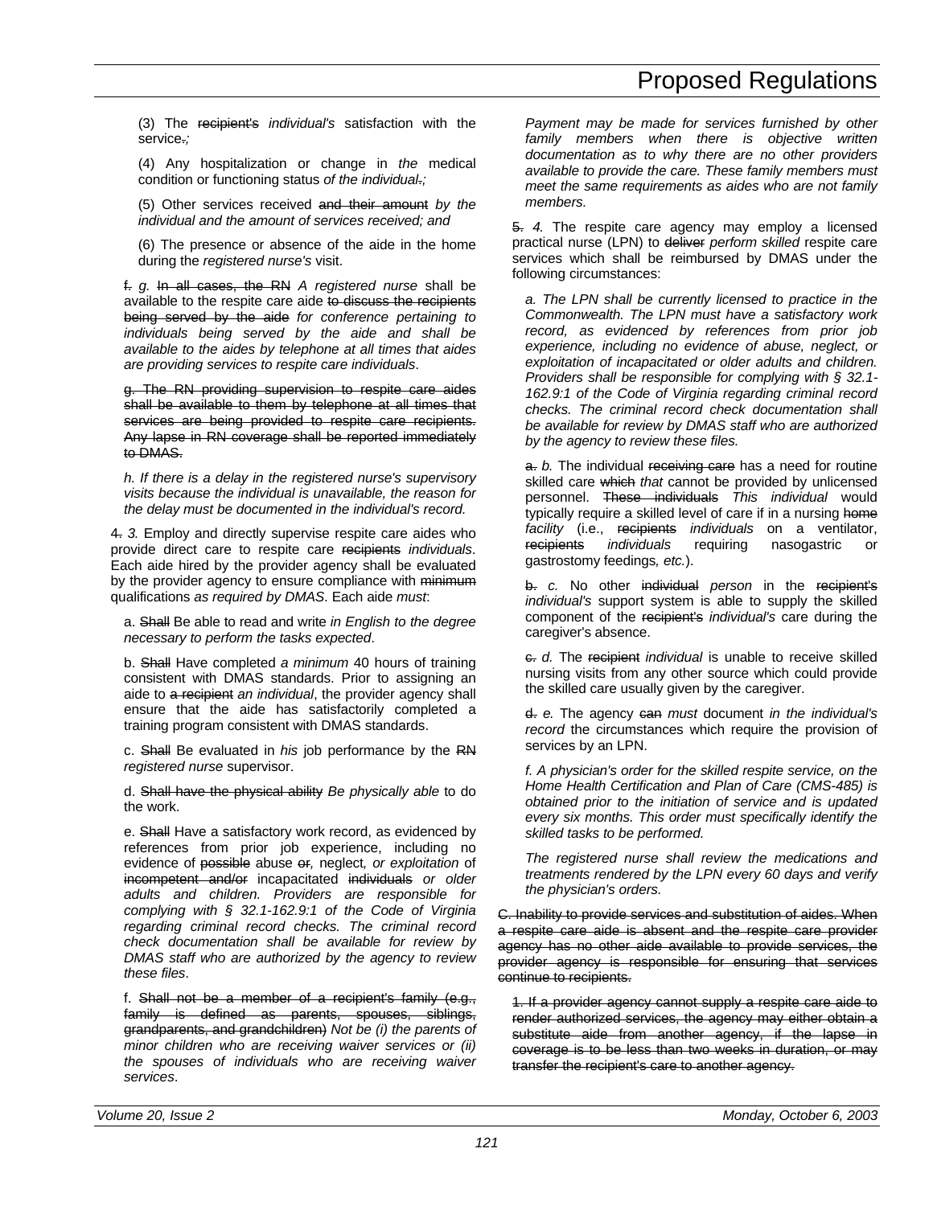(3) The ~~recipient's~~ *individual's* satisfaction with the service~~.~~*;*

(4) Any hospitalization or change in *the* medical condition or functioning status *of the individual*~~.~~*;*

(5) Other services received ~~and their amount~~ *by the individual and the amount of services received; and*

(6) The presence or absence of the aide in the home during the *registered nurse's* visit.

~~f.~~ *g.* ~~In all cases, the RN~~ *A registered nurse* shall be available to the respite care aide ~~to discuss the recipients being served by the aide~~ *for conference pertaining to individuals being served by the aide and shall be available to the aides by telephone at all times that aides are providing services to respite care individuals*.

~~g. The RN providing supervision to respite care aides shall be available to them by telephone at all times that services are being provided to respite care recipients. Any lapse in RN coverage shall be reported immediately to DMAS.~~

*h. If there is a delay in the registered nurse's supervisory visits because the individual is unavailable, the reason for the delay must be documented in the individual's record.*

~~4.~~ *3.* Employ and directly supervise respite care aides who provide direct care to respite care ~~recipients~~ *individuals*. Each aide hired by the provider agency shall be evaluated by the provider agency to ensure compliance with ~~minimum~~ qualifications *as required by DMAS*. Each aide *must*:

a. ~~Shall~~ Be able to read and write *in English to the degree necessary to perform the tasks expected*.

b. ~~Shall~~ Have completed *a minimum* 40 hours of training consistent with DMAS standards. Prior to assigning an aide to ~~a recipient~~ *an individual*, the provider agency shall ensure that the aide has satisfactorily completed a training program consistent with DMAS standards.

c. ~~Shall~~ Be evaluated in *his* job performance by the ~~RN~~ *registered nurse* supervisor.

d. ~~Shall have the physical ability~~ *Be physically able* to do the work.

e. ~~Shall~~ Have a satisfactory work record, as evidenced by references from prior job experience, including no evidence of ~~possible~~ abuse ~~or~~*,* neglect*, or exploitation* of ~~incompetent and/or~~ incapacitated ~~individuals~~ *or older adults and children. Providers are responsible for complying with § 32.1-162.9:1 of the Code of Virginia regarding criminal record checks. The criminal record check documentation shall be available for review by DMAS staff who are authorized by the agency to review these files*.

f. ~~Shall not be a member of a recipient's family (e.g., family is defined as parents, spouses, siblings, grandparents, and grandchildren)~~ *Not be (i) the parents of minor children who are receiving waiver services or (ii) the spouses of individuals who are receiving waiver services*.

*Payment may be made for services furnished by other family members when there is objective written documentation as to why there are no other providers available to provide the care. These family members must meet the same requirements as aides who are not family members.*

~~5.~~ *4.* The respite care agency may employ a licensed practical nurse (LPN) to ~~deliver~~ *perform skilled* respite care services which shall be reimbursed by DMAS under the following circumstances:

*a. The LPN shall be currently licensed to practice in the Commonwealth. The LPN must have a satisfactory work record, as evidenced by references from prior job experience, including no evidence of abuse, neglect, or exploitation of incapacitated or older adults and children. Providers shall be responsible for complying with § 32.1-162.9:1 of the Code of Virginia regarding criminal record checks. The criminal record check documentation shall be available for review by DMAS staff who are authorized by the agency to review these files.*

~~a.~~ *b.* The individual ~~receiving care~~ has a need for routine skilled care ~~which~~ *that* cannot be provided by unlicensed personnel. ~~These individuals~~ *This individual* would typically require a skilled level of care if in a nursing ~~home~~ *facility* (i.e., ~~recipients~~ *individuals* on a ventilator, ~~recipients~~ *individuals* requiring nasogastric or gastrostomy feedings*, etc.*).

~~b.~~ *c.* No other ~~individual~~ *person* in the ~~recipient's~~ *individual's* support system is able to supply the skilled component of the ~~recipient's~~ *individual's* care during the caregiver's absence.

~~c.~~ *d.* The ~~recipient~~ *individual* is unable to receive skilled nursing visits from any other source which could provide the skilled care usually given by the caregiver.

~~d.~~ *e.* The agency ~~can~~ *must* document *in the individual's record* the circumstances which require the provision of services by an LPN.

*f. A physician's order for the skilled respite service, on the Home Health Certification and Plan of Care (CMS-485) is obtained prior to the initiation of service and is updated every six months. This order must specifically identify the skilled tasks to be performed.*

*The registered nurse shall review the medications and treatments rendered by the LPN every 60 days and verify the physician's orders.*

~~C. Inability to provide services and substitution of aides. When a respite care aide is absent and the respite care provider agency has no other aide available to provide services, the provider agency is responsible for ensuring that services continue to recipients.~~

~~1. If a provider agency cannot supply a respite care aide to render authorized services, the agency may either obtain a substitute aide from another agency, if the lapse in coverage is to be less than two weeks in duration, or may transfer the recipient's care to another agency.~~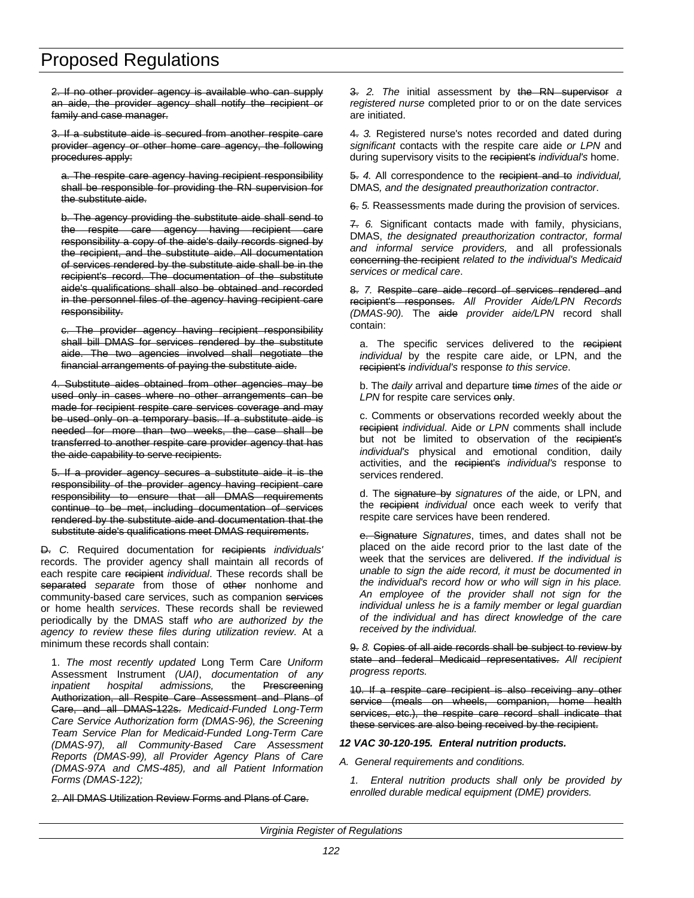~~2. If no other provider agency is available who can supply an aide, the provider agency shall notify the recipient or family and case manager.~~

~~3. If a substitute aide is secured from another respite care provider agency or other home care agency, the following procedures apply:~~

~~a. The respite care agency having recipient responsibility shall be responsible for providing the RN supervision for the substitute aide.~~

~~b. The agency providing the substitute aide shall send to the respite care agency having recipient care responsibility a copy of the aide's daily records signed by the recipient, and the substitute aide. All documentation of services rendered by the substitute aide shall be in the recipient's record. The documentation of the substitute aide's qualifications shall also be obtained and recorded in the personnel files of the agency having recipient care responsibility.~~

~~c. The provider agency having recipient responsibility shall bill DMAS for services rendered by the substitute aide. The two agencies involved shall negotiate the financial arrangements of paying the substitute aide.~~

~~4. Substitute aides obtained from other agencies may be used only in cases where no other arrangements can be made for recipient respite care services coverage and may be used only on a temporary basis. If a substitute aide is needed for more than two weeks, the case shall be transferred to another respite care provider agency that has the aide capability to serve recipients.~~

~~5. If a provider agency secures a substitute aide it is the responsibility of the provider agency having recipient care responsibility to ensure that all DMAS requirements continue to be met, including documentation of services rendered by the substitute aide and documentation that the substitute aide's qualifications meet DMAS requirements.~~

~~D.~~ *C.* Required documentation for ~~recipients~~ *individuals'* records. The provider agency shall maintain all records of each respite care ~~recipient~~ *individual*. These records shall be ~~separated~~ *separate* from those of ~~other~~ nonhome and community-based care services, such as companion ~~services~~ or home health *services*. These records shall be reviewed periodically by the DMAS staff *who are authorized by the agency to review these files during utilization review*. At a minimum these records shall contain:

1. *The most recently updated* Long Term Care *Uniform* Assessment Instrument *(UAI)*, *documentation of any inpatient hospital admissions,* the ~~Prescreening Authorization, all Respite Care Assessment and Plans of Care, and all DMAS-122s.~~ *Medicaid-Funded Long-Term Care Service Authorization form (DMAS-96), the Screening Team Service Plan for Medicaid-Funded Long-Term Care (DMAS-97), all Community-Based Care Assessment Reports (DMAS-99), all Provider Agency Plans of Care (DMAS-97A and CMS-485), and all Patient Information Forms (DMAS-122);*

~~2. All DMAS Utilization Review Forms and Plans of Care.~~

~~3.~~ *2. The* initial assessment by ~~the RN supervisor~~ *a registered nurse* completed prior to or on the date services are initiated.

~~4.~~ *3.* Registered nurse's notes recorded and dated during *significant* contacts with the respite care aide *or LPN* and during supervisory visits to the ~~recipient's~~ *individual's* home.

~~5.~~ *4.* All correspondence to the ~~recipient and to~~ *individual,* DMAS*, and the designated preauthorization contractor*.

~~6.~~ *5.* Reassessments made during the provision of services.

~~7.~~ *6.* Significant contacts made with family, physicians, DMAS, *the designated preauthorization contractor, formal and informal service providers,* and all professionals ~~concerning the recipient~~ *related to the individual's Medicaid services or medical care*.

~~8.~~ *7.* ~~Respite care aide record of services rendered and recipient's responses.~~ *All Provider Aide/LPN Records (DMAS-90).* The ~~aide~~ *provider aide/LPN* record shall contain:

a. The specific services delivered to the ~~recipient~~ *individual* by the respite care aide, or LPN, and the ~~recipient's~~ *individual's* response *to this service*.

b. The *daily* arrival and departure ~~time~~ *times* of the aide *or LPN* for respite care services ~~only~~.

c. Comments or observations recorded weekly about the ~~recipient~~ *individual*. Aide *or LPN* comments shall include but not be limited to observation of the ~~recipient's~~ *individual's* physical and emotional condition, daily activities, and the ~~recipient's~~ *individual's* response to services rendered.

d. The ~~signature by~~ *signatures of* the aide, or LPN, and the ~~recipient~~ *individual* once each week to verify that respite care services have been rendered.

~~e. Signature~~ *Signatures*, times, and dates shall not be placed on the aide record prior to the last date of the week that the services are delivered. *If the individual is unable to sign the aide record, it must be documented in the individual's record how or who will sign in his place. An employee of the provider shall not sign for the individual unless he is a family member or legal guardian of the individual and has direct knowledge of the care received by the individual.*

~~9.~~ *8.* ~~Copies of all aide records shall be subject to review by state and federal Medicaid representatives.~~ *All recipient progress reports.*

~~10. If a respite care recipient is also receiving any other service (meals on wheels, companion, home health services, etc.), the respite care record shall indicate that these services are also being received by the recipient.~~

***12 VAC 30-120-195. Enteral nutrition products.***

*A. General requirements and conditions.*

*1. Enteral nutrition products shall only be provided by enrolled durable medical equipment (DME) providers.*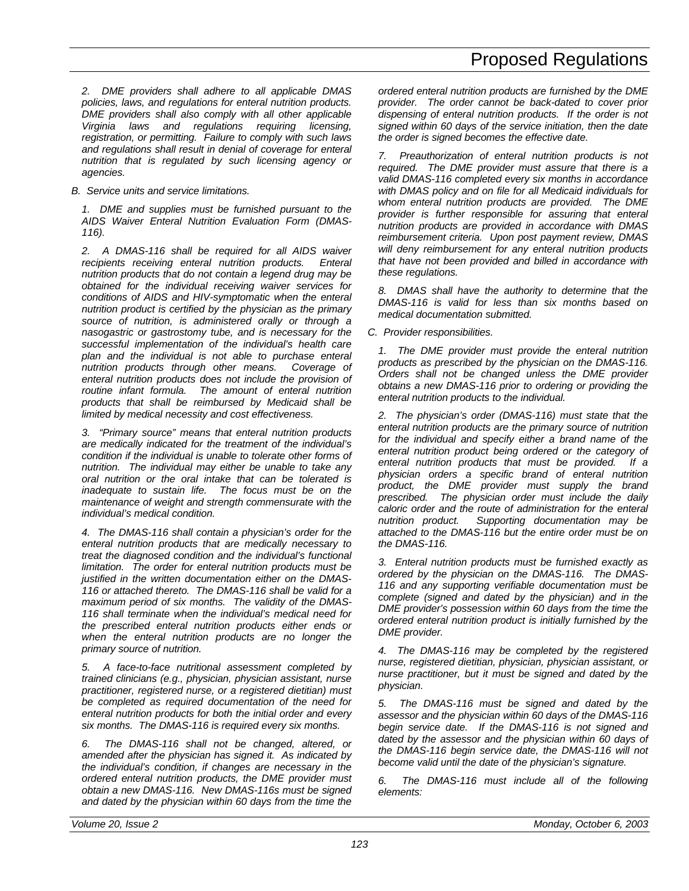*2. DME providers shall adhere to all applicable DMAS policies, laws, and regulations for enteral nutrition products. DME providers shall also comply with all other applicable Virginia laws and regulations requiring licensing, registration, or permitting. Failure to comply with such laws and regulations shall result in denial of coverage for enteral nutrition that is regulated by such licensing agency or agencies.*

*B. Service units and service limitations.*

*1. DME and supplies must be furnished pursuant to the AIDS Waiver Enteral Nutrition Evaluation Form (DMAS-116).*

*2. A DMAS-116 shall be required for all AIDS waiver recipients receiving enteral nutrition products. Enteral nutrition products that do not contain a legend drug may be obtained for the individual receiving waiver services for conditions of AIDS and HIV-symptomatic when the enteral nutrition product is certified by the physician as the primary source of nutrition, is administered orally or through a nasogastric or gastrostomy tube, and is necessary for the successful implementation of the individual's health care plan and the individual is not able to purchase enteral nutrition products through other means. Coverage of enteral nutrition products does not include the provision of routine infant formula. The amount of enteral nutrition products that shall be reimbursed by Medicaid shall be limited by medical necessity and cost effectiveness.*

*3. "Primary source" means that enteral nutrition products are medically indicated for the treatment of the individual's condition if the individual is unable to tolerate other forms of nutrition. The individual may either be unable to take any oral nutrition or the oral intake that can be tolerated is inadequate to sustain life. The focus must be on the maintenance of weight and strength commensurate with the individual's medical condition.*

*4. The DMAS-116 shall contain a physician's order for the enteral nutrition products that are medically necessary to treat the diagnosed condition and the individual's functional limitation. The order for enteral nutrition products must be justified in the written documentation either on the DMAS-116 or attached thereto. The DMAS-116 shall be valid for a maximum period of six months. The validity of the DMAS-116 shall terminate when the individual's medical need for the prescribed enteral nutrition products either ends or when the enteral nutrition products are no longer the primary source of nutrition.*

*5. A face-to-face nutritional assessment completed by trained clinicians (e.g., physician, physician assistant, nurse practitioner, registered nurse, or a registered dietitian) must be completed as required documentation of the need for enteral nutrition products for both the initial order and every six months. The DMAS-116 is required every six months.*

*6. The DMAS-116 shall not be changed, altered, or amended after the physician has signed it. As indicated by the individual's condition, if changes are necessary in the ordered enteral nutrition products, the DME provider must obtain a new DMAS-116. New DMAS-116s must be signed and dated by the physician within 60 days from the time the ordered enteral nutrition products are furnished by the DME provider. The order cannot be back-dated to cover prior dispensing of enteral nutrition products. If the order is not signed within 60 days of the service initiation, then the date the order is signed becomes the effective date.*

*7. Preauthorization of enteral nutrition products is not required. The DME provider must assure that there is a valid DMAS-116 completed every six months in accordance with DMAS policy and on file for all Medicaid individuals for whom enteral nutrition products are provided. The DME provider is further responsible for assuring that enteral nutrition products are provided in accordance with DMAS reimbursement criteria. Upon post payment review, DMAS will deny reimbursement for any enteral nutrition products that have not been provided and billed in accordance with these regulations.*

*8. DMAS shall have the authority to determine that the DMAS-116 is valid for less than six months based on medical documentation submitted.*

*C. Provider responsibilities.*

*1. The DME provider must provide the enteral nutrition products as prescribed by the physician on the DMAS-116. Orders shall not be changed unless the DME provider obtains a new DMAS-116 prior to ordering or providing the enteral nutrition products to the individual.*

*2. The physician's order (DMAS-116) must state that the enteral nutrition products are the primary source of nutrition for the individual and specify either a brand name of the enteral nutrition product being ordered or the category of enteral nutrition products that must be provided. If a physician orders a specific brand of enteral nutrition product, the DME provider must supply the brand prescribed. The physician order must include the daily caloric order and the route of administration for the enteral nutrition product. Supporting documentation may be attached to the DMAS-116 but the entire order must be on the DMAS-116.*

*3. Enteral nutrition products must be furnished exactly as ordered by the physician on the DMAS-116. The DMAS-116 and any supporting verifiable documentation must be complete (signed and dated by the physician) and in the DME provider's possession within 60 days from the time the ordered enteral nutrition product is initially furnished by the DME provider.*

*4. The DMAS-116 may be completed by the registered nurse, registered dietitian, physician, physician assistant, or nurse practitioner, but it must be signed and dated by the physician.*

*5. The DMAS-116 must be signed and dated by the assessor and the physician within 60 days of the DMAS-116 begin service date. If the DMAS-116 is not signed and dated by the assessor and the physician within 60 days of the DMAS-116 begin service date, the DMAS-116 will not become valid until the date of the physician's signature.*

*6. The DMAS-116 must include all of the following elements:*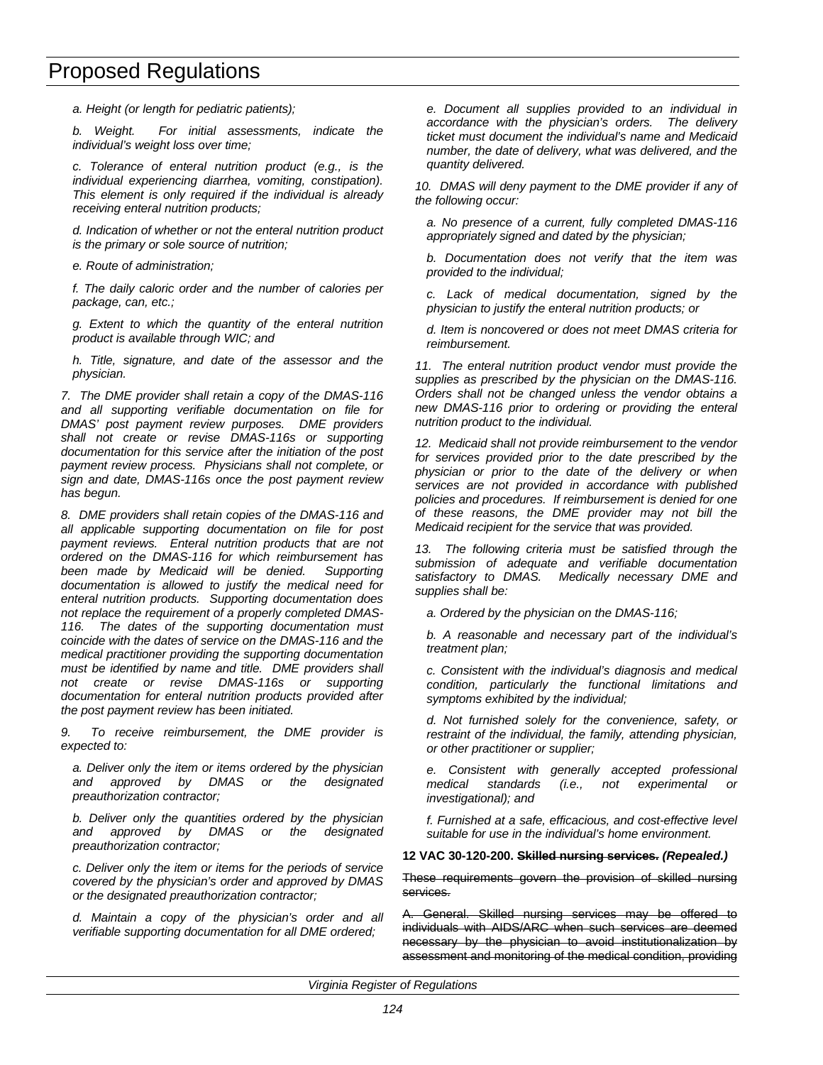*a. Height (or length for pediatric patients);*

*b. Weight. For initial assessments, indicate the individual's weight loss over time;*

*c. Tolerance of enteral nutrition product (e.g., is the individual experiencing diarrhea, vomiting, constipation). This element is only required if the individual is already receiving enteral nutrition products;*

*d. Indication of whether or not the enteral nutrition product is the primary or sole source of nutrition;*

*e. Route of administration;*

*f. The daily caloric order and the number of calories per package, can, etc.;*

*g. Extent to which the quantity of the enteral nutrition product is available through WIC; and*

*h. Title, signature, and date of the assessor and the physician.*

*7. The DME provider shall retain a copy of the DMAS-116 and all supporting verifiable documentation on file for DMAS' post payment review purposes. DME providers shall not create or revise DMAS-116s or supporting documentation for this service after the initiation of the post payment review process. Physicians shall not complete, or sign and date, DMAS-116s once the post payment review has begun.*

*8. DME providers shall retain copies of the DMAS-116 and all applicable supporting documentation on file for post payment reviews. Enteral nutrition products that are not ordered on the DMAS-116 for which reimbursement has been made by Medicaid will be denied. Supporting documentation is allowed to justify the medical need for enteral nutrition products. Supporting documentation does not replace the requirement of a properly completed DMAS-116. The dates of the supporting documentation must coincide with the dates of service on the DMAS-116 and the medical practitioner providing the supporting documentation must be identified by name and title. DME providers shall not create or revise DMAS-116s or supporting documentation for enteral nutrition products provided after the post payment review has been initiated.*

*9. To receive reimbursement, the DME provider is expected to:*

*a. Deliver only the item or items ordered by the physician and approved by DMAS or the designated preauthorization contractor;*

*b. Deliver only the quantities ordered by the physician and approved by DMAS or the designated preauthorization contractor;*

*c. Deliver only the item or items for the periods of service covered by the physician's order and approved by DMAS or the designated preauthorization contractor;*

*d. Maintain a copy of the physician's order and all verifiable supporting documentation for all DME ordered;*

*e. Document all supplies provided to an individual in accordance with the physician's orders. The delivery ticket must document the individual's name and Medicaid number, the date of delivery, what was delivered, and the quantity delivered.*

*10. DMAS will deny payment to the DME provider if any of the following occur:*

*a. No presence of a current, fully completed DMAS-116 appropriately signed and dated by the physician;*

*b. Documentation does not verify that the item was provided to the individual;*

*c. Lack of medical documentation, signed by the physician to justify the enteral nutrition products; or*

*d. Item is noncovered or does not meet DMAS criteria for reimbursement.*

*11. The enteral nutrition product vendor must provide the supplies as prescribed by the physician on the DMAS-116. Orders shall not be changed unless the vendor obtains a new DMAS-116 prior to ordering or providing the enteral nutrition product to the individual.*

*12. Medicaid shall not provide reimbursement to the vendor for services provided prior to the date prescribed by the physician or prior to the date of the delivery or when services are not provided in accordance with published policies and procedures. If reimbursement is denied for one of these reasons, the DME provider may not bill the Medicaid recipient for the service that was provided.*

*13. The following criteria must be satisfied through the submission of adequate and verifiable documentation satisfactory to DMAS. Medically necessary DME and supplies shall be:*

*a. Ordered by the physician on the DMAS-116;*

*b. A reasonable and necessary part of the individual's treatment plan;*

*c. Consistent with the individual's diagnosis and medical condition, particularly the functional limitations and symptoms exhibited by the individual;*

*d. Not furnished solely for the convenience, safety, or restraint of the individual, the family, attending physician, or other practitioner or supplier;*

*e. Consistent with generally accepted professional medical standards (i.e., not experimental or investigational); and*

*f. Furnished at a safe, efficacious, and cost-effective level suitable for use in the individual's home environment.*

**12 VAC 30-120-200. ~~Skilled nursing services.~~ *(Repealed.)***

~~These requirements govern the provision of skilled nursing services.~~

~~A. General. Skilled nursing services may be offered to individuals with AIDS/ARC when such services are deemed necessary by the physician to avoid institutionalization by assessment and monitoring of the medical condition, providing~~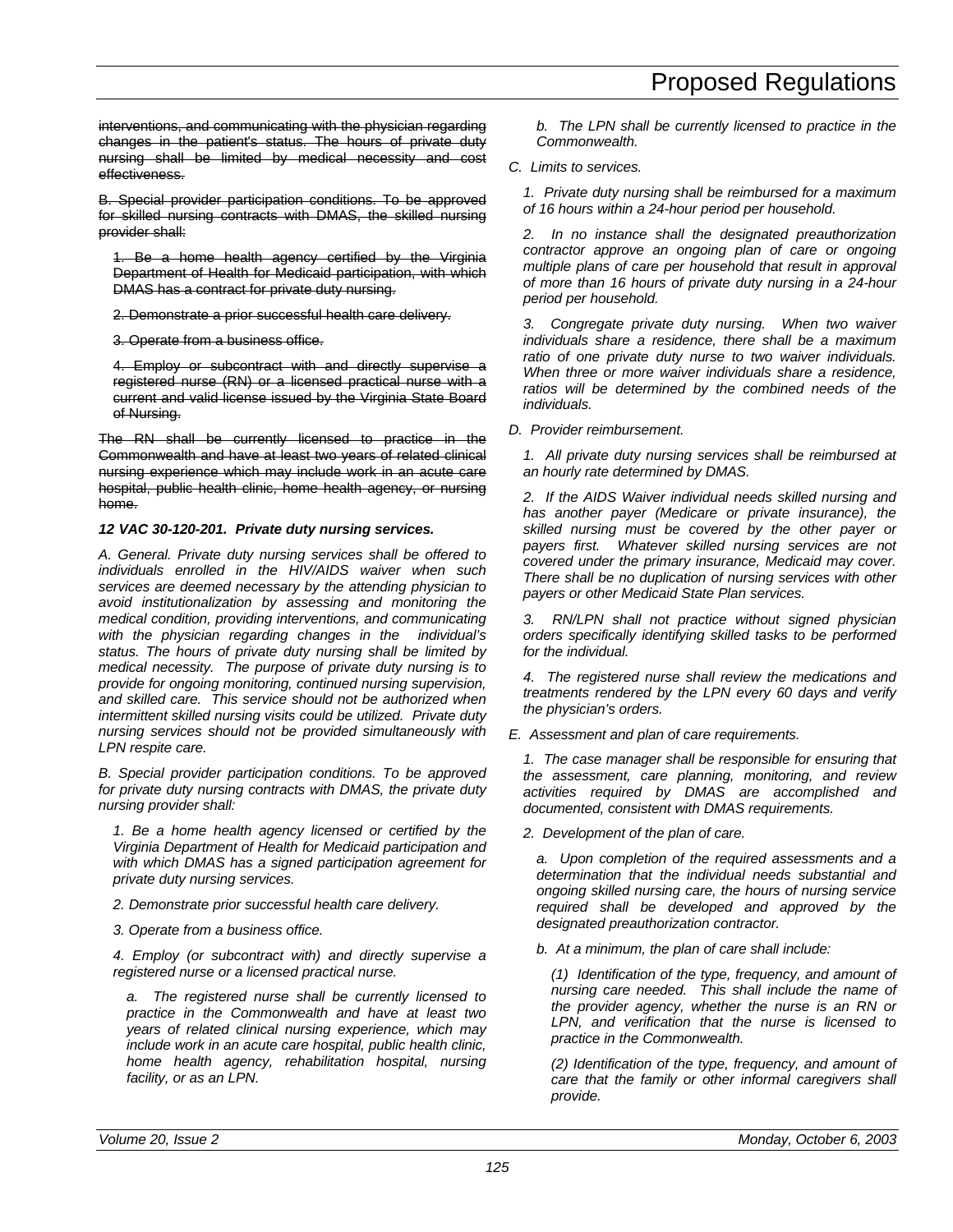~~interventions, and communicating with the physician regarding changes in the patient's status. The hours of private duty nursing shall be limited by medical necessity and cost effectiveness.~~

~~B. Special provider participation conditions. To be approved for skilled nursing contracts with DMAS, the skilled nursing provider shall:~~

~~1. Be a home health agency certified by the Virginia Department of Health for Medicaid participation, with which DMAS has a contract for private duty nursing.~~

~~2. Demonstrate a prior successful health care delivery.~~

~~3. Operate from a business office.~~

~~4. Employ or subcontract with and directly supervise a registered nurse (RN) or a licensed practical nurse with a current and valid license issued by the Virginia State Board of Nursing.~~

~~The RN shall be currently licensed to practice in the Commonwealth and have at least two years of related clinical nursing experience which may include work in an acute care hospital, public health clinic, home health agency, or nursing home.~~

***12 VAC 30-120-201. Private duty nursing services.***

*A. General. Private duty nursing services shall be offered to individuals enrolled in the HIV/AIDS waiver when such services are deemed necessary by the attending physician to avoid institutionalization by assessing and monitoring the medical condition, providing interventions, and communicating with the physician regarding changes in the individual's status. The hours of private duty nursing shall be limited by medical necessity. The purpose of private duty nursing is to provide for ongoing monitoring, continued nursing supervision, and skilled care. This service should not be authorized when intermittent skilled nursing visits could be utilized. Private duty nursing services should not be provided simultaneously with LPN respite care.*

*B. Special provider participation conditions. To be approved for private duty nursing contracts with DMAS, the private duty nursing provider shall:*

*1. Be a home health agency licensed or certified by the Virginia Department of Health for Medicaid participation and with which DMAS has a signed participation agreement for private duty nursing services.*

*2. Demonstrate prior successful health care delivery.*

*3. Operate from a business office.*

*4. Employ (or subcontract with) and directly supervise a registered nurse or a licensed practical nurse.*

*a. The registered nurse shall be currently licensed to practice in the Commonwealth and have at least two years of related clinical nursing experience, which may include work in an acute care hospital, public health clinic, home health agency, rehabilitation hospital, nursing facility, or as an LPN.*

*b. The LPN shall be currently licensed to practice in the Commonwealth.*

*C. Limits to services.*

*1. Private duty nursing shall be reimbursed for a maximum of 16 hours within a 24-hour period per household.*

*2. In no instance shall the designated preauthorization contractor approve an ongoing plan of care or ongoing multiple plans of care per household that result in approval of more than 16 hours of private duty nursing in a 24-hour period per household.*

*3. Congregate private duty nursing. When two waiver individuals share a residence, there shall be a maximum ratio of one private duty nurse to two waiver individuals. When three or more waiver individuals share a residence, ratios will be determined by the combined needs of the individuals.*

*D. Provider reimbursement.*

*1. All private duty nursing services shall be reimbursed at an hourly rate determined by DMAS.*

*2. If the AIDS Waiver individual needs skilled nursing and has another payer (Medicare or private insurance), the skilled nursing must be covered by the other payer or payers first. Whatever skilled nursing services are not covered under the primary insurance, Medicaid may cover. There shall be no duplication of nursing services with other payers or other Medicaid State Plan services.*

*3. RN/LPN shall not practice without signed physician orders specifically identifying skilled tasks to be performed for the individual.*

*4. The registered nurse shall review the medications and treatments rendered by the LPN every 60 days and verify the physician's orders.*

*E. Assessment and plan of care requirements.*

*1. The case manager shall be responsible for ensuring that the assessment, care planning, monitoring, and review activities required by DMAS are accomplished and documented, consistent with DMAS requirements.*

*2. Development of the plan of care.*

*a. Upon completion of the required assessments and a determination that the individual needs substantial and ongoing skilled nursing care, the hours of nursing service required shall be developed and approved by the designated preauthorization contractor.*

*b. At a minimum, the plan of care shall include:*

*(1) Identification of the type, frequency, and amount of nursing care needed. This shall include the name of the provider agency, whether the nurse is an RN or LPN, and verification that the nurse is licensed to practice in the Commonwealth.*

*(2) Identification of the type, frequency, and amount of care that the family or other informal caregivers shall provide.*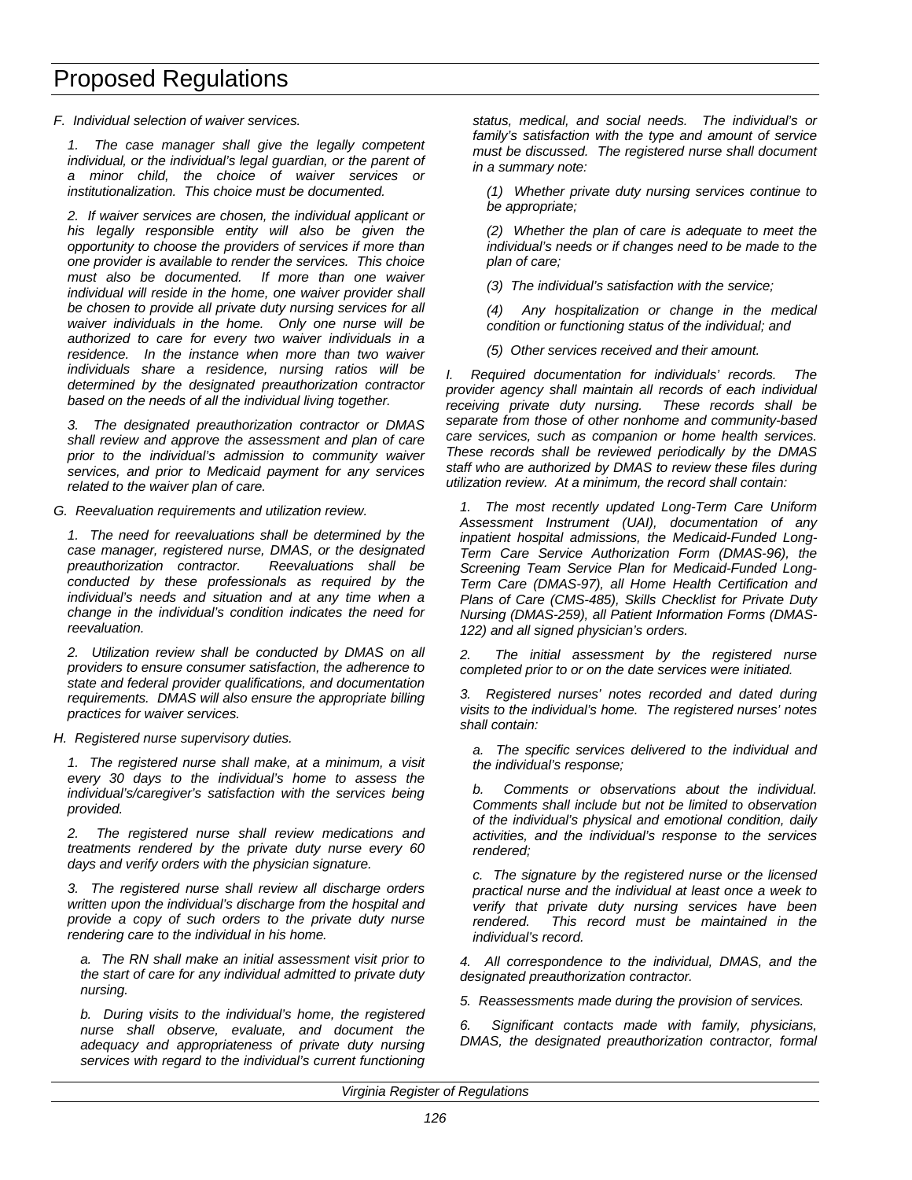*F. Individual selection of waiver services.*

*1. The case manager shall give the legally competent individual, or the individual's legal guardian, or the parent of a minor child, the choice of waiver services or institutionalization. This choice must be documented.*

*2. If waiver services are chosen, the individual applicant or his legally responsible entity will also be given the opportunity to choose the providers of services if more than one provider is available to render the services. This choice must also be documented. If more than one waiver individual will reside in the home, one waiver provider shall be chosen to provide all private duty nursing services for all waiver individuals in the home. Only one nurse will be authorized to care for every two waiver individuals in a residence. In the instance when more than two waiver individuals share a residence, nursing ratios will be determined by the designated preauthorization contractor based on the needs of all the individual living together.*

*3. The designated preauthorization contractor or DMAS shall review and approve the assessment and plan of care prior to the individual's admission to community waiver services, and prior to Medicaid payment for any services related to the waiver plan of care.*

*G. Reevaluation requirements and utilization review.*

*1. The need for reevaluations shall be determined by the case manager, registered nurse, DMAS, or the designated preauthorization contractor. Reevaluations shall be conducted by these professionals as required by the individual's needs and situation and at any time when a change in the individual's condition indicates the need for reevaluation.*

*2. Utilization review shall be conducted by DMAS on all providers to ensure consumer satisfaction, the adherence to state and federal provider qualifications, and documentation requirements. DMAS will also ensure the appropriate billing practices for waiver services.*

*H. Registered nurse supervisory duties.*

*1. The registered nurse shall make, at a minimum, a visit every 30 days to the individual's home to assess the individual's/caregiver's satisfaction with the services being provided.*

*2. The registered nurse shall review medications and treatments rendered by the private duty nurse every 60 days and verify orders with the physician signature.*

*3. The registered nurse shall review all discharge orders written upon the individual's discharge from the hospital and provide a copy of such orders to the private duty nurse rendering care to the individual in his home.*

*a. The RN shall make an initial assessment visit prior to the start of care for any individual admitted to private duty nursing.*

*b. During visits to the individual's home, the registered nurse shall observe, evaluate, and document the adequacy and appropriateness of private duty nursing services with regard to the individual's current functioning status, medical, and social needs. The individual's or family's satisfaction with the type and amount of service must be discussed. The registered nurse shall document in a summary note:*

*(1) Whether private duty nursing services continue to be appropriate;*

*(2) Whether the plan of care is adequate to meet the individual's needs or if changes need to be made to the plan of care;*

*(3) The individual's satisfaction with the service;*

*(4) Any hospitalization or change in the medical condition or functioning status of the individual; and*

*(5) Other services received and their amount.*

*I. Required documentation for individuals' records. The provider agency shall maintain all records of each individual receiving private duty nursing. These records shall be separate from those of other nonhome and community-based care services, such as companion or home health services. These records shall be reviewed periodically by the DMAS staff who are authorized by DMAS to review these files during utilization review. At a minimum, the record shall contain:*

*1. The most recently updated Long-Term Care Uniform Assessment Instrument (UAI), documentation of any inpatient hospital admissions, the Medicaid-Funded Long-Term Care Service Authorization Form (DMAS-96), the Screening Team Service Plan for Medicaid-Funded Long-Term Care (DMAS-97), all Home Health Certification and Plans of Care (CMS-485), Skills Checklist for Private Duty Nursing (DMAS-259), all Patient Information Forms (DMAS-122) and all signed physician's orders.*

*2. The initial assessment by the registered nurse completed prior to or on the date services were initiated.*

*3. Registered nurses' notes recorded and dated during visits to the individual's home. The registered nurses' notes shall contain:*

*a. The specific services delivered to the individual and the individual's response;*

*b. Comments or observations about the individual. Comments shall include but not be limited to observation of the individual's physical and emotional condition, daily activities, and the individual's response to the services rendered;*

*c. The signature by the registered nurse or the licensed practical nurse and the individual at least once a week to verify that private duty nursing services have been rendered. This record must be maintained in the individual's record.*

*4. All correspondence to the individual, DMAS, and the designated preauthorization contractor.*

*5. Reassessments made during the provision of services.*

*6. Significant contacts made with family, physicians, DMAS, the designated preauthorization contractor, formal*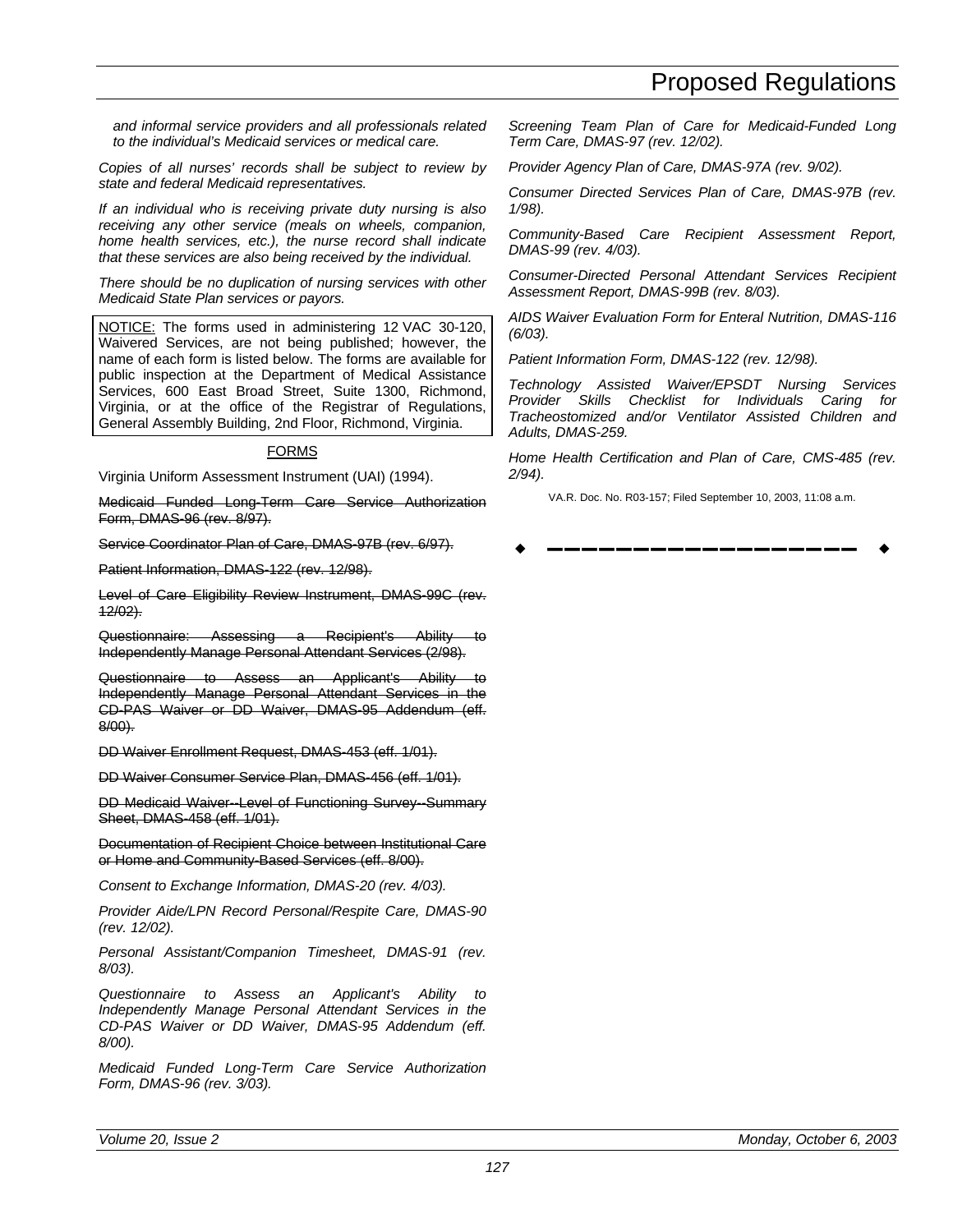*and informal service providers and all professionals related to the individual's Medicaid services or medical care.*

*Copies of all nurses' records shall be subject to review by state and federal Medicaid representatives.*

*If an individual who is receiving private duty nursing is also receiving any other service (meals on wheels, companion, home health services, etc.), the nurse record shall indicate that these services are also being received by the individual.*

*There should be no duplication of nursing services with other Medicaid State Plan services or payors.*

NOTICE: The forms used in administering 12 VAC 30-120, Waivered Services, are not being published; however, the name of each form is listed below. The forms are available for public inspection at the Department of Medical Assistance Services, 600 East Broad Street, Suite 1300, Richmond, Virginia, or at the office of the Registrar of Regulations, General Assembly Building, 2nd Floor, Richmond, Virginia.

FORMS

Virginia Uniform Assessment Instrument (UAI) (1994).

~~Medicaid Funded Long-Term Care Service Authorization Form, DMAS-96 (rev. 8/97).~~

~~Service Coordinator Plan of Care, DMAS-97B (rev. 6/97).~~

~~Patient Information, DMAS-122 (rev. 12/98).~~

~~Level of Care Eligibility Review Instrument, DMAS-99C (rev. 12/02).~~

~~Questionnaire: Assessing a Recipient's Ability to Independently Manage Personal Attendant Services (2/98).~~

~~Questionnaire to Assess an Applicant's Ability to Independently Manage Personal Attendant Services in the CD-PAS Waiver or DD Waiver, DMAS-95 Addendum (eff. 8/00).~~

~~DD Waiver Enrollment Request, DMAS-453 (eff. 1/01).~~

~~DD Waiver Consumer Service Plan, DMAS-456 (eff. 1/01).~~

~~DD Medicaid Waiver--Level of Functioning Survey--Summary Sheet, DMAS-458 (eff. 1/01).~~

~~Documentation of Recipient Choice between Institutional Care or Home and Community-Based Services (eff. 8/00).~~

*Consent to Exchange Information, DMAS-20 (rev. 4/03).*

*Provider Aide/LPN Record Personal/Respite Care, DMAS-90 (rev. 12/02).*

*Personal Assistant/Companion Timesheet, DMAS-91 (rev. 8/03).*

*Questionnaire to Assess an Applicant's Ability to Independently Manage Personal Attendant Services in the CD-PAS Waiver or DD Waiver, DMAS-95 Addendum (eff. 8/00).*

*Medicaid Funded Long-Term Care Service Authorization Form, DMAS-96 (rev. 3/03).*

*Screening Team Plan of Care for Medicaid-Funded Long Term Care, DMAS-97 (rev. 12/02).*

*Provider Agency Plan of Care, DMAS-97A (rev. 9/02).*

*Consumer Directed Services Plan of Care, DMAS-97B (rev. 1/98).*

*Community-Based Care Recipient Assessment Report, DMAS-99 (rev. 4/03).*

*Consumer-Directed Personal Attendant Services Recipient Assessment Report, DMAS-99B (rev. 8/03).*

*AIDS Waiver Evaluation Form for Enteral Nutrition, DMAS-116 (6/03).*

*Patient Information Form, DMAS-122 (rev. 12/98).*

*Technology Assisted Waiver/EPSDT Nursing Services Provider Skills Checklist for Individuals Caring for Tracheostomized and/or Ventilator Assisted Children and Adults, DMAS-259.*

*Home Health Certification and Plan of Care, CMS-485 (rev. 2/94).*

VA.R. Doc. No. R03-157; Filed September 10, 2003, 11:08 a.m.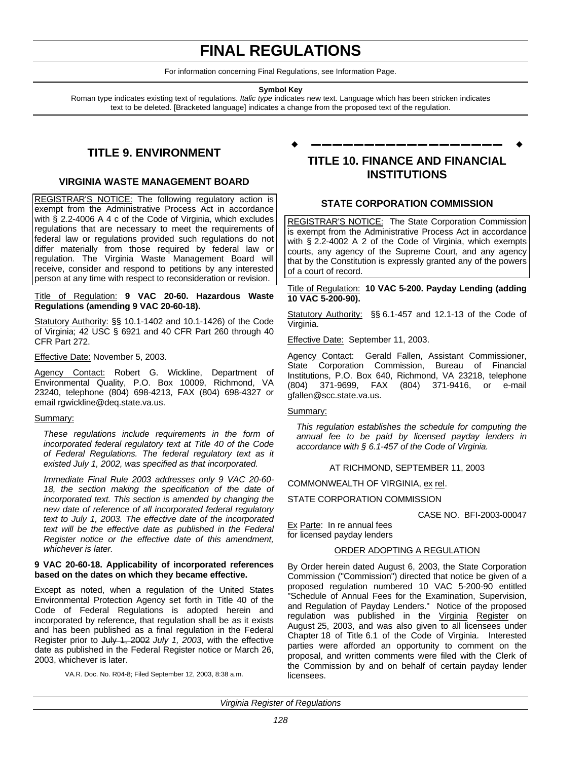# FINAL REGULATIONS

For information concerning Final Regulations, see Information Page.

**Symbol Key**

Roman type indicates existing text of regulations. *Italic type* indicates new text. Language which has been stricken indicates text to be deleted. [Bracketed language] indicates a change from the proposed text of the regulation.

## TITLE 9. ENVIRONMENT

### VIRGINIA WASTE MANAGEMENT BOARD

REGISTRAR'S NOTICE: The following regulatory action is exempt from the Administrative Process Act in accordance with § 2.2-4006 A 4 c of the Code of Virginia, which excludes regulations that are necessary to meet the requirements of federal law or regulations provided such regulations do not differ materially from those required by federal law or regulation. The Virginia Waste Management Board will receive, consider and respond to petitions by any interested person at any time with respect to reconsideration or revision.

Title of Regulation: **9 VAC 20-60. Hazardous Waste Regulations (amending 9 VAC 20-60-18).**

Statutory Authority: §§ 10.1-1402 and 10.1-1426) of the Code of Virginia; 42 USC § 6921 and 40 CFR Part 260 through 40 CFR Part 272.

Effective Date: November 5, 2003.

Agency Contact: Robert G. Wickline, Department of Environmental Quality, P.O. Box 10009, Richmond, VA 23240, telephone (804) 698-4213, FAX (804) 698-4327 or email rgwickline@deq.state.va.us.

Summary:

*These regulations include requirements in the form of incorporated federal regulatory text at Title 40 of the Code of Federal Regulations. The federal regulatory text as it existed July 1, 2002, was specified as that incorporated.*

*Immediate Final Rule 2003 addresses only 9 VAC 20-60-18, the section making the specification of the date of incorporated text. This section is amended by changing the new date of reference of all incorporated federal regulatory text to July 1, 2003. The effective date of the incorporated text will be the effective date as published in the Federal Register notice or the effective date of this amendment, whichever is later.*

**9 VAC 20-60-18. Applicability of incorporated references based on the dates on which they became effective.**

Except as noted, when a regulation of the United States Environmental Protection Agency set forth in Title 40 of the Code of Federal Regulations is adopted herein and incorporated by reference, that regulation shall be as it exists and has been published as a final regulation in the Federal Register prior to ~~July 1, 2002~~ *July 1, 2003*, with the effective date as published in the Federal Register notice or March 26, 2003, whichever is later.

VA.R. Doc. No. R04-8; Filed September 12, 2003, 8:38 a.m.

## TITLE 10. FINANCE AND FINANCIAL INSTITUTIONS

### STATE CORPORATION COMMISSION

REGISTRAR'S NOTICE: The State Corporation Commission is exempt from the Administrative Process Act in accordance with § 2.2-4002 A 2 of the Code of Virginia, which exempts courts, any agency of the Supreme Court, and any agency that by the Constitution is expressly granted any of the powers of a court of record.

Title of Regulation: **10 VAC 5-200. Payday Lending (adding 10 VAC 5-200-90).**

Statutory Authority: §§ 6.1-457 and 12.1-13 of the Code of Virginia.

Effective Date: September 11, 2003.

Agency Contact: Gerald Fallen, Assistant Commissioner, State Corporation Commission, Bureau of Financial Institutions, P.O. Box 640, Richmond, VA 23218, telephone (804) 371-9699, FAX (804) 371-9416, or e-mail gfallen@scc.state.va.us.

Summary:

*This regulation establishes the schedule for computing the annual fee to be paid by licensed payday lenders in accordance with § 6.1-457 of the Code of Virginia.*

AT RICHMOND, SEPTEMBER 11, 2003

COMMONWEALTH OF VIRGINIA, ex rel.

STATE CORPORATION COMMISSION

CASE NO. BFI-2003-00047

Ex Parte: In re annual fees
for licensed payday lenders

ORDER ADOPTING A REGULATION

By Order herein dated August 6, 2003, the State Corporation Commission ("Commission") directed that notice be given of a proposed regulation numbered 10 VAC 5-200-90 entitled "Schedule of Annual Fees for the Examination, Supervision, and Regulation of Payday Lenders." Notice of the proposed regulation was published in the Virginia Register on August 25, 2003, and was also given to all licensees under Chapter 18 of Title 6.1 of the Code of Virginia. Interested parties were afforded an opportunity to comment on the proposal, and written comments were filed with the Clerk of the Commission by and on behalf of certain payday lender licensees.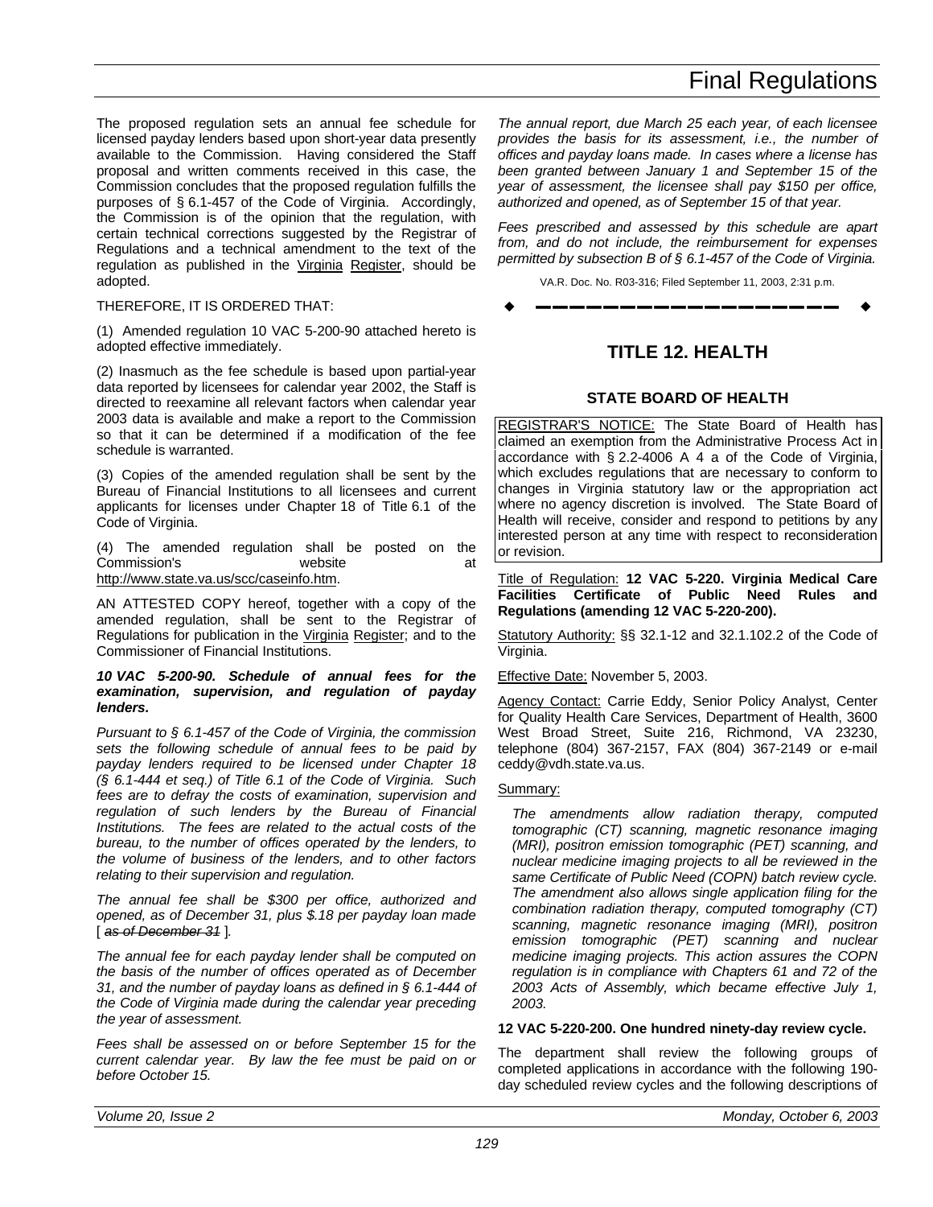The proposed regulation sets an annual fee schedule for licensed payday lenders based upon short-year data presently available to the Commission. Having considered the Staff proposal and written comments received in this case, the Commission concludes that the proposed regulation fulfills the purposes of § 6.1-457 of the Code of Virginia. Accordingly, the Commission is of the opinion that the regulation, with certain technical corrections suggested by the Registrar of Regulations and a technical amendment to the text of the regulation as published in the Virginia Register, should be adopted.

THEREFORE, IT IS ORDERED THAT:

(1) Amended regulation 10 VAC 5-200-90 attached hereto is adopted effective immediately.

(2) Inasmuch as the fee schedule is based upon partial-year data reported by licensees for calendar year 2002, the Staff is directed to reexamine all relevant factors when calendar year 2003 data is available and make a report to the Commission so that it can be determined if a modification of the fee schedule is warranted.

(3) Copies of the amended regulation shall be sent by the Bureau of Financial Institutions to all licensees and current applicants for licenses under Chapter 18 of Title 6.1 of the Code of Virginia.

(4) The amended regulation shall be posted on the Commission's website at http://www.state.va.us/scc/caseinfo.htm.

AN ATTESTED COPY hereof, together with a copy of the amended regulation, shall be sent to the Registrar of Regulations for publication in the Virginia Register; and to the Commissioner of Financial Institutions.

***10 VAC 5-200-90. Schedule of annual fees for the examination, supervision, and regulation of payday lenders.***

*Pursuant to § 6.1-457 of the Code of Virginia, the commission sets the following schedule of annual fees to be paid by payday lenders required to be licensed under Chapter 18 (§ 6.1-444 et seq.) of Title 6.1 of the Code of Virginia. Such fees are to defray the costs of examination, supervision and regulation of such lenders by the Bureau of Financial Institutions. The fees are related to the actual costs of the bureau, to the number of offices operated by the lenders, to the volume of business of the lenders, and to other factors relating to their supervision and regulation.*

*The annual fee shall be $300 per office, authorized and opened, as of December 31, plus $.18 per payday loan made [ ~~as of December 31~~ ].*

*The annual fee for each payday lender shall be computed on the basis of the number of offices operated as of December 31, and the number of payday loans as defined in § 6.1-444 of the Code of Virginia made during the calendar year preceding the year of assessment.*

*Fees shall be assessed on or before September 15 for the current calendar year. By law the fee must be paid on or before October 15.*

*The annual report, due March 25 each year, of each licensee provides the basis for its assessment, i.e., the number of offices and payday loans made. In cases where a license has been granted between January 1 and September 15 of the year of assessment, the licensee shall pay $150 per office, authorized and opened, as of September 15 of that year.*

*Fees prescribed and assessed by this schedule are apart from, and do not include, the reimbursement for expenses permitted by subsection B of § 6.1-457 of the Code of Virginia.*

VA.R. Doc. No. R03-316; Filed September 11, 2003, 2:31 p.m.

---

# TITLE 12. HEALTH

## STATE BOARD OF HEALTH

REGISTRAR'S NOTICE: The State Board of Health has claimed an exemption from the Administrative Process Act in accordance with § 2.2-4006 A 4 a of the Code of Virginia, which excludes regulations that are necessary to conform to changes in Virginia statutory law or the appropriation act where no agency discretion is involved. The State Board of Health will receive, consider and respond to petitions by any interested person at any time with respect to reconsideration or revision.

Title of Regulation: **12 VAC 5-220. Virginia Medical Care Facilities Certificate of Public Need Rules and Regulations (amending 12 VAC 5-220-200).**

Statutory Authority: §§ 32.1-12 and 32.1.102.2 of the Code of Virginia.

Effective Date: November 5, 2003.

Agency Contact: Carrie Eddy, Senior Policy Analyst, Center for Quality Health Care Services, Department of Health, 3600 West Broad Street, Suite 216, Richmond, VA 23230, telephone (804) 367-2157, FAX (804) 367-2149 or e-mail ceddy@vdh.state.va.us.

Summary:

*The amendments allow radiation therapy, computed tomographic (CT) scanning, magnetic resonance imaging (MRI), positron emission tomographic (PET) scanning, and nuclear medicine imaging projects to all be reviewed in the same Certificate of Public Need (COPN) batch review cycle. The amendment also allows single application filing for the combination radiation therapy, computed tomography (CT) scanning, magnetic resonance imaging (MRI), positron emission tomographic (PET) scanning and nuclear medicine imaging projects. This action assures the COPN regulation is in compliance with Chapters 61 and 72 of the 2003 Acts of Assembly, which became effective July 1, 2003.*

**12 VAC 5-220-200. One hundred ninety-day review cycle.**

The department shall review the following groups of completed applications in accordance with the following 190-day scheduled review cycles and the following descriptions of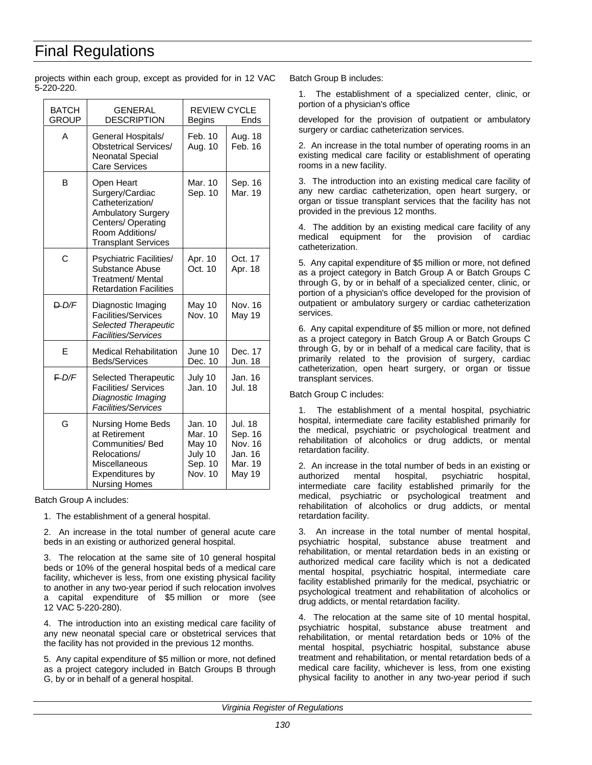# Final Regulations

projects within each group, except as provided for in 12 VAC 5-220-220.

| BATCH GROUP | GENERAL DESCRIPTION | REVIEW CYCLE Begins | Ends |
|---|---|---|---|
| A | General Hospitals/ Obstetrical Services/ Neonatal Special Care Services | Feb. 10<br>Aug. 10 | Aug. 18<br>Feb. 16 |
| B | Open Heart Surgery/Cardiac Catheterization/ Ambulatory Surgery Centers/ Operating Room Additions/ Transplant Services | Mar. 10<br>Sep. 10 | Sep. 16<br>Mar. 19 |
| C | Psychiatric Facilities/ Substance Abuse Treatment/ Mental Retardation Facilities | Apr. 10<br>Oct. 10 | Oct. 17<br>Apr. 18 |
| ~~D~~ *D/F* | Diagnostic Imaging Facilities/Services *Selected Therapeutic Facilities/Services* | May 10<br>Nov. 10 | Nov. 16<br>May 19 |
| E | Medical Rehabilitation Beds/Services | June 10<br>Dec. 10 | Dec. 17<br>Jun. 18 |
| ~~F~~ *D/F* | Selected Therapeutic Facilities/ Services *Diagnostic Imaging Facilities/Services* | July 10<br>Jan. 10 | Jan. 16<br>Jul. 18 |
| G | Nursing Home Beds at Retirement Communities/ Bed Relocations/ Miscellaneous Expenditures by Nursing Homes | Jan. 10<br>Mar. 10<br>May 10<br>July 10<br>Sep. 10<br>Nov. 10 | Jul. 18<br>Sep. 16<br>Nov. 16<br>Jan. 16<br>Mar. 19<br>May 19 |

Batch Group A includes:

1. The establishment of a general hospital.

2. An increase in the total number of general acute care beds in an existing or authorized general hospital.

3. The relocation at the same site of 10 general hospital beds or 10% of the general hospital beds of a medical care facility, whichever is less, from one existing physical facility to another in any two-year period if such relocation involves a capital expenditure of $5 million or more (see 12 VAC 5-220-280).

4. The introduction into an existing medical care facility of any new neonatal special care or obstetrical services that the facility has not provided in the previous 12 months.

5. Any capital expenditure of $5 million or more, not defined as a project category included in Batch Groups B through G, by or in behalf of a general hospital.

Batch Group B includes:

1. The establishment of a specialized center, clinic, or portion of a physician's office

developed for the provision of outpatient or ambulatory surgery or cardiac catheterization services.

2. An increase in the total number of operating rooms in an existing medical care facility or establishment of operating rooms in a new facility.

3. The introduction into an existing medical care facility of any new cardiac catheterization, open heart surgery, or organ or tissue transplant services that the facility has not provided in the previous 12 months.

4. The addition by an existing medical care facility of any medical equipment for the provision of cardiac catheterization.

5. Any capital expenditure of $5 million or more, not defined as a project category in Batch Group A or Batch Groups C through G, by or in behalf of a specialized center, clinic, or portion of a physician's office developed for the provision of outpatient or ambulatory surgery or cardiac catheterization services.

6. Any capital expenditure of $5 million or more, not defined as a project category in Batch Group A or Batch Groups C through G, by or in behalf of a medical care facility, that is primarily related to the provision of surgery, cardiac catheterization, open heart surgery, or organ or tissue transplant services.

Batch Group C includes:

1. The establishment of a mental hospital, psychiatric hospital, intermediate care facility established primarily for the medical, psychiatric or psychological treatment and rehabilitation of alcoholics or drug addicts, or mental retardation facility.

2. An increase in the total number of beds in an existing or authorized mental hospital, psychiatric hospital, intermediate care facility established primarily for the medical, psychiatric or psychological treatment and rehabilitation of alcoholics or drug addicts, or mental retardation facility.

3. An increase in the total number of mental hospital, psychiatric hospital, substance abuse treatment and rehabilitation, or mental retardation beds in an existing or authorized medical care facility which is not a dedicated mental hospital, psychiatric hospital, intermediate care facility established primarily for the medical, psychiatric or psychological treatment and rehabilitation of alcoholics or drug addicts, or mental retardation facility.

4. The relocation at the same site of 10 mental hospital, psychiatric hospital, substance abuse treatment and rehabilitation, or mental retardation beds or 10% of the mental hospital, psychiatric hospital, substance abuse treatment and rehabilitation, or mental retardation beds of a medical care facility, whichever is less, from one existing physical facility to another in any two-year period if such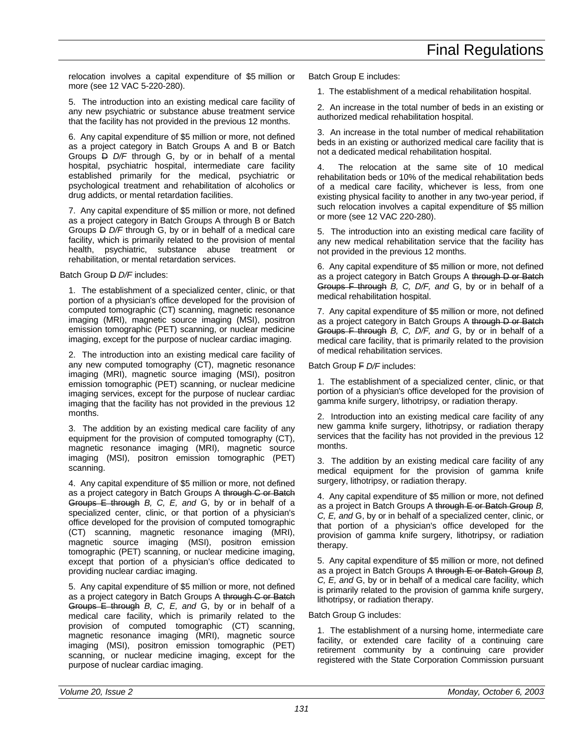relocation involves a capital expenditure of $5 million or more (see 12 VAC 5-220-280).

5. The introduction into an existing medical care facility of any new psychiatric or substance abuse treatment service that the facility has not provided in the previous 12 months.

6. Any capital expenditure of $5 million or more, not defined as a project category in Batch Groups A and B or Batch Groups ~~D~~ *D/F* through G, by or in behalf of a mental hospital, psychiatric hospital, intermediate care facility established primarily for the medical, psychiatric or psychological treatment and rehabilitation of alcoholics or drug addicts, or mental retardation facilities.

7. Any capital expenditure of $5 million or more, not defined as a project category in Batch Groups A through B or Batch Groups ~~D~~ *D/F* through G, by or in behalf of a medical care facility, which is primarily related to the provision of mental health, psychiatric, substance abuse treatment or rehabilitation, or mental retardation services.

Batch Group ~~D~~ *D/F* includes:

1. The establishment of a specialized center, clinic, or that portion of a physician's office developed for the provision of computed tomographic (CT) scanning, magnetic resonance imaging (MRI), magnetic source imaging (MSI), positron emission tomographic (PET) scanning, or nuclear medicine imaging, except for the purpose of nuclear cardiac imaging.

2. The introduction into an existing medical care facility of any new computed tomography (CT), magnetic resonance imaging (MRI), magnetic source imaging (MSI), positron emission tomographic (PET) scanning, or nuclear medicine imaging services, except for the purpose of nuclear cardiac imaging that the facility has not provided in the previous 12 months.

3. The addition by an existing medical care facility of any equipment for the provision of computed tomography (CT), magnetic resonance imaging (MRI), magnetic source imaging (MSI), positron emission tomographic (PET) scanning.

4. Any capital expenditure of $5 million or more, not defined as a project category in Batch Groups A ~~through C or Batch Groups E through~~ *B, C, E, and* G, by or in behalf of a specialized center, clinic, or that portion of a physician's office developed for the provision of computed tomographic (CT) scanning, magnetic resonance imaging (MRI), magnetic source imaging (MSI), positron emission tomographic (PET) scanning, or nuclear medicine imaging, except that portion of a physician's office dedicated to providing nuclear cardiac imaging.

5. Any capital expenditure of $5 million or more, not defined as a project category in Batch Groups A ~~through C or Batch Groups E through~~ *B, C, E, and* G, by or in behalf of a medical care facility, which is primarily related to the provision of computed tomographic (CT) scanning, magnetic resonance imaging (MRI), magnetic source imaging (MSI), positron emission tomographic (PET) scanning, or nuclear medicine imaging, except for the purpose of nuclear cardiac imaging.

Batch Group E includes:

1. The establishment of a medical rehabilitation hospital.

2. An increase in the total number of beds in an existing or authorized medical rehabilitation hospital.

3. An increase in the total number of medical rehabilitation beds in an existing or authorized medical care facility that is not a dedicated medical rehabilitation hospital.

4. The relocation at the same site of 10 medical rehabilitation beds or 10% of the medical rehabilitation beds of a medical care facility, whichever is less, from one existing physical facility to another in any two-year period, if such relocation involves a capital expenditure of $5 million or more (see 12 VAC 220-280).

5. The introduction into an existing medical care facility of any new medical rehabilitation service that the facility has not provided in the previous 12 months.

6. Any capital expenditure of $5 million or more, not defined as a project category in Batch Groups A ~~through D or Batch Groups F through~~ *B, C, D/F, and* G, by or in behalf of a medical rehabilitation hospital.

7. Any capital expenditure of $5 million or more, not defined as a project category in Batch Groups A ~~through D or Batch Groups F through~~ *B, C, D/F, and* G, by or in behalf of a medical care facility, that is primarily related to the provision of medical rehabilitation services.

Batch Group ~~F~~ *D/F* includes:

1. The establishment of a specialized center, clinic, or that portion of a physician's office developed for the provision of gamma knife surgery, lithotripsy, or radiation therapy.

2. Introduction into an existing medical care facility of any new gamma knife surgery, lithotripsy, or radiation therapy services that the facility has not provided in the previous 12 months.

3. The addition by an existing medical care facility of any medical equipment for the provision of gamma knife surgery, lithotripsy, or radiation therapy.

4. Any capital expenditure of $5 million or more, not defined as a project category in Batch Groups A ~~through E or Batch Group~~ *B, C, E, and* G, by or in behalf of a specialized center, clinic, or that portion of a physician's office developed for the provision of gamma knife surgery, lithotripsy, or radiation therapy.

5. Any capital expenditure of $5 million or more, not defined as a project in Batch Groups A ~~through E or Batch Group~~ *B, C, E, and* G, by or in behalf of a medical care facility, which is primarily related to the provision of gamma knife surgery, lithotripsy, or radiation therapy.

Batch Group G includes:

1. The establishment of a nursing home, intermediate care facility, or extended care facility of a continuing care retirement community by a continuing care provider registered with the State Corporation Commission pursuant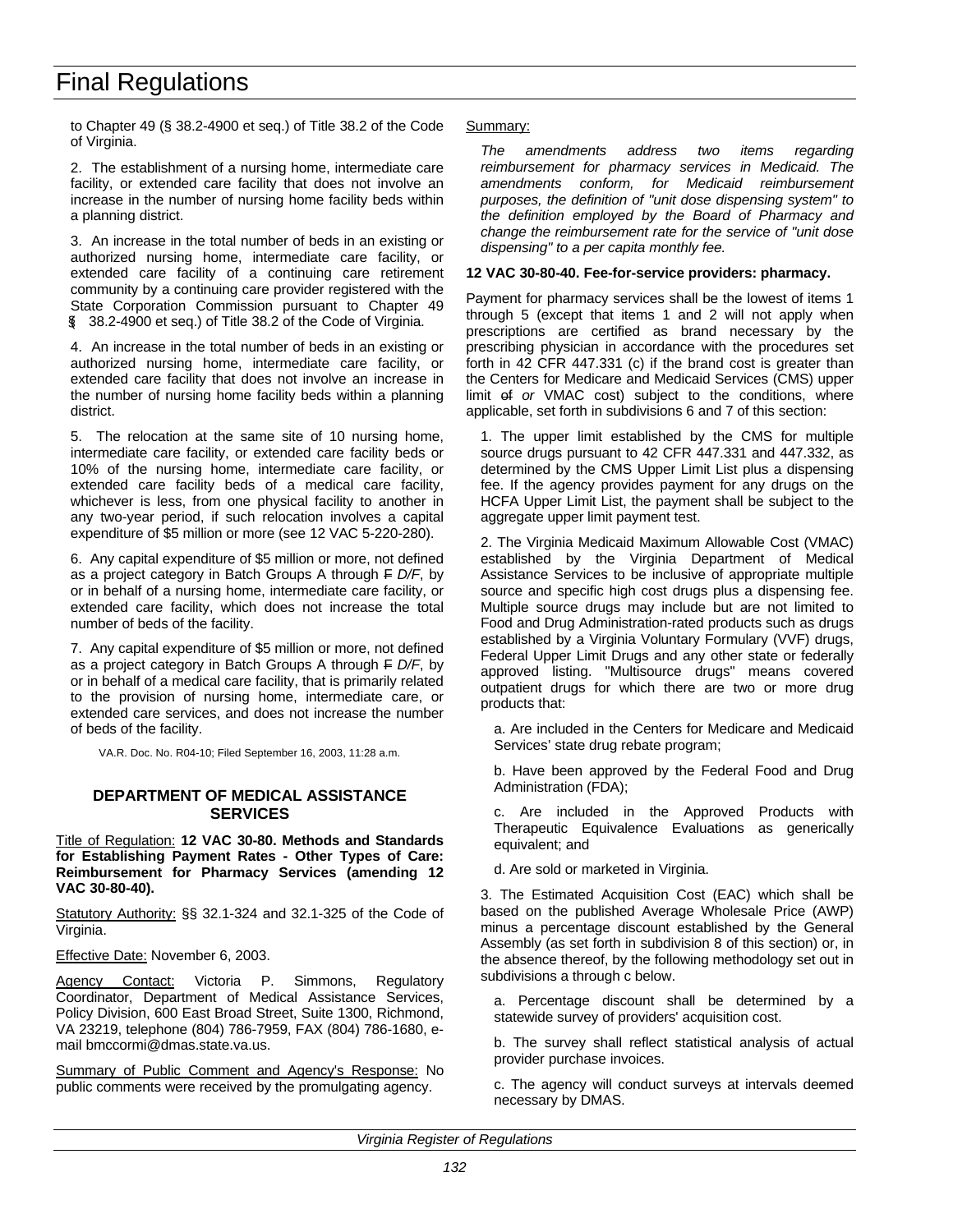to Chapter 49 (§ 38.2-4900 et seq.) of Title 38.2 of the Code of Virginia.

2. The establishment of a nursing home, intermediate care facility, or extended care facility that does not involve an increase in the number of nursing home facility beds within a planning district.

3. An increase in the total number of beds in an existing or authorized nursing home, intermediate care facility, or extended care facility of a continuing care retirement community by a continuing care provider registered with the State Corporation Commission pursuant to Chapter 49 (§ 38.2-4900 et seq.) of Title 38.2 of the Code of Virginia.

4. An increase in the total number of beds in an existing or authorized nursing home, intermediate care facility, or extended care facility that does not involve an increase in the number of nursing home facility beds within a planning district.

5. The relocation at the same site of 10 nursing home, intermediate care facility, or extended care facility beds or 10% of the nursing home, intermediate care facility, or extended care facility beds of a medical care facility, whichever is less, from one physical facility to another in any two-year period, if such relocation involves a capital expenditure of $5 million or more (see 12 VAC 5-220-280).

6. Any capital expenditure of $5 million or more, not defined as a project category in Batch Groups A through ~~F~~ *D/F*, by or in behalf of a nursing home, intermediate care facility, or extended care facility, which does not increase the total number of beds of the facility.

7. Any capital expenditure of $5 million or more, not defined as a project category in Batch Groups A through ~~F~~ *D/F*, by or in behalf of a medical care facility, that is primarily related to the provision of nursing home, intermediate care, or extended care services, and does not increase the number of beds of the facility.

VA.R. Doc. No. R04-10; Filed September 16, 2003, 11:28 a.m.

## DEPARTMENT OF MEDICAL ASSISTANCE SERVICES

Title of Regulation: **12 VAC 30-80. Methods and Standards for Establishing Payment Rates - Other Types of Care: Reimbursement for Pharmacy Services (amending 12 VAC 30-80-40).**

Statutory Authority: §§ 32.1-324 and 32.1-325 of the Code of Virginia.

Effective Date: November 6, 2003.

Agency Contact: Victoria P. Simmons, Regulatory Coordinator, Department of Medical Assistance Services, Policy Division, 600 East Broad Street, Suite 1300, Richmond, VA 23219, telephone (804) 786-7959, FAX (804) 786-1680, e-mail bmccormi@dmas.state.va.us.

Summary of Public Comment and Agency's Response: No public comments were received by the promulgating agency.

Summary:

*The amendments address two items regarding reimbursement for pharmacy services in Medicaid. The amendments conform, for Medicaid reimbursement purposes, the definition of "unit dose dispensing system" to the definition employed by the Board of Pharmacy and change the reimbursement rate for the service of "unit dose dispensing" to a per capita monthly fee.*

**12 VAC 30-80-40. Fee-for-service providers: pharmacy.**

Payment for pharmacy services shall be the lowest of items 1 through 5 (except that items 1 and 2 will not apply when prescriptions are certified as brand necessary by the prescribing physician in accordance with the procedures set forth in 42 CFR 447.331 (c) if the brand cost is greater than the Centers for Medicare and Medicaid Services (CMS) upper limit ~~of~~ *or* VMAC cost) subject to the conditions, where applicable, set forth in subdivisions 6 and 7 of this section:

1. The upper limit established by the CMS for multiple source drugs pursuant to 42 CFR 447.331 and 447.332, as determined by the CMS Upper Limit List plus a dispensing fee. If the agency provides payment for any drugs on the HCFA Upper Limit List, the payment shall be subject to the aggregate upper limit payment test.

2. The Virginia Medicaid Maximum Allowable Cost (VMAC) established by the Virginia Department of Medical Assistance Services to be inclusive of appropriate multiple source and specific high cost drugs plus a dispensing fee. Multiple source drugs may include but are not limited to Food and Drug Administration-rated products such as drugs established by a Virginia Voluntary Formulary (VVF) drugs, Federal Upper Limit Drugs and any other state or federally approved listing. "Multisource drugs" means covered outpatient drugs for which there are two or more drug products that:

a. Are included in the Centers for Medicare and Medicaid Services' state drug rebate program;

b. Have been approved by the Federal Food and Drug Administration (FDA);

c. Are included in the Approved Products with Therapeutic Equivalence Evaluations as generically equivalent; and

d. Are sold or marketed in Virginia.

3. The Estimated Acquisition Cost (EAC) which shall be based on the published Average Wholesale Price (AWP) minus a percentage discount established by the General Assembly (as set forth in subdivision 8 of this section) or, in the absence thereof, by the following methodology set out in subdivisions a through c below.

a. Percentage discount shall be determined by a statewide survey of providers' acquisition cost.

b. The survey shall reflect statistical analysis of actual provider purchase invoices.

c. The agency will conduct surveys at intervals deemed necessary by DMAS.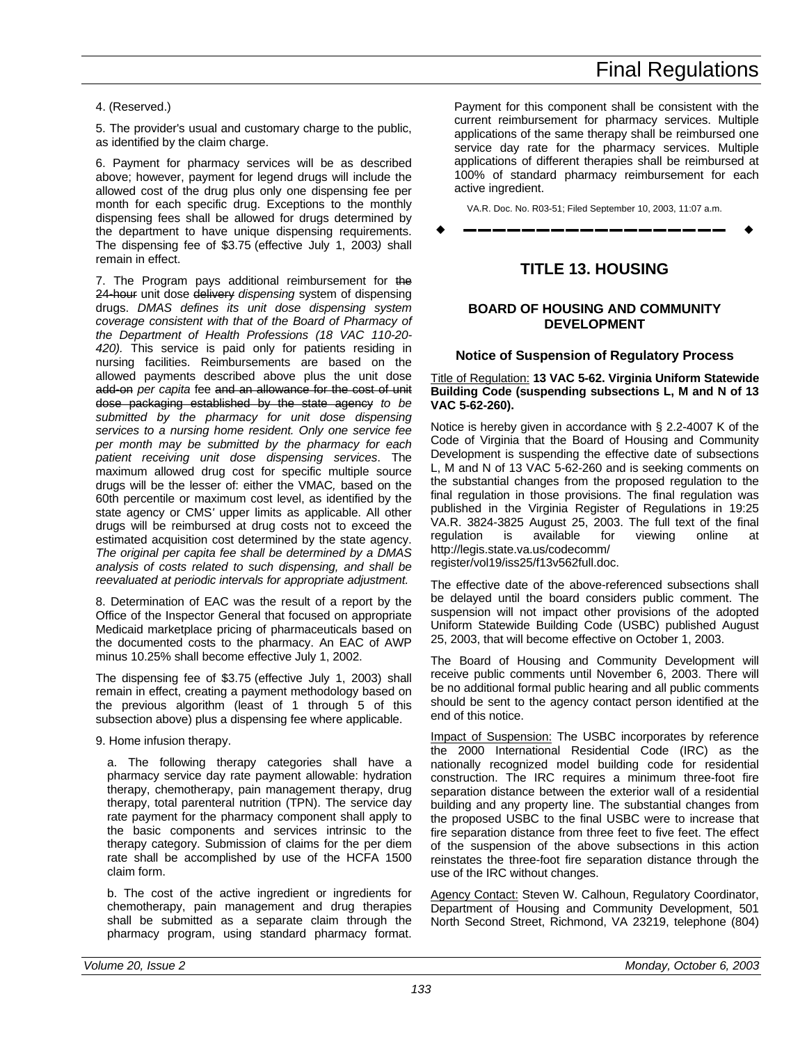4. (Reserved.)

5. The provider's usual and customary charge to the public, as identified by the claim charge.

6. Payment for pharmacy services will be as described above; however, payment for legend drugs will include the allowed cost of the drug plus only one dispensing fee per month for each specific drug. Exceptions to the monthly dispensing fees shall be allowed for drugs determined by the department to have unique dispensing requirements. The dispensing fee of $3.75 (effective July 1, 2003*)* shall remain in effect.

7. The Program pays additional reimbursement for ~~the 24-hour~~ unit dose ~~delivery~~ *dispensing* system of dispensing drugs. *DMAS defines its unit dose dispensing system coverage consistent with that of the Board of Pharmacy of the Department of Health Professions (18 VAC 110-20-420).* This service is paid only for patients residing in nursing facilities. Reimbursements are based on the allowed payments described above plus the unit dose ~~add-on~~ *per capita* fee ~~and an allowance for the cost of unit dose packaging established by the state agency~~ *to be submitted by the pharmacy for unit dose dispensing services to a nursing home resident. Only one service fee per month may be submitted by the pharmacy for each patient receiving unit dose dispensing services*. The maximum allowed drug cost for specific multiple source drugs will be the lesser of: either the VMAC*,* based on the 60th percentile or maximum cost level, as identified by the state agency or CMS*'* upper limits as applicable. All other drugs will be reimbursed at drug costs not to exceed the estimated acquisition cost determined by the state agency. *The original per capita fee shall be determined by a DMAS analysis of costs related to such dispensing, and shall be reevaluated at periodic intervals for appropriate adjustment.*

8. Determination of EAC was the result of a report by the Office of the Inspector General that focused on appropriate Medicaid marketplace pricing of pharmaceuticals based on the documented costs to the pharmacy. An EAC of AWP minus 10.25% shall become effective July 1, 2002.

The dispensing fee of $3.75 (effective July 1, 2003) shall remain in effect, creating a payment methodology based on the previous algorithm (least of 1 through 5 of this subsection above) plus a dispensing fee where applicable.

9. Home infusion therapy.

a. The following therapy categories shall have a pharmacy service day rate payment allowable: hydration therapy, chemotherapy, pain management therapy, drug therapy, total parenteral nutrition (TPN). The service day rate payment for the pharmacy component shall apply to the basic components and services intrinsic to the therapy category. Submission of claims for the per diem rate shall be accomplished by use of the HCFA 1500 claim form.

b. The cost of the active ingredient or ingredients for chemotherapy, pain management and drug therapies shall be submitted as a separate claim through the pharmacy program, using standard pharmacy format. Payment for this component shall be consistent with the current reimbursement for pharmacy services. Multiple applications of the same therapy shall be reimbursed one service day rate for the pharmacy services. Multiple applications of different therapies shall be reimbursed at 100% of standard pharmacy reimbursement for each active ingredient.

VA.R. Doc. No. R03-51; Filed September 10, 2003, 11:07 a.m.

---

# TITLE 13. HOUSING

## BOARD OF HOUSING AND COMMUNITY DEVELOPMENT

### Notice of Suspension of Regulatory Process

Title of Regulation: **13 VAC 5-62. Virginia Uniform Statewide Building Code (suspending subsections L, M and N of 13 VAC 5-62-260).**

Notice is hereby given in accordance with § 2.2-4007 K of the Code of Virginia that the Board of Housing and Community Development is suspending the effective date of subsections L, M and N of 13 VAC 5-62-260 and is seeking comments on the substantial changes from the proposed regulation to the final regulation in those provisions. The final regulation was published in the Virginia Register of Regulations in 19:25 VA.R. 3824-3825 August 25, 2003. The full text of the final regulation is available for viewing online at http://legis.state.va.us/codecomm/register/vol19/iss25/f13v562full.doc.

The effective date of the above-referenced subsections shall be delayed until the board considers public comment. The suspension will not impact other provisions of the adopted Uniform Statewide Building Code (USBC) published August 25, 2003, that will become effective on October 1, 2003.

The Board of Housing and Community Development will receive public comments until November 6, 2003. There will be no additional formal public hearing and all public comments should be sent to the agency contact person identified at the end of this notice.

Impact of Suspension: The USBC incorporates by reference the 2000 International Residential Code (IRC) as the nationally recognized model building code for residential construction. The IRC requires a minimum three-foot fire separation distance between the exterior wall of a residential building and any property line. The substantial changes from the proposed USBC to the final USBC were to increase that fire separation distance from three feet to five feet. The effect of the suspension of the above subsections in this action reinstates the three-foot fire separation distance through the use of the IRC without changes.

Agency Contact: Steven W. Calhoun, Regulatory Coordinator, Department of Housing and Community Development, 501 North Second Street, Richmond, VA 23219, telephone (804)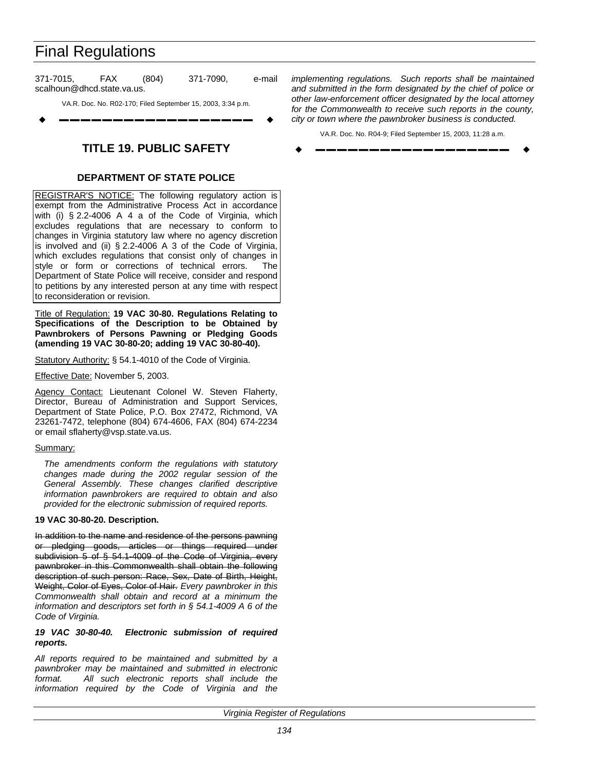371-7015, FAX (804) 371-7090, e-mail scalhoun@dhcd.state.va.us.

VA.R. Doc. No. R02-170; Filed September 15, 2003, 3:34 p.m.

# TITLE 19. PUBLIC SAFETY

## DEPARTMENT OF STATE POLICE

REGISTRAR'S NOTICE: The following regulatory action is exempt from the Administrative Process Act in accordance with (i) § 2.2-4006 A 4 a of the Code of Virginia, which excludes regulations that are necessary to conform to changes in Virginia statutory law where no agency discretion is involved and (ii) § 2.2-4006 A 3 of the Code of Virginia, which excludes regulations that consist only of changes in style or form or corrections of technical errors. The Department of State Police will receive, consider and respond to petitions by any interested person at any time with respect to reconsideration or revision.

Title of Regulation: **19 VAC 30-80. Regulations Relating to Specifications of the Description to be Obtained by Pawnbrokers of Persons Pawning or Pledging Goods (amending 19 VAC 30-80-20; adding 19 VAC 30-80-40).**

Statutory Authority: § 54.1-4010 of the Code of Virginia.

Effective Date: November 5, 2003.

Agency Contact: Lieutenant Colonel W. Steven Flaherty, Director, Bureau of Administration and Support Services, Department of State Police, P.O. Box 27472, Richmond, VA 23261-7472, telephone (804) 674-4606, FAX (804) 674-2234 or email sflaherty@vsp.state.va.us.

Summary:

*The amendments conform the regulations with statutory changes made during the 2002 regular session of the General Assembly. These changes clarified descriptive information pawnbrokers are required to obtain and also provided for the electronic submission of required reports.*

**19 VAC 30-80-20. Description.**

~~In addition to the name and residence of the persons pawning or pledging goods, articles or things required under subdivision 5 of § 54.1-4009 of the Code of Virginia, every pawnbroker in this Commonwealth shall obtain the following description of such person: Race, Sex, Date of Birth, Height, Weight, Color of Eyes, Color of Hair.~~ *Every pawnbroker in this Commonwealth shall obtain and record at a minimum the information and descriptors set forth in § 54.1-4009 A 6 of the Code of Virginia.*

***19 VAC 30-80-40. Electronic submission of required reports.***

*All reports required to be maintained and submitted by a pawnbroker may be maintained and submitted in electronic format. All such electronic reports shall include the information required by the Code of Virginia and the implementing regulations. Such reports shall be maintained and submitted in the form designated by the chief of police or other law-enforcement officer designated by the local attorney for the Commonwealth to receive such reports in the county, city or town where the pawnbroker business is conducted.*

VA.R. Doc. No. R04-9; Filed September 15, 2003, 11:28 a.m.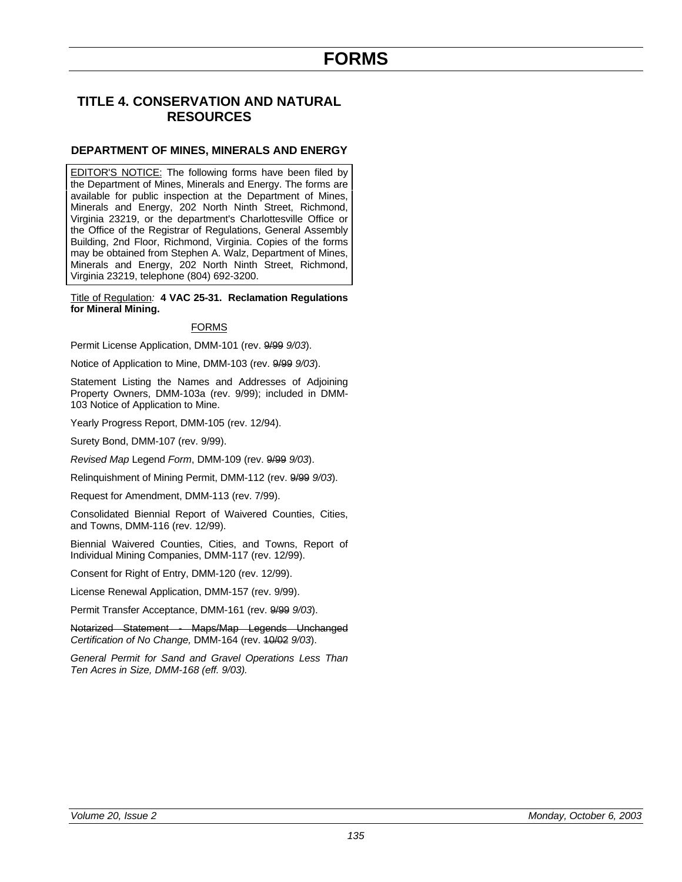# FORMS

## TITLE 4. CONSERVATION AND NATURAL RESOURCES

### DEPARTMENT OF MINES, MINERALS AND ENERGY

EDITOR'S NOTICE: The following forms have been filed by the Department of Mines, Minerals and Energy. The forms are available for public inspection at the Department of Mines, Minerals and Energy, 202 North Ninth Street, Richmond, Virginia 23219, or the department's Charlottesville Office or the Office of the Registrar of Regulations, General Assembly Building, 2nd Floor, Richmond, Virginia. Copies of the forms may be obtained from Stephen A. Walz, Department of Mines, Minerals and Energy, 202 North Ninth Street, Richmond, Virginia 23219, telephone (804) 692-3200.

Title of Regulation: **4 VAC 25-31. Reclamation Regulations for Mineral Mining.**

FORMS

Permit License Application, DMM-101 (rev. ~~9/99~~ *9/03*).

Notice of Application to Mine, DMM-103 (rev. ~~9/99~~ *9/03*).

Statement Listing the Names and Addresses of Adjoining Property Owners, DMM-103a (rev. 9/99); included in DMM-103 Notice of Application to Mine.

Yearly Progress Report, DMM-105 (rev. 12/94).

Surety Bond, DMM-107 (rev. 9/99).

*Revised Map* Legend *Form*, DMM-109 (rev. ~~9/99~~ *9/03*).

Relinquishment of Mining Permit, DMM-112 (rev. ~~9/99~~ *9/03*).

Request for Amendment, DMM-113 (rev. 7/99).

Consolidated Biennial Report of Waivered Counties, Cities, and Towns, DMM-116 (rev. 12/99).

Biennial Waivered Counties, Cities, and Towns, Report of Individual Mining Companies, DMM-117 (rev. 12/99).

Consent for Right of Entry, DMM-120 (rev. 12/99).

License Renewal Application, DMM-157 (rev. 9/99).

Permit Transfer Acceptance, DMM-161 (rev. ~~9/99~~ *9/03*).

~~Notarized Statement - Maps/Map Legends Unchanged~~ *Certification of No Change,* DMM-164 (rev. ~~10/02~~ *9/03*).

*General Permit for Sand and Gravel Operations Less Than Ten Acres in Size, DMM-168 (eff. 9/03).*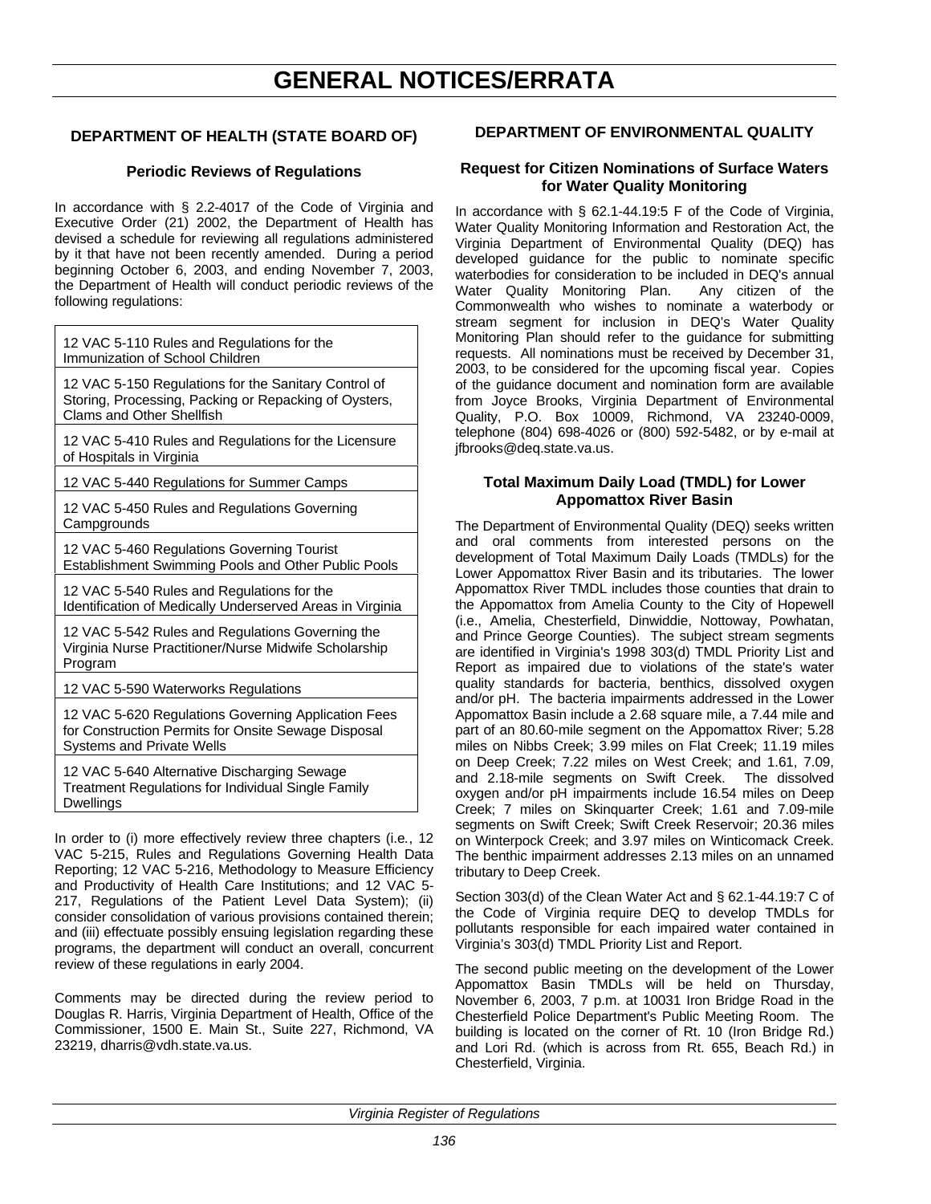# GENERAL NOTICES/ERRATA

## DEPARTMENT OF HEALTH (STATE BOARD OF)

### Periodic Reviews of Regulations

In accordance with § 2.2-4017 of the Code of Virginia and Executive Order (21) 2002, the Department of Health has devised a schedule for reviewing all regulations administered by it that have not been recently amended. During a period beginning October 6, 2003, and ending November 7, 2003, the Department of Health will conduct periodic reviews of the following regulations:

| |
|---|
| 12 VAC 5-110 Rules and Regulations for the Immunization of School Children |
| 12 VAC 5-150 Regulations for the Sanitary Control of Storing, Processing, Packing or Repacking of Oysters, Clams and Other Shellfish |
| 12 VAC 5-410 Rules and Regulations for the Licensure of Hospitals in Virginia |
| 12 VAC 5-440 Regulations for Summer Camps |
| 12 VAC 5-450 Rules and Regulations Governing Campgrounds |
| 12 VAC 5-460 Regulations Governing Tourist Establishment Swimming Pools and Other Public Pools |
| 12 VAC 5-540 Rules and Regulations for the Identification of Medically Underserved Areas in Virginia |
| 12 VAC 5-542 Rules and Regulations Governing the Virginia Nurse Practitioner/Nurse Midwife Scholarship Program |
| 12 VAC 5-590 Waterworks Regulations |
| 12 VAC 5-620 Regulations Governing Application Fees for Construction Permits for Onsite Sewage Disposal Systems and Private Wells |
| 12 VAC 5-640 Alternative Discharging Sewage Treatment Regulations for Individual Single Family Dwellings |

In order to (i) more effectively review three chapters (i.e., 12 VAC 5-215, Rules and Regulations Governing Health Data Reporting; 12 VAC 5-216, Methodology to Measure Efficiency and Productivity of Health Care Institutions; and 12 VAC 5-217, Regulations of the Patient Level Data System); (ii) consider consolidation of various provisions contained therein; and (iii) effectuate possibly ensuing legislation regarding these programs, the department will conduct an overall, concurrent review of these regulations in early 2004.

Comments may be directed during the review period to Douglas R. Harris, Virginia Department of Health, Office of the Commissioner, 1500 E. Main St., Suite 227, Richmond, VA 23219, dharris@vdh.state.va.us.

## DEPARTMENT OF ENVIRONMENTAL QUALITY

### Request for Citizen Nominations of Surface Waters for Water Quality Monitoring

In accordance with § 62.1-44.19:5 F of the Code of Virginia, Water Quality Monitoring Information and Restoration Act, the Virginia Department of Environmental Quality (DEQ) has developed guidance for the public to nominate specific waterbodies for consideration to be included in DEQ's annual Water Quality Monitoring Plan. Any citizen of the Commonwealth who wishes to nominate a waterbody or stream segment for inclusion in DEQ's Water Quality Monitoring Plan should refer to the guidance for submitting requests. All nominations must be received by December 31, 2003, to be considered for the upcoming fiscal year. Copies of the guidance document and nomination form are available from Joyce Brooks, Virginia Department of Environmental Quality, P.O. Box 10009, Richmond, VA 23240-0009, telephone (804) 698-4026 or (800) 592-5482, or by e-mail at jfbrooks@deq.state.va.us.

### Total Maximum Daily Load (TMDL) for Lower Appomattox River Basin

The Department of Environmental Quality (DEQ) seeks written and oral comments from interested persons on the development of Total Maximum Daily Loads (TMDLs) for the Lower Appomattox River Basin and its tributaries. The lower Appomattox River TMDL includes those counties that drain to the Appomattox from Amelia County to the City of Hopewell (i.e., Amelia, Chesterfield, Dinwiddie, Nottoway, Powhatan, and Prince George Counties). The subject stream segments are identified in Virginia's 1998 303(d) TMDL Priority List and Report as impaired due to violations of the state's water quality standards for bacteria, benthics, dissolved oxygen and/or pH. The bacteria impairments addressed in the Lower Appomattox Basin include a 2.68 square mile, a 7.44 mile and part of an 80.60-mile segment on the Appomattox River; 5.28 miles on Nibbs Creek; 3.99 miles on Flat Creek; 11.19 miles on Deep Creek; 7.22 miles on West Creek; and 1.61, 7.09, and 2.18-mile segments on Swift Creek. The dissolved oxygen and/or pH impairments include 16.54 miles on Deep Creek; 7 miles on Skinquarter Creek; 1.61 and 7.09-mile segments on Swift Creek; Swift Creek Reservoir; 20.36 miles on Winterpock Creek; and 3.97 miles on Winticomack Creek. The benthic impairment addresses 2.13 miles on an unnamed tributary to Deep Creek.

Section 303(d) of the Clean Water Act and § 62.1-44.19:7 C of the Code of Virginia require DEQ to develop TMDLs for pollutants responsible for each impaired water contained in Virginia's 303(d) TMDL Priority List and Report.

The second public meeting on the development of the Lower Appomattox Basin TMDLs will be held on Thursday, November 6, 2003, 7 p.m. at 10031 Iron Bridge Road in the Chesterfield Police Department's Public Meeting Room. The building is located on the corner of Rt. 10 (Iron Bridge Rd.) and Lori Rd. (which is across from Rt. 655, Beach Rd.) in Chesterfield, Virginia.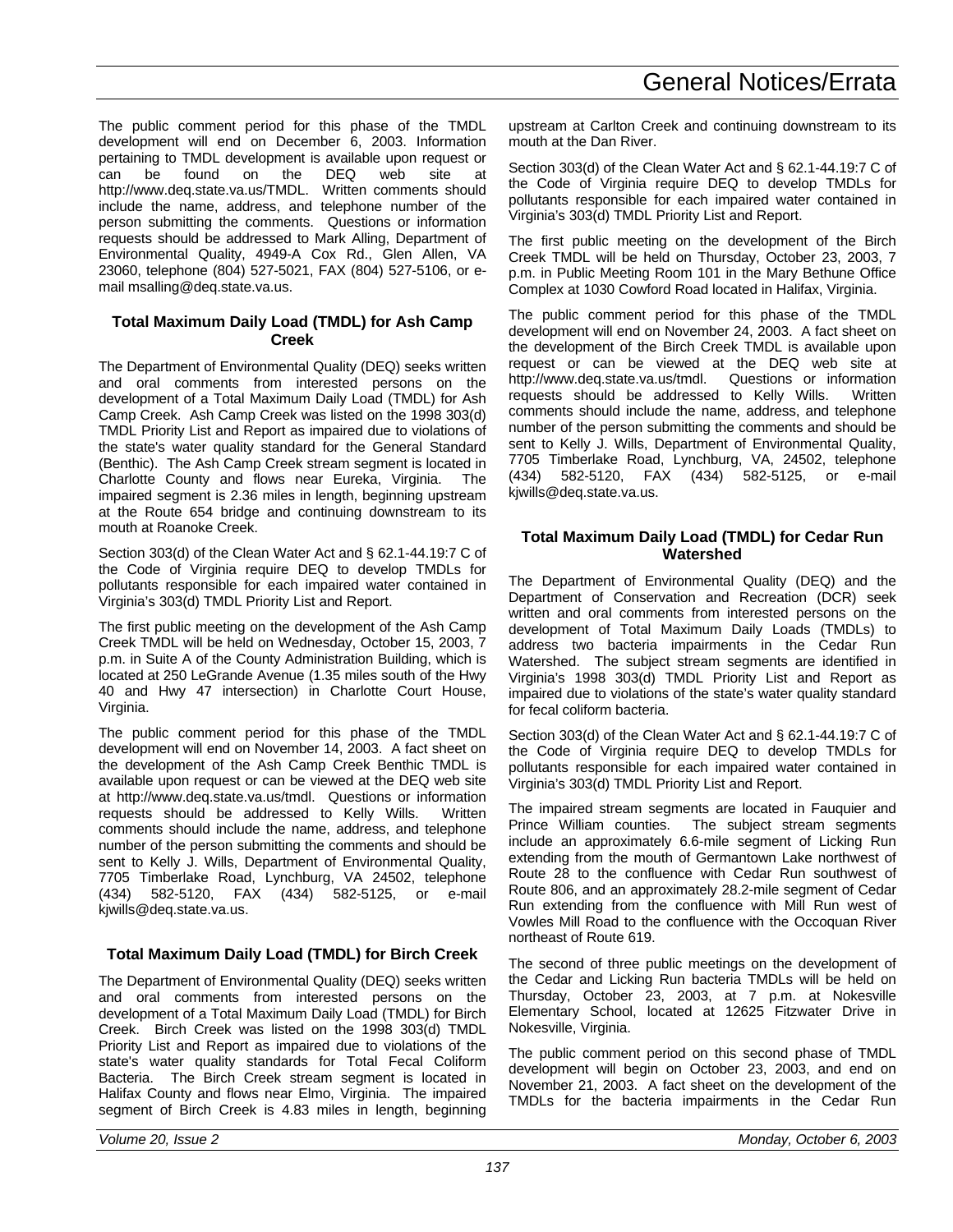The public comment period for this phase of the TMDL development will end on December 6, 2003. Information pertaining to TMDL development is available upon request or can be found on the DEQ web site at http://www.deq.state.va.us/TMDL. Written comments should include the name, address, and telephone number of the person submitting the comments. Questions or information requests should be addressed to Mark Alling, Department of Environmental Quality, 4949-A Cox Rd., Glen Allen, VA 23060, telephone (804) 527-5021, FAX (804) 527-5106, or e-mail msalling@deq.state.va.us.

### Total Maximum Daily Load (TMDL) for Ash Camp Creek

The Department of Environmental Quality (DEQ) seeks written and oral comments from interested persons on the development of a Total Maximum Daily Load (TMDL) for Ash Camp Creek. Ash Camp Creek was listed on the 1998 303(d) TMDL Priority List and Report as impaired due to violations of the state's water quality standard for the General Standard (Benthic). The Ash Camp Creek stream segment is located in Charlotte County and flows near Eureka, Virginia. The impaired segment is 2.36 miles in length, beginning upstream at the Route 654 bridge and continuing downstream to its mouth at Roanoke Creek.

Section 303(d) of the Clean Water Act and § 62.1-44.19:7 C of the Code of Virginia require DEQ to develop TMDLs for pollutants responsible for each impaired water contained in Virginia's 303(d) TMDL Priority List and Report.

The first public meeting on the development of the Ash Camp Creek TMDL will be held on Wednesday, October 15, 2003, 7 p.m. in Suite A of the County Administration Building, which is located at 250 LeGrande Avenue (1.35 miles south of the Hwy 40 and Hwy 47 intersection) in Charlotte Court House, Virginia.

The public comment period for this phase of the TMDL development will end on November 14, 2003. A fact sheet on the development of the Ash Camp Creek Benthic TMDL is available upon request or can be viewed at the DEQ web site at http://www.deq.state.va.us/tmdl. Questions or information requests should be addressed to Kelly Wills. Written comments should include the name, address, and telephone number of the person submitting the comments and should be sent to Kelly J. Wills, Department of Environmental Quality, 7705 Timberlake Road, Lynchburg, VA 24502, telephone (434) 582-5120, FAX (434) 582-5125, or e-mail kjwills@deq.state.va.us.

### Total Maximum Daily Load (TMDL) for Birch Creek

The Department of Environmental Quality (DEQ) seeks written and oral comments from interested persons on the development of a Total Maximum Daily Load (TMDL) for Birch Creek. Birch Creek was listed on the 1998 303(d) TMDL Priority List and Report as impaired due to violations of the state's water quality standards for Total Fecal Coliform Bacteria. The Birch Creek stream segment is located in Halifax County and flows near Elmo, Virginia. The impaired segment of Birch Creek is 4.83 miles in length, beginning upstream at Carlton Creek and continuing downstream to its mouth at the Dan River.

Section 303(d) of the Clean Water Act and § 62.1-44.19:7 C of the Code of Virginia require DEQ to develop TMDLs for pollutants responsible for each impaired water contained in Virginia's 303(d) TMDL Priority List and Report.

The first public meeting on the development of the Birch Creek TMDL will be held on Thursday, October 23, 2003, 7 p.m. in Public Meeting Room 101 in the Mary Bethune Office Complex at 1030 Cowford Road located in Halifax, Virginia.

The public comment period for this phase of the TMDL development will end on November 24, 2003. A fact sheet on the development of the Birch Creek TMDL is available upon request or can be viewed at the DEQ web site at http://www.deq.state.va.us/tmdl. Questions or information requests should be addressed to Kelly Wills. Written comments should include the name, address, and telephone number of the person submitting the comments and should be sent to Kelly J. Wills, Department of Environmental Quality, 7705 Timberlake Road, Lynchburg, VA, 24502, telephone (434) 582-5120, FAX (434) 582-5125, or e-mail kjwills@deq.state.va.us.

### Total Maximum Daily Load (TMDL) for Cedar Run Watershed

The Department of Environmental Quality (DEQ) and the Department of Conservation and Recreation (DCR) seek written and oral comments from interested persons on the development of Total Maximum Daily Loads (TMDLs) to address two bacteria impairments in the Cedar Run Watershed. The subject stream segments are identified in Virginia's 1998 303(d) TMDL Priority List and Report as impaired due to violations of the state's water quality standard for fecal coliform bacteria.

Section 303(d) of the Clean Water Act and § 62.1-44.19:7 C of the Code of Virginia require DEQ to develop TMDLs for pollutants responsible for each impaired water contained in Virginia's 303(d) TMDL Priority List and Report.

The impaired stream segments are located in Fauquier and Prince William counties. The subject stream segments include an approximately 6.6-mile segment of Licking Run extending from the mouth of Germantown Lake northwest of Route 28 to the confluence with Cedar Run southwest of Route 806, and an approximately 28.2-mile segment of Cedar Run extending from the confluence with Mill Run west of Vowles Mill Road to the confluence with the Occoquan River northeast of Route 619.

The second of three public meetings on the development of the Cedar and Licking Run bacteria TMDLs will be held on Thursday, October 23, 2003, at 7 p.m. at Nokesville Elementary School, located at 12625 Fitzwater Drive in Nokesville, Virginia.

The public comment period on this second phase of TMDL development will begin on October 23, 2003, and end on November 21, 2003. A fact sheet on the development of the TMDLs for the bacteria impairments in the Cedar Run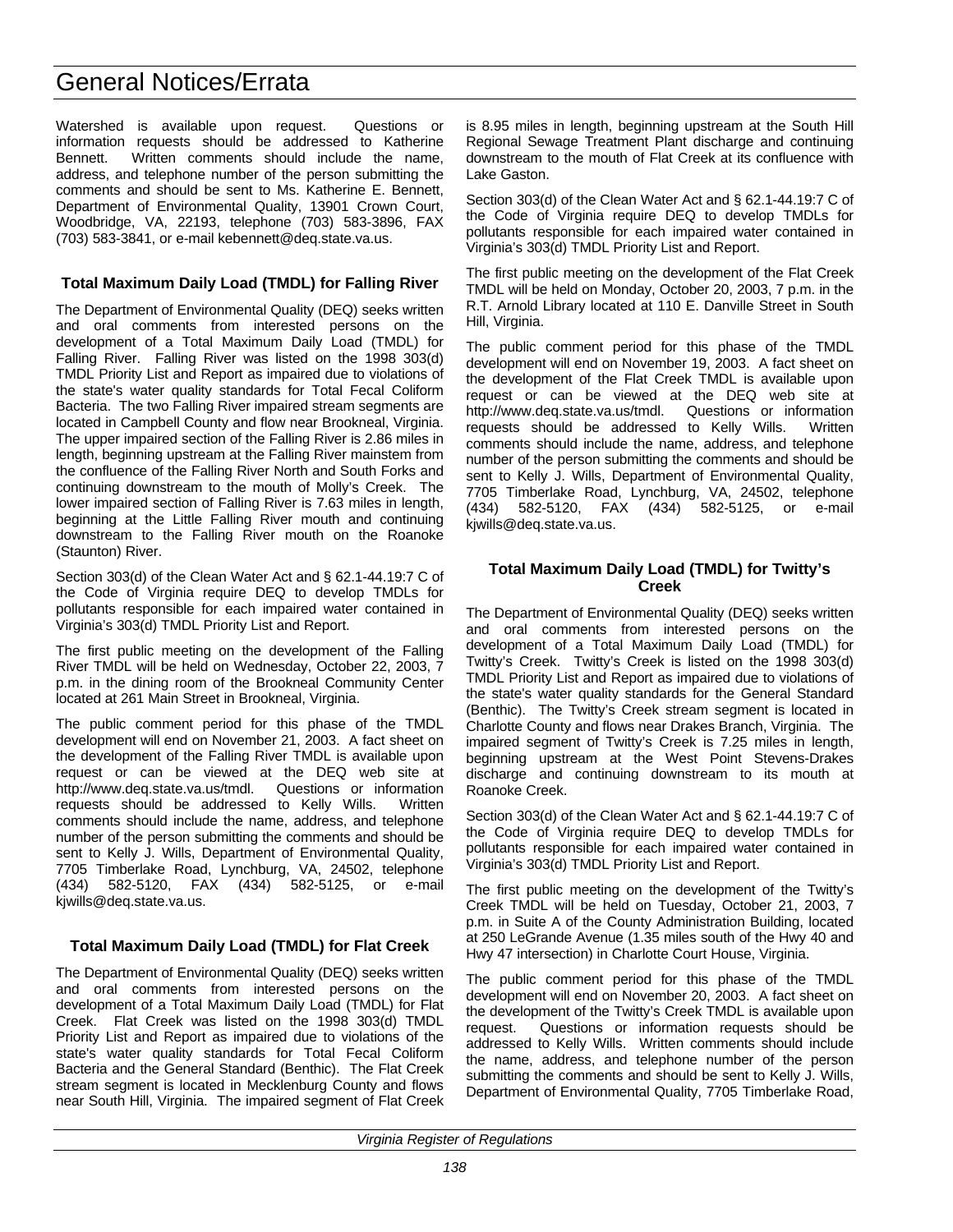Watershed is available upon request. Questions or information requests should be addressed to Katherine Bennett. Written comments should include the name, address, and telephone number of the person submitting the comments and should be sent to Ms. Katherine E. Bennett, Department of Environmental Quality, 13901 Crown Court, Woodbridge, VA, 22193, telephone (703) 583-3896, FAX (703) 583-3841, or e-mail kebennett@deq.state.va.us.

### Total Maximum Daily Load (TMDL) for Falling River

The Department of Environmental Quality (DEQ) seeks written and oral comments from interested persons on the development of a Total Maximum Daily Load (TMDL) for Falling River. Falling River was listed on the 1998 303(d) TMDL Priority List and Report as impaired due to violations of the state's water quality standards for Total Fecal Coliform Bacteria. The two Falling River impaired stream segments are located in Campbell County and flow near Brookneal, Virginia. The upper impaired section of the Falling River is 2.86 miles in length, beginning upstream at the Falling River mainstem from the confluence of the Falling River North and South Forks and continuing downstream to the mouth of Molly's Creek. The lower impaired section of Falling River is 7.63 miles in length, beginning at the Little Falling River mouth and continuing downstream to the Falling River mouth on the Roanoke (Staunton) River.

Section 303(d) of the Clean Water Act and § 62.1-44.19:7 C of the Code of Virginia require DEQ to develop TMDLs for pollutants responsible for each impaired water contained in Virginia's 303(d) TMDL Priority List and Report.

The first public meeting on the development of the Falling River TMDL will be held on Wednesday, October 22, 2003, 7 p.m. in the dining room of the Brookneal Community Center located at 261 Main Street in Brookneal, Virginia.

The public comment period for this phase of the TMDL development will end on November 21, 2003. A fact sheet on the development of the Falling River TMDL is available upon request or can be viewed at the DEQ web site at http://www.deq.state.va.us/tmdl. Questions or information requests should be addressed to Kelly Wills. Written comments should include the name, address, and telephone number of the person submitting the comments and should be sent to Kelly J. Wills, Department of Environmental Quality, 7705 Timberlake Road, Lynchburg, VA, 24502, telephone (434) 582-5120, FAX (434) 582-5125, or e-mail kjwills@deq.state.va.us.

### Total Maximum Daily Load (TMDL) for Flat Creek

The Department of Environmental Quality (DEQ) seeks written and oral comments from interested persons on the development of a Total Maximum Daily Load (TMDL) for Flat Creek. Flat Creek was listed on the 1998 303(d) TMDL Priority List and Report as impaired due to violations of the state's water quality standards for Total Fecal Coliform Bacteria and the General Standard (Benthic). The Flat Creek stream segment is located in Mecklenburg County and flows near South Hill, Virginia. The impaired segment of Flat Creek is 8.95 miles in length, beginning upstream at the South Hill Regional Sewage Treatment Plant discharge and continuing downstream to the mouth of Flat Creek at its confluence with Lake Gaston.

Section 303(d) of the Clean Water Act and § 62.1-44.19:7 C of the Code of Virginia require DEQ to develop TMDLs for pollutants responsible for each impaired water contained in Virginia's 303(d) TMDL Priority List and Report.

The first public meeting on the development of the Flat Creek TMDL will be held on Monday, October 20, 2003, 7 p.m. in the R.T. Arnold Library located at 110 E. Danville Street in South Hill, Virginia.

The public comment period for this phase of the TMDL development will end on November 19, 2003. A fact sheet on the development of the Flat Creek TMDL is available upon request or can be viewed at the DEQ web site at http://www.deq.state.va.us/tmdl. Questions or information requests should be addressed to Kelly Wills. Written comments should include the name, address, and telephone number of the person submitting the comments and should be sent to Kelly J. Wills, Department of Environmental Quality, 7705 Timberlake Road, Lynchburg, VA, 24502, telephone (434) 582-5120, FAX (434) 582-5125, or e-mail kjwills@deq.state.va.us.

### Total Maximum Daily Load (TMDL) for Twitty's Creek

The Department of Environmental Quality (DEQ) seeks written and oral comments from interested persons on the development of a Total Maximum Daily Load (TMDL) for Twitty's Creek. Twitty's Creek is listed on the 1998 303(d) TMDL Priority List and Report as impaired due to violations of the state's water quality standards for the General Standard (Benthic). The Twitty's Creek stream segment is located in Charlotte County and flows near Drakes Branch, Virginia. The impaired segment of Twitty's Creek is 7.25 miles in length, beginning upstream at the West Point Stevens-Drakes discharge and continuing downstream to its mouth at Roanoke Creek.

Section 303(d) of the Clean Water Act and § 62.1-44.19:7 C of the Code of Virginia require DEQ to develop TMDLs for pollutants responsible for each impaired water contained in Virginia's 303(d) TMDL Priority List and Report.

The first public meeting on the development of the Twitty's Creek TMDL will be held on Tuesday, October 21, 2003, 7 p.m. in Suite A of the County Administration Building, located at 250 LeGrande Avenue (1.35 miles south of the Hwy 40 and Hwy 47 intersection) in Charlotte Court House, Virginia.

The public comment period for this phase of the TMDL development will end on November 20, 2003. A fact sheet on the development of the Twitty's Creek TMDL is available upon request. Questions or information requests should be addressed to Kelly Wills. Written comments should include the name, address, and telephone number of the person submitting the comments and should be sent to Kelly J. Wills, Department of Environmental Quality, 7705 Timberlake Road,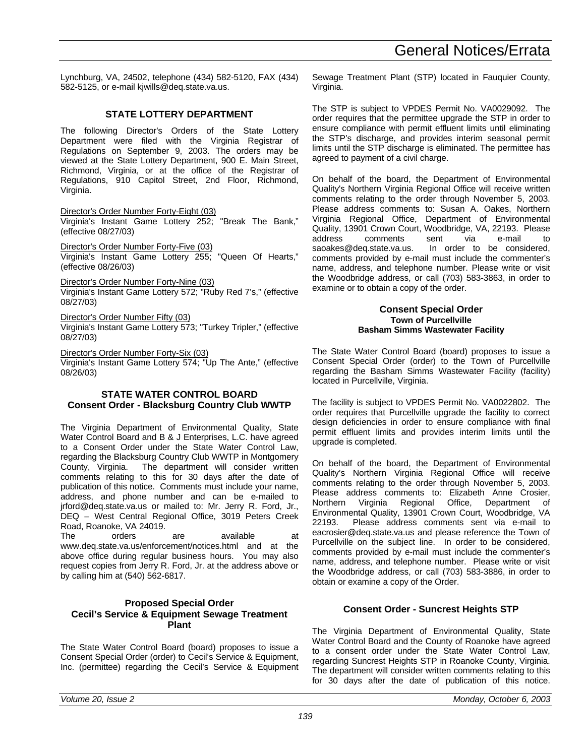Lynchburg, VA, 24502, telephone (434) 582-5120, FAX (434) 582-5125, or e-mail kjwills@deq.state.va.us.

## STATE LOTTERY DEPARTMENT

The following Director's Orders of the State Lottery Department were filed with the Virginia Registrar of Regulations on September 9, 2003. The orders may be viewed at the State Lottery Department, 900 E. Main Street, Richmond, Virginia, or at the office of the Registrar of Regulations, 910 Capitol Street, 2nd Floor, Richmond, Virginia.

Director's Order Number Forty-Eight (03)
Virginia's Instant Game Lottery 252; "Break The Bank," (effective 08/27/03)

Director's Order Number Forty-Five (03)
Virginia's Instant Game Lottery 255; "Queen Of Hearts," (effective 08/26/03)

Director's Order Number Forty-Nine (03)
Virginia's Instant Game Lottery 572; "Ruby Red 7's," (effective 08/27/03)

Director's Order Number Fifty (03)
Virginia's Instant Game Lottery 573; "Turkey Tripler," (effective 08/27/03)

Director's Order Number Forty-Six (03)
Virginia's Instant Game Lottery 574; "Up The Ante," (effective 08/26/03)

## STATE WATER CONTROL BOARD

### Consent Order - Blacksburg Country Club WWTP

The Virginia Department of Environmental Quality, State Water Control Board and B & J Enterprises, L.C. have agreed to a Consent Order under the State Water Control Law, regarding the Blacksburg Country Club WWTP in Montgomery County, Virginia. The department will consider written comments relating to this for 30 days after the date of publication of this notice. Comments must include your name, address, and phone number and can be e-mailed to jrford@deq.state.va.us or mailed to: Mr. Jerry R. Ford, Jr., DEQ – West Central Regional Office, 3019 Peters Creek Road, Roanoke, VA 24019.

The orders are available at www.deq.state.va.us/enforcement/notices.html and at the above office during regular business hours. You may also request copies from Jerry R. Ford, Jr. at the address above or by calling him at (540) 562-6817.

### Proposed Special Order
### Cecil's Service & Equipment Sewage Treatment Plant

The State Water Control Board (board) proposes to issue a Consent Special Order (order) to Cecil's Service & Equipment, Inc. (permittee) regarding the Cecil's Service & Equipment Sewage Treatment Plant (STP) located in Fauquier County, Virginia.

The STP is subject to VPDES Permit No. VA0029092. The order requires that the permittee upgrade the STP in order to ensure compliance with permit effluent limits until eliminating the STP's discharge, and provides interim seasonal permit limits until the STP discharge is eliminated. The permittee has agreed to payment of a civil charge.

On behalf of the board, the Department of Environmental Quality's Northern Virginia Regional Office will receive written comments relating to the order through November 5, 2003. Please address comments to: Susan A. Oakes, Northern Virginia Regional Office, Department of Environmental Quality, 13901 Crown Court, Woodbridge, VA, 22193. Please address comments sent via e-mail to saoakes@deq.state.va.us. In order to be considered, comments provided by e-mail must include the commenter's name, address, and telephone number. Please write or visit the Woodbridge address, or call (703) 583-3863, in order to examine or to obtain a copy of the order.

### Consent Special Order
### Town of Purcellville
### Basham Simms Wastewater Facility

The State Water Control Board (board) proposes to issue a Consent Special Order (order) to the Town of Purcellville regarding the Basham Simms Wastewater Facility (facility) located in Purcellville, Virginia.

The facility is subject to VPDES Permit No. VA0022802. The order requires that Purcellville upgrade the facility to correct design deficiencies in order to ensure compliance with final permit effluent limits and provides interim limits until the upgrade is completed.

On behalf of the board, the Department of Environmental Quality's Northern Virginia Regional Office will receive comments relating to the order through November 5, 2003. Please address comments to: Elizabeth Anne Crosier, Northern Virginia Regional Office, Department of Environmental Quality, 13901 Crown Court, Woodbridge, VA 22193. Please address comments sent via e-mail to eacrosier@deq.state.va.us and please reference the Town of Purcellville on the subject line. In order to be considered, comments provided by e-mail must include the commenter's name, address, and telephone number. Please write or visit the Woodbridge address, or call (703) 583-3886, in order to obtain or examine a copy of the Order.

### Consent Order - Suncrest Heights STP

The Virginia Department of Environmental Quality, State Water Control Board and the County of Roanoke have agreed to a consent order under the State Water Control Law, regarding Suncrest Heights STP in Roanoke County, Virginia. The department will consider written comments relating to this for 30 days after the date of publication of this notice.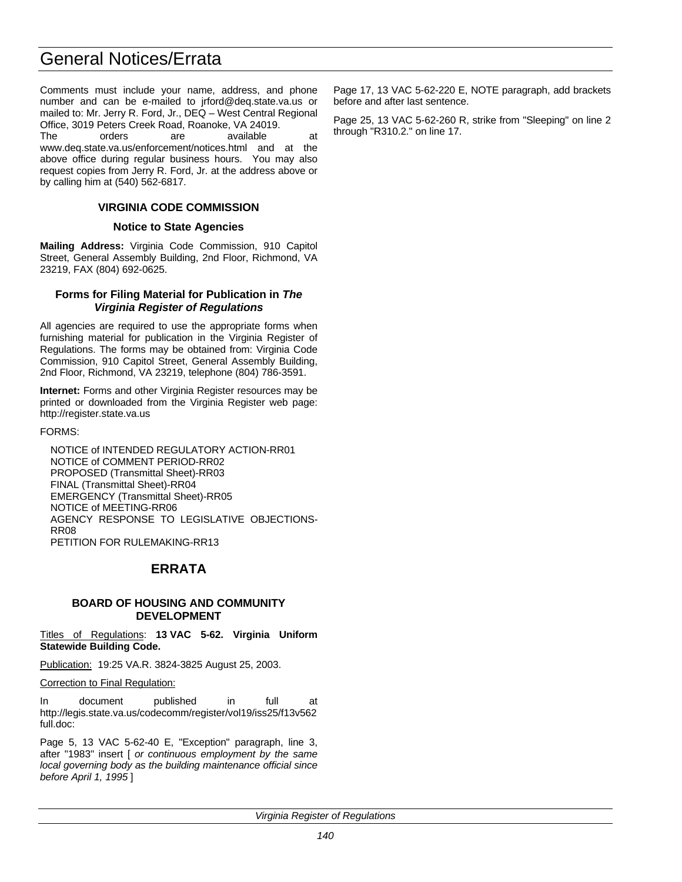Comments must include your name, address, and phone number and can be e-mailed to jrford@deq.state.va.us or mailed to: Mr. Jerry R. Ford, Jr., DEQ – West Central Regional Office, 3019 Peters Creek Road, Roanoke, VA 24019. The orders are available at www.deq.state.va.us/enforcement/notices.html and at the above office during regular business hours. You may also request copies from Jerry R. Ford, Jr. at the address above or by calling him at (540) 562-6817.

### VIRGINIA CODE COMMISSION

#### Notice to State Agencies

**Mailing Address:** Virginia Code Commission, 910 Capitol Street, General Assembly Building, 2nd Floor, Richmond, VA 23219, FAX (804) 692-0625.

#### Forms for Filing Material for Publication in *The Virginia Register of Regulations*

All agencies are required to use the appropriate forms when furnishing material for publication in the Virginia Register of Regulations. The forms may be obtained from: Virginia Code Commission, 910 Capitol Street, General Assembly Building, 2nd Floor, Richmond, VA 23219, telephone (804) 786-3591.

**Internet:** Forms and other Virginia Register resources may be printed or downloaded from the Virginia Register web page: http://register.state.va.us

FORMS:

NOTICE of INTENDED REGULATORY ACTION-RR01
NOTICE of COMMENT PERIOD-RR02
PROPOSED (Transmittal Sheet)-RR03
FINAL (Transmittal Sheet)-RR04
EMERGENCY (Transmittal Sheet)-RR05
NOTICE of MEETING-RR06
AGENCY RESPONSE TO LEGISLATIVE OBJECTIONS-RR08
PETITION FOR RULEMAKING-RR13

## ERRATA

### BOARD OF HOUSING AND COMMUNITY DEVELOPMENT

Titles of Regulations: **13 VAC 5-62. Virginia Uniform Statewide Building Code.**

Publication: 19:25 VA.R. 3824-3825 August 25, 2003.

Correction to Final Regulation:

In document published in full at http://legis.state.va.us/codecomm/register/vol19/iss25/f13v562full.doc:

Page 5, 13 VAC 5-62-40 E, "Exception" paragraph, line 3, after "1983" insert [ *or continuous employment by the same local governing body as the building maintenance official since before April 1, 1995* ]

Page 17, 13 VAC 5-62-220 E, NOTE paragraph, add brackets before and after last sentence.

Page 25, 13 VAC 5-62-260 R, strike from "Sleeping" on line 2 through "R310.2." on line 17.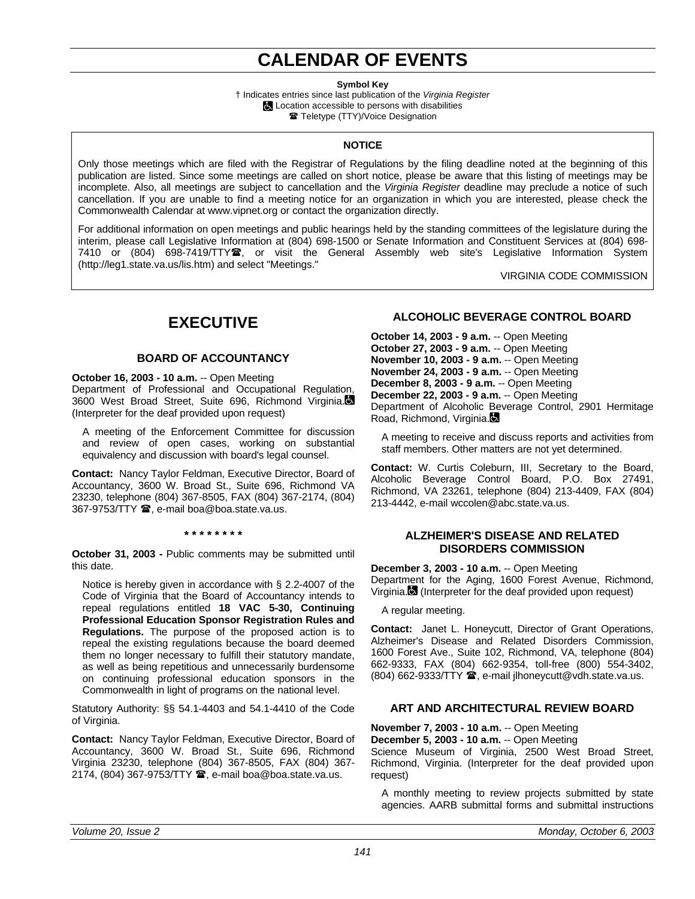# CALENDAR OF EVENTS

**Symbol Key**

† Indicates entries since last publication of the *Virginia Register*

♿ Location accessible to persons with disabilities

☎ Teletype (TTY)/Voice Designation

**NOTICE**

Only those meetings which are filed with the Registrar of Regulations by the filing deadline noted at the beginning of this publication are listed. Since some meetings are called on short notice, please be aware that this listing of meetings may be incomplete. Also, all meetings are subject to cancellation and the *Virginia Register* deadline may preclude a notice of such cancellation. If you are unable to find a meeting notice for an organization in which you are interested, please check the Commonwealth Calendar at www.vipnet.org or contact the organization directly.

For additional information on open meetings and public hearings held by the standing committees of the legislature during the interim, please call Legislative Information at (804) 698-1500 or Senate Information and Constituent Services at (804) 698-7410 or (804) 698-7419/TTY☎, or visit the General Assembly web site's Legislative Information System (http://leg1.state.va.us/lis.htm) and select "Meetings."

VIRGINIA CODE COMMISSION

## EXECUTIVE

### BOARD OF ACCOUNTANCY

**October 16, 2003 - 10 a.m.** -- Open Meeting
Department of Professional and Occupational Regulation, 3600 West Broad Street, Suite 696, Richmond Virginia.♿ (Interpreter for the deaf provided upon request)

A meeting of the Enforcement Committee for discussion and review of open cases, working on substantial equivalency and discussion with board's legal counsel.

**Contact:** Nancy Taylor Feldman, Executive Director, Board of Accountancy, 3600 W. Broad St., Suite 696, Richmond VA 23230, telephone (804) 367-8505, FAX (804) 367-2174, (804) 367-9753/TTY ☎, e-mail boa@boa.state.va.us.

\* \* \* \* \* \* \* \*

**October 31, 2003 -** Public comments may be submitted until this date.

Notice is hereby given in accordance with § 2.2-4007 of the Code of Virginia that the Board of Accountancy intends to repeal regulations entitled **18 VAC 5-30, Continuing Professional Education Sponsor Registration Rules and Regulations.** The purpose of the proposed action is to repeal the existing regulations because the board deemed them no longer necessary to fulfill their statutory mandate, as well as being repetitious and unnecessarily burdensome on continuing professional education sponsors in the Commonwealth in light of programs on the national level.

Statutory Authority: §§ 54.1-4403 and 54.1-4410 of the Code of Virginia.

**Contact:** Nancy Taylor Feldman, Executive Director, Board of Accountancy, 3600 W. Broad St., Suite 696, Richmond Virginia 23230, telephone (804) 367-8505, FAX (804) 367-2174, (804) 367-9753/TTY ☎, e-mail boa@boa.state.va.us.

### ALCOHOLIC BEVERAGE CONTROL BOARD

**October 14, 2003 - 9 a.m.** -- Open Meeting
**October 27, 2003 - 9 a.m.** -- Open Meeting
**November 10, 2003 - 9 a.m.** -- Open Meeting
**November 24, 2003 - 9 a.m.** -- Open Meeting
**December 8, 2003 - 9 a.m.** -- Open Meeting
**December 22, 2003 - 9 a.m.** -- Open Meeting
Department of Alcoholic Beverage Control, 2901 Hermitage Road, Richmond, Virginia.♿

A meeting to receive and discuss reports and activities from staff members. Other matters are not yet determined.

**Contact:** W. Curtis Coleburn, III, Secretary to the Board, Alcoholic Beverage Control Board, P.O. Box 27491, Richmond, VA 23261, telephone (804) 213-4409, FAX (804) 213-4442, e-mail wccolen@abc.state.va.us.

### ALZHEIMER'S DISEASE AND RELATED DISORDERS COMMISSION

**December 3, 2003 - 10 a.m.** -- Open Meeting
Department for the Aging, 1600 Forest Avenue, Richmond, Virginia.♿ (Interpreter for the deaf provided upon request)

A regular meeting.

**Contact:** Janet L. Honeycutt, Director of Grant Operations, Alzheimer's Disease and Related Disorders Commission, 1600 Forest Ave., Suite 102, Richmond, VA, telephone (804) 662-9333, FAX (804) 662-9354, toll-free (800) 554-3402, (804) 662-9333/TTY ☎, e-mail jlhoneycutt@vdh.state.va.us.

### ART AND ARCHITECTURAL REVIEW BOARD

**November 7, 2003 - 10 a.m.** -- Open Meeting
**December 5, 2003 - 10 a.m.** -- Open Meeting
Science Museum of Virginia, 2500 West Broad Street, Richmond, Virginia. (Interpreter for the deaf provided upon request)

A monthly meeting to review projects submitted by state agencies. AARB submittal forms and submittal instructions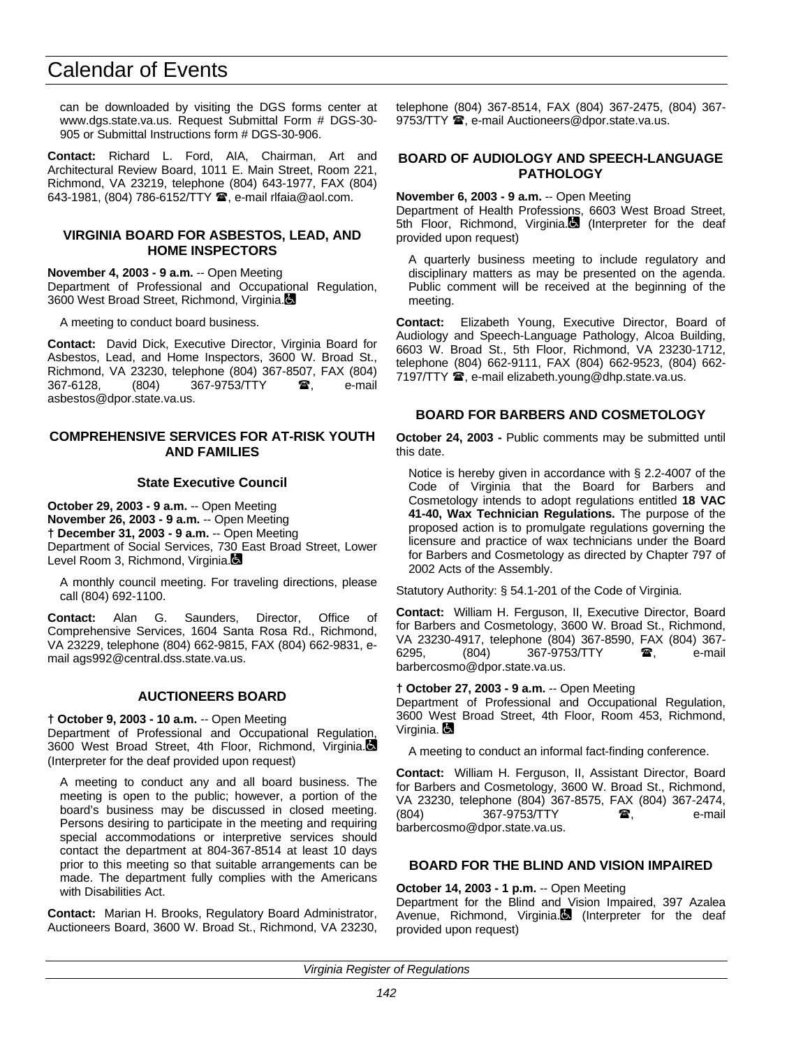can be downloaded by visiting the DGS forms center at www.dgs.state.va.us. Request Submittal Form # DGS-30-905 or Submittal Instructions form # DGS-30-906.

**Contact:** Richard L. Ford, AIA, Chairman, Art and Architectural Review Board, 1011 E. Main Street, Room 221, Richmond, VA 23219, telephone (804) 643-1977, FAX (804) 643-1981, (804) 786-6152/TTY ☎, e-mail rlfaia@aol.com.

### VIRGINIA BOARD FOR ASBESTOS, LEAD, AND HOME INSPECTORS

**November 4, 2003 - 9 a.m.** -- Open Meeting
Department of Professional and Occupational Regulation, 3600 West Broad Street, Richmond, Virginia.

A meeting to conduct board business.

**Contact:** David Dick, Executive Director, Virginia Board for Asbestos, Lead, and Home Inspectors, 3600 W. Broad St., Richmond, VA 23230, telephone (804) 367-8507, FAX (804) 367-6128, (804) 367-9753/TTY ☎, e-mail asbestos@dpor.state.va.us.

### COMPREHENSIVE SERVICES FOR AT-RISK YOUTH AND FAMILIES

#### State Executive Council

**October 29, 2003 - 9 a.m.** -- Open Meeting
**November 26, 2003 - 9 a.m.** -- Open Meeting
**† December 31, 2003 - 9 a.m.** -- Open Meeting
Department of Social Services, 730 East Broad Street, Lower Level Room 3, Richmond, Virginia.

A monthly council meeting. For traveling directions, please call (804) 692-1100.

**Contact:** Alan G. Saunders, Director, Office of Comprehensive Services, 1604 Santa Rosa Rd., Richmond, VA 23229, telephone (804) 662-9815, FAX (804) 662-9831, e-mail ags992@central.dss.state.va.us.

### AUCTIONEERS BOARD

**† October 9, 2003 - 10 a.m.** -- Open Meeting
Department of Professional and Occupational Regulation, 3600 West Broad Street, 4th Floor, Richmond, Virginia. (Interpreter for the deaf provided upon request)

A meeting to conduct any and all board business. The meeting is open to the public; however, a portion of the board's business may be discussed in closed meeting. Persons desiring to participate in the meeting and requiring special accommodations or interpretive services should contact the department at 804-367-8514 at least 10 days prior to this meeting so that suitable arrangements can be made. The department fully complies with the Americans with Disabilities Act.

**Contact:** Marian H. Brooks, Regulatory Board Administrator, Auctioneers Board, 3600 W. Broad St., Richmond, VA 23230, telephone (804) 367-8514, FAX (804) 367-2475, (804) 367-9753/TTY ☎, e-mail Auctioneers@dpor.state.va.us.

### BOARD OF AUDIOLOGY AND SPEECH-LANGUAGE PATHOLOGY

**November 6, 2003 - 9 a.m.** -- Open Meeting
Department of Health Professions, 6603 West Broad Street, 5th Floor, Richmond, Virginia. (Interpreter for the deaf provided upon request)

A quarterly business meeting to include regulatory and disciplinary matters as may be presented on the agenda. Public comment will be received at the beginning of the meeting.

**Contact:** Elizabeth Young, Executive Director, Board of Audiology and Speech-Language Pathology, Alcoa Building, 6603 W. Broad St., 5th Floor, Richmond, VA 23230-1712, telephone (804) 662-9111, FAX (804) 662-9523, (804) 662-7197/TTY ☎, e-mail elizabeth.young@dhp.state.va.us.

### BOARD FOR BARBERS AND COSMETOLOGY

**October 24, 2003 -** Public comments may be submitted until this date.

Notice is hereby given in accordance with § 2.2-4007 of the Code of Virginia that the Board for Barbers and Cosmetology intends to adopt regulations entitled **18 VAC 41-40, Wax Technician Regulations.** The purpose of the proposed action is to promulgate regulations governing the licensure and practice of wax technicians under the Board for Barbers and Cosmetology as directed by Chapter 797 of 2002 Acts of the Assembly.

Statutory Authority: § 54.1-201 of the Code of Virginia.

**Contact:** William H. Ferguson, II, Executive Director, Board for Barbers and Cosmetology, 3600 W. Broad St., Richmond, VA 23230-4917, telephone (804) 367-8590, FAX (804) 367-6295, (804) 367-9753/TTY ☎, e-mail barbercosmo@dpor.state.va.us.

**† October 27, 2003 - 9 a.m.** -- Open Meeting
Department of Professional and Occupational Regulation, 3600 West Broad Street, 4th Floor, Room 453, Richmond, Virginia.

A meeting to conduct an informal fact-finding conference.

**Contact:** William H. Ferguson, II, Assistant Director, Board for Barbers and Cosmetology, 3600 W. Broad St., Richmond, VA 23230, telephone (804) 367-8575, FAX (804) 367-2474, (804) 367-9753/TTY ☎, e-mail barbercosmo@dpor.state.va.us.

### BOARD FOR THE BLIND AND VISION IMPAIRED

**October 14, 2003 - 1 p.m.** -- Open Meeting
Department for the Blind and Vision Impaired, 397 Azalea Avenue, Richmond, Virginia. (Interpreter for the deaf provided upon request)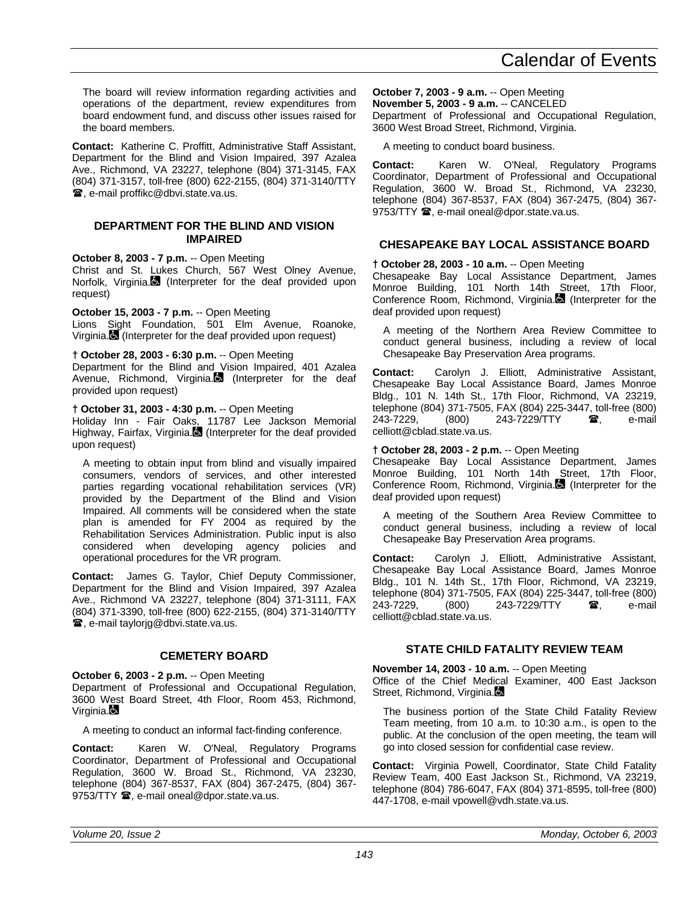The board will review information regarding activities and operations of the department, review expenditures from board endowment fund, and discuss other issues raised for the board members.

**Contact:** Katherine C. Proffitt, Administrative Staff Assistant, Department for the Blind and Vision Impaired, 397 Azalea Ave., Richmond, VA 23227, telephone (804) 371-3145, FAX (804) 371-3157, toll-free (800) 622-2155, (804) 371-3140/TTY ☎, e-mail proffikc@dbvi.state.va.us.

### DEPARTMENT FOR THE BLIND AND VISION IMPAIRED

**October 8, 2003 - 7 p.m.** -- Open Meeting
Christ and St. Lukes Church, 567 West Olney Avenue, Norfolk, Virginia. (Interpreter for the deaf provided upon request)

**October 15, 2003 - 7 p.m.** -- Open Meeting
Lions Sight Foundation, 501 Elm Avenue, Roanoke, Virginia. (Interpreter for the deaf provided upon request)

**† October 28, 2003 - 6:30 p.m.** -- Open Meeting
Department for the Blind and Vision Impaired, 401 Azalea Avenue, Richmond, Virginia. (Interpreter for the deaf provided upon request)

**† October 31, 2003 - 4:30 p.m.** -- Open Meeting
Holiday Inn - Fair Oaks, 11787 Lee Jackson Memorial Highway, Fairfax, Virginia. (Interpreter for the deaf provided upon request)

A meeting to obtain input from blind and visually impaired consumers, vendors of services, and other interested parties regarding vocational rehabilitation services (VR) provided by the Department of the Blind and Vision Impaired. All comments will be considered when the state plan is amended for FY 2004 as required by the Rehabilitation Services Administration. Public input is also considered when developing agency policies and operational procedures for the VR program.

**Contact:** James G. Taylor, Chief Deputy Commissioner, Department for the Blind and Vision Impaired, 397 Azalea Ave., Richmond VA 23227, telephone (804) 371-3111, FAX (804) 371-3390, toll-free (800) 622-2155, (804) 371-3140/TTY ☎, e-mail taylorjg@dbvi.state.va.us.

### CEMETERY BOARD

**October 6, 2003 - 2 p.m.** -- Open Meeting
Department of Professional and Occupational Regulation, 3600 West Board Street, 4th Floor, Room 453, Richmond, Virginia.

A meeting to conduct an informal fact-finding conference.

**Contact:** Karen W. O'Neal, Regulatory Programs Coordinator, Department of Professional and Occupational Regulation, 3600 W. Broad St., Richmond, VA 23230, telephone (804) 367-8537, FAX (804) 367-2475, (804) 367-9753/TTY ☎, e-mail oneal@dpor.state.va.us.

**October 7, 2003 - 9 a.m.** -- Open Meeting
**November 5, 2003 - 9 a.m.** -- CANCELED
Department of Professional and Occupational Regulation, 3600 West Broad Street, Richmond, Virginia.

A meeting to conduct board business.

**Contact:** Karen W. O'Neal, Regulatory Programs Coordinator, Department of Professional and Occupational Regulation, 3600 W. Broad St., Richmond, VA 23230, telephone (804) 367-8537, FAX (804) 367-2475, (804) 367-9753/TTY ☎, e-mail oneal@dpor.state.va.us.

### CHESAPEAKE BAY LOCAL ASSISTANCE BOARD

**† October 28, 2003 - 10 a.m.** -- Open Meeting
Chesapeake Bay Local Assistance Department, James Monroe Building, 101 North 14th Street, 17th Floor, Conference Room, Richmond, Virginia. (Interpreter for the deaf provided upon request)

A meeting of the Northern Area Review Committee to conduct general business, including a review of local Chesapeake Bay Preservation Area programs.

**Contact:** Carolyn J. Elliott, Administrative Assistant, Chesapeake Bay Local Assistance Board, James Monroe Bldg., 101 N. 14th St., 17th Floor, Richmond, VA 23219, telephone (804) 371-7505, FAX (804) 225-3447, toll-free (800) 243-7229, (800) 243-7229/TTY ☎, e-mail celliott@cblad.state.va.us.

**† October 28, 2003 - 2 p.m.** -- Open Meeting
Chesapeake Bay Local Assistance Department, James Monroe Building, 101 North 14th Street, 17th Floor, Conference Room, Richmond, Virginia. (Interpreter for the deaf provided upon request)

A meeting of the Southern Area Review Committee to conduct general business, including a review of local Chesapeake Bay Preservation Area programs.

**Contact:** Carolyn J. Elliott, Administrative Assistant, Chesapeake Bay Local Assistance Board, James Monroe Bldg., 101 N. 14th St., 17th Floor, Richmond, VA 23219, telephone (804) 371-7505, FAX (804) 225-3447, toll-free (800) 243-7229, (800) 243-7229/TTY ☎, e-mail celliott@cblad.state.va.us.

### STATE CHILD FATALITY REVIEW TEAM

**November 14, 2003 - 10 a.m.** -- Open Meeting
Office of the Chief Medical Examiner, 400 East Jackson Street, Richmond, Virginia.

The business portion of the State Child Fatality Review Team meeting, from 10 a.m. to 10:30 a.m., is open to the public. At the conclusion of the open meeting, the team will go into closed session for confidential case review.

**Contact:** Virginia Powell, Coordinator, State Child Fatality Review Team, 400 East Jackson St., Richmond, VA 23219, telephone (804) 786-6047, FAX (804) 371-8595, toll-free (800) 447-1708, e-mail vpowell@vdh.state.va.us.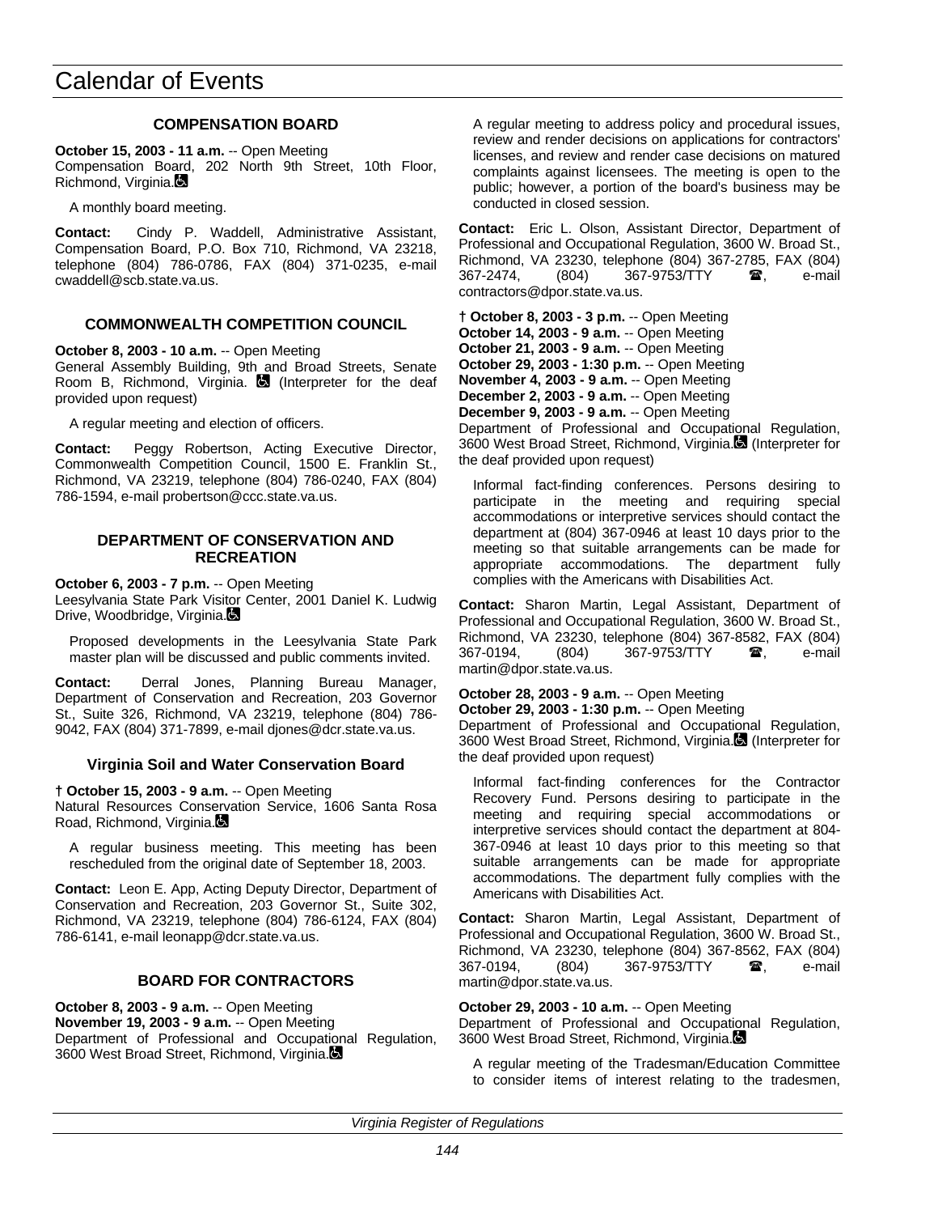# Calendar of Events

### COMPENSATION BOARD

**October 15, 2003 - 11 a.m.** -- Open Meeting
Compensation Board, 202 North 9th Street, 10th Floor, Richmond, Virginia.♿

A monthly board meeting.

**Contact:** Cindy P. Waddell, Administrative Assistant, Compensation Board, P.O. Box 710, Richmond, VA 23218, telephone (804) 786-0786, FAX (804) 371-0235, e-mail cwaddell@scb.state.va.us.

### COMMONWEALTH COMPETITION COUNCIL

**October 8, 2003 - 10 a.m.** -- Open Meeting
General Assembly Building, 9th and Broad Streets, Senate Room B, Richmond, Virginia. ♿ (Interpreter for the deaf provided upon request)

A regular meeting and election of officers.

**Contact:** Peggy Robertson, Acting Executive Director, Commonwealth Competition Council, 1500 E. Franklin St., Richmond, VA 23219, telephone (804) 786-0240, FAX (804) 786-1594, e-mail probertson@ccc.state.va.us.

### DEPARTMENT OF CONSERVATION AND RECREATION

**October 6, 2003 - 7 p.m.** -- Open Meeting
Leesylvania State Park Visitor Center, 2001 Daniel K. Ludwig Drive, Woodbridge, Virginia.♿

Proposed developments in the Leesylvania State Park master plan will be discussed and public comments invited.

**Contact:** Derral Jones, Planning Bureau Manager, Department of Conservation and Recreation, 203 Governor St., Suite 326, Richmond, VA 23219, telephone (804) 786-9042, FAX (804) 371-7899, e-mail djones@dcr.state.va.us.

#### Virginia Soil and Water Conservation Board

† **October 15, 2003 - 9 a.m.** -- Open Meeting
Natural Resources Conservation Service, 1606 Santa Rosa Road, Richmond, Virginia.♿

A regular business meeting. This meeting has been rescheduled from the original date of September 18, 2003.

**Contact:** Leon E. App, Acting Deputy Director, Department of Conservation and Recreation, 203 Governor St., Suite 302, Richmond, VA 23219, telephone (804) 786-6124, FAX (804) 786-6141, e-mail leonapp@dcr.state.va.us.

### BOARD FOR CONTRACTORS

**October 8, 2003 - 9 a.m.** -- Open Meeting
**November 19, 2003 - 9 a.m.** -- Open Meeting
Department of Professional and Occupational Regulation, 3600 West Broad Street, Richmond, Virginia.♿

A regular meeting to address policy and procedural issues, review and render decisions on applications for contractors' licenses, and review and render case decisions on matured complaints against licensees. The meeting is open to the public; however, a portion of the board's business may be conducted in closed session.

**Contact:** Eric L. Olson, Assistant Director, Department of Professional and Occupational Regulation, 3600 W. Broad St., Richmond, VA 23230, telephone (804) 367-2785, FAX (804) 367-2474, (804) 367-9753/TTY ☎, e-mail contractors@dpor.state.va.us.

† **October 8, 2003 - 3 p.m.** -- Open Meeting
**October 14, 2003 - 9 a.m.** -- Open Meeting
**October 21, 2003 - 9 a.m.** -- Open Meeting
**October 29, 2003 - 1:30 p.m.** -- Open Meeting
**November 4, 2003 - 9 a.m.** -- Open Meeting
**December 2, 2003 - 9 a.m.** -- Open Meeting
**December 9, 2003 - 9 a.m.** -- Open Meeting
Department of Professional and Occupational Regulation, 3600 West Broad Street, Richmond, Virginia.♿ (Interpreter for the deaf provided upon request)

Informal fact-finding conferences. Persons desiring to participate in the meeting and requiring special accommodations or interpretive services should contact the department at (804) 367-0946 at least 10 days prior to the meeting so that suitable arrangements can be made for appropriate accommodations. The department fully complies with the Americans with Disabilities Act.

**Contact:** Sharon Martin, Legal Assistant, Department of Professional and Occupational Regulation, 3600 W. Broad St., Richmond, VA 23230, telephone (804) 367-8582, FAX (804) 367-0194, (804) 367-9753/TTY ☎, e-mail martin@dpor.state.va.us.

**October 28, 2003 - 9 a.m.** -- Open Meeting
**October 29, 2003 - 1:30 p.m.** -- Open Meeting
Department of Professional and Occupational Regulation, 3600 West Broad Street, Richmond, Virginia.♿ (Interpreter for the deaf provided upon request)

Informal fact-finding conferences for the Contractor Recovery Fund. Persons desiring to participate in the meeting and requiring special accommodations or interpretive services should contact the department at 804-367-0946 at least 10 days prior to this meeting so that suitable arrangements can be made for appropriate accommodations. The department fully complies with the Americans with Disabilities Act.

**Contact:** Sharon Martin, Legal Assistant, Department of Professional and Occupational Regulation, 3600 W. Broad St., Richmond, VA 23230, telephone (804) 367-8562, FAX (804) 367-0194, (804) 367-9753/TTY ☎, e-mail martin@dpor.state.va.us.

**October 29, 2003 - 10 a.m.** -- Open Meeting
Department of Professional and Occupational Regulation, 3600 West Broad Street, Richmond, Virginia.♿

A regular meeting of the Tradesman/Education Committee to consider items of interest relating to the tradesmen,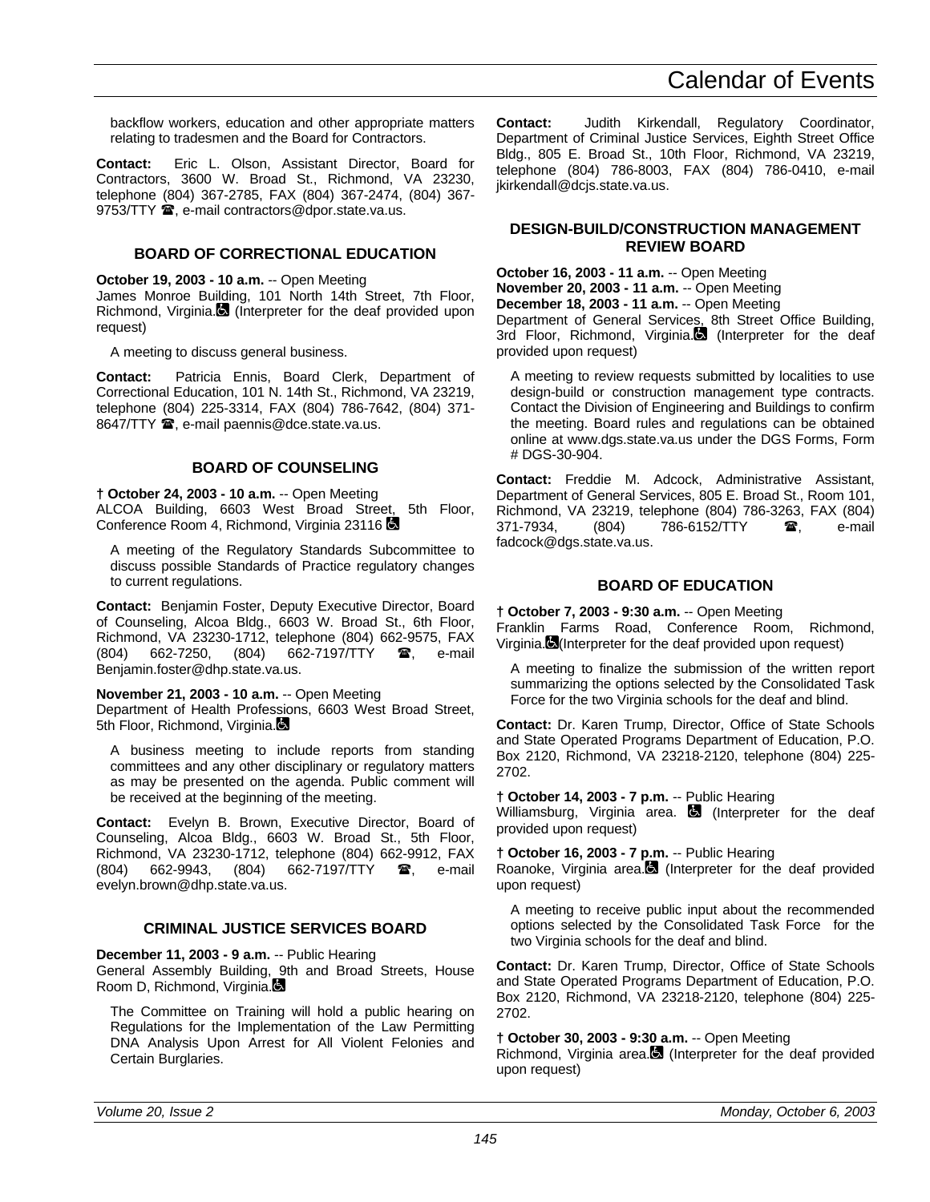backflow workers, education and other appropriate matters relating to tradesmen and the Board for Contractors.

**Contact:** Eric L. Olson, Assistant Director, Board for Contractors, 3600 W. Broad St., Richmond, VA 23230, telephone (804) 367-2785, FAX (804) 367-2474, (804) 367-9753/TTY ☎, e-mail contractors@dpor.state.va.us.

### BOARD OF CORRECTIONAL EDUCATION

**October 19, 2003 - 10 a.m.** -- Open Meeting
James Monroe Building, 101 North 14th Street, 7th Floor, Richmond, Virginia. (Interpreter for the deaf provided upon request)

A meeting to discuss general business.

**Contact:** Patricia Ennis, Board Clerk, Department of Correctional Education, 101 N. 14th St., Richmond, VA 23219, telephone (804) 225-3314, FAX (804) 786-7642, (804) 371-8647/TTY ☎, e-mail paennis@dce.state.va.us.

### BOARD OF COUNSELING

**† October 24, 2003 - 10 a.m.** -- Open Meeting
ALCOA Building, 6603 West Broad Street, 5th Floor, Conference Room 4, Richmond, Virginia 23116

A meeting of the Regulatory Standards Subcommittee to discuss possible Standards of Practice regulatory changes to current regulations.

**Contact:** Benjamin Foster, Deputy Executive Director, Board of Counseling, Alcoa Bldg., 6603 W. Broad St., 6th Floor, Richmond, VA 23230-1712, telephone (804) 662-9575, FAX (804) 662-7250, (804) 662-7197/TTY ☎, e-mail Benjamin.foster@dhp.state.va.us.

**November 21, 2003 - 10 a.m.** -- Open Meeting
Department of Health Professions, 6603 West Broad Street, 5th Floor, Richmond, Virginia.

A business meeting to include reports from standing committees and any other disciplinary or regulatory matters as may be presented on the agenda. Public comment will be received at the beginning of the meeting.

**Contact:** Evelyn B. Brown, Executive Director, Board of Counseling, Alcoa Bldg., 6603 W. Broad St., 5th Floor, Richmond, VA 23230-1712, telephone (804) 662-9912, FAX (804) 662-9943, (804) 662-7197/TTY ☎, e-mail evelyn.brown@dhp.state.va.us.

### CRIMINAL JUSTICE SERVICES BOARD

**December 11, 2003 - 9 a.m.** -- Public Hearing
General Assembly Building, 9th and Broad Streets, House Room D, Richmond, Virginia.

The Committee on Training will hold a public hearing on Regulations for the Implementation of the Law Permitting DNA Analysis Upon Arrest for All Violent Felonies and Certain Burglaries.

**Contact:** Judith Kirkendall, Regulatory Coordinator, Department of Criminal Justice Services, Eighth Street Office Bldg., 805 E. Broad St., 10th Floor, Richmond, VA 23219, telephone (804) 786-8003, FAX (804) 786-0410, e-mail jkirkendall@dcjs.state.va.us.

### DESIGN-BUILD/CONSTRUCTION MANAGEMENT REVIEW BOARD

**October 16, 2003 - 11 a.m.** -- Open Meeting
**November 20, 2003 - 11 a.m.** -- Open Meeting
**December 18, 2003 - 11 a.m.** -- Open Meeting
Department of General Services, 8th Street Office Building, 3rd Floor, Richmond, Virginia. (Interpreter for the deaf provided upon request)

A meeting to review requests submitted by localities to use design-build or construction management type contracts. Contact the Division of Engineering and Buildings to confirm the meeting. Board rules and regulations can be obtained online at www.dgs.state.va.us under the DGS Forms, Form # DGS-30-904.

**Contact:** Freddie M. Adcock, Administrative Assistant, Department of General Services, 805 E. Broad St., Room 101, Richmond, VA 23219, telephone (804) 786-3263, FAX (804) 371-7934, (804) 786-6152/TTY ☎, e-mail fadcock@dgs.state.va.us.

### BOARD OF EDUCATION

**† October 7, 2003 - 9:30 a.m.** -- Open Meeting
Franklin Farms Road, Conference Room, Richmond, Virginia.(Interpreter for the deaf provided upon request)

A meeting to finalize the submission of the written report summarizing the options selected by the Consolidated Task Force for the two Virginia schools for the deaf and blind.

**Contact:** Dr. Karen Trump, Director, Office of State Schools and State Operated Programs Department of Education, P.O. Box 2120, Richmond, VA 23218-2120, telephone (804) 225-2702.

**† October 14, 2003 - 7 p.m.** -- Public Hearing
Williamsburg, Virginia area. (Interpreter for the deaf provided upon request)

**† October 16, 2003 - 7 p.m.** -- Public Hearing
Roanoke, Virginia area. (Interpreter for the deaf provided upon request)

A meeting to receive public input about the recommended options selected by the Consolidated Task Force for the two Virginia schools for the deaf and blind.

**Contact:** Dr. Karen Trump, Director, Office of State Schools and State Operated Programs Department of Education, P.O. Box 2120, Richmond, VA 23218-2120, telephone (804) 225-2702.

**† October 30, 2003 - 9:30 a.m.** -- Open Meeting
Richmond, Virginia area. (Interpreter for the deaf provided upon request)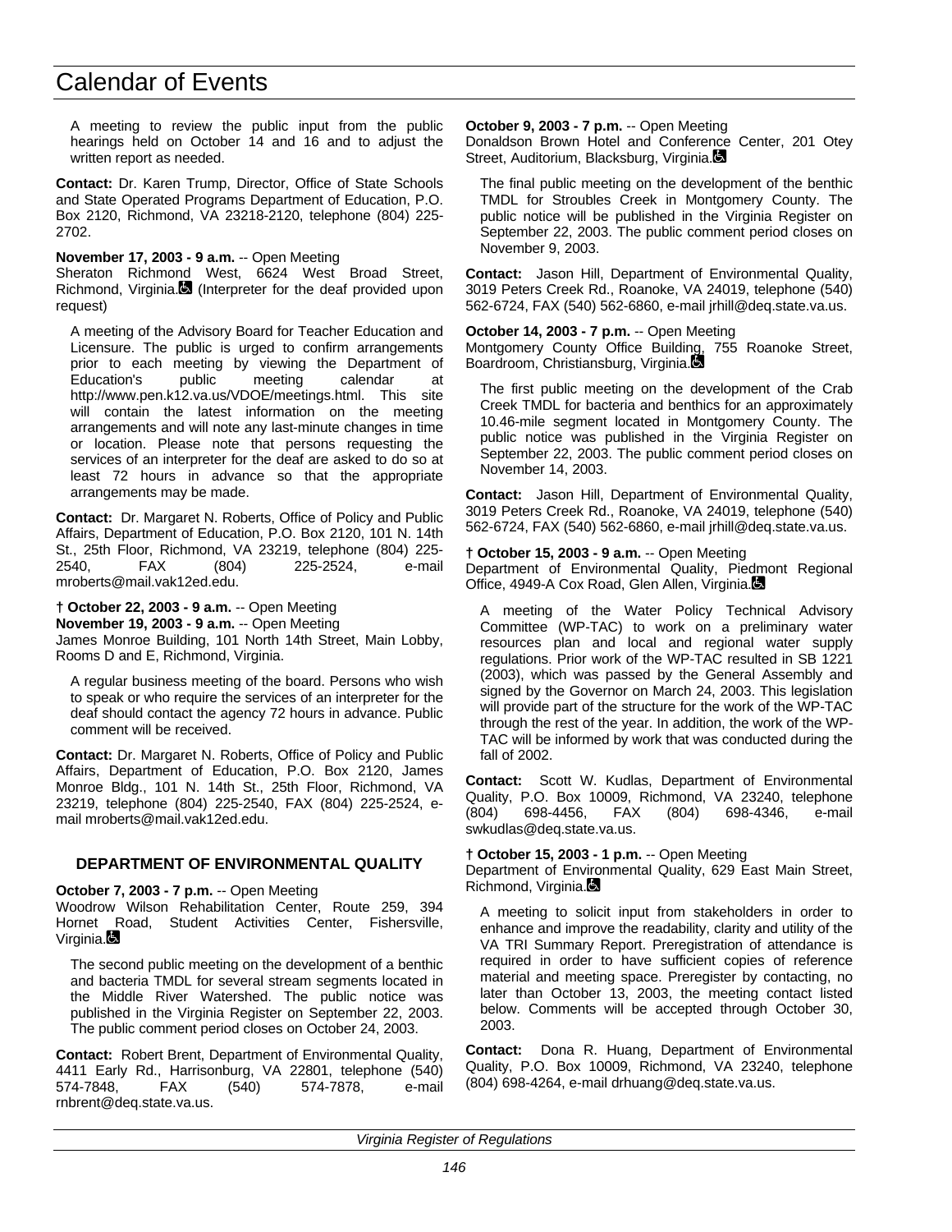A meeting to review the public input from the public hearings held on October 14 and 16 and to adjust the written report as needed.

**Contact:** Dr. Karen Trump, Director, Office of State Schools and State Operated Programs Department of Education, P.O. Box 2120, Richmond, VA 23218-2120, telephone (804) 225-2702.

**November 17, 2003 - 9 a.m.** -- Open Meeting
Sheraton Richmond West, 6624 West Broad Street, Richmond, Virginia. (Interpreter for the deaf provided upon request)

A meeting of the Advisory Board for Teacher Education and Licensure. The public is urged to confirm arrangements prior to each meeting by viewing the Department of Education's public meeting calendar at http://www.pen.k12.va.us/VDOE/meetings.html. This site will contain the latest information on the meeting arrangements and will note any last-minute changes in time or location. Please note that persons requesting the services of an interpreter for the deaf are asked to do so at least 72 hours in advance so that the appropriate arrangements may be made.

**Contact:** Dr. Margaret N. Roberts, Office of Policy and Public Affairs, Department of Education, P.O. Box 2120, 101 N. 14th St., 25th Floor, Richmond, VA 23219, telephone (804) 225-2540, FAX (804) 225-2524, e-mail mroberts@mail.vak12ed.edu.

**† October 22, 2003 - 9 a.m.** -- Open Meeting
**November 19, 2003 - 9 a.m.** -- Open Meeting
James Monroe Building, 101 North 14th Street, Main Lobby, Rooms D and E, Richmond, Virginia.

A regular business meeting of the board. Persons who wish to speak or who require the services of an interpreter for the deaf should contact the agency 72 hours in advance. Public comment will be received.

**Contact:** Dr. Margaret N. Roberts, Office of Policy and Public Affairs, Department of Education, P.O. Box 2120, James Monroe Bldg., 101 N. 14th St., 25th Floor, Richmond, VA 23219, telephone (804) 225-2540, FAX (804) 225-2524, e-mail mroberts@mail.vak12ed.edu.

## DEPARTMENT OF ENVIRONMENTAL QUALITY

**October 7, 2003 - 7 p.m.** -- Open Meeting
Woodrow Wilson Rehabilitation Center, Route 259, 394 Hornet Road, Student Activities Center, Fishersville, Virginia.

The second public meeting on the development of a benthic and bacteria TMDL for several stream segments located in the Middle River Watershed. The public notice was published in the Virginia Register on September 22, 2003. The public comment period closes on October 24, 2003.

**Contact:** Robert Brent, Department of Environmental Quality, 4411 Early Rd., Harrisonburg, VA 22801, telephone (540) 574-7848, FAX (540) 574-7878, e-mail rnbrent@deq.state.va.us.

**October 9, 2003 - 7 p.m.** -- Open Meeting
Donaldson Brown Hotel and Conference Center, 201 Otey Street, Auditorium, Blacksburg, Virginia.

The final public meeting on the development of the benthic TMDL for Stroubles Creek in Montgomery County. The public notice will be published in the Virginia Register on September 22, 2003. The public comment period closes on November 9, 2003.

**Contact:** Jason Hill, Department of Environmental Quality, 3019 Peters Creek Rd., Roanoke, VA 24019, telephone (540) 562-6724, FAX (540) 562-6860, e-mail jrhill@deq.state.va.us.

**October 14, 2003 - 7 p.m.** -- Open Meeting
Montgomery County Office Building, 755 Roanoke Street, Boardroom, Christiansburg, Virginia.

The first public meeting on the development of the Crab Creek TMDL for bacteria and benthics for an approximately 10.46-mile segment located in Montgomery County. The public notice was published in the Virginia Register on September 22, 2003. The public comment period closes on November 14, 2003.

**Contact:** Jason Hill, Department of Environmental Quality, 3019 Peters Creek Rd., Roanoke, VA 24019, telephone (540) 562-6724, FAX (540) 562-6860, e-mail jrhill@deq.state.va.us.

**† October 15, 2003 - 9 a.m.** -- Open Meeting
Department of Environmental Quality, Piedmont Regional Office, 4949-A Cox Road, Glen Allen, Virginia.

A meeting of the Water Policy Technical Advisory Committee (WP-TAC) to work on a preliminary water resources plan and local and regional water supply regulations. Prior work of the WP-TAC resulted in SB 1221 (2003), which was passed by the General Assembly and signed by the Governor on March 24, 2003. This legislation will provide part of the structure for the work of the WP-TAC through the rest of the year. In addition, the work of the WP-TAC will be informed by work that was conducted during the fall of 2002.

**Contact:** Scott W. Kudlas, Department of Environmental Quality, P.O. Box 10009, Richmond, VA 23240, telephone (804) 698-4456, FAX (804) 698-4346, e-mail swkudlas@deq.state.va.us.

**† October 15, 2003 - 1 p.m.** -- Open Meeting
Department of Environmental Quality, 629 East Main Street, Richmond, Virginia.

A meeting to solicit input from stakeholders in order to enhance and improve the readability, clarity and utility of the VA TRI Summary Report. Preregistration of attendance is required in order to have sufficient copies of reference material and meeting space. Preregister by contacting, no later than October 13, 2003, the meeting contact listed below. Comments will be accepted through October 30, 2003.

**Contact:** Dona R. Huang, Department of Environmental Quality, P.O. Box 10009, Richmond, VA 23240, telephone (804) 698-4264, e-mail drhuang@deq.state.va.us.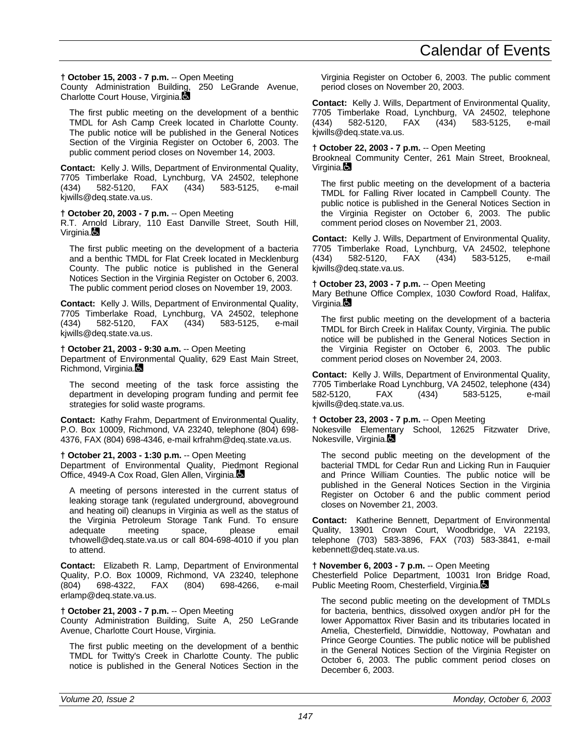**† October 15, 2003 - 7 p.m.** -- Open Meeting
County Administration Building, 250 LeGrande Avenue, Charlotte Court House, Virginia.

The first public meeting on the development of a benthic TMDL for Ash Camp Creek located in Charlotte County. The public notice will be published in the General Notices Section of the Virginia Register on October 6, 2003. The public comment period closes on November 14, 2003.

**Contact:** Kelly J. Wills, Department of Environmental Quality, 7705 Timberlake Road, Lynchburg, VA 24502, telephone (434) 582-5120, FAX (434) 583-5125, e-mail kjwills@deq.state.va.us.

**† October 20, 2003 - 7 p.m.** -- Open Meeting
R.T. Arnold Library, 110 East Danville Street, South Hill, Virginia.

The first public meeting on the development of a bacteria and a benthic TMDL for Flat Creek located in Mecklenburg County. The public notice is published in the General Notices Section in the Virginia Register on October 6, 2003. The public comment period closes on November 19, 2003.

**Contact:** Kelly J. Wills, Department of Environmental Quality, 7705 Timberlake Road, Lynchburg, VA 24502, telephone (434) 582-5120, FAX (434) 583-5125, e-mail kjwills@deq.state.va.us.

**† October 21, 2003 - 9:30 a.m.** -- Open Meeting
Department of Environmental Quality, 629 East Main Street, Richmond, Virginia.

The second meeting of the task force assisting the department in developing program funding and permit fee strategies for solid waste programs.

**Contact:** Kathy Frahm, Department of Environmental Quality, P.O. Box 10009, Richmond, VA 23240, telephone (804) 698-4376, FAX (804) 698-4346, e-mail krfrahm@deq.state.va.us.

**† October 21, 2003 - 1:30 p.m.** -- Open Meeting
Department of Environmental Quality, Piedmont Regional Office, 4949-A Cox Road, Glen Allen, Virginia.

A meeting of persons interested in the current status of leaking storage tank (regulated underground, aboveground and heating oil) cleanups in Virginia as well as the status of the Virginia Petroleum Storage Tank Fund. To ensure adequate meeting space, please email tvhowell@deq.state.va.us or call 804-698-4010 if you plan to attend.

**Contact:** Elizabeth R. Lamp, Department of Environmental Quality, P.O. Box 10009, Richmond, VA 23240, telephone (804) 698-4322, FAX (804) 698-4266, e-mail erlamp@deq.state.va.us.

**† October 21, 2003 - 7 p.m.** -- Open Meeting
County Administration Building, Suite A, 250 LeGrande Avenue, Charlotte Court House, Virginia.

The first public meeting on the development of a benthic TMDL for Twitty's Creek in Charlotte County. The public notice is published in the General Notices Section in the Virginia Register on October 6, 2003. The public comment period closes on November 20, 2003.

**Contact:** Kelly J. Wills, Department of Environmental Quality, 7705 Timberlake Road, Lynchburg, VA 24502, telephone (434) 582-5120, FAX (434) 583-5125, e-mail kjwills@deq.state.va.us.

**† October 22, 2003 - 7 p.m.** -- Open Meeting
Brookneal Community Center, 261 Main Street, Brookneal, Virginia.

The first public meeting on the development of a bacteria TMDL for Falling River located in Campbell County. The public notice is published in the General Notices Section in the Virginia Register on October 6, 2003. The public comment period closes on November 21, 2003.

**Contact:** Kelly J. Wills, Department of Environmental Quality, 7705 Timberlake Road, Lynchburg, VA 24502, telephone (434) 582-5120, FAX (434) 583-5125, e-mail kjwills@deq.state.va.us.

**† October 23, 2003 - 7 p.m.** -- Open Meeting
Mary Bethune Office Complex, 1030 Cowford Road, Halifax, Virginia.

The first public meeting on the development of a bacteria TMDL for Birch Creek in Halifax County, Virginia. The public notice will be published in the General Notices Section in the Virginia Register on October 6, 2003. The public comment period closes on November 24, 2003.

**Contact:** Kelly J. Wills, Department of Environmental Quality, 7705 Timberlake Road Lynchburg, VA 24502, telephone (434) 582-5120, FAX (434) 583-5125, e-mail kjwills@deq.state.va.us.

**† October 23, 2003 - 7 p.m.** -- Open Meeting
Nokesville Elementary School, 12625 Fitzwater Drive, Nokesville, Virginia.

The second public meeting on the development of the bacterial TMDL for Cedar Run and Licking Run in Fauquier and Prince William Counties. The public notice will be published in the General Notices Section in the Virginia Register on October 6 and the public comment period closes on November 21, 2003.

**Contact:** Katherine Bennett, Department of Environmental Quality, 13901 Crown Court, Woodbridge, VA 22193, telephone (703) 583-3896, FAX (703) 583-3841, e-mail kebennett@deq.state.va.us.

**† November 6, 2003 - 7 p.m.** -- Open Meeting
Chesterfield Police Department, 10031 Iron Bridge Road, Public Meeting Room, Chesterfield, Virginia.

The second public meeting on the development of TMDLs for bacteria, benthics, dissolved oxygen and/or pH for the lower Appomattox River Basin and its tributaries located in Amelia, Chesterfield, Dinwiddie, Nottoway, Powhatan and Prince George Counties. The public notice will be published in the General Notices Section of the Virginia Register on October 6, 2003. The public comment period closes on December 6, 2003.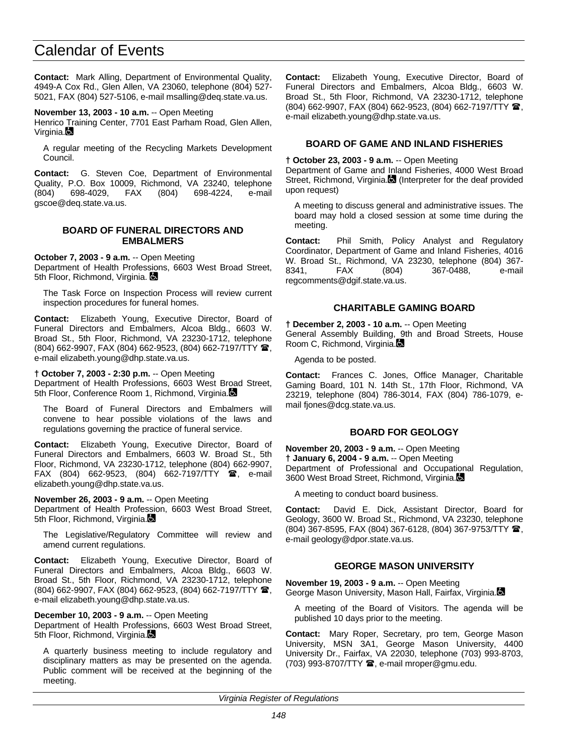**Contact:** Mark Alling, Department of Environmental Quality, 4949-A Cox Rd., Glen Allen, VA 23060, telephone (804) 527-5021, FAX (804) 527-5106, e-mail msalling@deq.state.va.us.

**November 13, 2003 - 10 a.m.** -- Open Meeting
Henrico Training Center, 7701 East Parham Road, Glen Allen, Virginia.

A regular meeting of the Recycling Markets Development Council.

**Contact:** G. Steven Coe, Department of Environmental Quality, P.O. Box 10009, Richmond, VA 23240, telephone (804) 698-4029, FAX (804) 698-4224, e-mail gscoe@deq.state.va.us.

### BOARD OF FUNERAL DIRECTORS AND EMBALMERS

**October 7, 2003 - 9 a.m.** -- Open Meeting
Department of Health Professions, 6603 West Broad Street, 5th Floor, Richmond, Virginia.

The Task Force on Inspection Process will review current inspection procedures for funeral homes.

**Contact:** Elizabeth Young, Executive Director, Board of Funeral Directors and Embalmers, Alcoa Bldg., 6603 W. Broad St., 5th Floor, Richmond, VA 23230-1712, telephone (804) 662-9907, FAX (804) 662-9523, (804) 662-7197/TTY ☎, e-mail elizabeth.young@dhp.state.va.us.

**† October 7, 2003 - 2:30 p.m.** -- Open Meeting
Department of Health Professions, 6603 West Broad Street, 5th Floor, Conference Room 1, Richmond, Virginia.

The Board of Funeral Directors and Embalmers will convene to hear possible violations of the laws and regulations governing the practice of funeral service.

**Contact:** Elizabeth Young, Executive Director, Board of Funeral Directors and Embalmers, 6603 W. Broad St., 5th Floor, Richmond, VA 23230-1712, telephone (804) 662-9907, FAX (804) 662-9523, (804) 662-7197/TTY ☎, e-mail elizabeth.young@dhp.state.va.us.

**November 26, 2003 - 9 a.m.** -- Open Meeting
Department of Health Profession, 6603 West Broad Street, 5th Floor, Richmond, Virginia.

The Legislative/Regulatory Committee will review and amend current regulations.

**Contact:** Elizabeth Young, Executive Director, Board of Funeral Directors and Embalmers, Alcoa Bldg., 6603 W. Broad St., 5th Floor, Richmond, VA 23230-1712, telephone (804) 662-9907, FAX (804) 662-9523, (804) 662-7197/TTY ☎, e-mail elizabeth.young@dhp.state.va.us.

**December 10, 2003 - 9 a.m.** -- Open Meeting
Department of Health Professions, 6603 West Broad Street, 5th Floor, Richmond, Virginia.

A quarterly business meeting to include regulatory and disciplinary matters as may be presented on the agenda. Public comment will be received at the beginning of the meeting.

**Contact:** Elizabeth Young, Executive Director, Board of Funeral Directors and Embalmers, Alcoa Bldg., 6603 W. Broad St., 5th Floor, Richmond, VA 23230-1712, telephone (804) 662-9907, FAX (804) 662-9523, (804) 662-7197/TTY ☎, e-mail elizabeth.young@dhp.state.va.us.

### BOARD OF GAME AND INLAND FISHERIES

**† October 23, 2003 - 9 a.m.** -- Open Meeting
Department of Game and Inland Fisheries, 4000 West Broad Street, Richmond, Virginia. (Interpreter for the deaf provided upon request)

A meeting to discuss general and administrative issues. The board may hold a closed session at some time during the meeting.

**Contact:** Phil Smith, Policy Analyst and Regulatory Coordinator, Department of Game and Inland Fisheries, 4016 W. Broad St., Richmond, VA 23230, telephone (804) 367-8341, FAX (804) 367-0488, e-mail regcomments@dgif.state.va.us.

### CHARITABLE GAMING BOARD

**† December 2, 2003 - 10 a.m.** -- Open Meeting
General Assembly Building, 9th and Broad Streets, House Room C, Richmond, Virginia.

Agenda to be posted.

**Contact:** Frances C. Jones, Office Manager, Charitable Gaming Board, 101 N. 14th St., 17th Floor, Richmond, VA 23219, telephone (804) 786-3014, FAX (804) 786-1079, e-mail fjones@dcg.state.va.us.

### BOARD FOR GEOLOGY

**November 20, 2003 - 9 a.m.** -- Open Meeting
**† January 6, 2004 - 9 a.m.** -- Open Meeting
Department of Professional and Occupational Regulation, 3600 West Broad Street, Richmond, Virginia.

A meeting to conduct board business.

**Contact:** David E. Dick, Assistant Director, Board for Geology, 3600 W. Broad St., Richmond, VA 23230, telephone (804) 367-8595, FAX (804) 367-6128, (804) 367-9753/TTY ☎, e-mail geology@dpor.state.va.us.

### GEORGE MASON UNIVERSITY

**November 19, 2003 - 9 a.m.** -- Open Meeting
George Mason University, Mason Hall, Fairfax, Virginia.

A meeting of the Board of Visitors. The agenda will be published 10 days prior to the meeting.

**Contact:** Mary Roper, Secretary, pro tem, George Mason University, MSN 3A1, George Mason University, 4400 University Dr., Fairfax, VA 22030, telephone (703) 993-8703, (703) 993-8707/TTY ☎, e-mail mroper@gmu.edu.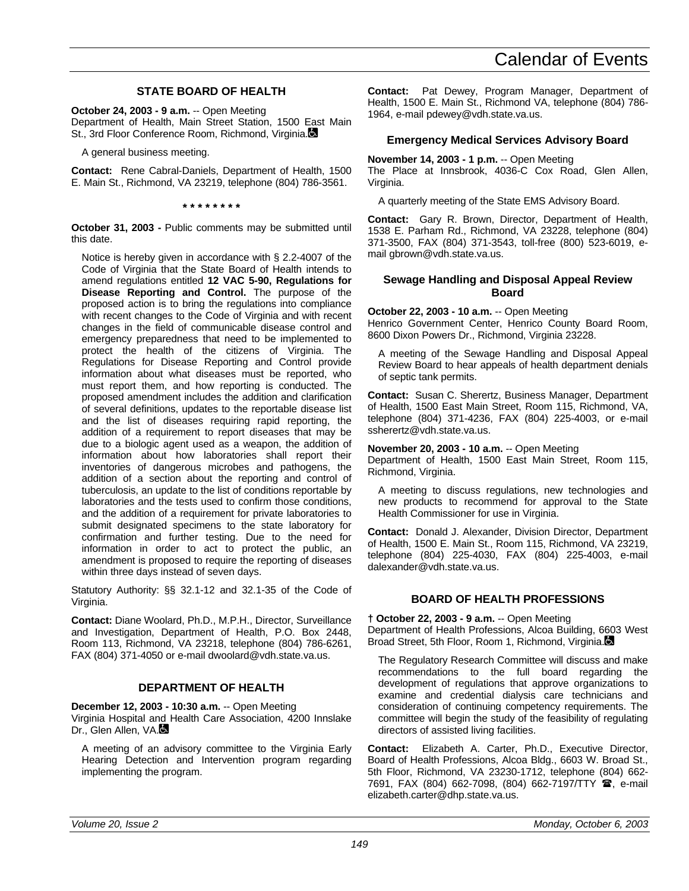## STATE BOARD OF HEALTH

**October 24, 2003 - 9 a.m.** -- Open Meeting
Department of Health, Main Street Station, 1500 East Main St., 3rd Floor Conference Room, Richmond, Virginia.

A general business meeting.

**Contact:** Rene Cabral-Daniels, Department of Health, 1500 E. Main St., Richmond, VA 23219, telephone (804) 786-3561.

**\* \* \* \* \* \* \* \***

**October 31, 2003 -** Public comments may be submitted until this date.

Notice is hereby given in accordance with § 2.2-4007 of the Code of Virginia that the State Board of Health intends to amend regulations entitled **12 VAC 5-90, Regulations for Disease Reporting and Control.** The purpose of the proposed action is to bring the regulations into compliance with recent changes to the Code of Virginia and with recent changes in the field of communicable disease control and emergency preparedness that need to be implemented to protect the health of the citizens of Virginia. The Regulations for Disease Reporting and Control provide information about what diseases must be reported, who must report them, and how reporting is conducted. The proposed amendment includes the addition and clarification of several definitions, updates to the reportable disease list and the list of diseases requiring rapid reporting, the addition of a requirement to report diseases that may be due to a biologic agent used as a weapon, the addition of information about how laboratories shall report their inventories of dangerous microbes and pathogens, the addition of a section about the reporting and control of tuberculosis, an update to the list of conditions reportable by laboratories and the tests used to confirm those conditions, and the addition of a requirement for private laboratories to submit designated specimens to the state laboratory for confirmation and further testing. Due to the need for information in order to act to protect the public, an amendment is proposed to require the reporting of diseases within three days instead of seven days.

Statutory Authority: §§ 32.1-12 and 32.1-35 of the Code of Virginia.

**Contact:** Diane Woolard, Ph.D., M.P.H., Director, Surveillance and Investigation, Department of Health, P.O. Box 2448, Room 113, Richmond, VA 23218, telephone (804) 786-6261, FAX (804) 371-4050 or e-mail dwoolard@vdh.state.va.us.

## DEPARTMENT OF HEALTH

**December 12, 2003 - 10:30 a.m.** -- Open Meeting
Virginia Hospital and Health Care Association, 4200 Innslake Dr., Glen Allen, VA.

A meeting of an advisory committee to the Virginia Early Hearing Detection and Intervention program regarding implementing the program.

**Contact:** Pat Dewey, Program Manager, Department of Health, 1500 E. Main St., Richmond VA, telephone (804) 786-1964, e-mail pdewey@vdh.state.va.us.

### Emergency Medical Services Advisory Board

**November 14, 2003 - 1 p.m.** -- Open Meeting
The Place at Innsbrook, 4036-C Cox Road, Glen Allen, Virginia.

A quarterly meeting of the State EMS Advisory Board.

**Contact:** Gary R. Brown, Director, Department of Health, 1538 E. Parham Rd., Richmond, VA 23228, telephone (804) 371-3500, FAX (804) 371-3543, toll-free (800) 523-6019, e-mail gbrown@vdh.state.va.us.

### Sewage Handling and Disposal Appeal Review Board

**October 22, 2003 - 10 a.m.** -- Open Meeting
Henrico Government Center, Henrico County Board Room, 8600 Dixon Powers Dr., Richmond, Virginia 23228.

A meeting of the Sewage Handling and Disposal Appeal Review Board to hear appeals of health department denials of septic tank permits.

**Contact:** Susan C. Sherertz, Business Manager, Department of Health, 1500 East Main Street, Room 115, Richmond, VA, telephone (804) 371-4236, FAX (804) 225-4003, or e-mail ssherertz@vdh.state.va.us.

**November 20, 2003 - 10 a.m.** -- Open Meeting
Department of Health, 1500 East Main Street, Room 115, Richmond, Virginia.

A meeting to discuss regulations, new technologies and new products to recommend for approval to the State Health Commissioner for use in Virginia.

**Contact:** Donald J. Alexander, Division Director, Department of Health, 1500 E. Main St., Room 115, Richmond, VA 23219, telephone (804) 225-4030, FAX (804) 225-4003, e-mail dalexander@vdh.state.va.us.

## BOARD OF HEALTH PROFESSIONS

**† October 22, 2003 - 9 a.m.** -- Open Meeting
Department of Health Professions, Alcoa Building, 6603 West Broad Street, 5th Floor, Room 1, Richmond, Virginia.

The Regulatory Research Committee will discuss and make recommendations to the full board regarding the development of regulations that approve organizations to examine and credential dialysis care technicians and consideration of continuing competency requirements. The committee will begin the study of the feasibility of regulating directors of assisted living facilities.

**Contact:** Elizabeth A. Carter, Ph.D., Executive Director, Board of Health Professions, Alcoa Bldg., 6603 W. Broad St., 5th Floor, Richmond, VA 23230-1712, telephone (804) 662-7691, FAX (804) 662-7098, (804) 662-7197/TTY ☎, e-mail elizabeth.carter@dhp.state.va.us.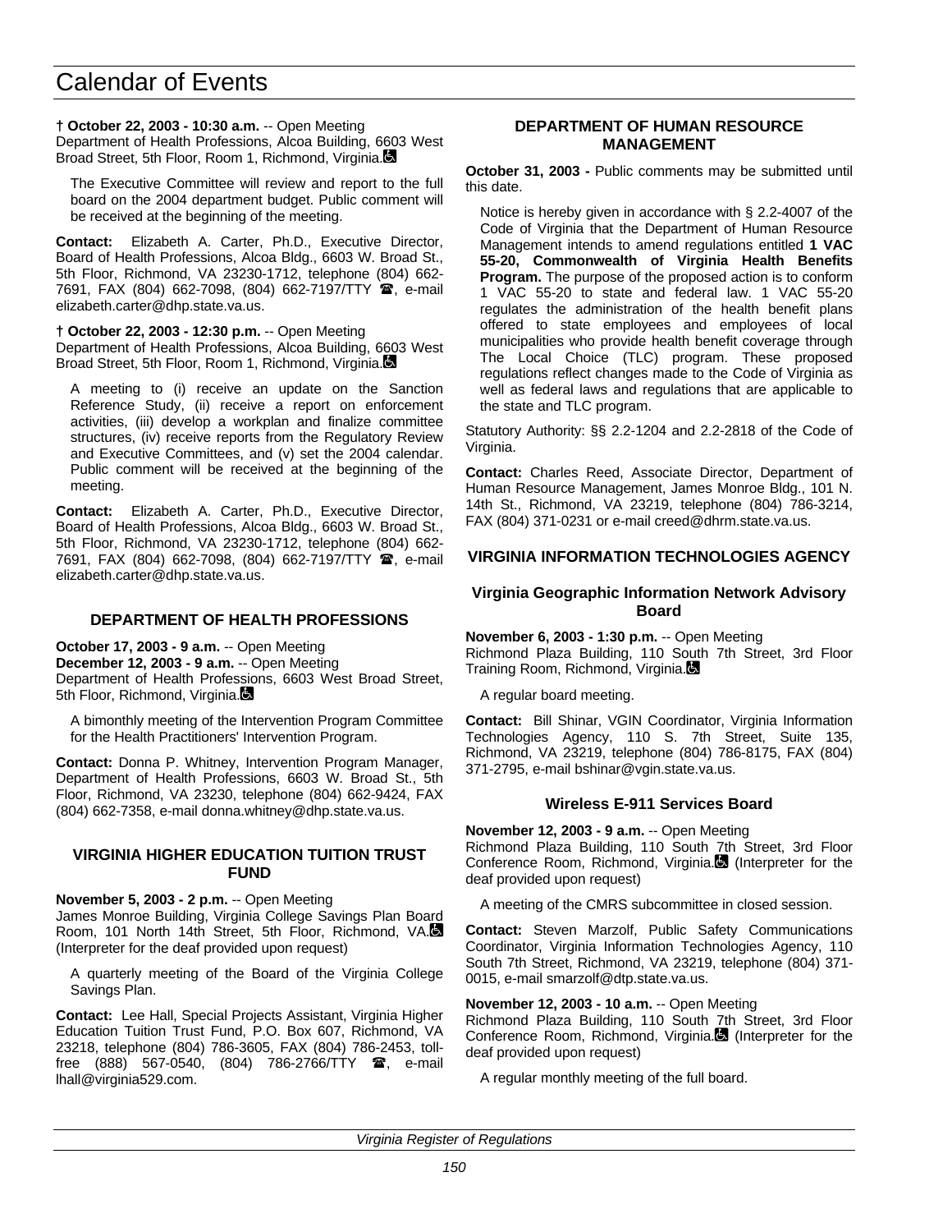**† October 22, 2003 - 10:30 a.m.** -- Open Meeting
Department of Health Professions, Alcoa Building, 6603 West Broad Street, 5th Floor, Room 1, Richmond, Virginia.

The Executive Committee will review and report to the full board on the 2004 department budget. Public comment will be received at the beginning of the meeting.

**Contact:** Elizabeth A. Carter, Ph.D., Executive Director, Board of Health Professions, Alcoa Bldg., 6603 W. Broad St., 5th Floor, Richmond, VA 23230-1712, telephone (804) 662-7691, FAX (804) 662-7098, (804) 662-7197/TTY ☎, e-mail elizabeth.carter@dhp.state.va.us.

**† October 22, 2003 - 12:30 p.m.** -- Open Meeting
Department of Health Professions, Alcoa Building, 6603 West Broad Street, 5th Floor, Room 1, Richmond, Virginia.

A meeting to (i) receive an update on the Sanction Reference Study, (ii) receive a report on enforcement activities, (iii) develop a workplan and finalize committee structures, (iv) receive reports from the Regulatory Review and Executive Committees, and (v) set the 2004 calendar. Public comment will be received at the beginning of the meeting.

**Contact:** Elizabeth A. Carter, Ph.D., Executive Director, Board of Health Professions, Alcoa Bldg., 6603 W. Broad St., 5th Floor, Richmond, VA 23230-1712, telephone (804) 662-7691, FAX (804) 662-7098, (804) 662-7197/TTY ☎, e-mail elizabeth.carter@dhp.state.va.us.

## DEPARTMENT OF HEALTH PROFESSIONS

**October 17, 2003 - 9 a.m.** -- Open Meeting
**December 12, 2003 - 9 a.m.** -- Open Meeting
Department of Health Professions, 6603 West Broad Street, 5th Floor, Richmond, Virginia.

A bimonthly meeting of the Intervention Program Committee for the Health Practitioners' Intervention Program.

**Contact:** Donna P. Whitney, Intervention Program Manager, Department of Health Professions, 6603 W. Broad St., 5th Floor, Richmond, VA 23230, telephone (804) 662-9424, FAX (804) 662-7358, e-mail donna.whitney@dhp.state.va.us.

## VIRGINIA HIGHER EDUCATION TUITION TRUST FUND

**November 5, 2003 - 2 p.m.** -- Open Meeting
James Monroe Building, Virginia College Savings Plan Board Room, 101 North 14th Street, 5th Floor, Richmond, VA. (Interpreter for the deaf provided upon request)

A quarterly meeting of the Board of the Virginia College Savings Plan.

**Contact:** Lee Hall, Special Projects Assistant, Virginia Higher Education Tuition Trust Fund, P.O. Box 607, Richmond, VA 23218, telephone (804) 786-3605, FAX (804) 786-2453, toll-free (888) 567-0540, (804) 786-2766/TTY ☎, e-mail lhall@virginia529.com.

## DEPARTMENT OF HUMAN RESOURCE MANAGEMENT

**October 31, 2003 -** Public comments may be submitted until this date.

Notice is hereby given in accordance with § 2.2-4007 of the Code of Virginia that the Department of Human Resource Management intends to amend regulations entitled **1 VAC 55-20, Commonwealth of Virginia Health Benefits Program.** The purpose of the proposed action is to conform 1 VAC 55-20 to state and federal law. 1 VAC 55-20 regulates the administration of the health benefit plans offered to state employees and employees of local municipalities who provide health benefit coverage through The Local Choice (TLC) program. These proposed regulations reflect changes made to the Code of Virginia as well as federal laws and regulations that are applicable to the state and TLC program.

Statutory Authority: §§ 2.2-1204 and 2.2-2818 of the Code of Virginia.

**Contact:** Charles Reed, Associate Director, Department of Human Resource Management, James Monroe Bldg., 101 N. 14th St., Richmond, VA 23219, telephone (804) 786-3214, FAX (804) 371-0231 or e-mail creed@dhrm.state.va.us.

## VIRGINIA INFORMATION TECHNOLOGIES AGENCY

### Virginia Geographic Information Network Advisory Board

**November 6, 2003 - 1:30 p.m.** -- Open Meeting
Richmond Plaza Building, 110 South 7th Street, 3rd Floor Training Room, Richmond, Virginia.

A regular board meeting.

**Contact:** Bill Shinar, VGIN Coordinator, Virginia Information Technologies Agency, 110 S. 7th Street, Suite 135, Richmond, VA 23219, telephone (804) 786-8175, FAX (804) 371-2795, e-mail bshinar@vgin.state.va.us.

### Wireless E-911 Services Board

**November 12, 2003 - 9 a.m.** -- Open Meeting
Richmond Plaza Building, 110 South 7th Street, 3rd Floor Conference Room, Richmond, Virginia. (Interpreter for the deaf provided upon request)

A meeting of the CMRS subcommittee in closed session.

**Contact:** Steven Marzolf, Public Safety Communications Coordinator, Virginia Information Technologies Agency, 110 South 7th Street, Richmond, VA 23219, telephone (804) 371-0015, e-mail smarzolf@dtp.state.va.us.

**November 12, 2003 - 10 a.m.** -- Open Meeting
Richmond Plaza Building, 110 South 7th Street, 3rd Floor Conference Room, Richmond, Virginia. (Interpreter for the deaf provided upon request)

A regular monthly meeting of the full board.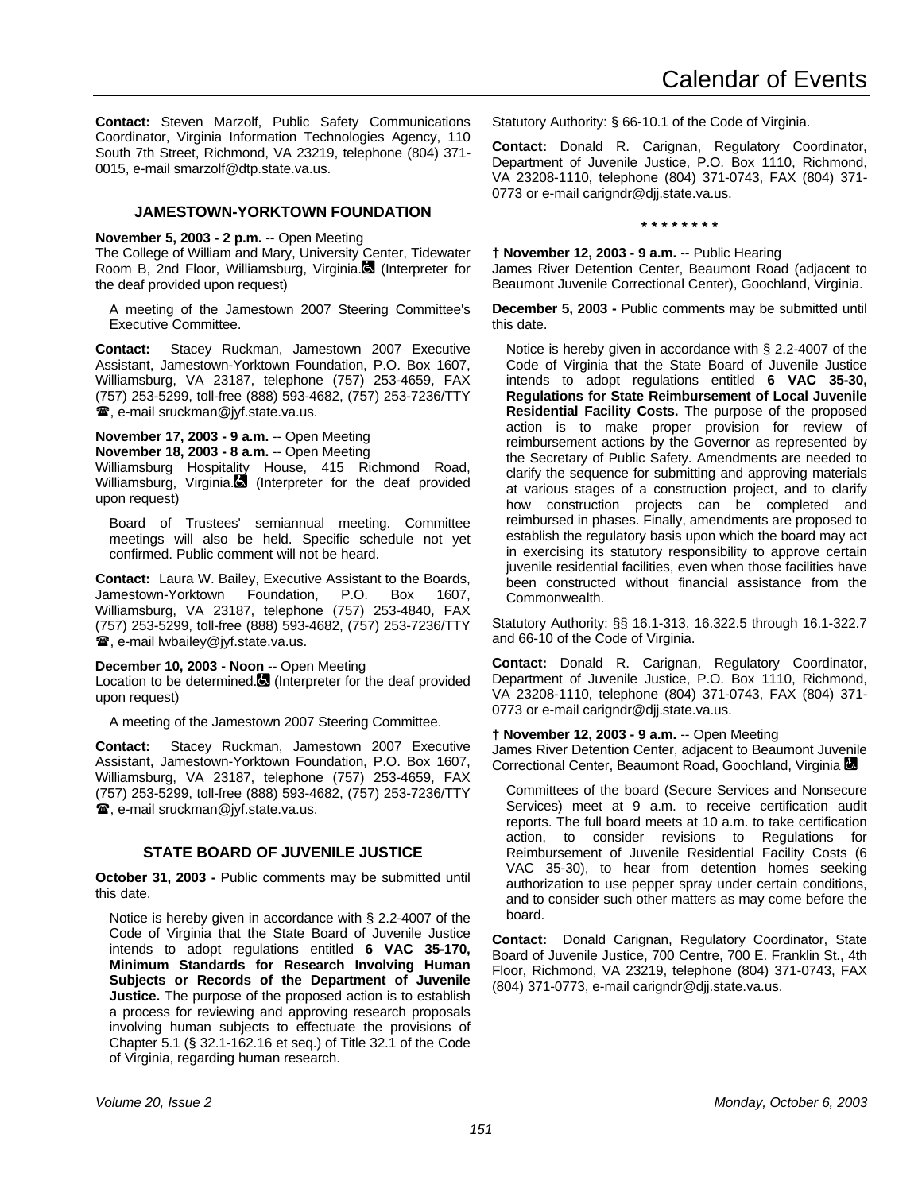**Contact:** Steven Marzolf, Public Safety Communications Coordinator, Virginia Information Technologies Agency, 110 South 7th Street, Richmond, VA 23219, telephone (804) 371-0015, e-mail smarzolf@dtp.state.va.us.

### JAMESTOWN-YORKTOWN FOUNDATION

**November 5, 2003 - 2 p.m.** -- Open Meeting
The College of William and Mary, University Center, Tidewater Room B, 2nd Floor, Williamsburg, Virginia. (Interpreter for the deaf provided upon request)

A meeting of the Jamestown 2007 Steering Committee's Executive Committee.

**Contact:** Stacey Ruckman, Jamestown 2007 Executive Assistant, Jamestown-Yorktown Foundation, P.O. Box 1607, Williamsburg, VA 23187, telephone (757) 253-4659, FAX (757) 253-5299, toll-free (888) 593-4682, (757) 253-7236/TTY ☎, e-mail sruckman@jyf.state.va.us.

**November 17, 2003 - 9 a.m.** -- Open Meeting
**November 18, 2003 - 8 a.m.** -- Open Meeting
Williamsburg Hospitality House, 415 Richmond Road, Williamsburg, Virginia. (Interpreter for the deaf provided upon request)

Board of Trustees' semiannual meeting. Committee meetings will also be held. Specific schedule not yet confirmed. Public comment will not be heard.

**Contact:** Laura W. Bailey, Executive Assistant to the Boards, Jamestown-Yorktown Foundation, P.O. Box 1607, Williamsburg, VA 23187, telephone (757) 253-4840, FAX (757) 253-5299, toll-free (888) 593-4682, (757) 253-7236/TTY ☎, e-mail lwbailey@jyf.state.va.us.

**December 10, 2003 - Noon** -- Open Meeting
Location to be determined. (Interpreter for the deaf provided upon request)

A meeting of the Jamestown 2007 Steering Committee.

**Contact:** Stacey Ruckman, Jamestown 2007 Executive Assistant, Jamestown-Yorktown Foundation, P.O. Box 1607, Williamsburg, VA 23187, telephone (757) 253-4659, FAX (757) 253-5299, toll-free (888) 593-4682, (757) 253-7236/TTY ☎, e-mail sruckman@jyf.state.va.us.

### STATE BOARD OF JUVENILE JUSTICE

**October 31, 2003 -** Public comments may be submitted until this date.

Notice is hereby given in accordance with § 2.2-4007 of the Code of Virginia that the State Board of Juvenile Justice intends to adopt regulations entitled **6 VAC 35-170, Minimum Standards for Research Involving Human Subjects or Records of the Department of Juvenile Justice.** The purpose of the proposed action is to establish a process for reviewing and approving research proposals involving human subjects to effectuate the provisions of Chapter 5.1 (§ 32.1-162.16 et seq.) of Title 32.1 of the Code of Virginia, regarding human research.

Statutory Authority: § 66-10.1 of the Code of Virginia.

**Contact:** Donald R. Carignan, Regulatory Coordinator, Department of Juvenile Justice, P.O. Box 1110, Richmond, VA 23208-1110, telephone (804) 371-0743, FAX (804) 371-0773 or e-mail carigndr@djj.state.va.us.

\* \* \* \* \* \* \* \*

**† November 12, 2003 - 9 a.m.** -- Public Hearing
James River Detention Center, Beaumont Road (adjacent to Beaumont Juvenile Correctional Center), Goochland, Virginia.

**December 5, 2003 -** Public comments may be submitted until this date.

Notice is hereby given in accordance with § 2.2-4007 of the Code of Virginia that the State Board of Juvenile Justice intends to adopt regulations entitled **6 VAC 35-30, Regulations for State Reimbursement of Local Juvenile Residential Facility Costs.** The purpose of the proposed action is to make proper provision for review of reimbursement actions by the Governor as represented by the Secretary of Public Safety. Amendments are needed to clarify the sequence for submitting and approving materials at various stages of a construction project, and to clarify how construction projects can be completed and reimbursed in phases. Finally, amendments are proposed to establish the regulatory basis upon which the board may act in exercising its statutory responsibility to approve certain juvenile residential facilities, even when those facilities have been constructed without financial assistance from the Commonwealth.

Statutory Authority: §§ 16.1-313, 16.322.5 through 16.1-322.7 and 66-10 of the Code of Virginia.

**Contact:** Donald R. Carignan, Regulatory Coordinator, Department of Juvenile Justice, P.O. Box 1110, Richmond, VA 23208-1110, telephone (804) 371-0743, FAX (804) 371-0773 or e-mail carigndr@djj.state.va.us.

**† November 12, 2003 - 9 a.m.** -- Open Meeting
James River Detention Center, adjacent to Beaumont Juvenile Correctional Center, Beaumont Road, Goochland, Virginia

Committees of the board (Secure Services and Nonsecure Services) meet at 9 a.m. to receive certification audit reports. The full board meets at 10 a.m. to take certification action, to consider revisions to Regulations for Reimbursement of Juvenile Residential Facility Costs (6 VAC 35-30), to hear from detention homes seeking authorization to use pepper spray under certain conditions, and to consider such other matters as may come before the board.

**Contact:** Donald Carignan, Regulatory Coordinator, State Board of Juvenile Justice, 700 Centre, 700 E. Franklin St., 4th Floor, Richmond, VA 23219, telephone (804) 371-0743, FAX (804) 371-0773, e-mail carigndr@djj.state.va.us.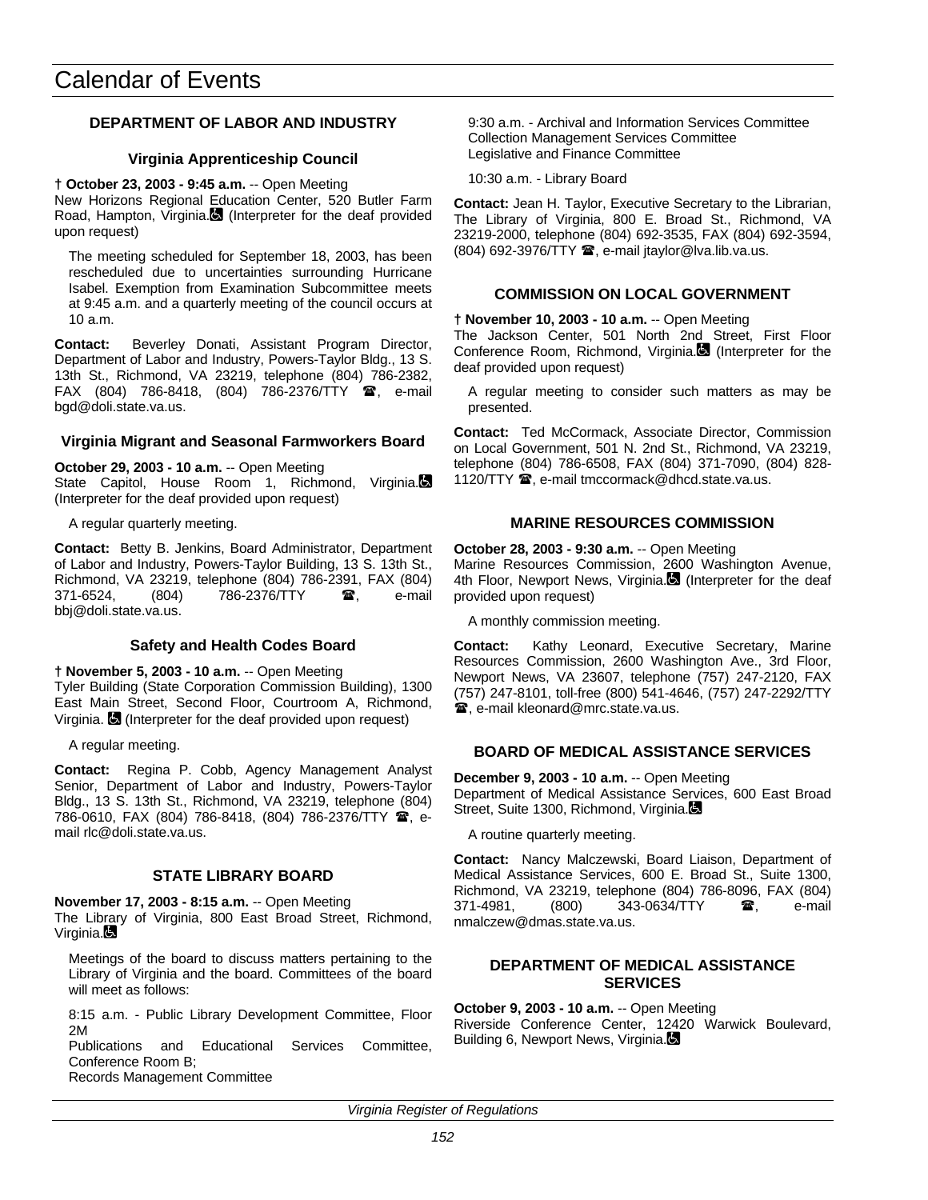# Calendar of Events

## DEPARTMENT OF LABOR AND INDUSTRY

### Virginia Apprenticeship Council

**† October 23, 2003 - 9:45 a.m.** -- Open Meeting
New Horizons Regional Education Center, 520 Butler Farm Road, Hampton, Virginia. (Interpreter for the deaf provided upon request)

The meeting scheduled for September 18, 2003, has been rescheduled due to uncertainties surrounding Hurricane Isabel. Exemption from Examination Subcommittee meets at 9:45 a.m. and a quarterly meeting of the council occurs at 10 a.m.

**Contact:** Beverley Donati, Assistant Program Director, Department of Labor and Industry, Powers-Taylor Bldg., 13 S. 13th St., Richmond, VA 23219, telephone (804) 786-2382, FAX (804) 786-8418, (804) 786-2376/TTY ☎, e-mail bgd@doli.state.va.us.

### Virginia Migrant and Seasonal Farmworkers Board

**October 29, 2003 - 10 a.m.** -- Open Meeting
State Capitol, House Room 1, Richmond, Virginia. (Interpreter for the deaf provided upon request)

A regular quarterly meeting.

**Contact:** Betty B. Jenkins, Board Administrator, Department of Labor and Industry, Powers-Taylor Building, 13 S. 13th St., Richmond, VA 23219, telephone (804) 786-2391, FAX (804) 371-6524, (804) 786-2376/TTY ☎, e-mail bbj@doli.state.va.us.

### Safety and Health Codes Board

**† November 5, 2003 - 10 a.m.** -- Open Meeting
Tyler Building (State Corporation Commission Building), 1300 East Main Street, Second Floor, Courtroom A, Richmond, Virginia. (Interpreter for the deaf provided upon request)

A regular meeting.

**Contact:** Regina P. Cobb, Agency Management Analyst Senior, Department of Labor and Industry, Powers-Taylor Bldg., 13 S. 13th St., Richmond, VA 23219, telephone (804) 786-0610, FAX (804) 786-8418, (804) 786-2376/TTY ☎, e-mail rlc@doli.state.va.us.

## STATE LIBRARY BOARD

**November 17, 2003 - 8:15 a.m.** -- Open Meeting
The Library of Virginia, 800 East Broad Street, Richmond, Virginia.

Meetings of the board to discuss matters pertaining to the Library of Virginia and the board. Committees of the board will meet as follows:

8:15 a.m. - Public Library Development Committee, Floor 2M
Publications and Educational Services Committee, Conference Room B;
Records Management Committee

9:30 a.m. - Archival and Information Services Committee
Collection Management Services Committee
Legislative and Finance Committee

10:30 a.m. - Library Board

**Contact:** Jean H. Taylor, Executive Secretary to the Librarian, The Library of Virginia, 800 E. Broad St., Richmond, VA 23219-2000, telephone (804) 692-3535, FAX (804) 692-3594, (804) 692-3976/TTY ☎, e-mail jtaylor@lva.lib.va.us.

## COMMISSION ON LOCAL GOVERNMENT

**† November 10, 2003 - 10 a.m.** -- Open Meeting
The Jackson Center, 501 North 2nd Street, First Floor Conference Room, Richmond, Virginia. (Interpreter for the deaf provided upon request)

A regular meeting to consider such matters as may be presented.

**Contact:** Ted McCormack, Associate Director, Commission on Local Government, 501 N. 2nd St., Richmond, VA 23219, telephone (804) 786-6508, FAX (804) 371-7090, (804) 828-1120/TTY ☎, e-mail tmccormack@dhcd.state.va.us.

## MARINE RESOURCES COMMISSION

**October 28, 2003 - 9:30 a.m.** -- Open Meeting
Marine Resources Commission, 2600 Washington Avenue, 4th Floor, Newport News, Virginia. (Interpreter for the deaf provided upon request)

A monthly commission meeting.

**Contact:** Kathy Leonard, Executive Secretary, Marine Resources Commission, 2600 Washington Ave., 3rd Floor, Newport News, VA 23607, telephone (757) 247-2120, FAX (757) 247-8101, toll-free (800) 541-4646, (757) 247-2292/TTY ☎, e-mail kleonard@mrc.state.va.us.

## BOARD OF MEDICAL ASSISTANCE SERVICES

**December 9, 2003 - 10 a.m.** -- Open Meeting
Department of Medical Assistance Services, 600 East Broad Street, Suite 1300, Richmond, Virginia.

A routine quarterly meeting.

**Contact:** Nancy Malczewski, Board Liaison, Department of Medical Assistance Services, 600 E. Broad St., Suite 1300, Richmond, VA 23219, telephone (804) 786-8096, FAX (804) 371-4981, (800) 343-0634/TTY ☎, e-mail nmalczew@dmas.state.va.us.

## DEPARTMENT OF MEDICAL ASSISTANCE SERVICES

**October 9, 2003 - 10 a.m.** -- Open Meeting
Riverside Conference Center, 12420 Warwick Boulevard, Building 6, Newport News, Virginia.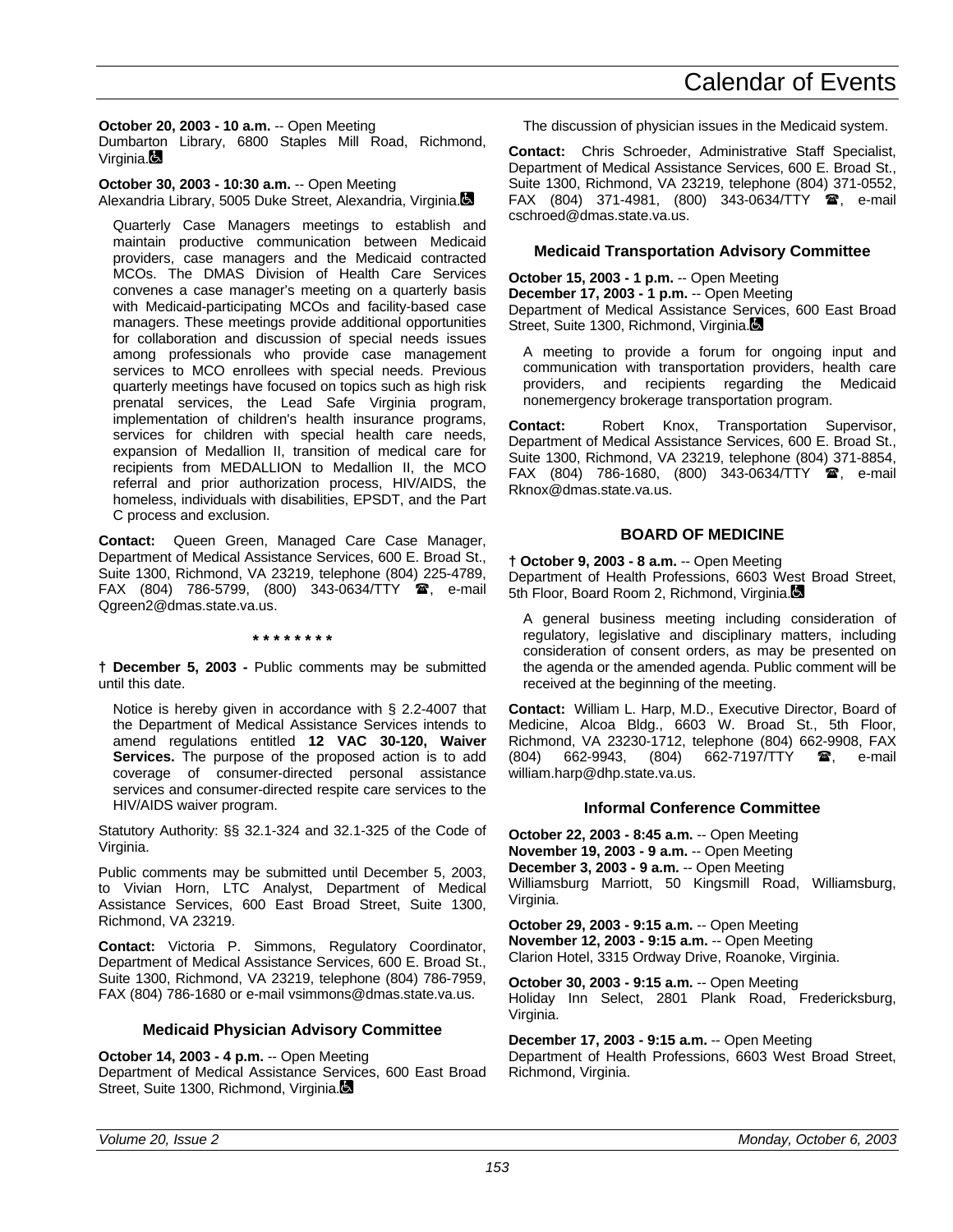**October 20, 2003 - 10 a.m.** -- Open Meeting
Dumbarton Library, 6800 Staples Mill Road, Richmond, Virginia.

**October 30, 2003 - 10:30 a.m.** -- Open Meeting
Alexandria Library, 5005 Duke Street, Alexandria, Virginia.

Quarterly Case Managers meetings to establish and maintain productive communication between Medicaid providers, case managers and the Medicaid contracted MCOs. The DMAS Division of Health Care Services convenes a case manager's meeting on a quarterly basis with Medicaid-participating MCOs and facility-based case managers. These meetings provide additional opportunities for collaboration and discussion of special needs issues among professionals who provide case management services to MCO enrollees with special needs. Previous quarterly meetings have focused on topics such as high risk prenatal services, the Lead Safe Virginia program, implementation of children's health insurance programs, services for children with special health care needs, expansion of Medallion II, transition of medical care for recipients from MEDALLION to Medallion II, the MCO referral and prior authorization process, HIV/AIDS, the homeless, individuals with disabilities, EPSDT, and the Part C process and exclusion.

**Contact:** Queen Green, Managed Care Case Manager, Department of Medical Assistance Services, 600 E. Broad St., Suite 1300, Richmond, VA 23219, telephone (804) 225-4789, FAX (804) 786-5799, (800) 343-0634/TTY ☎, e-mail Qgreen2@dmas.state.va.us.

\* \* \* \* \* \* \* \*

† **December 5, 2003 -** Public comments may be submitted until this date.

Notice is hereby given in accordance with § 2.2-4007 that the Department of Medical Assistance Services intends to amend regulations entitled **12 VAC 30-120, Waiver Services.** The purpose of the proposed action is to add coverage of consumer-directed personal assistance services and consumer-directed respite care services to the HIV/AIDS waiver program.

Statutory Authority: §§ 32.1-324 and 32.1-325 of the Code of Virginia.

Public comments may be submitted until December 5, 2003, to Vivian Horn, LTC Analyst, Department of Medical Assistance Services, 600 East Broad Street, Suite 1300, Richmond, VA 23219.

**Contact:** Victoria P. Simmons, Regulatory Coordinator, Department of Medical Assistance Services, 600 E. Broad St., Suite 1300, Richmond, VA 23219, telephone (804) 786-7959, FAX (804) 786-1680 or e-mail vsimmons@dmas.state.va.us.

### Medicaid Physician Advisory Committee

**October 14, 2003 - 4 p.m.** -- Open Meeting
Department of Medical Assistance Services, 600 East Broad Street, Suite 1300, Richmond, Virginia.

The discussion of physician issues in the Medicaid system.

**Contact:** Chris Schroeder, Administrative Staff Specialist, Department of Medical Assistance Services, 600 E. Broad St., Suite 1300, Richmond, VA 23219, telephone (804) 371-0552, FAX (804) 371-4981, (800) 343-0634/TTY ☎, e-mail cschroed@dmas.state.va.us.

### Medicaid Transportation Advisory Committee

**October 15, 2003 - 1 p.m.** -- Open Meeting
**December 17, 2003 - 1 p.m.** -- Open Meeting
Department of Medical Assistance Services, 600 East Broad Street, Suite 1300, Richmond, Virginia.

A meeting to provide a forum for ongoing input and communication with transportation providers, health care providers, and recipients regarding the Medicaid nonemergency brokerage transportation program.

**Contact:** Robert Knox, Transportation Supervisor, Department of Medical Assistance Services, 600 E. Broad St., Suite 1300, Richmond, VA 23219, telephone (804) 371-8854, FAX (804) 786-1680, (800) 343-0634/TTY ☎, e-mail Rknox@dmas.state.va.us.

## BOARD OF MEDICINE

† **October 9, 2003 - 8 a.m.** -- Open Meeting
Department of Health Professions, 6603 West Broad Street, 5th Floor, Board Room 2, Richmond, Virginia.

A general business meeting including consideration of regulatory, legislative and disciplinary matters, including consideration of consent orders, as may be presented on the agenda or the amended agenda. Public comment will be received at the beginning of the meeting.

**Contact:** William L. Harp, M.D., Executive Director, Board of Medicine, Alcoa Bldg., 6603 W. Broad St., 5th Floor, Richmond, VA 23230-1712, telephone (804) 662-9908, FAX (804) 662-9943, (804) 662-7197/TTY ☎, e-mail william.harp@dhp.state.va.us.

### Informal Conference Committee

**October 22, 2003 - 8:45 a.m.** -- Open Meeting
**November 19, 2003 - 9 a.m.** -- Open Meeting
**December 3, 2003 - 9 a.m.** -- Open Meeting
Williamsburg Marriott, 50 Kingsmill Road, Williamsburg, Virginia.

**October 29, 2003 - 9:15 a.m.** -- Open Meeting
**November 12, 2003 - 9:15 a.m.** -- Open Meeting
Clarion Hotel, 3315 Ordway Drive, Roanoke, Virginia.

**October 30, 2003 - 9:15 a.m.** -- Open Meeting
Holiday Inn Select, 2801 Plank Road, Fredericksburg, Virginia.

**December 17, 2003 - 9:15 a.m.** -- Open Meeting
Department of Health Professions, 6603 West Broad Street, Richmond, Virginia.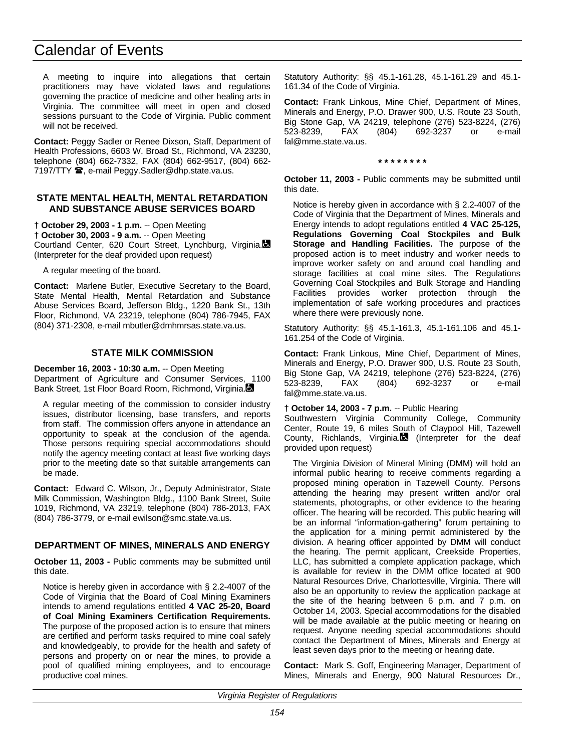A meeting to inquire into allegations that certain practitioners may have violated laws and regulations governing the practice of medicine and other healing arts in Virginia. The committee will meet in open and closed sessions pursuant to the Code of Virginia. Public comment will not be received.

**Contact:** Peggy Sadler or Renee Dixson, Staff, Department of Health Professions, 6603 W. Broad St., Richmond, VA 23230, telephone (804) 662-7332, FAX (804) 662-9517, (804) 662-7197/TTY ☎, e-mail Peggy.Sadler@dhp.state.va.us.

### STATE MENTAL HEALTH, MENTAL RETARDATION AND SUBSTANCE ABUSE SERVICES BOARD

**† October 29, 2003 - 1 p.m.** -- Open Meeting
**† October 30, 2003 - 9 a.m.** -- Open Meeting
Courtland Center, 620 Court Street, Lynchburg, Virginia. (Interpreter for the deaf provided upon request)

A regular meeting of the board.

**Contact:** Marlene Butler, Executive Secretary to the Board, State Mental Health, Mental Retardation and Substance Abuse Services Board, Jefferson Bldg., 1220 Bank St., 13th Floor, Richmond, VA 23219, telephone (804) 786-7945, FAX (804) 371-2308, e-mail mbutler@dmhmrsas.state.va.us.

### STATE MILK COMMISSION

**December 16, 2003 - 10:30 a.m.** -- Open Meeting
Department of Agriculture and Consumer Services, 1100 Bank Street, 1st Floor Board Room, Richmond, Virginia.

A regular meeting of the commission to consider industry issues, distributor licensing, base transfers, and reports from staff. The commission offers anyone in attendance an opportunity to speak at the conclusion of the agenda. Those persons requiring special accommodations should notify the agency meeting contact at least five working days prior to the meeting date so that suitable arrangements can be made.

**Contact:** Edward C. Wilson, Jr., Deputy Administrator, State Milk Commission, Washington Bldg., 1100 Bank Street, Suite 1019, Richmond, VA 23219, telephone (804) 786-2013, FAX (804) 786-3779, or e-mail ewilson@smc.state.va.us.

### DEPARTMENT OF MINES, MINERALS AND ENERGY

**October 11, 2003 -** Public comments may be submitted until this date.

Notice is hereby given in accordance with § 2.2-4007 of the Code of Virginia that the Board of Coal Mining Examiners intends to amend regulations entitled **4 VAC 25-20, Board of Coal Mining Examiners Certification Requirements.** The purpose of the proposed action is to ensure that miners are certified and perform tasks required to mine coal safely and knowledgeably, to provide for the health and safety of persons and property on or near the mines, to provide a pool of qualified mining employees, and to encourage productive coal mines.

Statutory Authority: §§ 45.1-161.28, 45.1-161.29 and 45.1-161.34 of the Code of Virginia.

**Contact:** Frank Linkous, Mine Chief, Department of Mines, Minerals and Energy, P.O. Drawer 900, U.S. Route 23 South, Big Stone Gap, VA 24219, telephone (276) 523-8224, (276) 523-8239, FAX (804) 692-3237 or e-mail fal@mme.state.va.us.

**\* \* \* \* \* \* \* \***

**October 11, 2003 -** Public comments may be submitted until this date.

Notice is hereby given in accordance with § 2.2-4007 of the Code of Virginia that the Department of Mines, Minerals and Energy intends to adopt regulations entitled **4 VAC 25-125, Regulations Governing Coal Stockpiles and Bulk Storage and Handling Facilities.** The purpose of the proposed action is to meet industry and worker needs to improve worker safety on and around coal handling and storage facilities at coal mine sites. The Regulations Governing Coal Stockpiles and Bulk Storage and Handling Facilities provides worker protection through the implementation of safe working procedures and practices where there were previously none.

Statutory Authority: §§ 45.1-161.3, 45.1-161.106 and 45.1-161.254 of the Code of Virginia.

**Contact:** Frank Linkous, Mine Chief, Department of Mines, Minerals and Energy, P.O. Drawer 900, U.S. Route 23 South, Big Stone Gap, VA 24219, telephone (276) 523-8224, (276) 523-8239, FAX (804) 692-3237 or e-mail fal@mme.state.va.us.

**† October 14, 2003 - 7 p.m.** -- Public Hearing
Southwestern Virginia Community College, Community Center, Route 19, 6 miles South of Claypool Hill, Tazewell County, Richlands, Virginia. (Interpreter for the deaf provided upon request)

The Virginia Division of Mineral Mining (DMM) will hold an informal public hearing to receive comments regarding a proposed mining operation in Tazewell County. Persons attending the hearing may present written and/or oral statements, photographs, or other evidence to the hearing officer. The hearing will be recorded. This public hearing will be an informal "information-gathering" forum pertaining to the application for a mining permit administered by the division. A hearing officer appointed by DMM will conduct the hearing. The permit applicant, Creekside Properties, LLC, has submitted a complete application package, which is available for review in the DMM office located at 900 Natural Resources Drive, Charlottesville, Virginia. There will also be an opportunity to review the application package at the site of the hearing between 6 p.m. and 7 p.m. on October 14, 2003. Special accommodations for the disabled will be made available at the public meeting or hearing on request. Anyone needing special accommodations should contact the Department of Mines, Minerals and Energy at least seven days prior to the meeting or hearing date.

**Contact:** Mark S. Goff, Engineering Manager, Department of Mines, Minerals and Energy, 900 Natural Resources Dr.,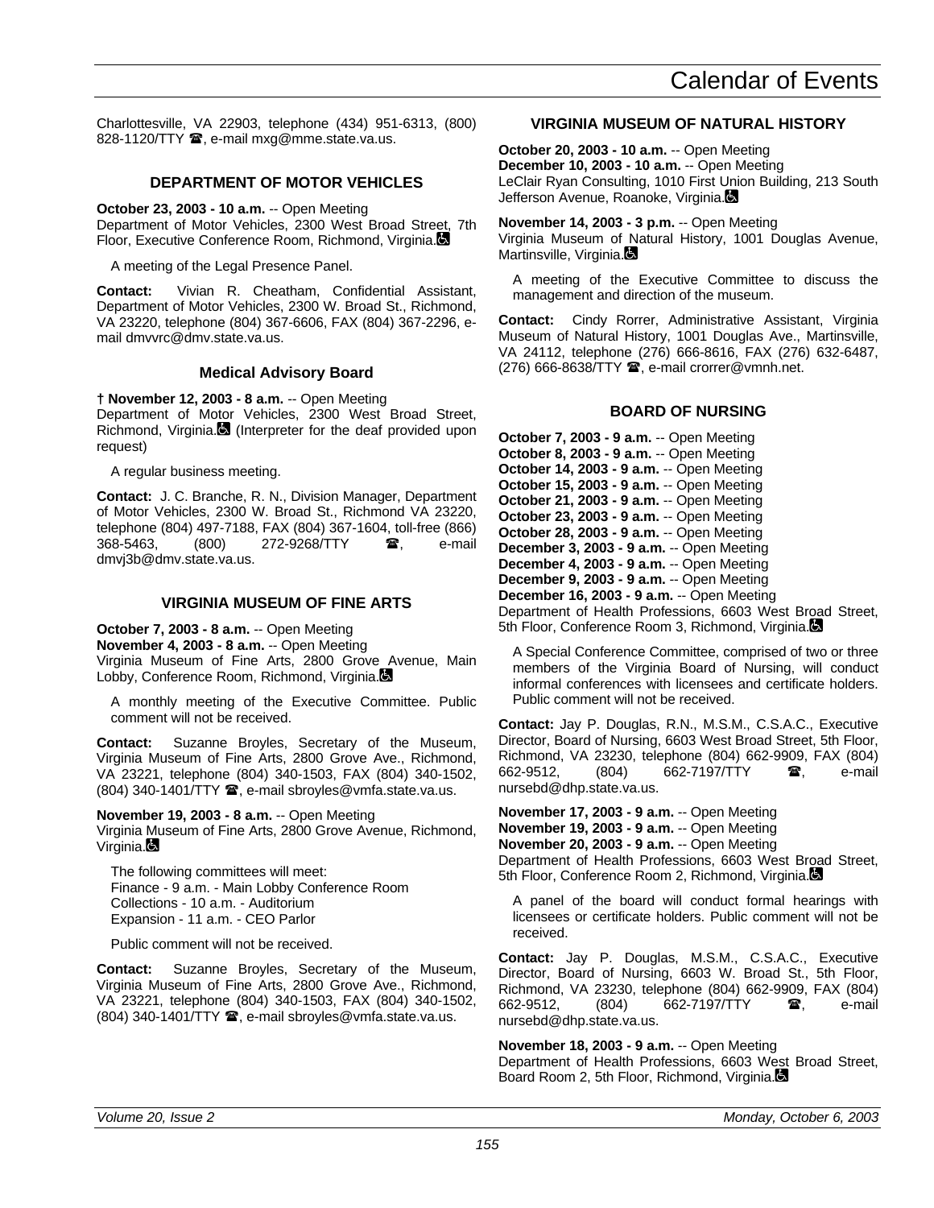Charlottesville, VA 22903, telephone (434) 951-6313, (800) 828-1120/TTY ☎, e-mail mxg@mme.state.va.us.

### DEPARTMENT OF MOTOR VEHICLES

**October 23, 2003 - 10 a.m.** -- Open Meeting
Department of Motor Vehicles, 2300 West Broad Street, 7th Floor, Executive Conference Room, Richmond, Virginia. ♿

A meeting of the Legal Presence Panel.

**Contact:** Vivian R. Cheatham, Confidential Assistant, Department of Motor Vehicles, 2300 W. Broad St., Richmond, VA 23220, telephone (804) 367-6606, FAX (804) 367-2296, e-mail dmvvrc@dmv.state.va.us.

#### Medical Advisory Board

**† November 12, 2003 - 8 a.m.** -- Open Meeting
Department of Motor Vehicles, 2300 West Broad Street, Richmond, Virginia. ♿ (Interpreter for the deaf provided upon request)

A regular business meeting.

**Contact:** J. C. Branche, R. N., Division Manager, Department of Motor Vehicles, 2300 W. Broad St., Richmond VA 23220, telephone (804) 497-7188, FAX (804) 367-1604, toll-free (866) 368-5463, (800) 272-9268/TTY ☎, e-mail dmvj3b@dmv.state.va.us.

### VIRGINIA MUSEUM OF FINE ARTS

**October 7, 2003 - 8 a.m.** -- Open Meeting
**November 4, 2003 - 8 a.m.** -- Open Meeting
Virginia Museum of Fine Arts, 2800 Grove Avenue, Main Lobby, Conference Room, Richmond, Virginia. ♿

A monthly meeting of the Executive Committee. Public comment will not be received.

**Contact:** Suzanne Broyles, Secretary of the Museum, Virginia Museum of Fine Arts, 2800 Grove Ave., Richmond, VA 23221, telephone (804) 340-1503, FAX (804) 340-1502, (804) 340-1401/TTY ☎, e-mail sbroyles@vmfa.state.va.us.

**November 19, 2003 - 8 a.m.** -- Open Meeting
Virginia Museum of Fine Arts, 2800 Grove Avenue, Richmond, Virginia. ♿

The following committees will meet:
Finance - 9 a.m. - Main Lobby Conference Room
Collections - 10 a.m. - Auditorium
Expansion - 11 a.m. - CEO Parlor

Public comment will not be received.

**Contact:** Suzanne Broyles, Secretary of the Museum, Virginia Museum of Fine Arts, 2800 Grove Ave., Richmond, VA 23221, telephone (804) 340-1503, FAX (804) 340-1502, (804) 340-1401/TTY ☎, e-mail sbroyles@vmfa.state.va.us.

### VIRGINIA MUSEUM OF NATURAL HISTORY

**October 20, 2003 - 10 a.m.** -- Open Meeting
**December 10, 2003 - 10 a.m.** -- Open Meeting
LeClair Ryan Consulting, 1010 First Union Building, 213 South Jefferson Avenue, Roanoke, Virginia. ♿

**November 14, 2003 - 3 p.m.** -- Open Meeting
Virginia Museum of Natural History, 1001 Douglas Avenue, Martinsville, Virginia. ♿

A meeting of the Executive Committee to discuss the management and direction of the museum.

**Contact:** Cindy Rorrer, Administrative Assistant, Virginia Museum of Natural History, 1001 Douglas Ave., Martinsville, VA 24112, telephone (276) 666-8616, FAX (276) 632-6487, (276) 666-8638/TTY ☎, e-mail crorrer@vmnh.net.

### BOARD OF NURSING

**October 7, 2003 - 9 a.m.** -- Open Meeting
**October 8, 2003 - 9 a.m.** -- Open Meeting
**October 14, 2003 - 9 a.m.** -- Open Meeting
**October 15, 2003 - 9 a.m.** -- Open Meeting
**October 21, 2003 - 9 a.m.** -- Open Meeting
**October 23, 2003 - 9 a.m.** -- Open Meeting
**October 28, 2003 - 9 a.m.** -- Open Meeting
**December 3, 2003 - 9 a.m.** -- Open Meeting
**December 4, 2003 - 9 a.m.** -- Open Meeting
**December 9, 2003 - 9 a.m.** -- Open Meeting
**December 16, 2003 - 9 a.m.** -- Open Meeting
Department of Health Professions, 6603 West Broad Street, 5th Floor, Conference Room 3, Richmond, Virginia. ♿

A Special Conference Committee, comprised of two or three members of the Virginia Board of Nursing, will conduct informal conferences with licensees and certificate holders. Public comment will not be received.

**Contact:** Jay P. Douglas, R.N., M.S.M., C.S.A.C., Executive Director, Board of Nursing, 6603 West Broad Street, 5th Floor, Richmond, VA 23230, telephone (804) 662-9909, FAX (804) 662-9512, (804) 662-7197/TTY ☎, e-mail nursebd@dhp.state.va.us.

**November 17, 2003 - 9 a.m.** -- Open Meeting
**November 19, 2003 - 9 a.m.** -- Open Meeting
**November 20, 2003 - 9 a.m.** -- Open Meeting
Department of Health Professions, 6603 West Broad Street, 5th Floor, Conference Room 2, Richmond, Virginia. ♿

A panel of the board will conduct formal hearings with licensees or certificate holders. Public comment will not be received.

**Contact:** Jay P. Douglas, M.S.M., C.S.A.C., Executive Director, Board of Nursing, 6603 W. Broad St., 5th Floor, Richmond, VA 23230, telephone (804) 662-9909, FAX (804) 662-9512, (804) 662-7197/TTY ☎, e-mail nursebd@dhp.state.va.us.

**November 18, 2003 - 9 a.m.** -- Open Meeting
Department of Health Professions, 6603 West Broad Street, Board Room 2, 5th Floor, Richmond, Virginia. ♿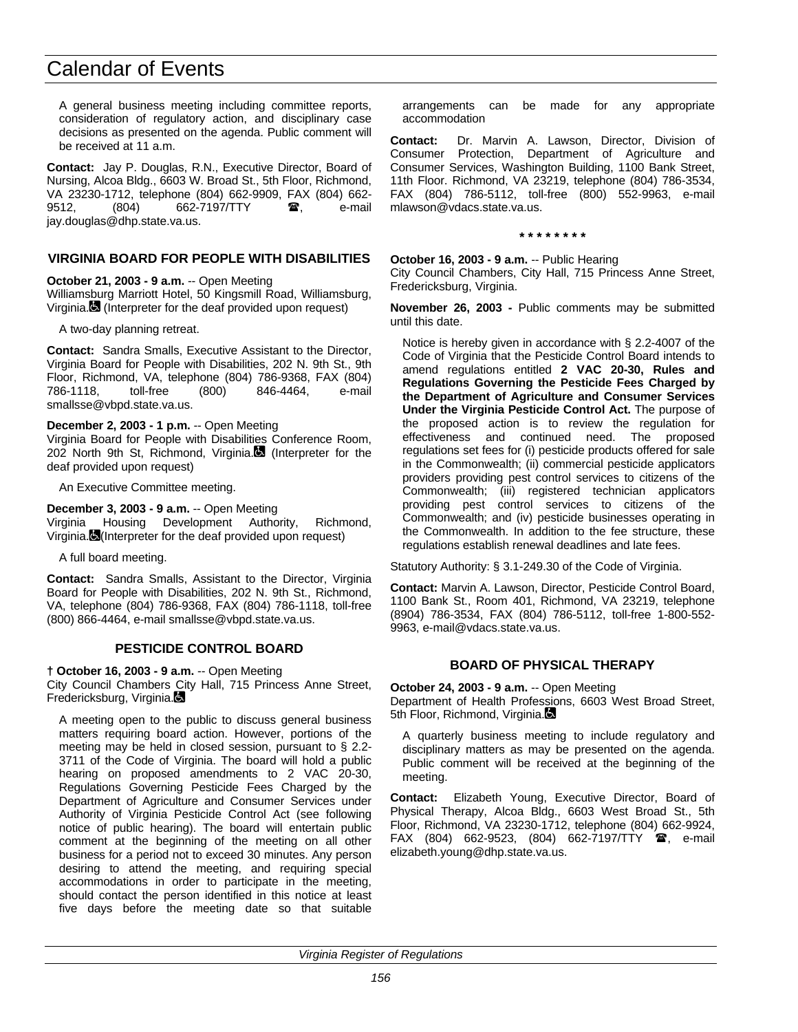A general business meeting including committee reports, consideration of regulatory action, and disciplinary case decisions as presented on the agenda. Public comment will be received at 11 a.m.

**Contact:** Jay P. Douglas, R.N., Executive Director, Board of Nursing, Alcoa Bldg., 6603 W. Broad St., 5th Floor, Richmond, VA 23230-1712, telephone (804) 662-9909, FAX (804) 662-9512, (804) 662-7197/TTY ☎, e-mail jay.douglas@dhp.state.va.us.

### VIRGINIA BOARD FOR PEOPLE WITH DISABILITIES

**October 21, 2003 - 9 a.m.** -- Open Meeting
Williamsburg Marriott Hotel, 50 Kingsmill Road, Williamsburg, Virginia. (Interpreter for the deaf provided upon request)

A two-day planning retreat.

**Contact:** Sandra Smalls, Executive Assistant to the Director, Virginia Board for People with Disabilities, 202 N. 9th St., 9th Floor, Richmond, VA, telephone (804) 786-9368, FAX (804) 786-1118, toll-free (800) 846-4464, e-mail smallsse@vbpd.state.va.us.

**December 2, 2003 - 1 p.m.** -- Open Meeting
Virginia Board for People with Disabilities Conference Room, 202 North 9th St, Richmond, Virginia. (Interpreter for the deaf provided upon request)

An Executive Committee meeting.

**December 3, 2003 - 9 a.m.** -- Open Meeting
Virginia Housing Development Authority, Richmond, Virginia. (Interpreter for the deaf provided upon request)

A full board meeting.

**Contact:** Sandra Smalls, Assistant to the Director, Virginia Board for People with Disabilities, 202 N. 9th St., Richmond, VA, telephone (804) 786-9368, FAX (804) 786-1118, toll-free (800) 866-4464, e-mail smallsse@vbpd.state.va.us.

### PESTICIDE CONTROL BOARD

**† October 16, 2003 - 9 a.m.** -- Open Meeting
City Council Chambers City Hall, 715 Princess Anne Street, Fredericksburg, Virginia.

A meeting open to the public to discuss general business matters requiring board action. However, portions of the meeting may be held in closed session, pursuant to § 2.2-3711 of the Code of Virginia. The board will hold a public hearing on proposed amendments to 2 VAC 20-30, Regulations Governing Pesticide Fees Charged by the Department of Agriculture and Consumer Services under Authority of Virginia Pesticide Control Act (see following notice of public hearing). The board will entertain public comment at the beginning of the meeting on all other business for a period not to exceed 30 minutes. Any person desiring to attend the meeting, and requiring special accommodations in order to participate in the meeting, should contact the person identified in this notice at least five days before the meeting date so that suitable arrangements can be made for any appropriate accommodation

**Contact:** Dr. Marvin A. Lawson, Director, Division of Consumer Protection, Department of Agriculture and Consumer Services, Washington Building, 1100 Bank Street, 11th Floor. Richmond, VA 23219, telephone (804) 786-3534, FAX (804) 786-5112, toll-free (800) 552-9963, e-mail mlawson@vdacs.state.va.us.

* * * * * * * *

**October 16, 2003 - 9 a.m.** -- Public Hearing
City Council Chambers, City Hall, 715 Princess Anne Street, Fredericksburg, Virginia.

**November 26, 2003 -** Public comments may be submitted until this date.

Notice is hereby given in accordance with § 2.2-4007 of the Code of Virginia that the Pesticide Control Board intends to amend regulations entitled **2 VAC 20-30, Rules and Regulations Governing the Pesticide Fees Charged by the Department of Agriculture and Consumer Services Under the Virginia Pesticide Control Act.** The purpose of the proposed action is to review the regulation for effectiveness and continued need. The proposed regulations set fees for (i) pesticide products offered for sale in the Commonwealth; (ii) commercial pesticide applicators providers providing pest control services to citizens of the Commonwealth; (iii) registered technician applicators providing pest control services to citizens of the Commonwealth; and (iv) pesticide businesses operating in the Commonwealth. In addition to the fee structure, these regulations establish renewal deadlines and late fees.

Statutory Authority: § 3.1-249.30 of the Code of Virginia.

**Contact:** Marvin A. Lawson, Director, Pesticide Control Board, 1100 Bank St., Room 401, Richmond, VA 23219, telephone (8904) 786-3534, FAX (804) 786-5112, toll-free 1-800-552-9963, e-mail@vdacs.state.va.us.

### BOARD OF PHYSICAL THERAPY

**October 24, 2003 - 9 a.m.** -- Open Meeting
Department of Health Professions, 6603 West Broad Street, 5th Floor, Richmond, Virginia.

A quarterly business meeting to include regulatory and disciplinary matters as may be presented on the agenda. Public comment will be received at the beginning of the meeting.

**Contact:** Elizabeth Young, Executive Director, Board of Physical Therapy, Alcoa Bldg., 6603 West Broad St., 5th Floor, Richmond, VA 23230-1712, telephone (804) 662-9924, FAX (804) 662-9523, (804) 662-7197/TTY ☎, e-mail elizabeth.young@dhp.state.va.us.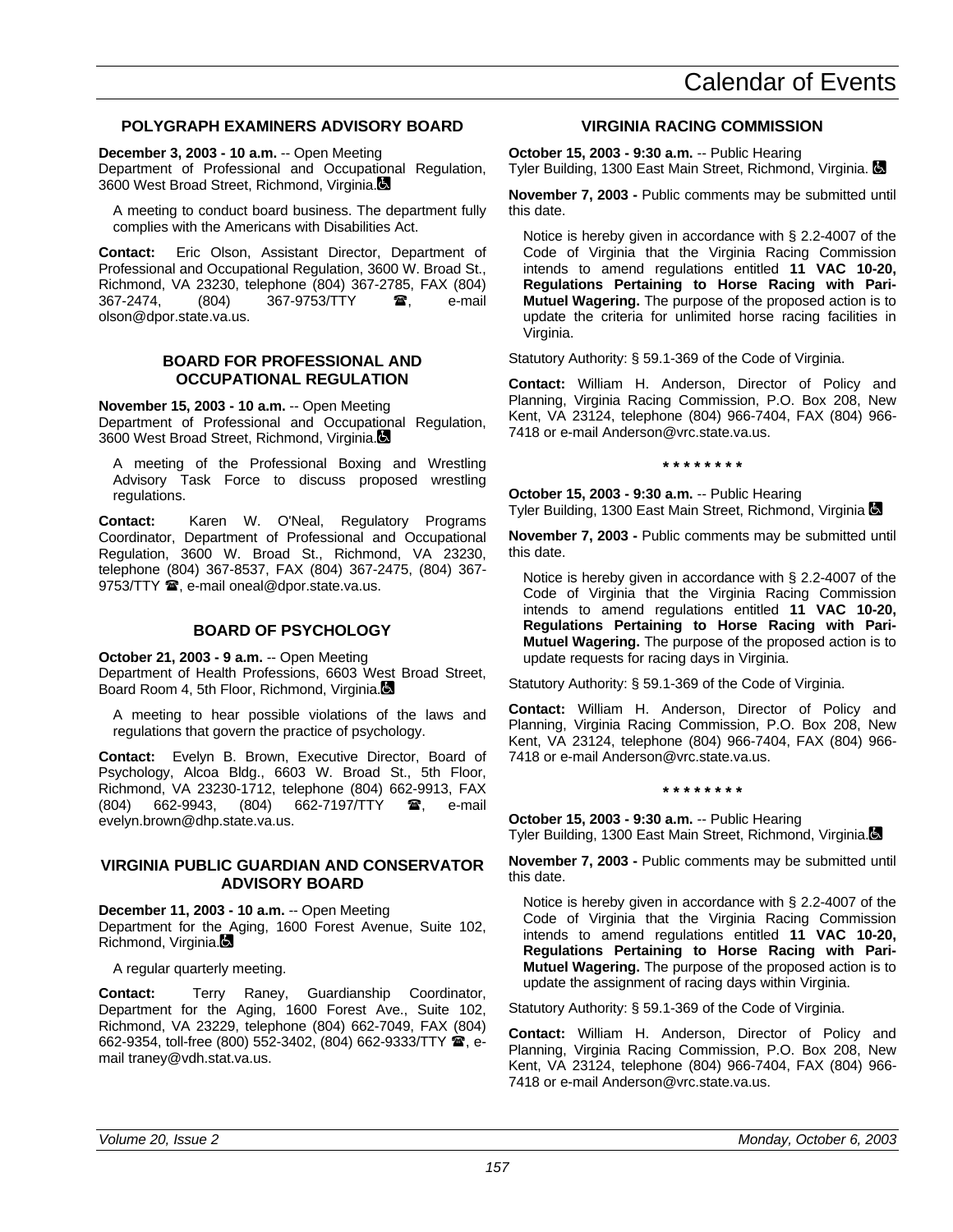## POLYGRAPH EXAMINERS ADVISORY BOARD

**December 3, 2003 - 10 a.m.** -- Open Meeting
Department of Professional and Occupational Regulation, 3600 West Broad Street, Richmond, Virginia.

A meeting to conduct board business. The department fully complies with the Americans with Disabilities Act.

**Contact:** Eric Olson, Assistant Director, Department of Professional and Occupational Regulation, 3600 W. Broad St., Richmond, VA 23230, telephone (804) 367-2785, FAX (804) 367-2474, (804) 367-9753/TTY ☎, e-mail olson@dpor.state.va.us.

## BOARD FOR PROFESSIONAL AND OCCUPATIONAL REGULATION

**November 15, 2003 - 10 a.m.** -- Open Meeting
Department of Professional and Occupational Regulation, 3600 West Broad Street, Richmond, Virginia.

A meeting of the Professional Boxing and Wrestling Advisory Task Force to discuss proposed wrestling regulations.

**Contact:** Karen W. O'Neal, Regulatory Programs Coordinator, Department of Professional and Occupational Regulation, 3600 W. Broad St., Richmond, VA 23230, telephone (804) 367-8537, FAX (804) 367-2475, (804) 367-9753/TTY ☎, e-mail oneal@dpor.state.va.us.

## BOARD OF PSYCHOLOGY

**October 21, 2003 - 9 a.m.** -- Open Meeting
Department of Health Professions, 6603 West Broad Street, Board Room 4, 5th Floor, Richmond, Virginia.

A meeting to hear possible violations of the laws and regulations that govern the practice of psychology.

**Contact:** Evelyn B. Brown, Executive Director, Board of Psychology, Alcoa Bldg., 6603 W. Broad St., 5th Floor, Richmond, VA 23230-1712, telephone (804) 662-9913, FAX (804) 662-9943, (804) 662-7197/TTY ☎, e-mail evelyn.brown@dhp.state.va.us.

## VIRGINIA PUBLIC GUARDIAN AND CONSERVATOR ADVISORY BOARD

**December 11, 2003 - 10 a.m.** -- Open Meeting
Department for the Aging, 1600 Forest Avenue, Suite 102, Richmond, Virginia.

A regular quarterly meeting.

**Contact:** Terry Raney, Guardianship Coordinator, Department for the Aging, 1600 Forest Ave., Suite 102, Richmond, VA 23229, telephone (804) 662-7049, FAX (804) 662-9354, toll-free (800) 552-3402, (804) 662-9333/TTY ☎, e-mail traney@vdh.stat.va.us.

## VIRGINIA RACING COMMISSION

**October 15, 2003 - 9:30 a.m.** -- Public Hearing
Tyler Building, 1300 East Main Street, Richmond, Virginia.

**November 7, 2003 -** Public comments may be submitted until this date.

Notice is hereby given in accordance with § 2.2-4007 of the Code of Virginia that the Virginia Racing Commission intends to amend regulations entitled **11 VAC 10-20, Regulations Pertaining to Horse Racing with Pari-Mutuel Wagering.** The purpose of the proposed action is to update the criteria for unlimited horse racing facilities in Virginia.

Statutory Authority: § 59.1-369 of the Code of Virginia.

**Contact:** William H. Anderson, Director of Policy and Planning, Virginia Racing Commission, P.O. Box 208, New Kent, VA 23124, telephone (804) 966-7404, FAX (804) 966-7418 or e-mail Anderson@vrc.state.va.us.

* * * * * * * *

**October 15, 2003 - 9:30 a.m.** -- Public Hearing
Tyler Building, 1300 East Main Street, Richmond, Virginia

**November 7, 2003 -** Public comments may be submitted until this date.

Notice is hereby given in accordance with § 2.2-4007 of the Code of Virginia that the Virginia Racing Commission intends to amend regulations entitled **11 VAC 10-20, Regulations Pertaining to Horse Racing with Pari-Mutuel Wagering.** The purpose of the proposed action is to update requests for racing days in Virginia.

Statutory Authority: § 59.1-369 of the Code of Virginia.

**Contact:** William H. Anderson, Director of Policy and Planning, Virginia Racing Commission, P.O. Box 208, New Kent, VA 23124, telephone (804) 966-7404, FAX (804) 966-7418 or e-mail Anderson@vrc.state.va.us.

* * * * * * * *

**October 15, 2003 - 9:30 a.m.** -- Public Hearing
Tyler Building, 1300 East Main Street, Richmond, Virginia.

**November 7, 2003 -** Public comments may be submitted until this date.

Notice is hereby given in accordance with § 2.2-4007 of the Code of Virginia that the Virginia Racing Commission intends to amend regulations entitled **11 VAC 10-20, Regulations Pertaining to Horse Racing with Pari-Mutuel Wagering.** The purpose of the proposed action is to update the assignment of racing days within Virginia.

Statutory Authority: § 59.1-369 of the Code of Virginia.

**Contact:** William H. Anderson, Director of Policy and Planning, Virginia Racing Commission, P.O. Box 208, New Kent, VA 23124, telephone (804) 966-7404, FAX (804) 966-7418 or e-mail Anderson@vrc.state.va.us.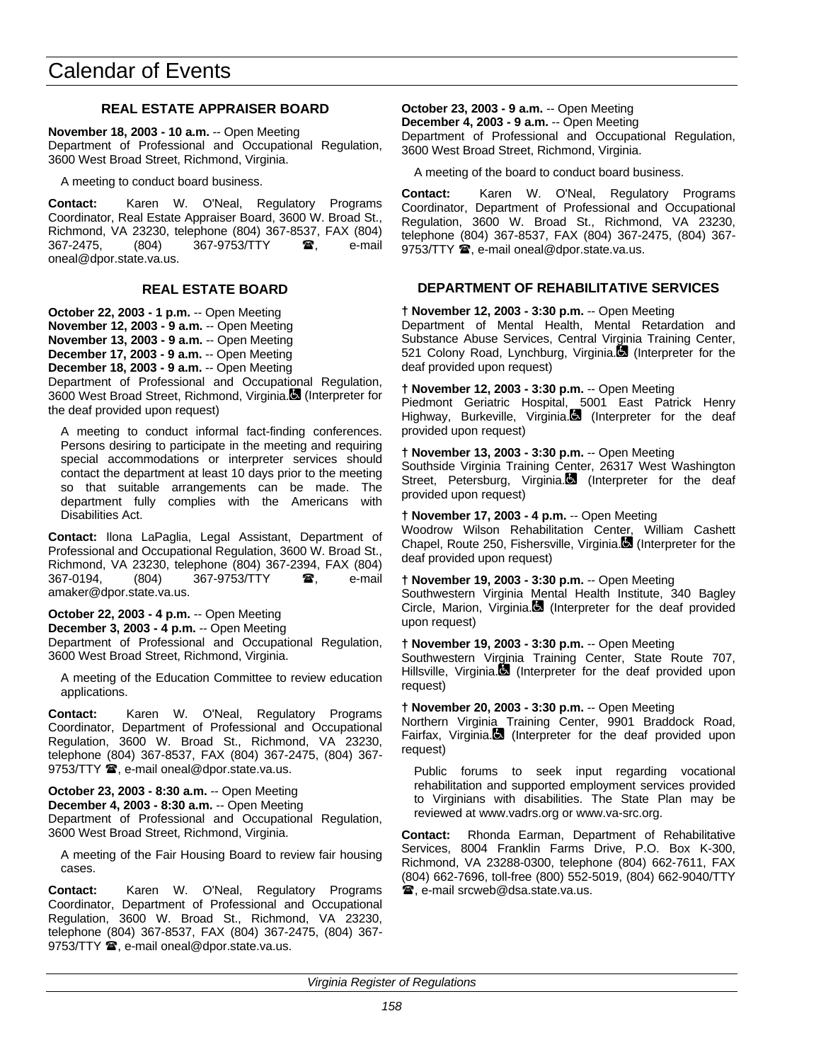# Calendar of Events

## REAL ESTATE APPRAISER BOARD

**November 18, 2003 - 10 a.m.** -- Open Meeting
Department of Professional and Occupational Regulation, 3600 West Broad Street, Richmond, Virginia.

A meeting to conduct board business.

**Contact:** Karen W. O'Neal, Regulatory Programs Coordinator, Real Estate Appraiser Board, 3600 W. Broad St., Richmond, VA 23230, telephone (804) 367-8537, FAX (804) 367-2475, (804) 367-9753/TTY ☎, e-mail oneal@dpor.state.va.us.

## REAL ESTATE BOARD

**October 22, 2003 - 1 p.m.** -- Open Meeting
**November 12, 2003 - 9 a.m.** -- Open Meeting
**November 13, 2003 - 9 a.m.** -- Open Meeting
**December 17, 2003 - 9 a.m.** -- Open Meeting
**December 18, 2003 - 9 a.m.** -- Open Meeting
Department of Professional and Occupational Regulation, 3600 West Broad Street, Richmond, Virginia. (Interpreter for the deaf provided upon request)

A meeting to conduct informal fact-finding conferences. Persons desiring to participate in the meeting and requiring special accommodations or interpreter services should contact the department at least 10 days prior to the meeting so that suitable arrangements can be made. The department fully complies with the Americans with Disabilities Act.

**Contact:** Ilona LaPaglia, Legal Assistant, Department of Professional and Occupational Regulation, 3600 W. Broad St., Richmond, VA 23230, telephone (804) 367-2394, FAX (804) 367-0194, (804) 367-9753/TTY ☎, e-mail amaker@dpor.state.va.us.

**October 22, 2003 - 4 p.m.** -- Open Meeting
**December 3, 2003 - 4 p.m.** -- Open Meeting
Department of Professional and Occupational Regulation, 3600 West Broad Street, Richmond, Virginia.

A meeting of the Education Committee to review education applications.

**Contact:** Karen W. O'Neal, Regulatory Programs Coordinator, Department of Professional and Occupational Regulation, 3600 W. Broad St., Richmond, VA 23230, telephone (804) 367-8537, FAX (804) 367-2475, (804) 367-9753/TTY ☎, e-mail oneal@dpor.state.va.us.

**October 23, 2003 - 8:30 a.m.** -- Open Meeting
**December 4, 2003 - 8:30 a.m.** -- Open Meeting
Department of Professional and Occupational Regulation, 3600 West Broad Street, Richmond, Virginia.

A meeting of the Fair Housing Board to review fair housing cases.

**Contact:** Karen W. O'Neal, Regulatory Programs Coordinator, Department of Professional and Occupational Regulation, 3600 W. Broad St., Richmond, VA 23230, telephone (804) 367-8537, FAX (804) 367-2475, (804) 367-9753/TTY ☎, e-mail oneal@dpor.state.va.us.

**October 23, 2003 - 9 a.m.** -- Open Meeting
**December 4, 2003 - 9 a.m.** -- Open Meeting
Department of Professional and Occupational Regulation, 3600 West Broad Street, Richmond, Virginia.

A meeting of the board to conduct board business.

**Contact:** Karen W. O'Neal, Regulatory Programs Coordinator, Department of Professional and Occupational Regulation, 3600 W. Broad St., Richmond, VA 23230, telephone (804) 367-8537, FAX (804) 367-2475, (804) 367-9753/TTY ☎, e-mail oneal@dpor.state.va.us.

## DEPARTMENT OF REHABILITATIVE SERVICES

**† November 12, 2003 - 3:30 p.m.** -- Open Meeting
Department of Mental Health, Mental Retardation and Substance Abuse Services, Central Virginia Training Center, 521 Colony Road, Lynchburg, Virginia. (Interpreter for the deaf provided upon request)

**† November 12, 2003 - 3:30 p.m.** -- Open Meeting
Piedmont Geriatric Hospital, 5001 East Patrick Henry Highway, Burkeville, Virginia. (Interpreter for the deaf provided upon request)

**† November 13, 2003 - 3:30 p.m.** -- Open Meeting
Southside Virginia Training Center, 26317 West Washington Street, Petersburg, Virginia. (Interpreter for the deaf provided upon request)

**† November 17, 2003 - 4 p.m.** -- Open Meeting
Woodrow Wilson Rehabilitation Center, William Cashett Chapel, Route 250, Fishersville, Virginia. (Interpreter for the deaf provided upon request)

**† November 19, 2003 - 3:30 p.m.** -- Open Meeting
Southwestern Virginia Mental Health Institute, 340 Bagley Circle, Marion, Virginia. (Interpreter for the deaf provided upon request)

**† November 19, 2003 - 3:30 p.m.** -- Open Meeting
Southwestern Virginia Training Center, State Route 707, Hillsville, Virginia. (Interpreter for the deaf provided upon request)

**† November 20, 2003 - 3:30 p.m.** -- Open Meeting
Northern Virginia Training Center, 9901 Braddock Road, Fairfax, Virginia. (Interpreter for the deaf provided upon request)

Public forums to seek input regarding vocational rehabilitation and supported employment services provided to Virginians with disabilities. The State Plan may be reviewed at www.vadrs.org or www.va-src.org.

**Contact:** Rhonda Earman, Department of Rehabilitative Services, 8004 Franklin Farms Drive, P.O. Box K-300, Richmond, VA 23288-0300, telephone (804) 662-7611, FAX (804) 662-7696, toll-free (800) 552-5019, (804) 662-9040/TTY ☎, e-mail srcweb@dsa.state.va.us.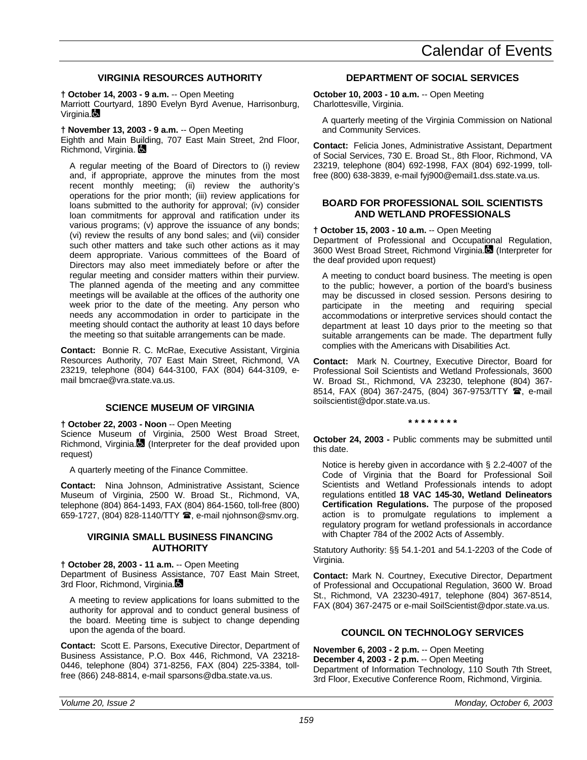# Calendar of Events

## VIRGINIA RESOURCES AUTHORITY

**† October 14, 2003 - 9 a.m.** -- Open Meeting
Marriott Courtyard, 1890 Evelyn Byrd Avenue, Harrisonburg, Virginia.

**† November 13, 2003 - 9 a.m.** -- Open Meeting
Eighth and Main Building, 707 East Main Street, 2nd Floor, Richmond, Virginia.

A regular meeting of the Board of Directors to (i) review and, if appropriate, approve the minutes from the most recent monthly meeting; (ii) review the authority's operations for the prior month; (iii) review applications for loans submitted to the authority for approval; (iv) consider loan commitments for approval and ratification under its various programs; (v) approve the issuance of any bonds; (vi) review the results of any bond sales; and (vii) consider such other matters and take such other actions as it may deem appropriate. Various committees of the Board of Directors may also meet immediately before or after the regular meeting and consider matters within their purview. The planned agenda of the meeting and any committee meetings will be available at the offices of the authority one week prior to the date of the meeting. Any person who needs any accommodation in order to participate in the meeting should contact the authority at least 10 days before the meeting so that suitable arrangements can be made.

**Contact:** Bonnie R. C. McRae, Executive Assistant, Virginia Resources Authority, 707 East Main Street, Richmond, VA 23219, telephone (804) 644-3100, FAX (804) 644-3109, e-mail bmcrae@vra.state.va.us.

## SCIENCE MUSEUM OF VIRGINIA

**† October 22, 2003 - Noon** -- Open Meeting
Science Museum of Virginia, 2500 West Broad Street, Richmond, Virginia. (Interpreter for the deaf provided upon request)

A quarterly meeting of the Finance Committee.

**Contact:** Nina Johnson, Administrative Assistant, Science Museum of Virginia, 2500 W. Broad St., Richmond, VA, telephone (804) 864-1493, FAX (804) 864-1560, toll-free (800) 659-1727, (804) 828-1140/TTY ☎, e-mail njohnson@smv.org.

## VIRGINIA SMALL BUSINESS FINANCING AUTHORITY

**† October 28, 2003 - 11 a.m.** -- Open Meeting
Department of Business Assistance, 707 East Main Street, 3rd Floor, Richmond, Virginia.

A meeting to review applications for loans submitted to the authority for approval and to conduct general business of the board. Meeting time is subject to change depending upon the agenda of the board.

**Contact:** Scott E. Parsons, Executive Director, Department of Business Assistance, P.O. Box 446, Richmond, VA 23218-0446, telephone (804) 371-8256, FAX (804) 225-3384, toll-free (866) 248-8814, e-mail sparsons@dba.state.va.us.

## DEPARTMENT OF SOCIAL SERVICES

**October 10, 2003 - 10 a.m.** -- Open Meeting
Charlottesville, Virginia.

A quarterly meeting of the Virginia Commission on National and Community Services.

**Contact:** Felicia Jones, Administrative Assistant, Department of Social Services, 730 E. Broad St., 8th Floor, Richmond, VA 23219, telephone (804) 692-1998, FAX (804) 692-1999, toll-free (800) 638-3839, e-mail fyj900@email1.dss.state.va.us.

## BOARD FOR PROFESSIONAL SOIL SCIENTISTS AND WETLAND PROFESSIONALS

**† October 15, 2003 - 10 a.m.** -- Open Meeting
Department of Professional and Occupational Regulation, 3600 West Broad Street, Richmond Virginia. (Interpreter for the deaf provided upon request)

A meeting to conduct board business. The meeting is open to the public; however, a portion of the board's business may be discussed in closed session. Persons desiring to participate in the meeting and requiring special accommodations or interpretive services should contact the department at least 10 days prior to the meeting so that suitable arrangements can be made. The department fully complies with the Americans with Disabilities Act.

**Contact:** Mark N. Courtney, Executive Director, Board for Professional Soil Scientists and Wetland Professionals, 3600 W. Broad St., Richmond, VA 23230, telephone (804) 367-8514, FAX (804) 367-2475, (804) 367-9753/TTY ☎, e-mail soilscientist@dpor.state.va.us.

\* \* \* \* \* \* \* \*

**October 24, 2003 -** Public comments may be submitted until this date.

Notice is hereby given in accordance with § 2.2-4007 of the Code of Virginia that the Board for Professional Soil Scientists and Wetland Professionals intends to adopt regulations entitled **18 VAC 145-30, Wetland Delineators Certification Regulations.** The purpose of the proposed action is to promulgate regulations to implement a regulatory program for wetland professionals in accordance with Chapter 784 of the 2002 Acts of Assembly.

Statutory Authority: §§ 54.1-201 and 54.1-2203 of the Code of Virginia.

**Contact:** Mark N. Courtney, Executive Director, Department of Professional and Occupational Regulation, 3600 W. Broad St., Richmond, VA 23230-4917, telephone (804) 367-8514, FAX (804) 367-2475 or e-mail SoilScientist@dpor.state.va.us.

## COUNCIL ON TECHNOLOGY SERVICES

**November 6, 2003 - 2 p.m.** -- Open Meeting
**December 4, 2003 - 2 p.m.** -- Open Meeting
Department of Information Technology, 110 South 7th Street, 3rd Floor, Executive Conference Room, Richmond, Virginia.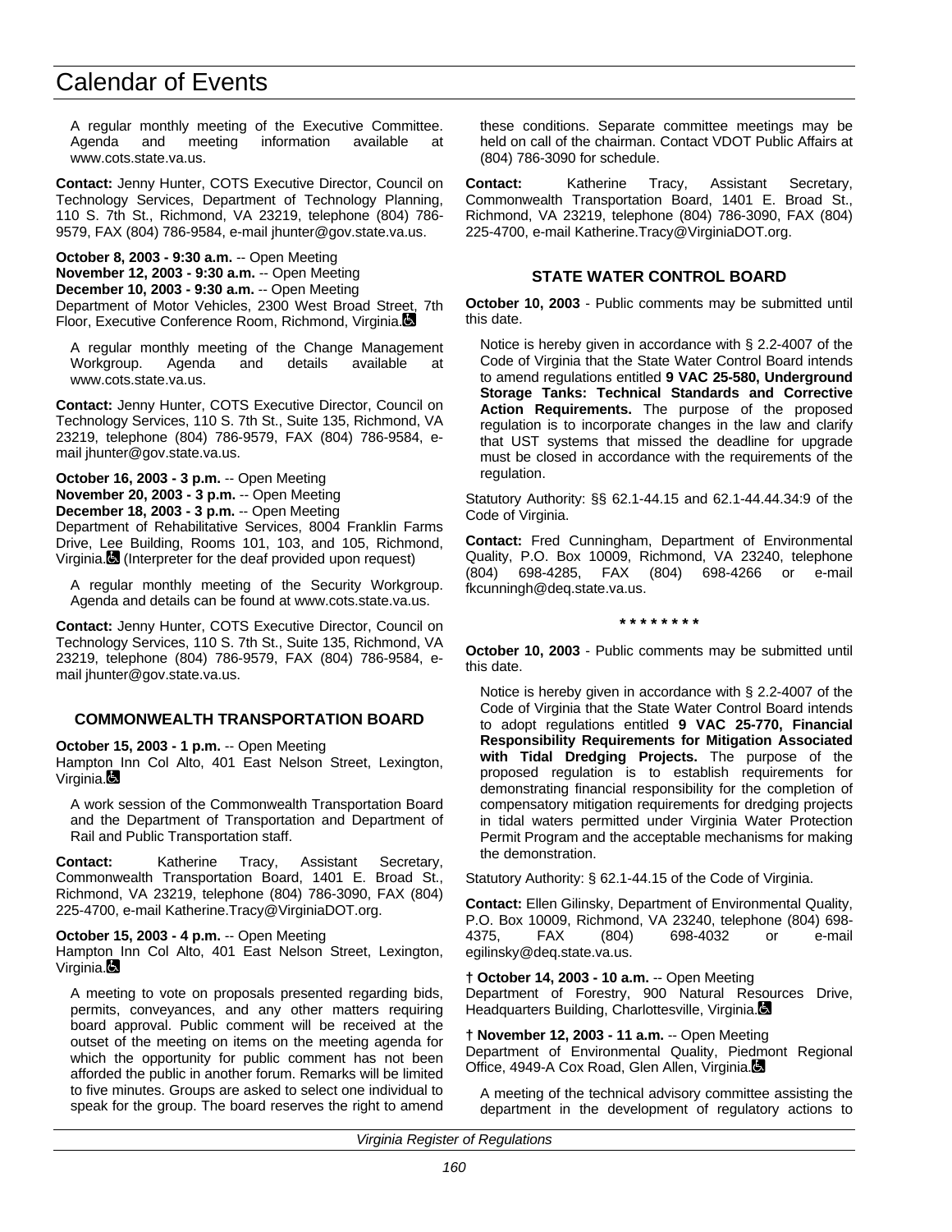A regular monthly meeting of the Executive Committee. Agenda and meeting information available at www.cots.state.va.us.

**Contact:** Jenny Hunter, COTS Executive Director, Council on Technology Services, Department of Technology Planning, 110 S. 7th St., Richmond, VA 23219, telephone (804) 786-9579, FAX (804) 786-9584, e-mail jhunter@gov.state.va.us.

**October 8, 2003 - 9:30 a.m.** -- Open Meeting
**November 12, 2003 - 9:30 a.m.** -- Open Meeting
**December 10, 2003 - 9:30 a.m.** -- Open Meeting
Department of Motor Vehicles, 2300 West Broad Street, 7th Floor, Executive Conference Room, Richmond, Virginia.

A regular monthly meeting of the Change Management Workgroup. Agenda and details available at www.cots.state.va.us.

**Contact:** Jenny Hunter, COTS Executive Director, Council on Technology Services, 110 S. 7th St., Suite 135, Richmond, VA 23219, telephone (804) 786-9579, FAX (804) 786-9584, e-mail jhunter@gov.state.va.us.

**October 16, 2003 - 3 p.m.** -- Open Meeting
**November 20, 2003 - 3 p.m.** -- Open Meeting
**December 18, 2003 - 3 p.m.** -- Open Meeting
Department of Rehabilitative Services, 8004 Franklin Farms Drive, Lee Building, Rooms 101, 103, and 105, Richmond, Virginia. (Interpreter for the deaf provided upon request)

A regular monthly meeting of the Security Workgroup. Agenda and details can be found at www.cots.state.va.us.

**Contact:** Jenny Hunter, COTS Executive Director, Council on Technology Services, 110 S. 7th St., Suite 135, Richmond, VA 23219, telephone (804) 786-9579, FAX (804) 786-9584, e-mail jhunter@gov.state.va.us.

## COMMONWEALTH TRANSPORTATION BOARD

**October 15, 2003 - 1 p.m.** -- Open Meeting
Hampton Inn Col Alto, 401 East Nelson Street, Lexington, Virginia.

A work session of the Commonwealth Transportation Board and the Department of Transportation and Department of Rail and Public Transportation staff.

**Contact:** Katherine Tracy, Assistant Secretary, Commonwealth Transportation Board, 1401 E. Broad St., Richmond, VA 23219, telephone (804) 786-3090, FAX (804) 225-4700, e-mail Katherine.Tracy@VirginiaDOT.org.

**October 15, 2003 - 4 p.m.** -- Open Meeting
Hampton Inn Col Alto, 401 East Nelson Street, Lexington, Virginia.

A meeting to vote on proposals presented regarding bids, permits, conveyances, and any other matters requiring board approval. Public comment will be received at the outset of the meeting on items on the meeting agenda for which the opportunity for public comment has not been afforded the public in another forum. Remarks will be limited to five minutes. Groups are asked to select one individual to speak for the group. The board reserves the right to amend these conditions. Separate committee meetings may be held on call of the chairman. Contact VDOT Public Affairs at (804) 786-3090 for schedule.

**Contact:** Katherine Tracy, Assistant Secretary, Commonwealth Transportation Board, 1401 E. Broad St., Richmond, VA 23219, telephone (804) 786-3090, FAX (804) 225-4700, e-mail Katherine.Tracy@VirginiaDOT.org.

## STATE WATER CONTROL BOARD

**October 10, 2003** - Public comments may be submitted until this date.

Notice is hereby given in accordance with § 2.2-4007 of the Code of Virginia that the State Water Control Board intends to amend regulations entitled **9 VAC 25-580, Underground Storage Tanks: Technical Standards and Corrective Action Requirements.** The purpose of the proposed regulation is to incorporate changes in the law and clarify that UST systems that missed the deadline for upgrade must be closed in accordance with the requirements of the regulation.

Statutory Authority: §§ 62.1-44.15 and 62.1-44.44.34:9 of the Code of Virginia.

**Contact:** Fred Cunningham, Department of Environmental Quality, P.O. Box 10009, Richmond, VA 23240, telephone (804) 698-4285, FAX (804) 698-4266 or e-mail fkcunningh@deq.state.va.us.

**\* \* \* \* \* \* \* \***

**October 10, 2003** - Public comments may be submitted until this date.

Notice is hereby given in accordance with § 2.2-4007 of the Code of Virginia that the State Water Control Board intends to adopt regulations entitled **9 VAC 25-770, Financial Responsibility Requirements for Mitigation Associated with Tidal Dredging Projects.** The purpose of the proposed regulation is to establish requirements for demonstrating financial responsibility for the completion of compensatory mitigation requirements for dredging projects in tidal waters permitted under Virginia Water Protection Permit Program and the acceptable mechanisms for making the demonstration.

Statutory Authority: § 62.1-44.15 of the Code of Virginia.

**Contact:** Ellen Gilinsky, Department of Environmental Quality, P.O. Box 10009, Richmond, VA 23240, telephone (804) 698-4375, FAX (804) 698-4032 or e-mail egilinsky@deq.state.va.us.

**† October 14, 2003 - 10 a.m.** -- Open Meeting
Department of Forestry, 900 Natural Resources Drive, Headquarters Building, Charlottesville, Virginia.

**† November 12, 2003 - 11 a.m.** -- Open Meeting
Department of Environmental Quality, Piedmont Regional Office, 4949-A Cox Road, Glen Allen, Virginia.

A meeting of the technical advisory committee assisting the department in the development of regulatory actions to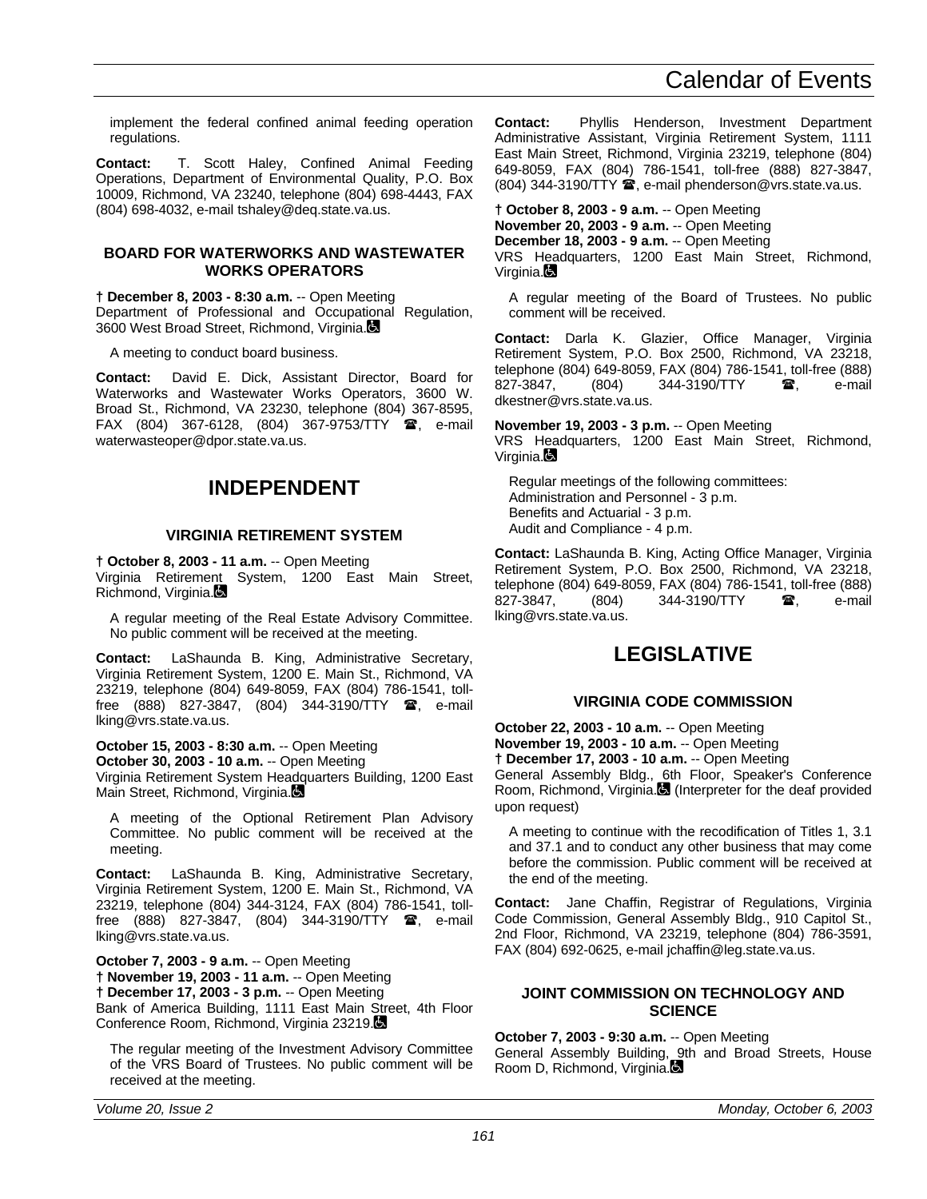implement the federal confined animal feeding operation regulations.

**Contact:** T. Scott Haley, Confined Animal Feeding Operations, Department of Environmental Quality, P.O. Box 10009, Richmond, VA 23240, telephone (804) 698-4443, FAX (804) 698-4032, e-mail tshaley@deq.state.va.us.

### BOARD FOR WATERWORKS AND WASTEWATER WORKS OPERATORS

**† December 8, 2003 - 8:30 a.m.** -- Open Meeting
Department of Professional and Occupational Regulation, 3600 West Broad Street, Richmond, Virginia.

A meeting to conduct board business.

**Contact:** David E. Dick, Assistant Director, Board for Waterworks and Wastewater Works Operators, 3600 W. Broad St., Richmond, VA 23230, telephone (804) 367-8595, FAX (804) 367-6128, (804) 367-9753/TTY ☎, e-mail waterwasteoper@dpor.state.va.us.

## INDEPENDENT

### VIRGINIA RETIREMENT SYSTEM

**† October 8, 2003 - 11 a.m.** -- Open Meeting
Virginia Retirement System, 1200 East Main Street, Richmond, Virginia.

A regular meeting of the Real Estate Advisory Committee. No public comment will be received at the meeting.

**Contact:** LaShaunda B. King, Administrative Secretary, Virginia Retirement System, 1200 E. Main St., Richmond, VA 23219, telephone (804) 649-8059, FAX (804) 786-1541, toll-free (888) 827-3847, (804) 344-3190/TTY ☎, e-mail lking@vrs.state.va.us.

**October 15, 2003 - 8:30 a.m.** -- Open Meeting
**October 30, 2003 - 10 a.m.** -- Open Meeting
Virginia Retirement System Headquarters Building, 1200 East Main Street, Richmond, Virginia.

A meeting of the Optional Retirement Plan Advisory Committee. No public comment will be received at the meeting.

**Contact:** LaShaunda B. King, Administrative Secretary, Virginia Retirement System, 1200 E. Main St., Richmond, VA 23219, telephone (804) 344-3124, FAX (804) 786-1541, toll-free (888) 827-3847, (804) 344-3190/TTY ☎, e-mail lking@vrs.state.va.us.

**October 7, 2003 - 9 a.m.** -- Open Meeting
**† November 19, 2003 - 11 a.m.** -- Open Meeting
**† December 17, 2003 - 3 p.m.** -- Open Meeting
Bank of America Building, 1111 East Main Street, 4th Floor Conference Room, Richmond, Virginia 23219.

The regular meeting of the Investment Advisory Committee of the VRS Board of Trustees. No public comment will be received at the meeting.

**Contact:** Phyllis Henderson, Investment Department Administrative Assistant, Virginia Retirement System, 1111 East Main Street, Richmond, Virginia 23219, telephone (804) 649-8059, FAX (804) 786-1541, toll-free (888) 827-3847, (804) 344-3190/TTY ☎, e-mail phenderson@vrs.state.va.us.

**† October 8, 2003 - 9 a.m.** -- Open Meeting
**November 20, 2003 - 9 a.m.** -- Open Meeting
**December 18, 2003 - 9 a.m.** -- Open Meeting
VRS Headquarters, 1200 East Main Street, Richmond, Virginia.

A regular meeting of the Board of Trustees. No public comment will be received.

**Contact:** Darla K. Glazier, Office Manager, Virginia Retirement System, P.O. Box 2500, Richmond, VA 23218, telephone (804) 649-8059, FAX (804) 786-1541, toll-free (888) 827-3847, (804) 344-3190/TTY ☎, e-mail dkestner@vrs.state.va.us.

**November 19, 2003 - 3 p.m.** -- Open Meeting
VRS Headquarters, 1200 East Main Street, Richmond, Virginia.

Regular meetings of the following committees:
Administration and Personnel - 3 p.m.
Benefits and Actuarial - 3 p.m.
Audit and Compliance - 4 p.m.

**Contact:** LaShaunda B. King, Acting Office Manager, Virginia Retirement System, P.O. Box 2500, Richmond, VA 23218, telephone (804) 649-8059, FAX (804) 786-1541, toll-free (888) 827-3847, (804) 344-3190/TTY ☎, e-mail lking@vrs.state.va.us.

## LEGISLATIVE

### VIRGINIA CODE COMMISSION

**October 22, 2003 - 10 a.m.** -- Open Meeting
**November 19, 2003 - 10 a.m.** -- Open Meeting
**† December 17, 2003 - 10 a.m.** -- Open Meeting
General Assembly Bldg., 6th Floor, Speaker's Conference Room, Richmond, Virginia. (Interpreter for the deaf provided upon request)

A meeting to continue with the recodification of Titles 1, 3.1 and 37.1 and to conduct any other business that may come before the commission. Public comment will be received at the end of the meeting.

**Contact:** Jane Chaffin, Registrar of Regulations, Virginia Code Commission, General Assembly Bldg., 910 Capitol St., 2nd Floor, Richmond, VA 23219, telephone (804) 786-3591, FAX (804) 692-0625, e-mail jchaffin@leg.state.va.us.

### JOINT COMMISSION ON TECHNOLOGY AND SCIENCE

**October 7, 2003 - 9:30 a.m.** -- Open Meeting
General Assembly Building, 9th and Broad Streets, House Room D, Richmond, Virginia.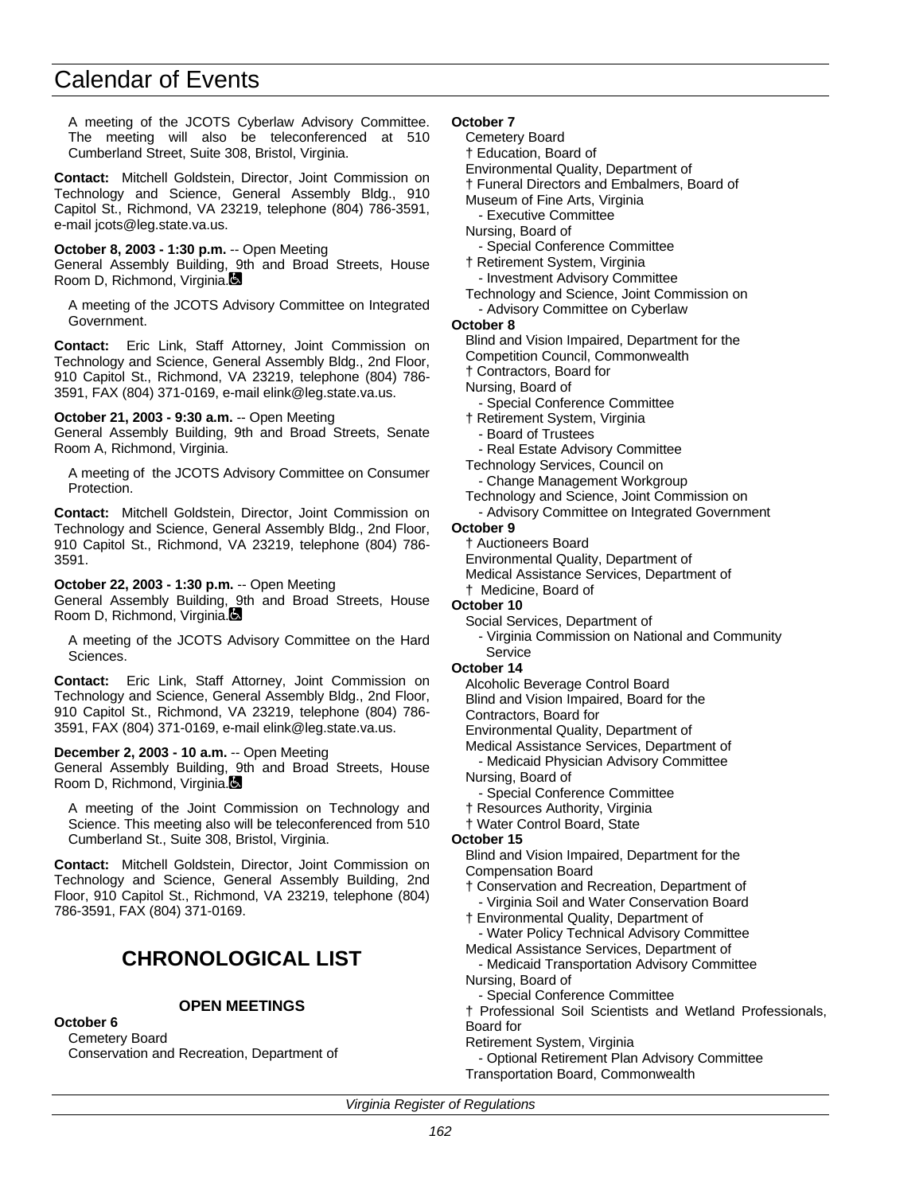A meeting of the JCOTS Cyberlaw Advisory Committee. The meeting will also be teleconferenced at 510 Cumberland Street, Suite 308, Bristol, Virginia.

**Contact:** Mitchell Goldstein, Director, Joint Commission on Technology and Science, General Assembly Bldg., 910 Capitol St., Richmond, VA 23219, telephone (804) 786-3591, e-mail jcots@leg.state.va.us.

**October 8, 2003 - 1:30 p.m.** -- Open Meeting
General Assembly Building, 9th and Broad Streets, House Room D, Richmond, Virginia.

A meeting of the JCOTS Advisory Committee on Integrated Government.

**Contact:** Eric Link, Staff Attorney, Joint Commission on Technology and Science, General Assembly Bldg., 2nd Floor, 910 Capitol St., Richmond, VA 23219, telephone (804) 786-3591, FAX (804) 371-0169, e-mail elink@leg.state.va.us.

**October 21, 2003 - 9:30 a.m.** -- Open Meeting
General Assembly Building, 9th and Broad Streets, Senate Room A, Richmond, Virginia.

A meeting of the JCOTS Advisory Committee on Consumer Protection.

**Contact:** Mitchell Goldstein, Director, Joint Commission on Technology and Science, General Assembly Bldg., 2nd Floor, 910 Capitol St., Richmond, VA 23219, telephone (804) 786-3591.

**October 22, 2003 - 1:30 p.m.** -- Open Meeting
General Assembly Building, 9th and Broad Streets, House Room D, Richmond, Virginia.

A meeting of the JCOTS Advisory Committee on the Hard Sciences.

**Contact:** Eric Link, Staff Attorney, Joint Commission on Technology and Science, General Assembly Bldg., 2nd Floor, 910 Capitol St., Richmond, VA 23219, telephone (804) 786-3591, FAX (804) 371-0169, e-mail elink@leg.state.va.us.

**December 2, 2003 - 10 a.m.** -- Open Meeting
General Assembly Building, 9th and Broad Streets, House Room D, Richmond, Virginia.

A meeting of the Joint Commission on Technology and Science. This meeting also will be teleconferenced from 510 Cumberland St., Suite 308, Bristol, Virginia.

**Contact:** Mitchell Goldstein, Director, Joint Commission on Technology and Science, General Assembly Building, 2nd Floor, 910 Capitol St., Richmond, VA 23219, telephone (804) 786-3591, FAX (804) 371-0169.

## CHRONOLOGICAL LIST

### OPEN MEETINGS

**October 6**

Cemetery Board
Conservation and Recreation, Department of

**October 7**

Cemetery Board
† Education, Board of
Environmental Quality, Department of
† Funeral Directors and Embalmers, Board of
Museum of Fine Arts, Virginia
- Executive Committee

Nursing, Board of
- Special Conference Committee

† Retirement System, Virginia
- Investment Advisory Committee

Technology and Science, Joint Commission on
- Advisory Committee on Cyberlaw

**October 8**

Blind and Vision Impaired, Department for the
Competition Council, Commonwealth
† Contractors, Board for
Nursing, Board of
- Special Conference Committee

† Retirement System, Virginia
- Board of Trustees
- Real Estate Advisory Committee

Technology Services, Council on
- Change Management Workgroup

Technology and Science, Joint Commission on
- Advisory Committee on Integrated Government

**October 9**

† Auctioneers Board
Environmental Quality, Department of
Medical Assistance Services, Department of
† Medicine, Board of

**October 10**

Social Services, Department of
- Virginia Commission on National and Community Service

**October 14**

Alcoholic Beverage Control Board
Blind and Vision Impaired, Board for the
Contractors, Board for
Environmental Quality, Department of
Medical Assistance Services, Department of
- Medicaid Physician Advisory Committee

Nursing, Board of
- Special Conference Committee

† Resources Authority, Virginia
† Water Control Board, State

**October 15**

Blind and Vision Impaired, Department for the
Compensation Board
† Conservation and Recreation, Department of
- Virginia Soil and Water Conservation Board

† Environmental Quality, Department of
- Water Policy Technical Advisory Committee

Medical Assistance Services, Department of
- Medicaid Transportation Advisory Committee

Nursing, Board of
- Special Conference Committee

† Professional Soil Scientists and Wetland Professionals, Board for
Retirement System, Virginia
- Optional Retirement Plan Advisory Committee

Transportation Board, Commonwealth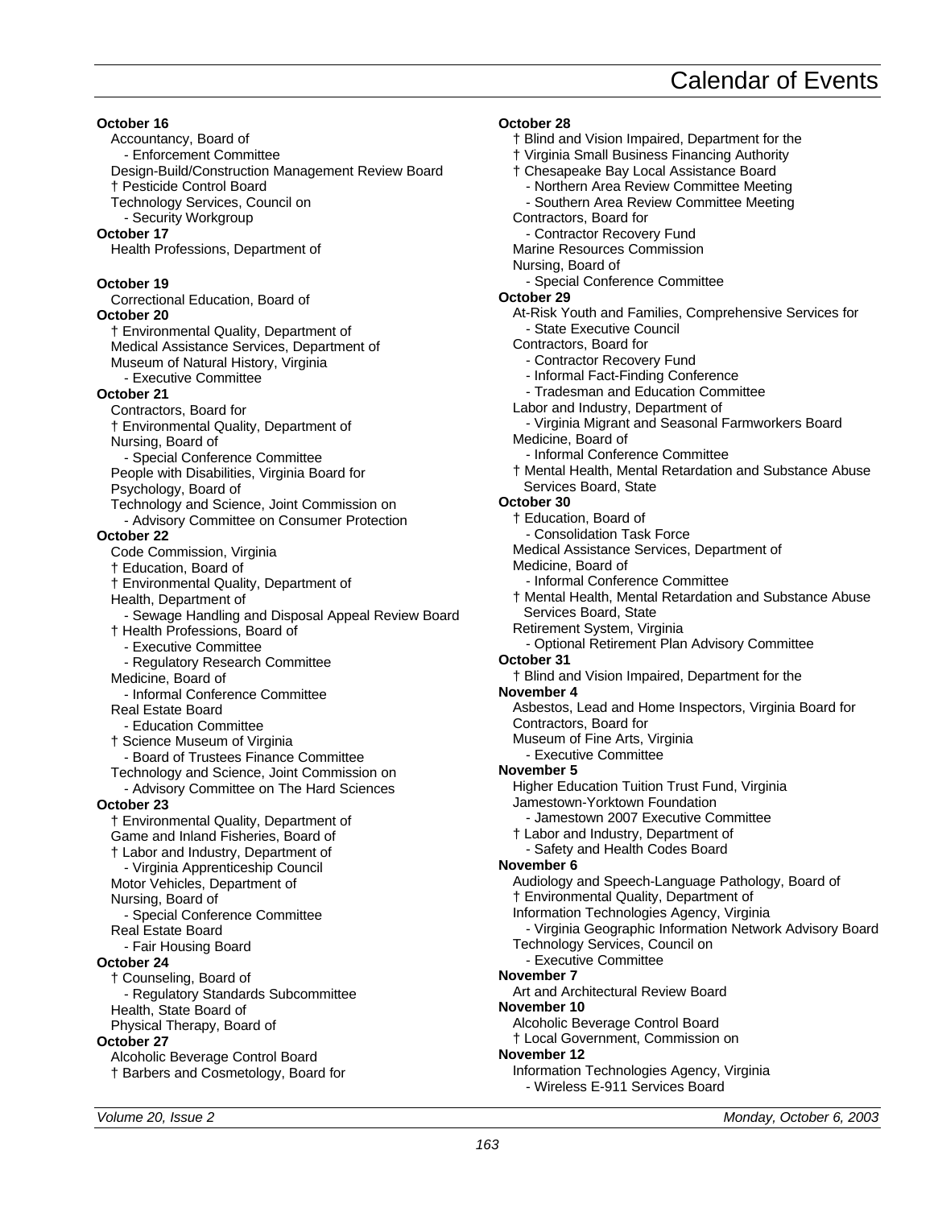# Calendar of Events

**October 16**

Accountancy, Board of
- Enforcement Committee

Design-Build/Construction Management Review Board
† Pesticide Control Board
Technology Services, Council on
- Security Workgroup

**October 17**

Health Professions, Department of

**October 19**

Correctional Education, Board of

**October 20**

† Environmental Quality, Department of
Medical Assistance Services, Department of
Museum of Natural History, Virginia
- Executive Committee

**October 21**

Contractors, Board for
† Environmental Quality, Department of
Nursing, Board of
- Special Conference Committee

People with Disabilities, Virginia Board for
Psychology, Board of
Technology and Science, Joint Commission on
- Advisory Committee on Consumer Protection

**October 22**

Code Commission, Virginia
† Education, Board of
† Environmental Quality, Department of
Health, Department of
- Sewage Handling and Disposal Appeal Review Board

† Health Professions, Board of
- Executive Committee
- Regulatory Research Committee

Medicine, Board of
- Informal Conference Committee

Real Estate Board
- Education Committee

† Science Museum of Virginia
- Board of Trustees Finance Committee

Technology and Science, Joint Commission on
- Advisory Committee on The Hard Sciences

**October 23**

† Environmental Quality, Department of
Game and Inland Fisheries, Board of
† Labor and Industry, Department of
- Virginia Apprenticeship Council

Motor Vehicles, Department of
Nursing, Board of
- Special Conference Committee

Real Estate Board
- Fair Housing Board

**October 24**

† Counseling, Board of
- Regulatory Standards Subcommittee

Health, State Board of
Physical Therapy, Board of

**October 27**

Alcoholic Beverage Control Board
† Barbers and Cosmetology, Board for

**October 28**

† Blind and Vision Impaired, Department for the
† Virginia Small Business Financing Authority
† Chesapeake Bay Local Assistance Board
- Northern Area Review Committee Meeting
- Southern Area Review Committee Meeting

Contractors, Board for
- Contractor Recovery Fund

Marine Resources Commission
Nursing, Board of
- Special Conference Committee

**October 29**

At-Risk Youth and Families, Comprehensive Services for
- State Executive Council

Contractors, Board for
- Contractor Recovery Fund
- Informal Fact-Finding Conference
- Tradesman and Education Committee

Labor and Industry, Department of
- Virginia Migrant and Seasonal Farmworkers Board

Medicine, Board of
- Informal Conference Committee

† Mental Health, Mental Retardation and Substance Abuse Services Board, State

**October 30**

† Education, Board of
- Consolidation Task Force

Medical Assistance Services, Department of
Medicine, Board of
- Informal Conference Committee

† Mental Health, Mental Retardation and Substance Abuse Services Board, State
Retirement System, Virginia
- Optional Retirement Plan Advisory Committee

**October 31**

† Blind and Vision Impaired, Department for the

**November 4**

Asbestos, Lead and Home Inspectors, Virginia Board for
Contractors, Board for
Museum of Fine Arts, Virginia
- Executive Committee

**November 5**

Higher Education Tuition Trust Fund, Virginia
Jamestown-Yorktown Foundation
- Jamestown 2007 Executive Committee

† Labor and Industry, Department of
- Safety and Health Codes Board

**November 6**

Audiology and Speech-Language Pathology, Board of
† Environmental Quality, Department of
Information Technologies Agency, Virginia
- Virginia Geographic Information Network Advisory Board

Technology Services, Council on
- Executive Committee

**November 7**

Art and Architectural Review Board

**November 10**

Alcoholic Beverage Control Board
† Local Government, Commission on

**November 12**

Information Technologies Agency, Virginia
- Wireless E-911 Services Board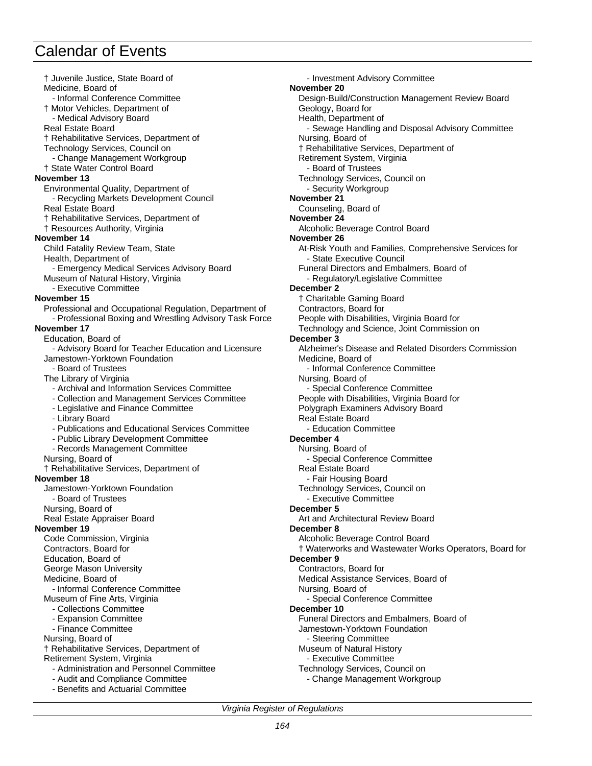# Calendar of Events

† Juvenile Justice, State Board of
Medicine, Board of
- Informal Conference Committee
† Motor Vehicles, Department of
- Medical Advisory Board
Real Estate Board
† Rehabilitative Services, Department of
Technology Services, Council on
- Change Management Workgroup
† State Water Control Board

**November 13**

Environmental Quality, Department of
- Recycling Markets Development Council
Real Estate Board
† Rehabilitative Services, Department of
† Resources Authority, Virginia

**November 14**

Child Fatality Review Team, State
Health, Department of
- Emergency Medical Services Advisory Board
Museum of Natural History, Virginia
- Executive Committee

**November 15**

Professional and Occupational Regulation, Department of
- Professional Boxing and Wrestling Advisory Task Force

**November 17**

Education, Board of
- Advisory Board for Teacher Education and Licensure
Jamestown-Yorktown Foundation
- Board of Trustees
The Library of Virginia
- Archival and Information Services Committee
- Collection and Management Services Committee
- Legislative and Finance Committee
- Library Board
- Publications and Educational Services Committee
- Public Library Development Committee
- Records Management Committee
Nursing, Board of
† Rehabilitative Services, Department of

**November 18**

Jamestown-Yorktown Foundation
- Board of Trustees
Nursing, Board of
Real Estate Appraiser Board

**November 19**

Code Commission, Virginia
Contractors, Board for
Education, Board of
George Mason University
Medicine, Board of
- Informal Conference Committee
Museum of Fine Arts, Virginia
- Collections Committee
- Expansion Committee
- Finance Committee
Nursing, Board of
† Rehabilitative Services, Department of
Retirement System, Virginia
- Administration and Personnel Committee
- Audit and Compliance Committee
- Benefits and Actuarial Committee
- Investment Advisory Committee

**November 20**

Design-Build/Construction Management Review Board
Geology, Board for
Health, Department of
- Sewage Handling and Disposal Advisory Committee
Nursing, Board of
† Rehabilitative Services, Department of
Retirement System, Virginia
- Board of Trustees
Technology Services, Council on
- Security Workgroup

**November 21**

Counseling, Board of

**November 24**

Alcoholic Beverage Control Board

**November 26**

At-Risk Youth and Families, Comprehensive Services for
- State Executive Council
Funeral Directors and Embalmers, Board of
- Regulatory/Legislative Committee

**December 2**

† Charitable Gaming Board
Contractors, Board for
People with Disabilities, Virginia Board for
Technology and Science, Joint Commission on

**December 3**

Alzheimer's Disease and Related Disorders Commission
Medicine, Board of
- Informal Conference Committee
Nursing, Board of
- Special Conference Committee
People with Disabilities, Virginia Board for
Polygraph Examiners Advisory Board
Real Estate Board
- Education Committee

**December 4**

Nursing, Board of
- Special Conference Committee
Real Estate Board
- Fair Housing Board
Technology Services, Council on
- Executive Committee

**December 5**

Art and Architectural Review Board

**December 8**

Alcoholic Beverage Control Board
† Waterworks and Wastewater Works Operators, Board for

**December 9**

Contractors, Board for
Medical Assistance Services, Board of
Nursing, Board of
- Special Conference Committee

**December 10**

Funeral Directors and Embalmers, Board of
Jamestown-Yorktown Foundation
- Steering Committee
Museum of Natural History
- Executive Committee
Technology Services, Council on
- Change Management Workgroup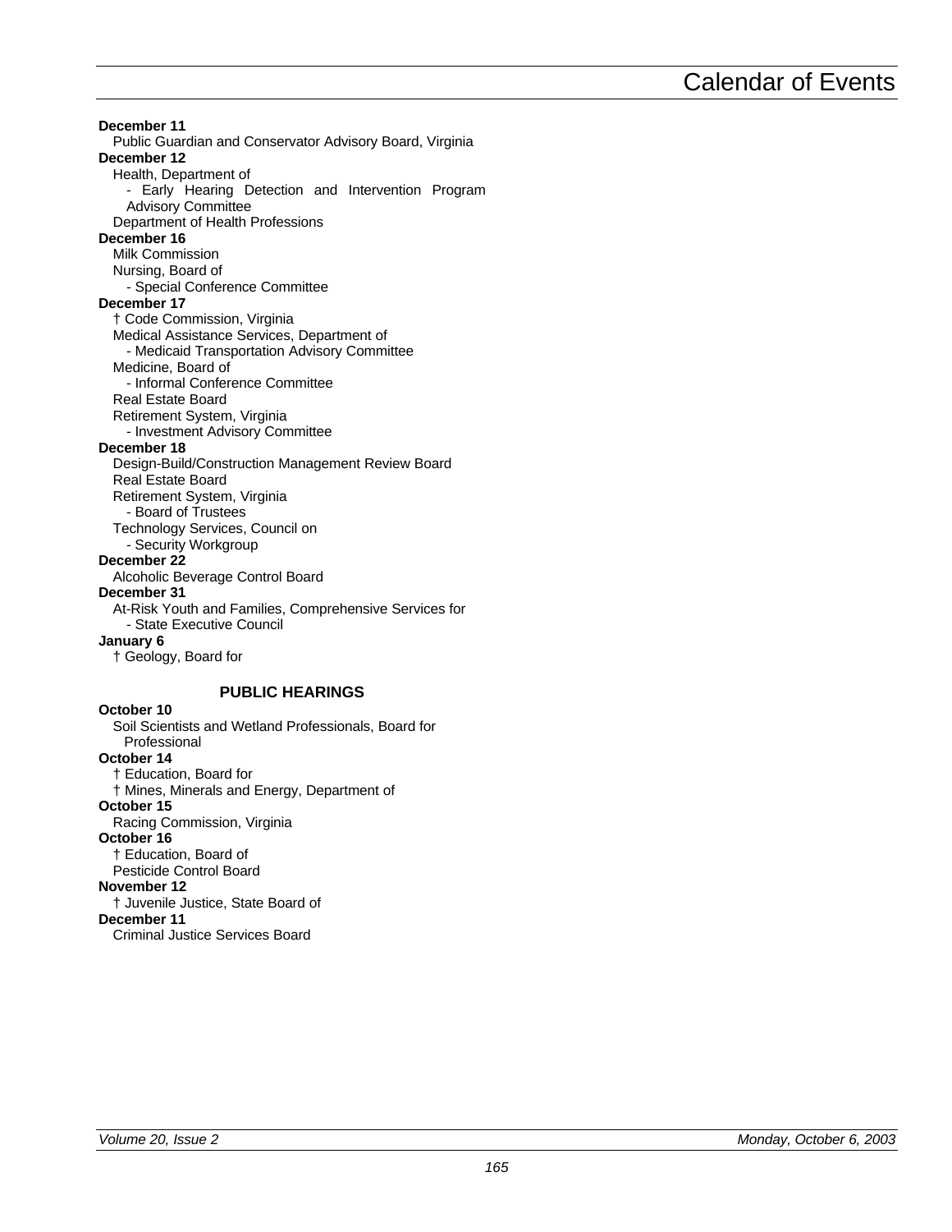**December 11**

Public Guardian and Conservator Advisory Board, Virginia

**December 12**

Health, Department of

- Early Hearing Detection and Intervention Program Advisory Committee

Department of Health Professions

**December 16**

Milk Commission

Nursing, Board of

- Special Conference Committee

**December 17**

† Code Commission, Virginia

Medical Assistance Services, Department of

- Medicaid Transportation Advisory Committee

Medicine, Board of

- Informal Conference Committee

Real Estate Board

Retirement System, Virginia

- Investment Advisory Committee

**December 18**

Design-Build/Construction Management Review Board

Real Estate Board

Retirement System, Virginia

- Board of Trustees

Technology Services, Council on

- Security Workgroup

**December 22**

Alcoholic Beverage Control Board

**December 31**

At-Risk Youth and Families, Comprehensive Services for

- State Executive Council

**January 6**

† Geology, Board for

## PUBLIC HEARINGS

**October 10**

Soil Scientists and Wetland Professionals, Board for Professional

**October 14**

† Education, Board for

† Mines, Minerals and Energy, Department of

**October 15**

Racing Commission, Virginia

**October 16**

† Education, Board of

Pesticide Control Board

**November 12**

† Juvenile Justice, State Board of

**December 11**

Criminal Justice Services Board